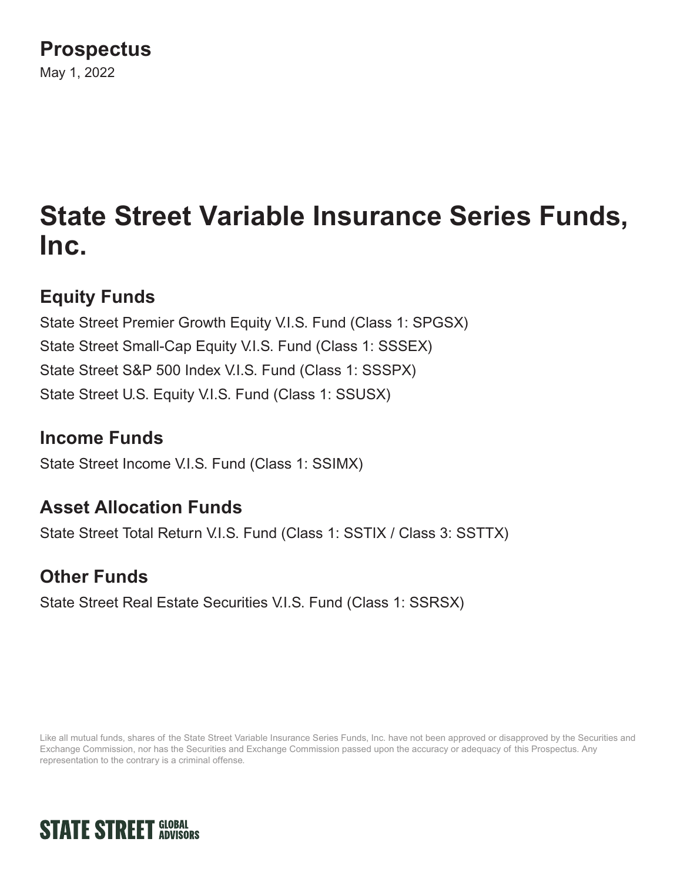## Prospectus

May 1, 2022

# State Street Variable Insurance Series Funds, Inc.

## Equity Funds

State Street Premier Growth Equity V.I.S. Fund (Class 1: SPGSX)

State Street Small-Cap Equity V.I.S. Fund (Class 1: SSSEX)

State Street S&P 500 Index V.I.S. Fund (Class 1: SSSPX)

State Street U.S. Equity V.I.S. Fund (Class 1: SSUSX)

## Income Funds

State Street Income V.I.S. Fund (Class 1: SSIMX)

## Asset Allocation Funds

State Street Total Return V.I.S. Fund (Class 1: SSTIX / Class 3: SSTTX)

## Other Funds

State Street Real Estate Securities V.I.S. Fund (Class 1: SSRSX)

Like all mutual funds, shares of the State Street Variable Insurance Series Funds, Inc. have not been approved or disapproved by the Securities and Exchange Commission, nor has the Securities and Exchange Commission passed upon the accuracy or adequacy of this Prospectus. Any representation to the contrary is a criminal offense.

STATE STREET GLOBAL ADVISORS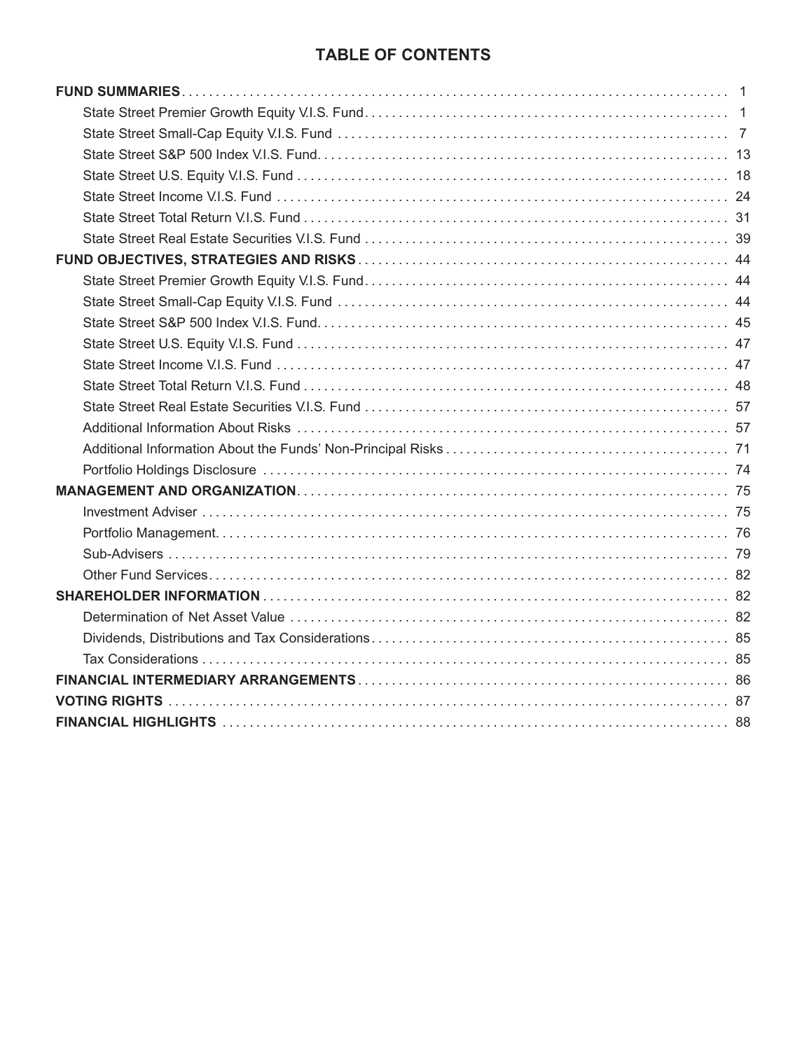# TABLE OF CONTENTS

| | |
|---|---|
| **FUND SUMMARIES** | 1 |
| State Street Premier Growth Equity V.I.S. Fund | 1 |
| State Street Small-Cap Equity V.I.S. Fund | 7 |
| State Street S&P 500 Index V.I.S. Fund | 13 |
| State Street U.S. Equity V.I.S. Fund | 18 |
| State Street Income V.I.S. Fund | 24 |
| State Street Total Return V.I.S. Fund | 31 |
| State Street Real Estate Securities V.I.S. Fund | 39 |
| **FUND OBJECTIVES, STRATEGIES AND RISKS** | 44 |
| State Street Premier Growth Equity V.I.S. Fund | 44 |
| State Street Small-Cap Equity V.I.S. Fund | 44 |
| State Street S&P 500 Index V.I.S. Fund | 45 |
| State Street U.S. Equity V.I.S. Fund | 47 |
| State Street Income V.I.S. Fund | 47 |
| State Street Total Return V.I.S. Fund | 48 |
| State Street Real Estate Securities V.I.S. Fund | 57 |
| Additional Information About Risks | 57 |
| Additional Information About the Funds' Non-Principal Risks | 71 |
| Portfolio Holdings Disclosure | 74 |
| **MANAGEMENT AND ORGANIZATION** | 75 |
| Investment Adviser | 75 |
| Portfolio Management | 76 |
| Sub-Advisers | 79 |
| Other Fund Services | 82 |
| **SHAREHOLDER INFORMATION** | 82 |
| Determination of Net Asset Value | 82 |
| Dividends, Distributions and Tax Considerations | 85 |
| Tax Considerations | 85 |
| **FINANCIAL INTERMEDIARY ARRANGEMENTS** | 86 |
| **VOTING RIGHTS** | 87 |
| **FINANCIAL HIGHLIGHTS** | 88 |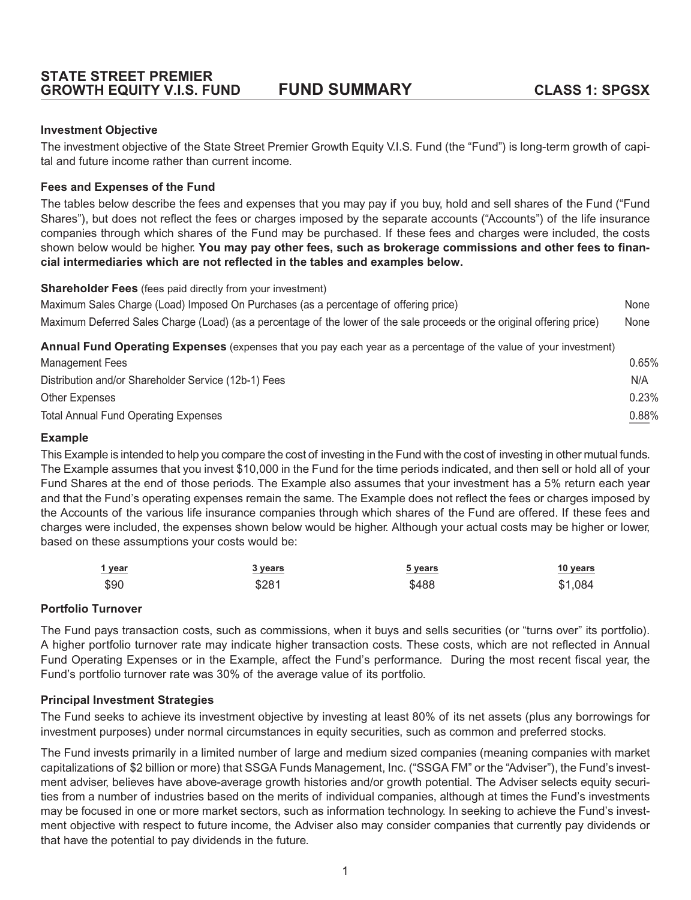# STATE STREET PREMIER GROWTH EQUITY V.I.S. FUND — FUND SUMMARY — CLASS 1: SPGSX

### Investment Objective

The investment objective of the State Street Premier Growth Equity V.I.S. Fund (the "Fund") is long-term growth of capital and future income rather than current income.

### Fees and Expenses of the Fund

The tables below describe the fees and expenses that you may pay if you buy, hold and sell shares of the Fund ("Fund Shares"), but does not reflect the fees or charges imposed by the separate accounts ("Accounts") of the life insurance companies through which shares of the Fund may be purchased. If these fees and charges were included, the costs shown below would be higher. **You may pay other fees, such as brokerage commissions and other fees to financial intermediaries which are not reflected in the tables and examples below.**

| **Shareholder Fees** (fees paid directly from your investment) | |
|---|---|
| Maximum Sales Charge (Load) Imposed On Purchases (as a percentage of offering price) | None |
| Maximum Deferred Sales Charge (Load) (as a percentage of the lower of the sale proceeds or the original offering price) | None |

| **Annual Fund Operating Expenses** (expenses that you pay each year as a percentage of the value of your investment) | |
|---|---|
| Management Fees | 0.65% |
| Distribution and/or Shareholder Service (12b-1) Fees | N/A |
| Other Expenses | 0.23% |
| Total Annual Fund Operating Expenses | 0.88% |

### Example

This Example is intended to help you compare the cost of investing in the Fund with the cost of investing in other mutual funds. The Example assumes that you invest $10,000 in the Fund for the time periods indicated, and then sell or hold all of your Fund Shares at the end of those periods. The Example also assumes that your investment has a 5% return each year and that the Fund's operating expenses remain the same. The Example does not reflect the fees or charges imposed by the Accounts of the various life insurance companies through which shares of the Fund are offered. If these fees and charges were included, the expenses shown below would be higher. Although your actual costs may be higher or lower, based on these assumptions your costs would be:

| 1 year | 3 years | 5 years | 10 years |
|---|---|---|---|
| $90 | $281 | $488 | $1,084 |

### Portfolio Turnover

The Fund pays transaction costs, such as commissions, when it buys and sells securities (or "turns over" its portfolio). A higher portfolio turnover rate may indicate higher transaction costs. These costs, which are not reflected in Annual Fund Operating Expenses or in the Example, affect the Fund's performance. During the most recent fiscal year, the Fund's portfolio turnover rate was 30% of the average value of its portfolio.

### Principal Investment Strategies

The Fund seeks to achieve its investment objective by investing at least 80% of its net assets (plus any borrowings for investment purposes) under normal circumstances in equity securities, such as common and preferred stocks.

The Fund invests primarily in a limited number of large and medium sized companies (meaning companies with market capitalizations of $2 billion or more) that SSGA Funds Management, Inc. ("SSGA FM" or the "Adviser"), the Fund's investment adviser, believes have above-average growth histories and/or growth potential. The Adviser selects equity securities from a number of industries based on the merits of individual companies, although at times the Fund's investments may be focused in one or more market sectors, such as information technology. In seeking to achieve the Fund's investment objective with respect to future income, the Adviser also may consider companies that currently pay dividends or that have the potential to pay dividends in the future.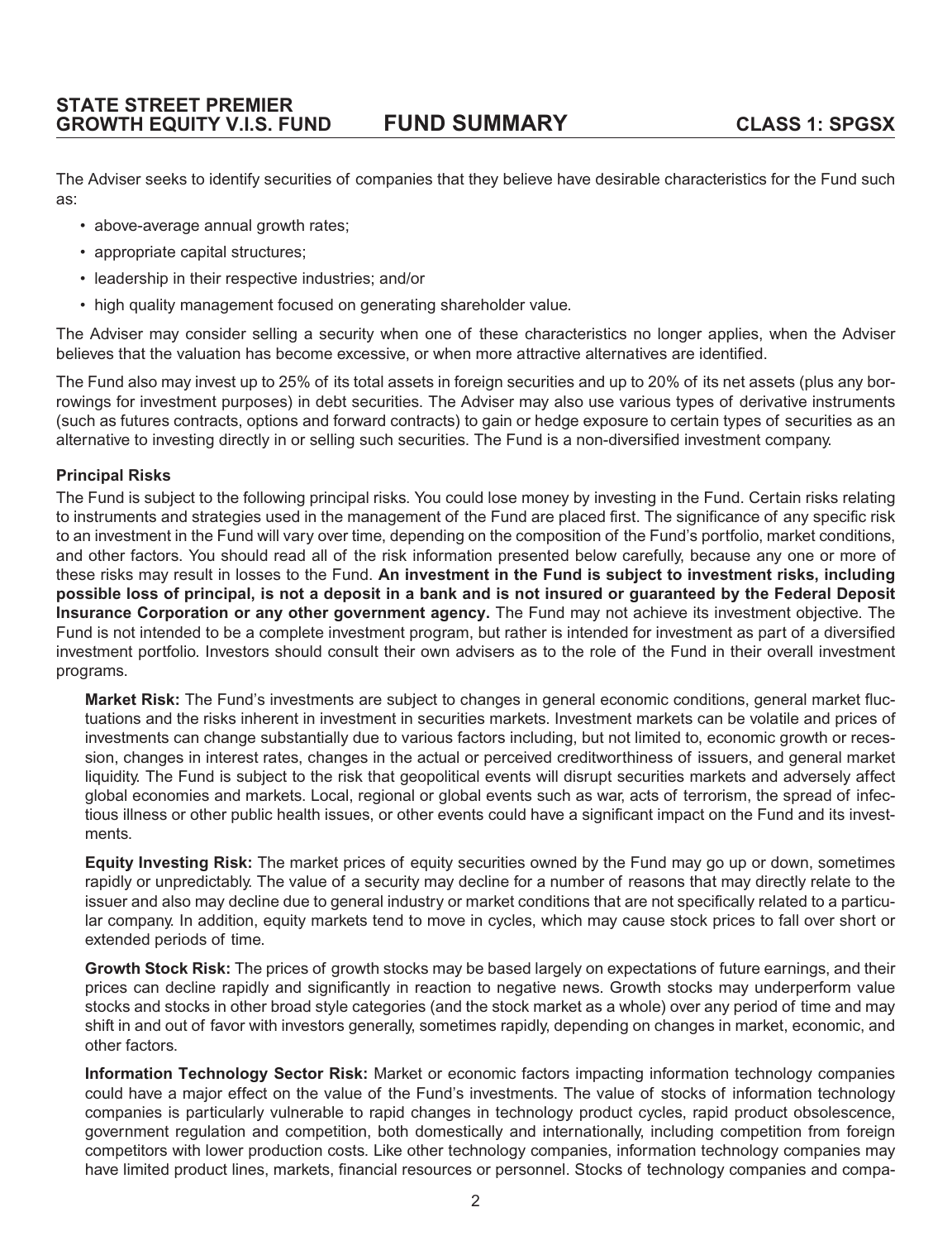The Adviser seeks to identify securities of companies that they believe have desirable characteristics for the Fund such as:

- above-average annual growth rates;
- appropriate capital structures;
- leadership in their respective industries; and/or
- high quality management focused on generating shareholder value.

The Adviser may consider selling a security when one of these characteristics no longer applies, when the Adviser believes that the valuation has become excessive, or when more attractive alternatives are identified.

The Fund also may invest up to 25% of its total assets in foreign securities and up to 20% of its net assets (plus any borrowings for investment purposes) in debt securities. The Adviser may also use various types of derivative instruments (such as futures contracts, options and forward contracts) to gain or hedge exposure to certain types of securities as an alternative to investing directly in or selling such securities. The Fund is a non-diversified investment company.

**Principal Risks**

The Fund is subject to the following principal risks. You could lose money by investing in the Fund. Certain risks relating to instruments and strategies used in the management of the Fund are placed first. The significance of any specific risk to an investment in the Fund will vary over time, depending on the composition of the Fund's portfolio, market conditions, and other factors. You should read all of the risk information presented below carefully, because any one or more of these risks may result in losses to the Fund. **An investment in the Fund is subject to investment risks, including possible loss of principal, is not a deposit in a bank and is not insured or guaranteed by the Federal Deposit Insurance Corporation or any other government agency.** The Fund may not achieve its investment objective. The Fund is not intended to be a complete investment program, but rather is intended for investment as part of a diversified investment portfolio. Investors should consult their own advisers as to the role of the Fund in their overall investment programs.

**Market Risk:** The Fund's investments are subject to changes in general economic conditions, general market fluctuations and the risks inherent in investment in securities markets. Investment markets can be volatile and prices of investments can change substantially due to various factors including, but not limited to, economic growth or recession, changes in interest rates, changes in the actual or perceived creditworthiness of issuers, and general market liquidity. The Fund is subject to the risk that geopolitical events will disrupt securities markets and adversely affect global economies and markets. Local, regional or global events such as war, acts of terrorism, the spread of infectious illness or other public health issues, or other events could have a significant impact on the Fund and its investments.

**Equity Investing Risk:** The market prices of equity securities owned by the Fund may go up or down, sometimes rapidly or unpredictably. The value of a security may decline for a number of reasons that may directly relate to the issuer and also may decline due to general industry or market conditions that are not specifically related to a particular company. In addition, equity markets tend to move in cycles, which may cause stock prices to fall over short or extended periods of time.

**Growth Stock Risk:** The prices of growth stocks may be based largely on expectations of future earnings, and their prices can decline rapidly and significantly in reaction to negative news. Growth stocks may underperform value stocks and stocks in other broad style categories (and the stock market as a whole) over any period of time and may shift in and out of favor with investors generally, sometimes rapidly, depending on changes in market, economic, and other factors.

**Information Technology Sector Risk:** Market or economic factors impacting information technology companies could have a major effect on the value of the Fund's investments. The value of stocks of information technology companies is particularly vulnerable to rapid changes in technology product cycles, rapid product obsolescence, government regulation and competition, both domestically and internationally, including competition from foreign competitors with lower production costs. Like other technology companies, information technology companies may have limited product lines, markets, financial resources or personnel. Stocks of technology companies and compa-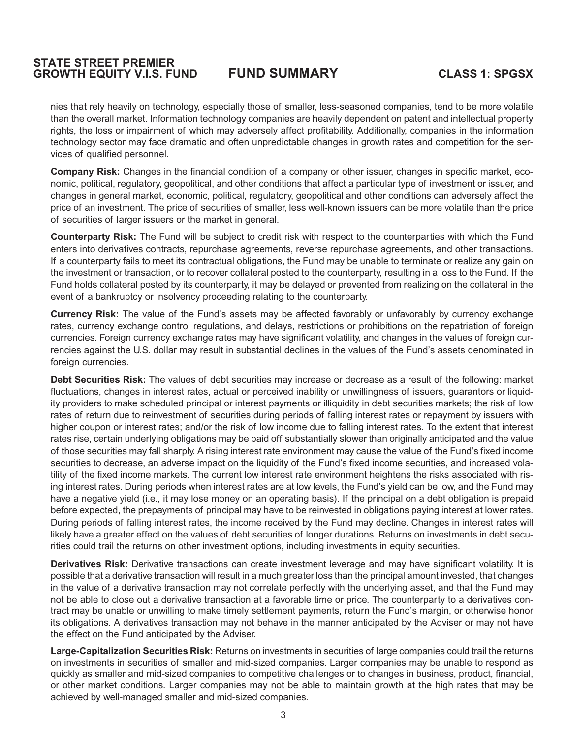nies that rely heavily on technology, especially those of smaller, less-seasoned companies, tend to be more volatile than the overall market. Information technology companies are heavily dependent on patent and intellectual property rights, the loss or impairment of which may adversely affect profitability. Additionally, companies in the information technology sector may face dramatic and often unpredictable changes in growth rates and competition for the services of qualified personnel.

**Company Risk:** Changes in the financial condition of a company or other issuer, changes in specific market, economic, political, regulatory, geopolitical, and other conditions that affect a particular type of investment or issuer, and changes in general market, economic, political, regulatory, geopolitical and other conditions can adversely affect the price of an investment. The price of securities of smaller, less well-known issuers can be more volatile than the price of securities of larger issuers or the market in general.

**Counterparty Risk:** The Fund will be subject to credit risk with respect to the counterparties with which the Fund enters into derivatives contracts, repurchase agreements, reverse repurchase agreements, and other transactions. If a counterparty fails to meet its contractual obligations, the Fund may be unable to terminate or realize any gain on the investment or transaction, or to recover collateral posted to the counterparty, resulting in a loss to the Fund. If the Fund holds collateral posted by its counterparty, it may be delayed or prevented from realizing on the collateral in the event of a bankruptcy or insolvency proceeding relating to the counterparty.

**Currency Risk:** The value of the Fund's assets may be affected favorably or unfavorably by currency exchange rates, currency exchange control regulations, and delays, restrictions or prohibitions on the repatriation of foreign currencies. Foreign currency exchange rates may have significant volatility, and changes in the values of foreign currencies against the U.S. dollar may result in substantial declines in the values of the Fund's assets denominated in foreign currencies.

**Debt Securities Risk:** The values of debt securities may increase or decrease as a result of the following: market fluctuations, changes in interest rates, actual or perceived inability or unwillingness of issuers, guarantors or liquidity providers to make scheduled principal or interest payments or illiquidity in debt securities markets; the risk of low rates of return due to reinvestment of securities during periods of falling interest rates or repayment by issuers with higher coupon or interest rates; and/or the risk of low income due to falling interest rates. To the extent that interest rates rise, certain underlying obligations may be paid off substantially slower than originally anticipated and the value of those securities may fall sharply. A rising interest rate environment may cause the value of the Fund's fixed income securities to decrease, an adverse impact on the liquidity of the Fund's fixed income securities, and increased volatility of the fixed income markets. The current low interest rate environment heightens the risks associated with rising interest rates. During periods when interest rates are at low levels, the Fund's yield can be low, and the Fund may have a negative yield (i.e., it may lose money on an operating basis). If the principal on a debt obligation is prepaid before expected, the prepayments of principal may have to be reinvested in obligations paying interest at lower rates. During periods of falling interest rates, the income received by the Fund may decline. Changes in interest rates will likely have a greater effect on the values of debt securities of longer durations. Returns on investments in debt securities could trail the returns on other investment options, including investments in equity securities.

**Derivatives Risk:** Derivative transactions can create investment leverage and may have significant volatility. It is possible that a derivative transaction will result in a much greater loss than the principal amount invested, that changes in the value of a derivative transaction may not correlate perfectly with the underlying asset, and that the Fund may not be able to close out a derivative transaction at a favorable time or price. The counterparty to a derivatives contract may be unable or unwilling to make timely settlement payments, return the Fund's margin, or otherwise honor its obligations. A derivatives transaction may not behave in the manner anticipated by the Adviser or may not have the effect on the Fund anticipated by the Adviser.

**Large-Capitalization Securities Risk:** Returns on investments in securities of large companies could trail the returns on investments in securities of smaller and mid-sized companies. Larger companies may be unable to respond as quickly as smaller and mid-sized companies to competitive challenges or to changes in business, product, financial, or other market conditions. Larger companies may not be able to maintain growth at the high rates that may be achieved by well-managed smaller and mid-sized companies.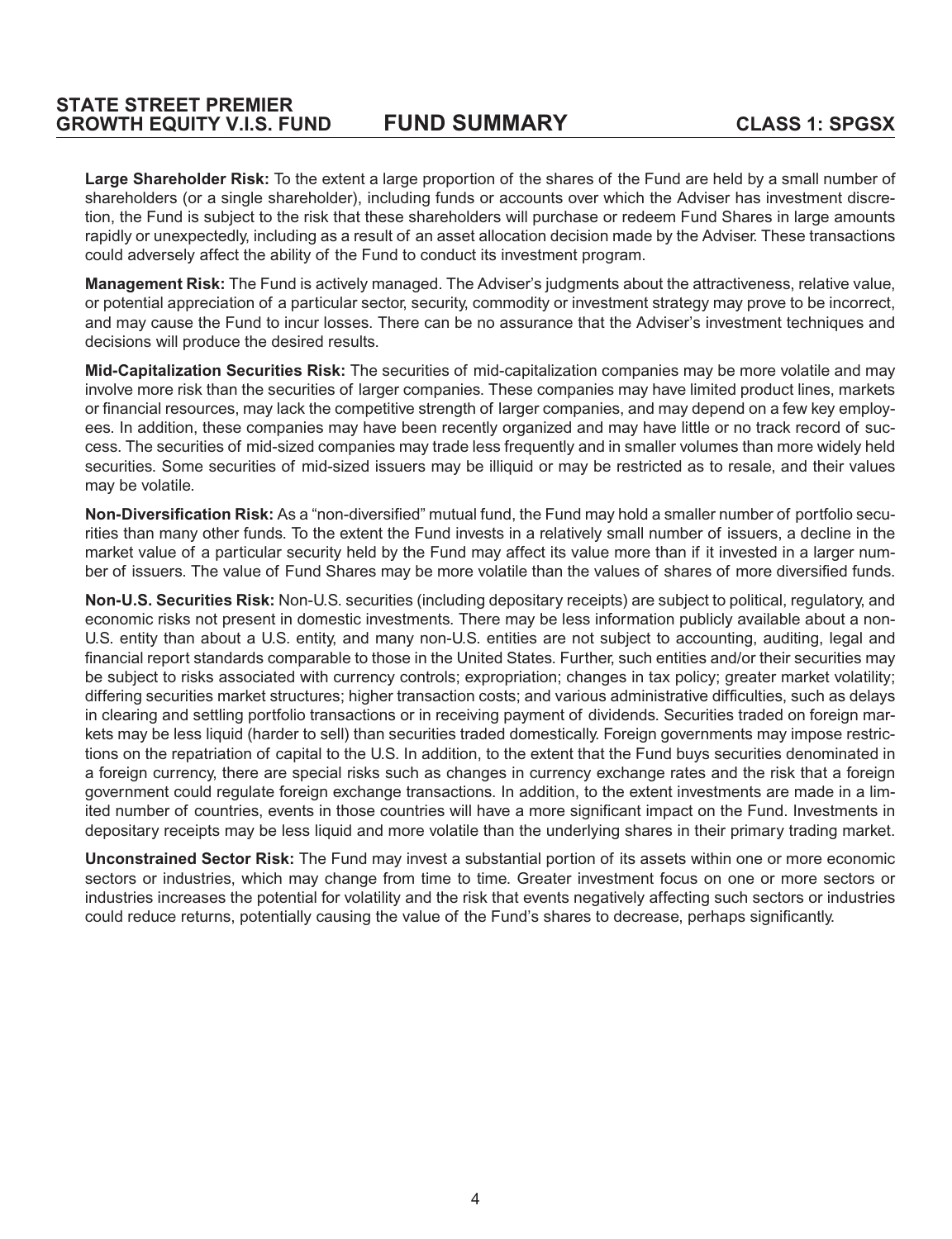**Large Shareholder Risk:** To the extent a large proportion of the shares of the Fund are held by a small number of shareholders (or a single shareholder), including funds or accounts over which the Adviser has investment discretion, the Fund is subject to the risk that these shareholders will purchase or redeem Fund Shares in large amounts rapidly or unexpectedly, including as a result of an asset allocation decision made by the Adviser. These transactions could adversely affect the ability of the Fund to conduct its investment program.

**Management Risk:** The Fund is actively managed. The Adviser's judgments about the attractiveness, relative value, or potential appreciation of a particular sector, security, commodity or investment strategy may prove to be incorrect, and may cause the Fund to incur losses. There can be no assurance that the Adviser's investment techniques and decisions will produce the desired results.

**Mid-Capitalization Securities Risk:** The securities of mid-capitalization companies may be more volatile and may involve more risk than the securities of larger companies. These companies may have limited product lines, markets or financial resources, may lack the competitive strength of larger companies, and may depend on a few key employees. In addition, these companies may have been recently organized and may have little or no track record of success. The securities of mid-sized companies may trade less frequently and in smaller volumes than more widely held securities. Some securities of mid-sized issuers may be illiquid or may be restricted as to resale, and their values may be volatile.

**Non-Diversification Risk:** As a "non-diversified" mutual fund, the Fund may hold a smaller number of portfolio securities than many other funds. To the extent the Fund invests in a relatively small number of issuers, a decline in the market value of a particular security held by the Fund may affect its value more than if it invested in a larger number of issuers. The value of Fund Shares may be more volatile than the values of shares of more diversified funds.

**Non-U.S. Securities Risk:** Non-U.S. securities (including depositary receipts) are subject to political, regulatory, and economic risks not present in domestic investments. There may be less information publicly available about a non-U.S. entity than about a U.S. entity, and many non-U.S. entities are not subject to accounting, auditing, legal and financial report standards comparable to those in the United States. Further, such entities and/or their securities may be subject to risks associated with currency controls; expropriation; changes in tax policy; greater market volatility; differing securities market structures; higher transaction costs; and various administrative difficulties, such as delays in clearing and settling portfolio transactions or in receiving payment of dividends. Securities traded on foreign markets may be less liquid (harder to sell) than securities traded domestically. Foreign governments may impose restrictions on the repatriation of capital to the U.S. In addition, to the extent that the Fund buys securities denominated in a foreign currency, there are special risks such as changes in currency exchange rates and the risk that a foreign government could regulate foreign exchange transactions. In addition, to the extent investments are made in a limited number of countries, events in those countries will have a more significant impact on the Fund. Investments in depositary receipts may be less liquid and more volatile than the underlying shares in their primary trading market.

**Unconstrained Sector Risk:** The Fund may invest a substantial portion of its assets within one or more economic sectors or industries, which may change from time to time. Greater investment focus on one or more sectors or industries increases the potential for volatility and the risk that events negatively affecting such sectors or industries could reduce returns, potentially causing the value of the Fund's shares to decrease, perhaps significantly.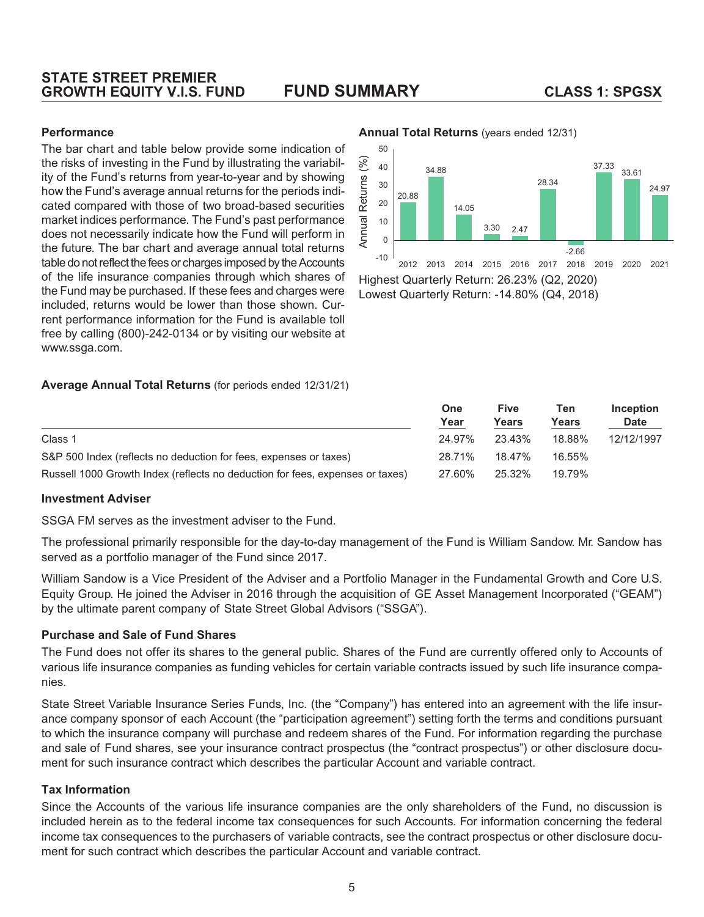## Performance

The bar chart and table below provide some indication of the risks of investing in the Fund by illustrating the variability of the Fund's returns from year-to-year and by showing how the Fund's average annual returns for the periods indicated compared with those of two broad-based securities market indices performance. The Fund's past performance does not necessarily indicate how the Fund will perform in the future. The bar chart and average annual total returns table do not reflect the fees or charges imposed by the Accounts of the life insurance companies through which shares of the Fund may be purchased. If these fees and charges were included, returns would be lower than those shown. Current performance information for the Fund is available toll free by calling (800)-242-0134 or by visiting our website at www.ssga.com.

**Annual Total Returns** (years ended 12/31)

| Year | Annual Returns (%) |
|---|---|
| 2012 | 20.88 |
| 2013 | 34.88 |
| 2014 | 14.05 |
| 2015 | 3.30 |
| 2016 | 2.47 |
| 2017 | 28.34 |
| 2018 | -2.66 |
| 2019 | 37.33 |
| 2020 | 33.61 |
| 2021 | 24.97 |

Highest Quarterly Return: 26.23% (Q2, 2020)
Lowest Quarterly Return: -14.80% (Q4, 2018)

**Average Annual Total Returns** (for periods ended 12/31/21)

| | One Year | Five Years | Ten Years | Inception Date |
|---|---|---|---|---|
| Class 1 | 24.97% | 23.43% | 18.88% | 12/12/1997 |
| S&P 500 Index (reflects no deduction for fees, expenses or taxes) | 28.71% | 18.47% | 16.55% | |
| Russell 1000 Growth Index (reflects no deduction for fees, expenses or taxes) | 27.60% | 25.32% | 19.79% | |

## Investment Adviser

SSGA FM serves as the investment adviser to the Fund.

The professional primarily responsible for the day-to-day management of the Fund is William Sandow. Mr. Sandow has served as a portfolio manager of the Fund since 2017.

William Sandow is a Vice President of the Adviser and a Portfolio Manager in the Fundamental Growth and Core U.S. Equity Group. He joined the Adviser in 2016 through the acquisition of GE Asset Management Incorporated ("GEAM") by the ultimate parent company of State Street Global Advisors ("SSGA").

## Purchase and Sale of Fund Shares

The Fund does not offer its shares to the general public. Shares of the Fund are currently offered only to Accounts of various life insurance companies as funding vehicles for certain variable contracts issued by such life insurance companies.

State Street Variable Insurance Series Funds, Inc. (the "Company") has entered into an agreement with the life insurance company sponsor of each Account (the "participation agreement") setting forth the terms and conditions pursuant to which the insurance company will purchase and redeem shares of the Fund. For information regarding the purchase and sale of Fund shares, see your insurance contract prospectus (the "contract prospectus") or other disclosure document for such insurance contract which describes the particular Account and variable contract.

## Tax Information

Since the Accounts of the various life insurance companies are the only shareholders of the Fund, no discussion is included herein as to the federal income tax consequences for such Accounts. For information concerning the federal income tax consequences to the purchasers of variable contracts, see the contract prospectus or other disclosure document for such contract which describes the particular Account and variable contract.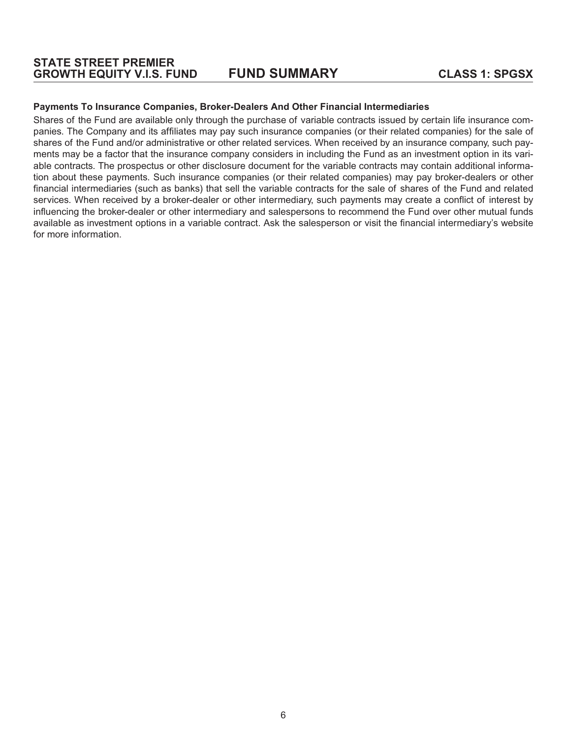### Payments To Insurance Companies, Broker-Dealers And Other Financial Intermediaries

Shares of the Fund are available only through the purchase of variable contracts issued by certain life insurance companies. The Company and its affiliates may pay such insurance companies (or their related companies) for the sale of shares of the Fund and/or administrative or other related services. When received by an insurance company, such payments may be a factor that the insurance company considers in including the Fund as an investment option in its variable contracts. The prospectus or other disclosure document for the variable contracts may contain additional information about these payments. Such insurance companies (or their related companies) may pay broker-dealers or other financial intermediaries (such as banks) that sell the variable contracts for the sale of shares of the Fund and related services. When received by a broker-dealer or other intermediary, such payments may create a conflict of interest by influencing the broker-dealer or other intermediary and salespersons to recommend the Fund over other mutual funds available as investment options in a variable contract. Ask the salesperson or visit the financial intermediary's website for more information.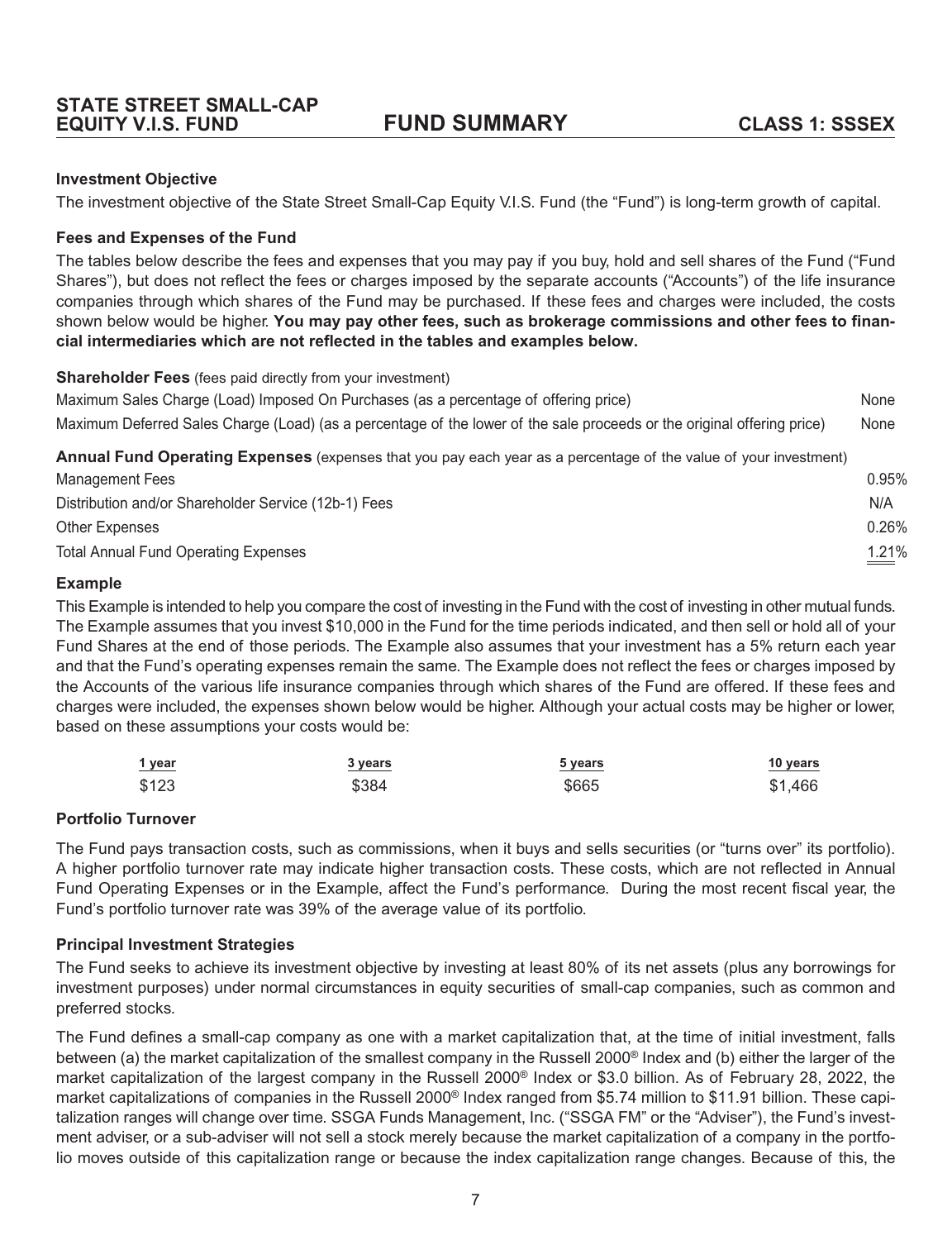**STATE STREET SMALL-CAP EQUITY V.I.S. FUND** — **FUND SUMMARY** — **CLASS 1: SSSEX**

### Investment Objective

The investment objective of the State Street Small-Cap Equity V.I.S. Fund (the "Fund") is long-term growth of capital.

### Fees and Expenses of the Fund

The tables below describe the fees and expenses that you may pay if you buy, hold and sell shares of the Fund ("Fund Shares"), but does not reflect the fees or charges imposed by the separate accounts ("Accounts") of the life insurance companies through which shares of the Fund may be purchased. If these fees and charges were included, the costs shown below would be higher. **You may pay other fees, such as brokerage commissions and other fees to financial intermediaries which are not reflected in the tables and examples below.**

| **Shareholder Fees** (fees paid directly from your investment) | |
|---|---|
| Maximum Sales Charge (Load) Imposed On Purchases (as a percentage of offering price) | None |
| Maximum Deferred Sales Charge (Load) (as a percentage of the lower of the sale proceeds or the original offering price) | None |

| **Annual Fund Operating Expenses** (expenses that you pay each year as a percentage of the value of your investment) | |
|---|---|
| Management Fees | 0.95% |
| Distribution and/or Shareholder Service (12b-1) Fees | N/A |
| Other Expenses | 0.26% |
| Total Annual Fund Operating Expenses | 1.21% |

### Example

This Example is intended to help you compare the cost of investing in the Fund with the cost of investing in other mutual funds. The Example assumes that you invest $10,000 in the Fund for the time periods indicated, and then sell or hold all of your Fund Shares at the end of those periods. The Example also assumes that your investment has a 5% return each year and that the Fund's operating expenses remain the same. The Example does not reflect the fees or charges imposed by the Accounts of the various life insurance companies through which shares of the Fund are offered. If these fees and charges were included, the expenses shown below would be higher. Although your actual costs may be higher or lower, based on these assumptions your costs would be:

| 1 year | 3 years | 5 years | 10 years |
|---|---|---|---|
| $123 | $384 | $665 | $1,466 |

### Portfolio Turnover

The Fund pays transaction costs, such as commissions, when it buys and sells securities (or "turns over" its portfolio). A higher portfolio turnover rate may indicate higher transaction costs. These costs, which are not reflected in Annual Fund Operating Expenses or in the Example, affect the Fund's performance. During the most recent fiscal year, the Fund's portfolio turnover rate was 39% of the average value of its portfolio.

### Principal Investment Strategies

The Fund seeks to achieve its investment objective by investing at least 80% of its net assets (plus any borrowings for investment purposes) under normal circumstances in equity securities of small-cap companies, such as common and preferred stocks.

The Fund defines a small-cap company as one with a market capitalization that, at the time of initial investment, falls between (a) the market capitalization of the smallest company in the Russell 2000® Index and (b) either the larger of the market capitalization of the largest company in the Russell 2000® Index or $3.0 billion. As of February 28, 2022, the market capitalizations of companies in the Russell 2000® Index ranged from $5.74 million to $11.91 billion. These capitalization ranges will change over time. SSGA Funds Management, Inc. ("SSGA FM" or the "Adviser"), the Fund's investment adviser, or a sub-adviser will not sell a stock merely because the market capitalization of a company in the portfolio moves outside of this capitalization range or because the index capitalization range changes. Because of this, the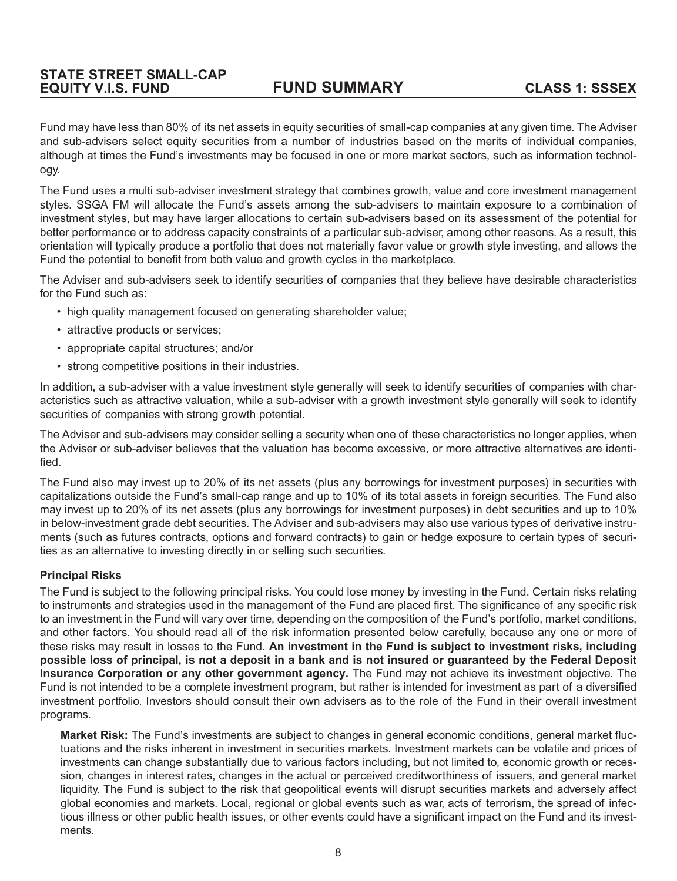Fund may have less than 80% of its net assets in equity securities of small-cap companies at any given time. The Adviser and sub-advisers select equity securities from a number of industries based on the merits of individual companies, although at times the Fund's investments may be focused in one or more market sectors, such as information technology.

The Fund uses a multi sub-adviser investment strategy that combines growth, value and core investment management styles. SSGA FM will allocate the Fund's assets among the sub-advisers to maintain exposure to a combination of investment styles, but may have larger allocations to certain sub-advisers based on its assessment of the potential for better performance or to address capacity constraints of a particular sub-adviser, among other reasons. As a result, this orientation will typically produce a portfolio that does not materially favor value or growth style investing, and allows the Fund the potential to benefit from both value and growth cycles in the marketplace.

The Adviser and sub-advisers seek to identify securities of companies that they believe have desirable characteristics for the Fund such as:

- high quality management focused on generating shareholder value;
- attractive products or services;
- appropriate capital structures; and/or
- strong competitive positions in their industries.

In addition, a sub-adviser with a value investment style generally will seek to identify securities of companies with characteristics such as attractive valuation, while a sub-adviser with a growth investment style generally will seek to identify securities of companies with strong growth potential.

The Adviser and sub-advisers may consider selling a security when one of these characteristics no longer applies, when the Adviser or sub-adviser believes that the valuation has become excessive, or more attractive alternatives are identified.

The Fund also may invest up to 20% of its net assets (plus any borrowings for investment purposes) in securities with capitalizations outside the Fund's small-cap range and up to 10% of its total assets in foreign securities. The Fund also may invest up to 20% of its net assets (plus any borrowings for investment purposes) in debt securities and up to 10% in below-investment grade debt securities. The Adviser and sub-advisers may also use various types of derivative instruments (such as futures contracts, options and forward contracts) to gain or hedge exposure to certain types of securities as an alternative to investing directly in or selling such securities.

**Principal Risks**

The Fund is subject to the following principal risks. You could lose money by investing in the Fund. Certain risks relating to instruments and strategies used in the management of the Fund are placed first. The significance of any specific risk to an investment in the Fund will vary over time, depending on the composition of the Fund's portfolio, market conditions, and other factors. You should read all of the risk information presented below carefully, because any one or more of these risks may result in losses to the Fund. **An investment in the Fund is subject to investment risks, including possible loss of principal, is not a deposit in a bank and is not insured or guaranteed by the Federal Deposit Insurance Corporation or any other government agency.** The Fund may not achieve its investment objective. The Fund is not intended to be a complete investment program, but rather is intended for investment as part of a diversified investment portfolio. Investors should consult their own advisers as to the role of the Fund in their overall investment programs.

**Market Risk:** The Fund's investments are subject to changes in general economic conditions, general market fluctuations and the risks inherent in investment in securities markets. Investment markets can be volatile and prices of investments can change substantially due to various factors including, but not limited to, economic growth or recession, changes in interest rates, changes in the actual or perceived creditworthiness of issuers, and general market liquidity. The Fund is subject to the risk that geopolitical events will disrupt securities markets and adversely affect global economies and markets. Local, regional or global events such as war, acts of terrorism, the spread of infectious illness or other public health issues, or other events could have a significant impact on the Fund and its investments.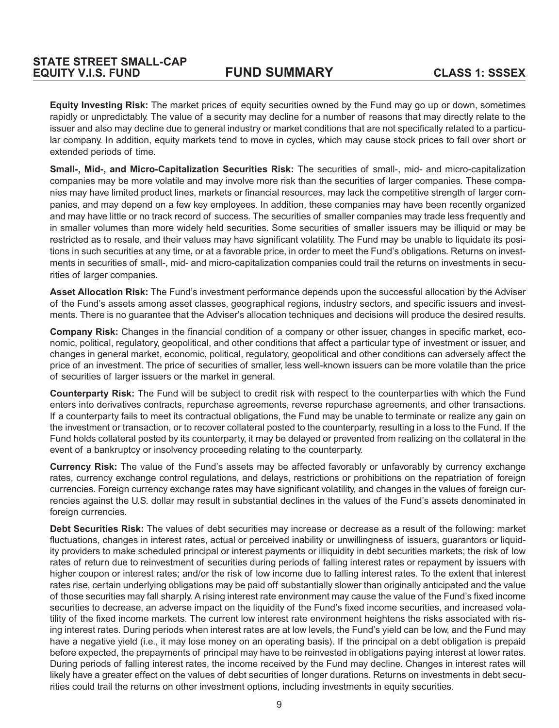**Equity Investing Risk:** The market prices of equity securities owned by the Fund may go up or down, sometimes rapidly or unpredictably. The value of a security may decline for a number of reasons that may directly relate to the issuer and also may decline due to general industry or market conditions that are not specifically related to a particular company. In addition, equity markets tend to move in cycles, which may cause stock prices to fall over short or extended periods of time.

**Small-, Mid-, and Micro-Capitalization Securities Risk:** The securities of small-, mid- and micro-capitalization companies may be more volatile and may involve more risk than the securities of larger companies. These companies may have limited product lines, markets or financial resources, may lack the competitive strength of larger companies, and may depend on a few key employees. In addition, these companies may have been recently organized and may have little or no track record of success. The securities of smaller companies may trade less frequently and in smaller volumes than more widely held securities. Some securities of smaller issuers may be illiquid or may be restricted as to resale, and their values may have significant volatility. The Fund may be unable to liquidate its positions in such securities at any time, or at a favorable price, in order to meet the Fund's obligations. Returns on investments in securities of small-, mid- and micro-capitalization companies could trail the returns on investments in securities of larger companies.

**Asset Allocation Risk:** The Fund's investment performance depends upon the successful allocation by the Adviser of the Fund's assets among asset classes, geographical regions, industry sectors, and specific issuers and investments. There is no guarantee that the Adviser's allocation techniques and decisions will produce the desired results.

**Company Risk:** Changes in the financial condition of a company or other issuer, changes in specific market, economic, political, regulatory, geopolitical, and other conditions that affect a particular type of investment or issuer, and changes in general market, economic, political, regulatory, geopolitical and other conditions can adversely affect the price of an investment. The price of securities of smaller, less well-known issuers can be more volatile than the price of securities of larger issuers or the market in general.

**Counterparty Risk:** The Fund will be subject to credit risk with respect to the counterparties with which the Fund enters into derivatives contracts, repurchase agreements, reverse repurchase agreements, and other transactions. If a counterparty fails to meet its contractual obligations, the Fund may be unable to terminate or realize any gain on the investment or transaction, or to recover collateral posted to the counterparty, resulting in a loss to the Fund. If the Fund holds collateral posted by its counterparty, it may be delayed or prevented from realizing on the collateral in the event of a bankruptcy or insolvency proceeding relating to the counterparty.

**Currency Risk:** The value of the Fund's assets may be affected favorably or unfavorably by currency exchange rates, currency exchange control regulations, and delays, restrictions or prohibitions on the repatriation of foreign currencies. Foreign currency exchange rates may have significant volatility, and changes in the values of foreign currencies against the U.S. dollar may result in substantial declines in the values of the Fund's assets denominated in foreign currencies.

**Debt Securities Risk:** The values of debt securities may increase or decrease as a result of the following: market fluctuations, changes in interest rates, actual or perceived inability or unwillingness of issuers, guarantors or liquidity providers to make scheduled principal or interest payments or illiquidity in debt securities markets; the risk of low rates of return due to reinvestment of securities during periods of falling interest rates or repayment by issuers with higher coupon or interest rates; and/or the risk of low income due to falling interest rates. To the extent that interest rates rise, certain underlying obligations may be paid off substantially slower than originally anticipated and the value of those securities may fall sharply. A rising interest rate environment may cause the value of the Fund's fixed income securities to decrease, an adverse impact on the liquidity of the Fund's fixed income securities, and increased volatility of the fixed income markets. The current low interest rate environment heightens the risks associated with rising interest rates. During periods when interest rates are at low levels, the Fund's yield can be low, and the Fund may have a negative yield (i.e., it may lose money on an operating basis). If the principal on a debt obligation is prepaid before expected, the prepayments of principal may have to be reinvested in obligations paying interest at lower rates. During periods of falling interest rates, the income received by the Fund may decline. Changes in interest rates will likely have a greater effect on the values of debt securities of longer durations. Returns on investments in debt securities could trail the returns on other investment options, including investments in equity securities.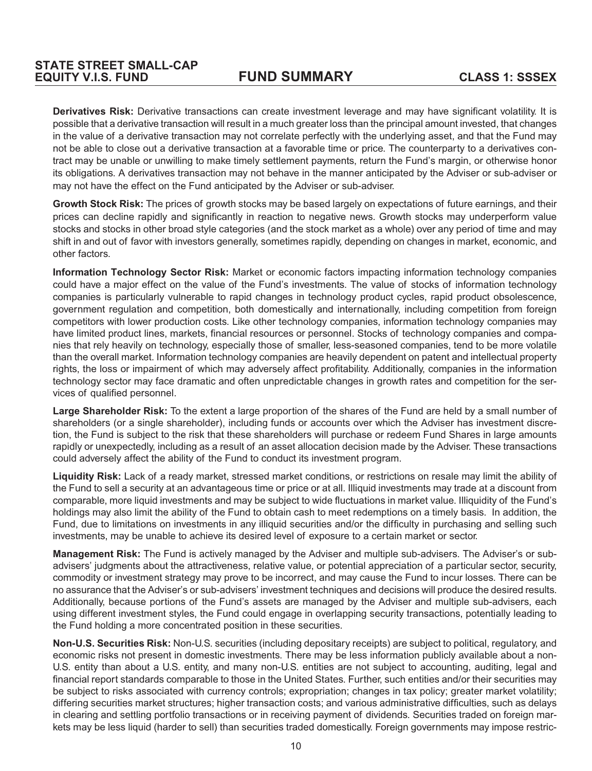**Derivatives Risk:** Derivative transactions can create investment leverage and may have significant volatility. It is possible that a derivative transaction will result in a much greater loss than the principal amount invested, that changes in the value of a derivative transaction may not correlate perfectly with the underlying asset, and that the Fund may not be able to close out a derivative transaction at a favorable time or price. The counterparty to a derivatives contract may be unable or unwilling to make timely settlement payments, return the Fund's margin, or otherwise honor its obligations. A derivatives transaction may not behave in the manner anticipated by the Adviser or sub-adviser or may not have the effect on the Fund anticipated by the Adviser or sub-adviser.

**Growth Stock Risk:** The prices of growth stocks may be based largely on expectations of future earnings, and their prices can decline rapidly and significantly in reaction to negative news. Growth stocks may underperform value stocks and stocks in other broad style categories (and the stock market as a whole) over any period of time and may shift in and out of favor with investors generally, sometimes rapidly, depending on changes in market, economic, and other factors.

**Information Technology Sector Risk:** Market or economic factors impacting information technology companies could have a major effect on the value of the Fund's investments. The value of stocks of information technology companies is particularly vulnerable to rapid changes in technology product cycles, rapid product obsolescence, government regulation and competition, both domestically and internationally, including competition from foreign competitors with lower production costs. Like other technology companies, information technology companies may have limited product lines, markets, financial resources or personnel. Stocks of technology companies and companies that rely heavily on technology, especially those of smaller, less-seasoned companies, tend to be more volatile than the overall market. Information technology companies are heavily dependent on patent and intellectual property rights, the loss or impairment of which may adversely affect profitability. Additionally, companies in the information technology sector may face dramatic and often unpredictable changes in growth rates and competition for the services of qualified personnel.

**Large Shareholder Risk:** To the extent a large proportion of the shares of the Fund are held by a small number of shareholders (or a single shareholder), including funds or accounts over which the Adviser has investment discretion, the Fund is subject to the risk that these shareholders will purchase or redeem Fund Shares in large amounts rapidly or unexpectedly, including as a result of an asset allocation decision made by the Adviser. These transactions could adversely affect the ability of the Fund to conduct its investment program.

**Liquidity Risk:** Lack of a ready market, stressed market conditions, or restrictions on resale may limit the ability of the Fund to sell a security at an advantageous time or price or at all. Illiquid investments may trade at a discount from comparable, more liquid investments and may be subject to wide fluctuations in market value. Illiquidity of the Fund's holdings may also limit the ability of the Fund to obtain cash to meet redemptions on a timely basis. In addition, the Fund, due to limitations on investments in any illiquid securities and/or the difficulty in purchasing and selling such investments, may be unable to achieve its desired level of exposure to a certain market or sector.

**Management Risk:** The Fund is actively managed by the Adviser and multiple sub-advisers. The Adviser's or sub-advisers' judgments about the attractiveness, relative value, or potential appreciation of a particular sector, security, commodity or investment strategy may prove to be incorrect, and may cause the Fund to incur losses. There can be no assurance that the Adviser's or sub-advisers' investment techniques and decisions will produce the desired results. Additionally, because portions of the Fund's assets are managed by the Adviser and multiple sub-advisers, each using different investment styles, the Fund could engage in overlapping security transactions, potentially leading to the Fund holding a more concentrated position in these securities.

**Non-U.S. Securities Risk:** Non-U.S. securities (including depositary receipts) are subject to political, regulatory, and economic risks not present in domestic investments. There may be less information publicly available about a non-U.S. entity than about a U.S. entity, and many non-U.S. entities are not subject to accounting, auditing, legal and financial report standards comparable to those in the United States. Further, such entities and/or their securities may be subject to risks associated with currency controls; expropriation; changes in tax policy; greater market volatility; differing securities market structures; higher transaction costs; and various administrative difficulties, such as delays in clearing and settling portfolio transactions or in receiving payment of dividends. Securities traded on foreign markets may be less liquid (harder to sell) than securities traded domestically. Foreign governments may impose restric-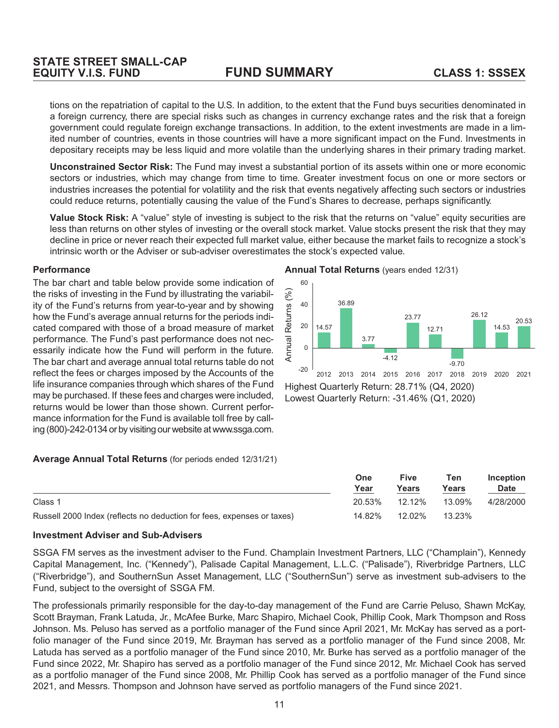tions on the repatriation of capital to the U.S. In addition, to the extent that the Fund buys securities denominated in a foreign currency, there are special risks such as changes in currency exchange rates and the risk that a foreign government could regulate foreign exchange transactions. In addition, to the extent investments are made in a limited number of countries, events in those countries will have a more significant impact on the Fund. Investments in depositary receipts may be less liquid and more volatile than the underlying shares in their primary trading market.

**Unconstrained Sector Risk:** The Fund may invest a substantial portion of its assets within one or more economic sectors or industries, which may change from time to time. Greater investment focus on one or more sectors or industries increases the potential for volatility and the risk that events negatively affecting such sectors or industries could reduce returns, potentially causing the value of the Fund's Shares to decrease, perhaps significantly.

**Value Stock Risk:** A "value" style of investing is subject to the risk that the returns on "value" equity securities are less than returns on other styles of investing or the overall stock market. Value stocks present the risk that they may decline in price or never reach their expected full market value, either because the market fails to recognize a stock's intrinsic worth or the Adviser or sub-adviser overestimates the stock's expected value.

### Performance

The bar chart and table below provide some indication of the risks of investing in the Fund by illustrating the variability of the Fund's returns from year-to-year and by showing how the Fund's average annual returns for the periods indicated compared with those of a broad measure of market performance. The Fund's past performance does not necessarily indicate how the Fund will perform in the future. The bar chart and average annual total returns table do not reflect the fees or charges imposed by the Accounts of the life insurance companies through which shares of the Fund may be purchased. If these fees and charges were included, returns would be lower than those shown. Current performance information for the Fund is available toll free by calling (800)-242-0134 or by visiting our website at www.ssga.com.

**Annual Total Returns** (years ended 12/31)

| Year | 2012 | 2013 | 2014 | 2015 | 2016 | 2017 | 2018 | 2019 | 2020 | 2021 |
|---|---|---|---|---|---|---|---|---|---|---|
| Annual Returns (%) | 14.57 | 36.89 | 3.77 | -4.12 | 23.77 | 12.71 | -9.70 | 26.12 | 14.53 | 20.53 |

Highest Quarterly Return: 28.71% (Q4, 2020)
Lowest Quarterly Return: -31.46% (Q1, 2020)

**Average Annual Total Returns** (for periods ended 12/31/21)

| | One Year | Five Years | Ten Years | Inception Date |
|---|---|---|---|---|
| Class 1 | 20.53% | 12.12% | 13.09% | 4/28/2000 |
| Russell 2000 Index (reflects no deduction for fees, expenses or taxes) | 14.82% | 12.02% | 13.23% | |

### Investment Adviser and Sub-Advisers

SSGA FM serves as the investment adviser to the Fund. Champlain Investment Partners, LLC ("Champlain"), Kennedy Capital Management, Inc. ("Kennedy"), Palisade Capital Management, L.L.C. ("Palisade"), Riverbridge Partners, LLC ("Riverbridge"), and SouthernSun Asset Management, LLC ("SouthernSun") serve as investment sub-advisers to the Fund, subject to the oversight of SSGA FM.

The professionals primarily responsible for the day-to-day management of the Fund are Carrie Peluso, Shawn McKay, Scott Brayman, Frank Latuda, Jr., McAfee Burke, Marc Shapiro, Michael Cook, Phillip Cook, Mark Thompson and Ross Johnson. Ms. Peluso has served as a portfolio manager of the Fund since April 2021, Mr. McKay has served as a portfolio manager of the Fund since 2019, Mr. Brayman has served as a portfolio manager of the Fund since 2008, Mr. Latuda has served as a portfolio manager of the Fund since 2010, Mr. Burke has served as a portfolio manager of the Fund since 2022, Mr. Shapiro has served as a portfolio manager of the Fund since 2012, Mr. Michael Cook has served as a portfolio manager of the Fund since 2008, Mr. Phillip Cook has served as a portfolio manager of the Fund since 2021, and Messrs. Thompson and Johnson have served as portfolio managers of the Fund since 2021.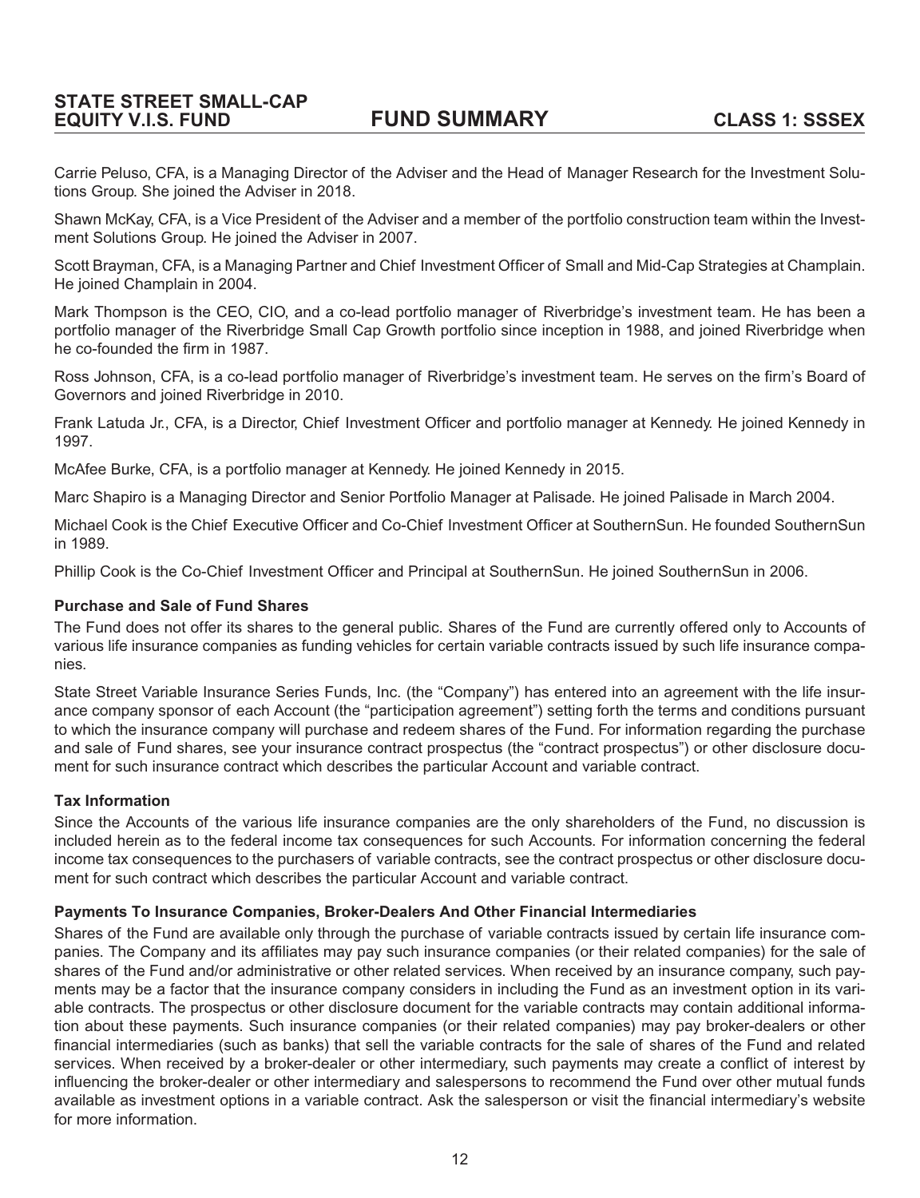Carrie Peluso, CFA, is a Managing Director of the Adviser and the Head of Manager Research for the Investment Solutions Group. She joined the Adviser in 2018.

Shawn McKay, CFA, is a Vice President of the Adviser and a member of the portfolio construction team within the Investment Solutions Group. He joined the Adviser in 2007.

Scott Brayman, CFA, is a Managing Partner and Chief Investment Officer of Small and Mid-Cap Strategies at Champlain. He joined Champlain in 2004.

Mark Thompson is the CEO, CIO, and a co-lead portfolio manager of Riverbridge's investment team. He has been a portfolio manager of the Riverbridge Small Cap Growth portfolio since inception in 1988, and joined Riverbridge when he co-founded the firm in 1987.

Ross Johnson, CFA, is a co-lead portfolio manager of Riverbridge's investment team. He serves on the firm's Board of Governors and joined Riverbridge in 2010.

Frank Latuda Jr., CFA, is a Director, Chief Investment Officer and portfolio manager at Kennedy. He joined Kennedy in 1997.

McAfee Burke, CFA, is a portfolio manager at Kennedy. He joined Kennedy in 2015.

Marc Shapiro is a Managing Director and Senior Portfolio Manager at Palisade. He joined Palisade in March 2004.

Michael Cook is the Chief Executive Officer and Co-Chief Investment Officer at SouthernSun. He founded SouthernSun in 1989.

Phillip Cook is the Co-Chief Investment Officer and Principal at SouthernSun. He joined SouthernSun in 2006.

**Purchase and Sale of Fund Shares**

The Fund does not offer its shares to the general public. Shares of the Fund are currently offered only to Accounts of various life insurance companies as funding vehicles for certain variable contracts issued by such life insurance companies.

State Street Variable Insurance Series Funds, Inc. (the "Company") has entered into an agreement with the life insurance company sponsor of each Account (the "participation agreement") setting forth the terms and conditions pursuant to which the insurance company will purchase and redeem shares of the Fund. For information regarding the purchase and sale of Fund shares, see your insurance contract prospectus (the "contract prospectus") or other disclosure document for such insurance contract which describes the particular Account and variable contract.

**Tax Information**

Since the Accounts of the various life insurance companies are the only shareholders of the Fund, no discussion is included herein as to the federal income tax consequences for such Accounts. For information concerning the federal income tax consequences to the purchasers of variable contracts, see the contract prospectus or other disclosure document for such contract which describes the particular Account and variable contract.

**Payments To Insurance Companies, Broker-Dealers And Other Financial Intermediaries**

Shares of the Fund are available only through the purchase of variable contracts issued by certain life insurance companies. The Company and its affiliates may pay such insurance companies (or their related companies) for the sale of shares of the Fund and/or administrative or other related services. When received by an insurance company, such payments may be a factor that the insurance company considers in including the Fund as an investment option in its variable contracts. The prospectus or other disclosure document for the variable contracts may contain additional information about these payments. Such insurance companies (or their related companies) may pay broker-dealers or other financial intermediaries (such as banks) that sell the variable contracts for the sale of shares of the Fund and related services. When received by a broker-dealer or other intermediary, such payments may create a conflict of interest by influencing the broker-dealer or other intermediary and salespersons to recommend the Fund over other mutual funds available as investment options in a variable contract. Ask the salesperson or visit the financial intermediary's website for more information.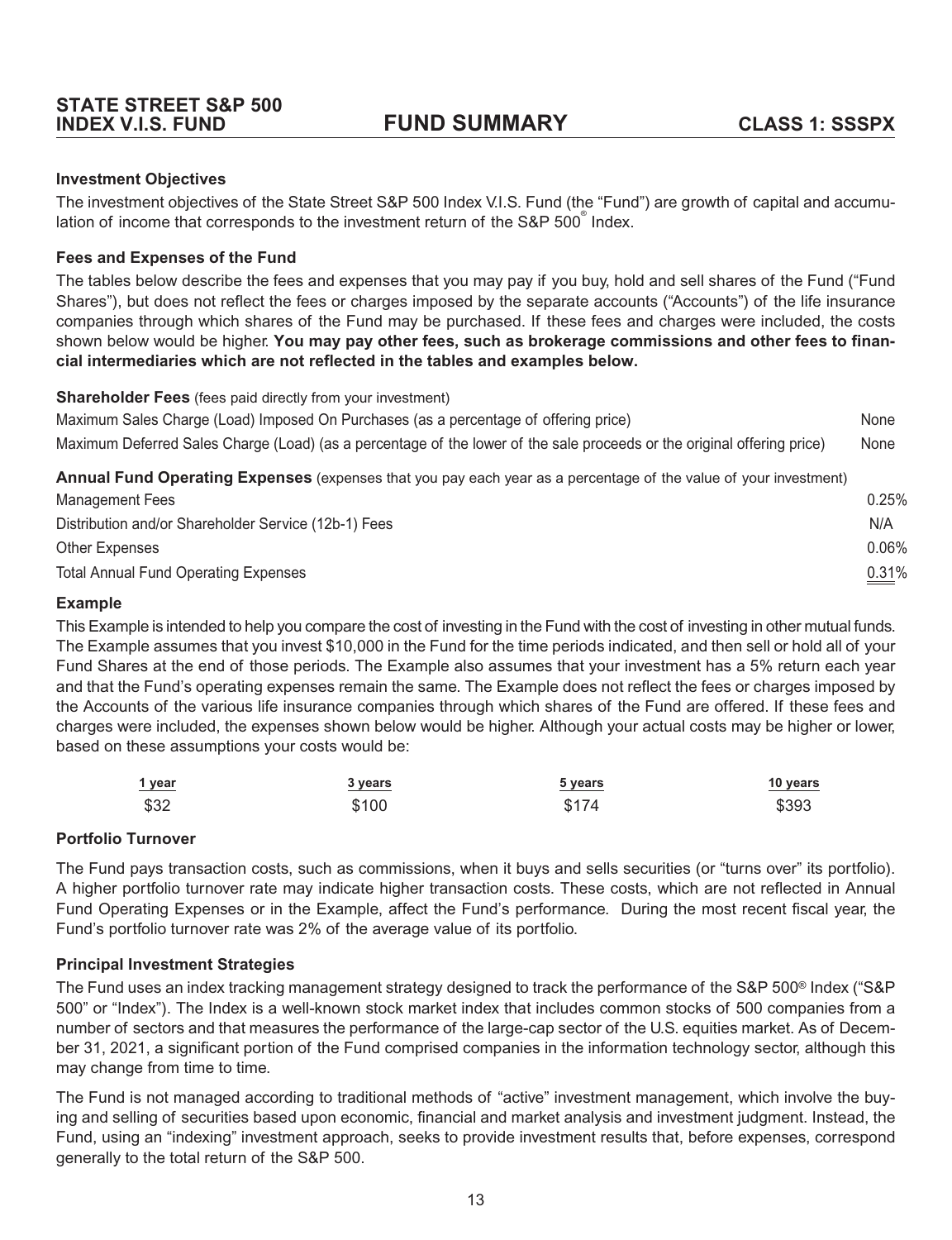# STATE STREET S&P 500 INDEX V.I.S. FUND — FUND SUMMARY — CLASS 1: SSSPX

### Investment Objectives

The investment objectives of the State Street S&P 500 Index V.I.S. Fund (the "Fund") are growth of capital and accumulation of income that corresponds to the investment return of the S&P 500® Index.

### Fees and Expenses of the Fund

The tables below describe the fees and expenses that you may pay if you buy, hold and sell shares of the Fund ("Fund Shares"), but does not reflect the fees or charges imposed by the separate accounts ("Accounts") of the life insurance companies through which shares of the Fund may be purchased. If these fees and charges were included, the costs shown below would be higher. **You may pay other fees, such as brokerage commissions and other fees to financial intermediaries which are not reflected in the tables and examples below.**

| **Shareholder Fees** (fees paid directly from your investment) | |
|---|---|
| Maximum Sales Charge (Load) Imposed On Purchases (as a percentage of offering price) | None |
| Maximum Deferred Sales Charge (Load) (as a percentage of the lower of the sale proceeds or the original offering price) | None |

| **Annual Fund Operating Expenses** (expenses that you pay each year as a percentage of the value of your investment) | |
|---|---|
| Management Fees | 0.25% |
| Distribution and/or Shareholder Service (12b-1) Fees | N/A |
| Other Expenses | 0.06% |
| Total Annual Fund Operating Expenses | 0.31% |

### Example

This Example is intended to help you compare the cost of investing in the Fund with the cost of investing in other mutual funds. The Example assumes that you invest $10,000 in the Fund for the time periods indicated, and then sell or hold all of your Fund Shares at the end of those periods. The Example also assumes that your investment has a 5% return each year and that the Fund's operating expenses remain the same. The Example does not reflect the fees or charges imposed by the Accounts of the various life insurance companies through which shares of the Fund are offered. If these fees and charges were included, the expenses shown below would be higher. Although your actual costs may be higher or lower, based on these assumptions your costs would be:

| 1 year | 3 years | 5 years | 10 years |
|---|---|---|---|
| $32 | $100 | $174 | $393 |

### Portfolio Turnover

The Fund pays transaction costs, such as commissions, when it buys and sells securities (or "turns over" its portfolio). A higher portfolio turnover rate may indicate higher transaction costs. These costs, which are not reflected in Annual Fund Operating Expenses or in the Example, affect the Fund's performance. During the most recent fiscal year, the Fund's portfolio turnover rate was 2% of the average value of its portfolio.

### Principal Investment Strategies

The Fund uses an index tracking management strategy designed to track the performance of the S&P 500® Index ("S&P 500" or "Index"). The Index is a well-known stock market index that includes common stocks of 500 companies from a number of sectors and that measures the performance of the large-cap sector of the U.S. equities market. As of December 31, 2021, a significant portion of the Fund comprised companies in the information technology sector, although this may change from time to time.

The Fund is not managed according to traditional methods of "active" investment management, which involve the buying and selling of securities based upon economic, financial and market analysis and investment judgment. Instead, the Fund, using an "indexing" investment approach, seeks to provide investment results that, before expenses, correspond generally to the total return of the S&P 500.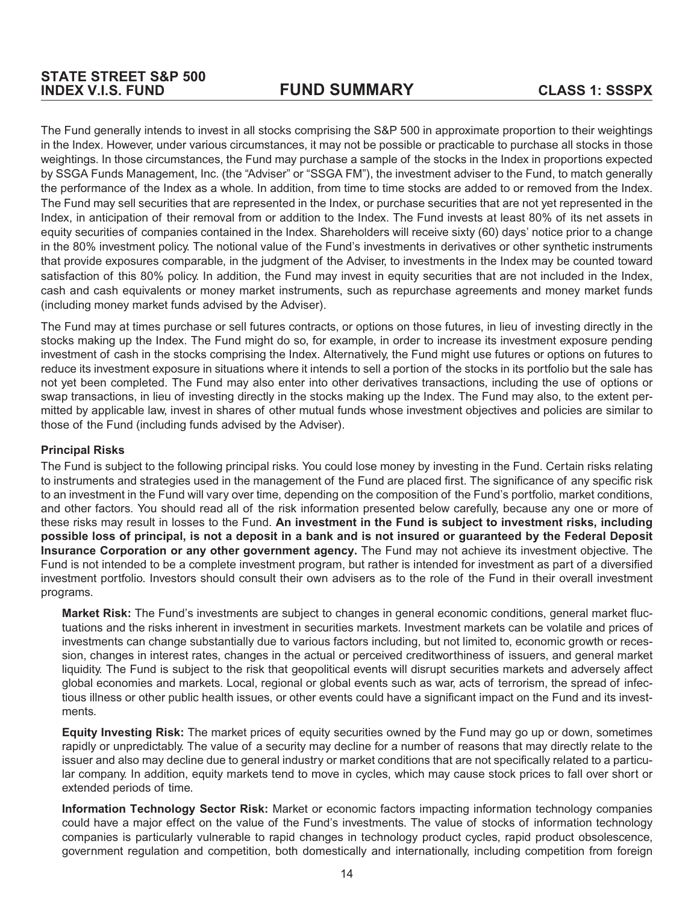The Fund generally intends to invest in all stocks comprising the S&P 500 in approximate proportion to their weightings in the Index. However, under various circumstances, it may not be possible or practicable to purchase all stocks in those weightings. In those circumstances, the Fund may purchase a sample of the stocks in the Index in proportions expected by SSGA Funds Management, Inc. (the "Adviser" or "SSGA FM"), the investment adviser to the Fund, to match generally the performance of the Index as a whole. In addition, from time to time stocks are added to or removed from the Index. The Fund may sell securities that are represented in the Index, or purchase securities that are not yet represented in the Index, in anticipation of their removal from or addition to the Index. The Fund invests at least 80% of its net assets in equity securities of companies contained in the Index. Shareholders will receive sixty (60) days' notice prior to a change in the 80% investment policy. The notional value of the Fund's investments in derivatives or other synthetic instruments that provide exposures comparable, in the judgment of the Adviser, to investments in the Index may be counted toward satisfaction of this 80% policy. In addition, the Fund may invest in equity securities that are not included in the Index, cash and cash equivalents or money market instruments, such as repurchase agreements and money market funds (including money market funds advised by the Adviser).

The Fund may at times purchase or sell futures contracts, or options on those futures, in lieu of investing directly in the stocks making up the Index. The Fund might do so, for example, in order to increase its investment exposure pending investment of cash in the stocks comprising the Index. Alternatively, the Fund might use futures or options on futures to reduce its investment exposure in situations where it intends to sell a portion of the stocks in its portfolio but the sale has not yet been completed. The Fund may also enter into other derivatives transactions, including the use of options or swap transactions, in lieu of investing directly in the stocks making up the Index. The Fund may also, to the extent permitted by applicable law, invest in shares of other mutual funds whose investment objectives and policies are similar to those of the Fund (including funds advised by the Adviser).

### Principal Risks

The Fund is subject to the following principal risks. You could lose money by investing in the Fund. Certain risks relating to instruments and strategies used in the management of the Fund are placed first. The significance of any specific risk to an investment in the Fund will vary over time, depending on the composition of the Fund's portfolio, market conditions, and other factors. You should read all of the risk information presented below carefully, because any one or more of these risks may result in losses to the Fund. **An investment in the Fund is subject to investment risks, including possible loss of principal, is not a deposit in a bank and is not insured or guaranteed by the Federal Deposit Insurance Corporation or any other government agency.** The Fund may not achieve its investment objective. The Fund is not intended to be a complete investment program, but rather is intended for investment as part of a diversified investment portfolio. Investors should consult their own advisers as to the role of the Fund in their overall investment programs.

**Market Risk:** The Fund's investments are subject to changes in general economic conditions, general market fluctuations and the risks inherent in investment in securities markets. Investment markets can be volatile and prices of investments can change substantially due to various factors including, but not limited to, economic growth or recession, changes in interest rates, changes in the actual or perceived creditworthiness of issuers, and general market liquidity. The Fund is subject to the risk that geopolitical events will disrupt securities markets and adversely affect global economies and markets. Local, regional or global events such as war, acts of terrorism, the spread of infectious illness or other public health issues, or other events could have a significant impact on the Fund and its investments.

**Equity Investing Risk:** The market prices of equity securities owned by the Fund may go up or down, sometimes rapidly or unpredictably. The value of a security may decline for a number of reasons that may directly relate to the issuer and also may decline due to general industry or market conditions that are not specifically related to a particular company. In addition, equity markets tend to move in cycles, which may cause stock prices to fall over short or extended periods of time.

**Information Technology Sector Risk:** Market or economic factors impacting information technology companies could have a major effect on the value of the Fund's investments. The value of stocks of information technology companies is particularly vulnerable to rapid changes in technology product cycles, rapid product obsolescence, government regulation and competition, both domestically and internationally, including competition from foreign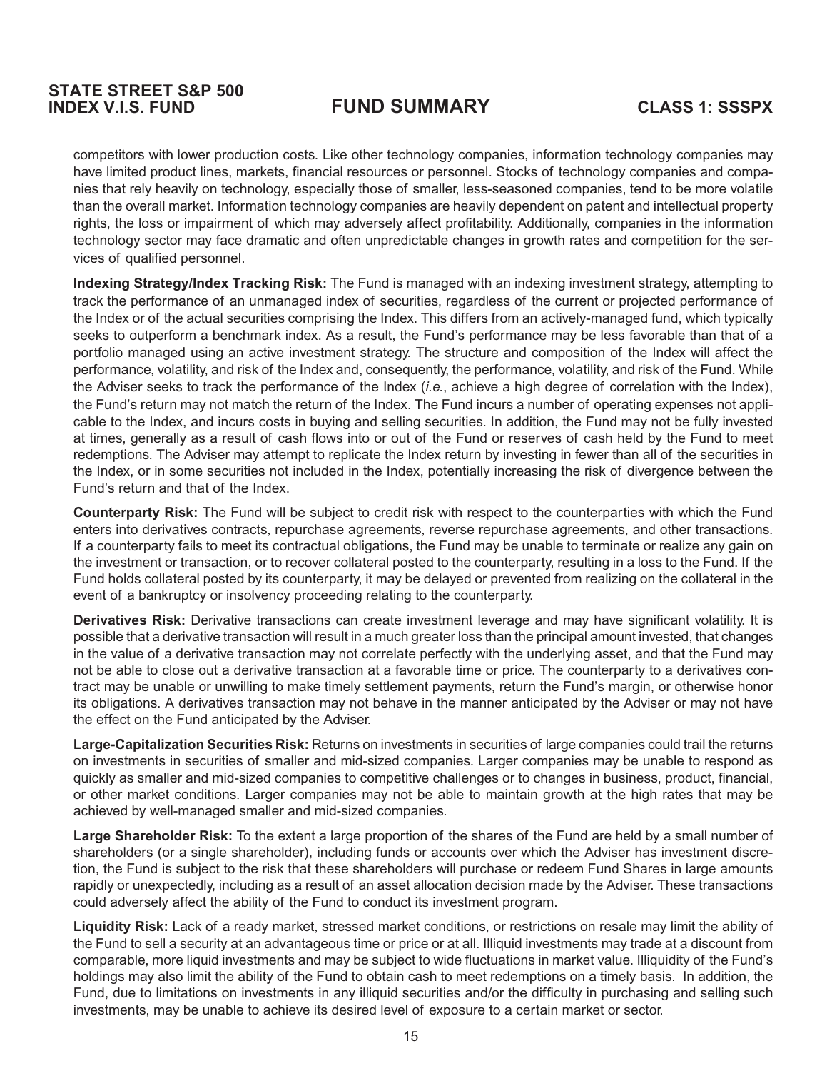competitors with lower production costs. Like other technology companies, information technology companies may have limited product lines, markets, financial resources or personnel. Stocks of technology companies and companies that rely heavily on technology, especially those of smaller, less-seasoned companies, tend to be more volatile than the overall market. Information technology companies are heavily dependent on patent and intellectual property rights, the loss or impairment of which may adversely affect profitability. Additionally, companies in the information technology sector may face dramatic and often unpredictable changes in growth rates and competition for the services of qualified personnel.

**Indexing Strategy/Index Tracking Risk:** The Fund is managed with an indexing investment strategy, attempting to track the performance of an unmanaged index of securities, regardless of the current or projected performance of the Index or of the actual securities comprising the Index. This differs from an actively-managed fund, which typically seeks to outperform a benchmark index. As a result, the Fund's performance may be less favorable than that of a portfolio managed using an active investment strategy. The structure and composition of the Index will affect the performance, volatility, and risk of the Index and, consequently, the performance, volatility, and risk of the Fund. While the Adviser seeks to track the performance of the Index (*i.e.*, achieve a high degree of correlation with the Index), the Fund's return may not match the return of the Index. The Fund incurs a number of operating expenses not applicable to the Index, and incurs costs in buying and selling securities. In addition, the Fund may not be fully invested at times, generally as a result of cash flows into or out of the Fund or reserves of cash held by the Fund to meet redemptions. The Adviser may attempt to replicate the Index return by investing in fewer than all of the securities in the Index, or in some securities not included in the Index, potentially increasing the risk of divergence between the Fund's return and that of the Index.

**Counterparty Risk:** The Fund will be subject to credit risk with respect to the counterparties with which the Fund enters into derivatives contracts, repurchase agreements, reverse repurchase agreements, and other transactions. If a counterparty fails to meet its contractual obligations, the Fund may be unable to terminate or realize any gain on the investment or transaction, or to recover collateral posted to the counterparty, resulting in a loss to the Fund. If the Fund holds collateral posted by its counterparty, it may be delayed or prevented from realizing on the collateral in the event of a bankruptcy or insolvency proceeding relating to the counterparty.

**Derivatives Risk:** Derivative transactions can create investment leverage and may have significant volatility. It is possible that a derivative transaction will result in a much greater loss than the principal amount invested, that changes in the value of a derivative transaction may not correlate perfectly with the underlying asset, and that the Fund may not be able to close out a derivative transaction at a favorable time or price. The counterparty to a derivatives contract may be unable or unwilling to make timely settlement payments, return the Fund's margin, or otherwise honor its obligations. A derivatives transaction may not behave in the manner anticipated by the Adviser or may not have the effect on the Fund anticipated by the Adviser.

**Large-Capitalization Securities Risk:** Returns on investments in securities of large companies could trail the returns on investments in securities of smaller and mid-sized companies. Larger companies may be unable to respond as quickly as smaller and mid-sized companies to competitive challenges or to changes in business, product, financial, or other market conditions. Larger companies may not be able to maintain growth at the high rates that may be achieved by well-managed smaller and mid-sized companies.

**Large Shareholder Risk:** To the extent a large proportion of the shares of the Fund are held by a small number of shareholders (or a single shareholder), including funds or accounts over which the Adviser has investment discretion, the Fund is subject to the risk that these shareholders will purchase or redeem Fund Shares in large amounts rapidly or unexpectedly, including as a result of an asset allocation decision made by the Adviser. These transactions could adversely affect the ability of the Fund to conduct its investment program.

**Liquidity Risk:** Lack of a ready market, stressed market conditions, or restrictions on resale may limit the ability of the Fund to sell a security at an advantageous time or price or at all. Illiquid investments may trade at a discount from comparable, more liquid investments and may be subject to wide fluctuations in market value. Illiquidity of the Fund's holdings may also limit the ability of the Fund to obtain cash to meet redemptions on a timely basis. In addition, the Fund, due to limitations on investments in any illiquid securities and/or the difficulty in purchasing and selling such investments, may be unable to achieve its desired level of exposure to a certain market or sector.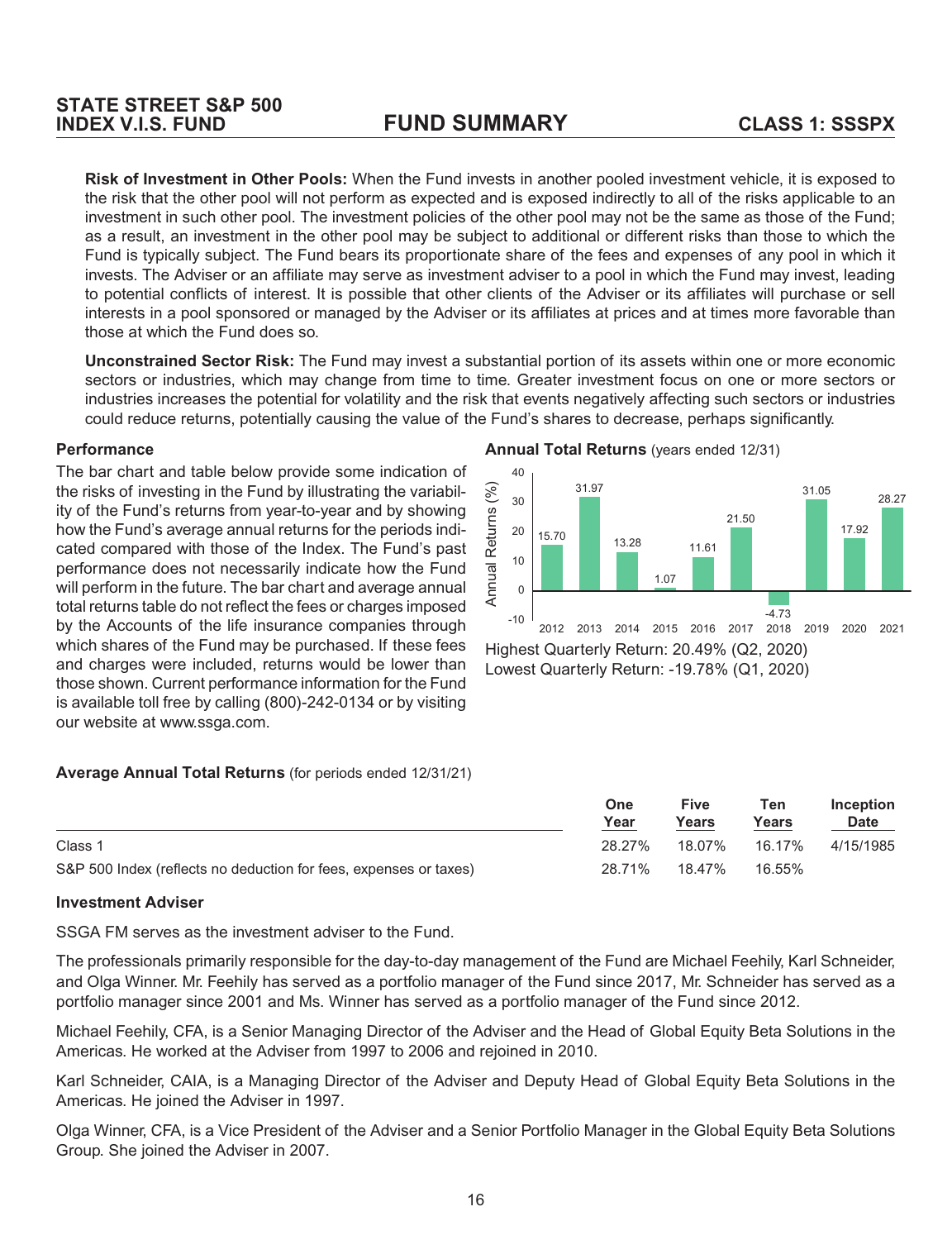**Risk of Investment in Other Pools:** When the Fund invests in another pooled investment vehicle, it is exposed to the risk that the other pool will not perform as expected and is exposed indirectly to all of the risks applicable to an investment in such other pool. The investment policies of the other pool may not be the same as those of the Fund; as a result, an investment in the other pool may be subject to additional or different risks than those to which the Fund is typically subject. The Fund bears its proportionate share of the fees and expenses of any pool in which it invests. The Adviser or an affiliate may serve as investment adviser to a pool in which the Fund may invest, leading to potential conflicts of interest. It is possible that other clients of the Adviser or its affiliates will purchase or sell interests in a pool sponsored or managed by the Adviser or its affiliates at prices and at times more favorable than those at which the Fund does so.

**Unconstrained Sector Risk:** The Fund may invest a substantial portion of its assets within one or more economic sectors or industries, which may change from time to time. Greater investment focus on one or more sectors or industries increases the potential for volatility and the risk that events negatively affecting such sectors or industries could reduce returns, potentially causing the value of the Fund's shares to decrease, perhaps significantly.

### Performance

The bar chart and table below provide some indication of the risks of investing in the Fund by illustrating the variability of the Fund's returns from year-to-year and by showing how the Fund's average annual returns for the periods indicated compared with those of the Index. The Fund's past performance does not necessarily indicate how the Fund will perform in the future. The bar chart and average annual total returns table do not reflect the fees or charges imposed by the Accounts of the life insurance companies through which shares of the Fund may be purchased. If these fees and charges were included, returns would be lower than those shown. Current performance information for the Fund is available toll free by calling (800)-242-0134 or by visiting our website at www.ssga.com.

**Annual Total Returns** (years ended 12/31)

| Year | Annual Returns (%) |
|---|---|
| 2012 | 15.70 |
| 2013 | 31.97 |
| 2014 | 13.28 |
| 2015 | 1.07 |
| 2016 | 11.61 |
| 2017 | 21.50 |
| 2018 | -4.73 |
| 2019 | 31.05 |
| 2020 | 17.92 |
| 2021 | 28.27 |

Highest Quarterly Return: 20.49% (Q2, 2020)
Lowest Quarterly Return: -19.78% (Q1, 2020)

**Average Annual Total Returns** (for periods ended 12/31/21)

| | One Year | Five Years | Ten Years | Inception Date |
|---|---|---|---|---|
| Class 1 | 28.27% | 18.07% | 16.17% | 4/15/1985 |
| S&P 500 Index (reflects no deduction for fees, expenses or taxes) | 28.71% | 18.47% | 16.55% | |

### Investment Adviser

SSGA FM serves as the investment adviser to the Fund.

The professionals primarily responsible for the day-to-day management of the Fund are Michael Feehily, Karl Schneider, and Olga Winner. Mr. Feehily has served as a portfolio manager of the Fund since 2017, Mr. Schneider has served as a portfolio manager since 2001 and Ms. Winner has served as a portfolio manager of the Fund since 2012.

Michael Feehily, CFA, is a Senior Managing Director of the Adviser and the Head of Global Equity Beta Solutions in the Americas. He worked at the Adviser from 1997 to 2006 and rejoined in 2010.

Karl Schneider, CAIA, is a Managing Director of the Adviser and Deputy Head of Global Equity Beta Solutions in the Americas. He joined the Adviser in 1997.

Olga Winner, CFA, is a Vice President of the Adviser and a Senior Portfolio Manager in the Global Equity Beta Solutions Group. She joined the Adviser in 2007.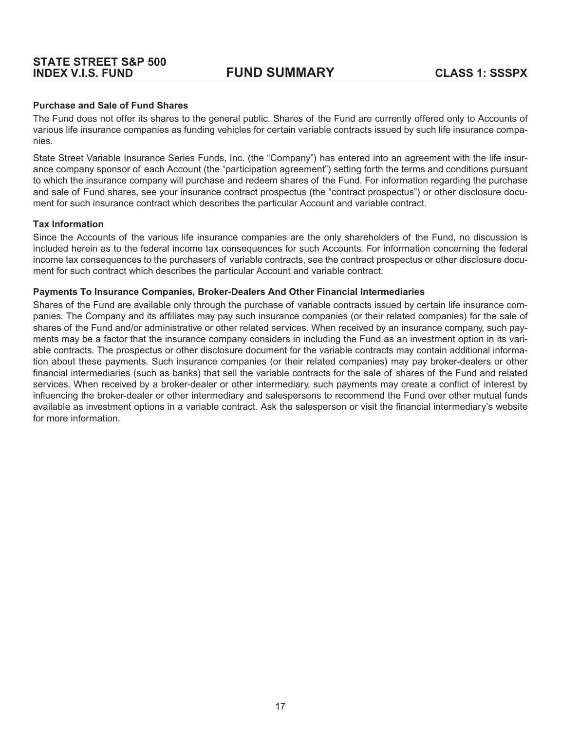### Purchase and Sale of Fund Shares

The Fund does not offer its shares to the general public. Shares of the Fund are currently offered only to Accounts of various life insurance companies as funding vehicles for certain variable contracts issued by such life insurance companies.

State Street Variable Insurance Series Funds, Inc. (the "Company") has entered into an agreement with the life insurance company sponsor of each Account (the "participation agreement") setting forth the terms and conditions pursuant to which the insurance company will purchase and redeem shares of the Fund. For information regarding the purchase and sale of Fund shares, see your insurance contract prospectus (the "contract prospectus") or other disclosure document for such insurance contract which describes the particular Account and variable contract.

### Tax Information

Since the Accounts of the various life insurance companies are the only shareholders of the Fund, no discussion is included herein as to the federal income tax consequences for such Accounts. For information concerning the federal income tax consequences to the purchasers of variable contracts, see the contract prospectus or other disclosure document for such contract which describes the particular Account and variable contract.

### Payments To Insurance Companies, Broker-Dealers And Other Financial Intermediaries

Shares of the Fund are available only through the purchase of variable contracts issued by certain life insurance companies. The Company and its affiliates may pay such insurance companies (or their related companies) for the sale of shares of the Fund and/or administrative or other related services. When received by an insurance company, such payments may be a factor that the insurance company considers in including the Fund as an investment option in its variable contracts. The prospectus or other disclosure document for the variable contracts may contain additional information about these payments. Such insurance companies (or their related companies) may pay broker-dealers or other financial intermediaries (such as banks) that sell the variable contracts for the sale of shares of the Fund and related services. When received by a broker-dealer or other intermediary, such payments may create a conflict of interest by influencing the broker-dealer or other intermediary and salespersons to recommend the Fund over other mutual funds available as investment options in a variable contract. Ask the salesperson or visit the financial intermediary's website for more information.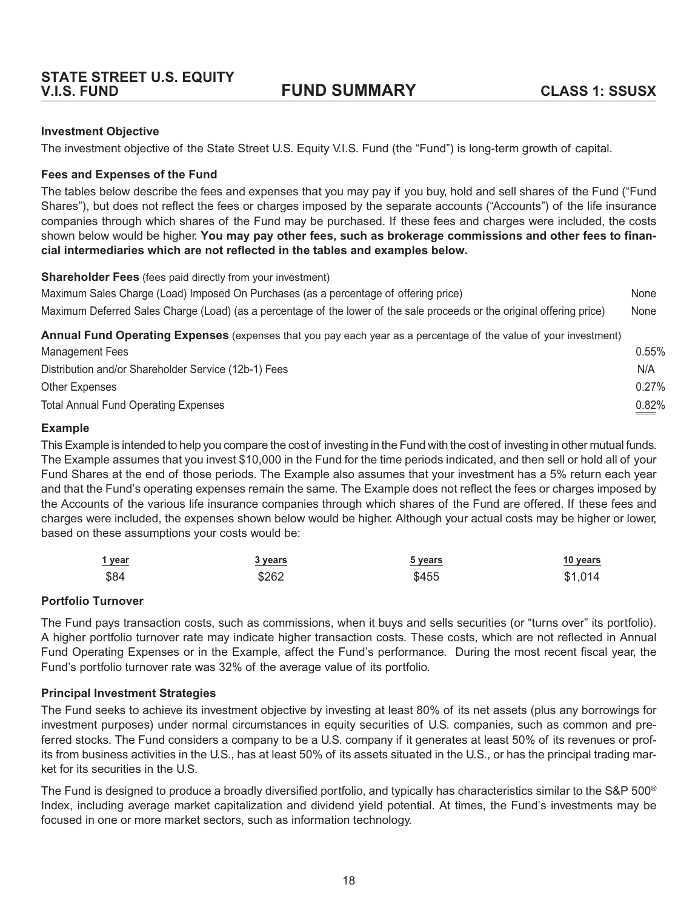# STATE STREET U.S. EQUITY V.I.S. FUND — FUND SUMMARY — CLASS 1: SSUSX

### Investment Objective

The investment objective of the State Street U.S. Equity V.I.S. Fund (the "Fund") is long-term growth of capital.

### Fees and Expenses of the Fund

The tables below describe the fees and expenses that you may pay if you buy, hold and sell shares of the Fund ("Fund Shares"), but does not reflect the fees or charges imposed by the separate accounts ("Accounts") of the life insurance companies through which shares of the Fund may be purchased. If these fees and charges were included, the costs shown below would be higher. **You may pay other fees, such as brokerage commissions and other fees to financial intermediaries which are not reflected in the tables and examples below.**

**Shareholder Fees** (fees paid directly from your investment)

| | |
|---|---|
| Maximum Sales Charge (Load) Imposed On Purchases (as a percentage of offering price) | None |
| Maximum Deferred Sales Charge (Load) (as a percentage of the lower of the sale proceeds or the original offering price) | None |

**Annual Fund Operating Expenses** (expenses that you pay each year as a percentage of the value of your investment)

| | |
|---|---|
| Management Fees | 0.55% |
| Distribution and/or Shareholder Service (12b-1) Fees | N/A |
| Other Expenses | 0.27% |
| Total Annual Fund Operating Expenses | 0.82% |

### Example

This Example is intended to help you compare the cost of investing in the Fund with the cost of investing in other mutual funds. The Example assumes that you invest $10,000 in the Fund for the time periods indicated, and then sell or hold all of your Fund Shares at the end of those periods. The Example also assumes that your investment has a 5% return each year and that the Fund's operating expenses remain the same. The Example does not reflect the fees or charges imposed by the Accounts of the various life insurance companies through which shares of the Fund are offered. If these fees and charges were included, the expenses shown below would be higher. Although your actual costs may be higher or lower, based on these assumptions your costs would be:

| 1 year | 3 years | 5 years | 10 years |
|---|---|---|---|
| $84 | $262 | $455 | $1,014 |

### Portfolio Turnover

The Fund pays transaction costs, such as commissions, when it buys and sells securities (or "turns over" its portfolio). A higher portfolio turnover rate may indicate higher transaction costs. These costs, which are not reflected in Annual Fund Operating Expenses or in the Example, affect the Fund's performance. During the most recent fiscal year, the Fund's portfolio turnover rate was 32% of the average value of its portfolio.

### Principal Investment Strategies

The Fund seeks to achieve its investment objective by investing at least 80% of its net assets (plus any borrowings for investment purposes) under normal circumstances in equity securities of U.S. companies, such as common and preferred stocks. The Fund considers a company to be a U.S. company if it generates at least 50% of its revenues or profits from business activities in the U.S., has at least 50% of its assets situated in the U.S., or has the principal trading market for its securities in the U.S.

The Fund is designed to produce a broadly diversified portfolio, and typically has characteristics similar to the S&P 500® Index, including average market capitalization and dividend yield potential. At times, the Fund's investments may be focused in one or more market sectors, such as information technology.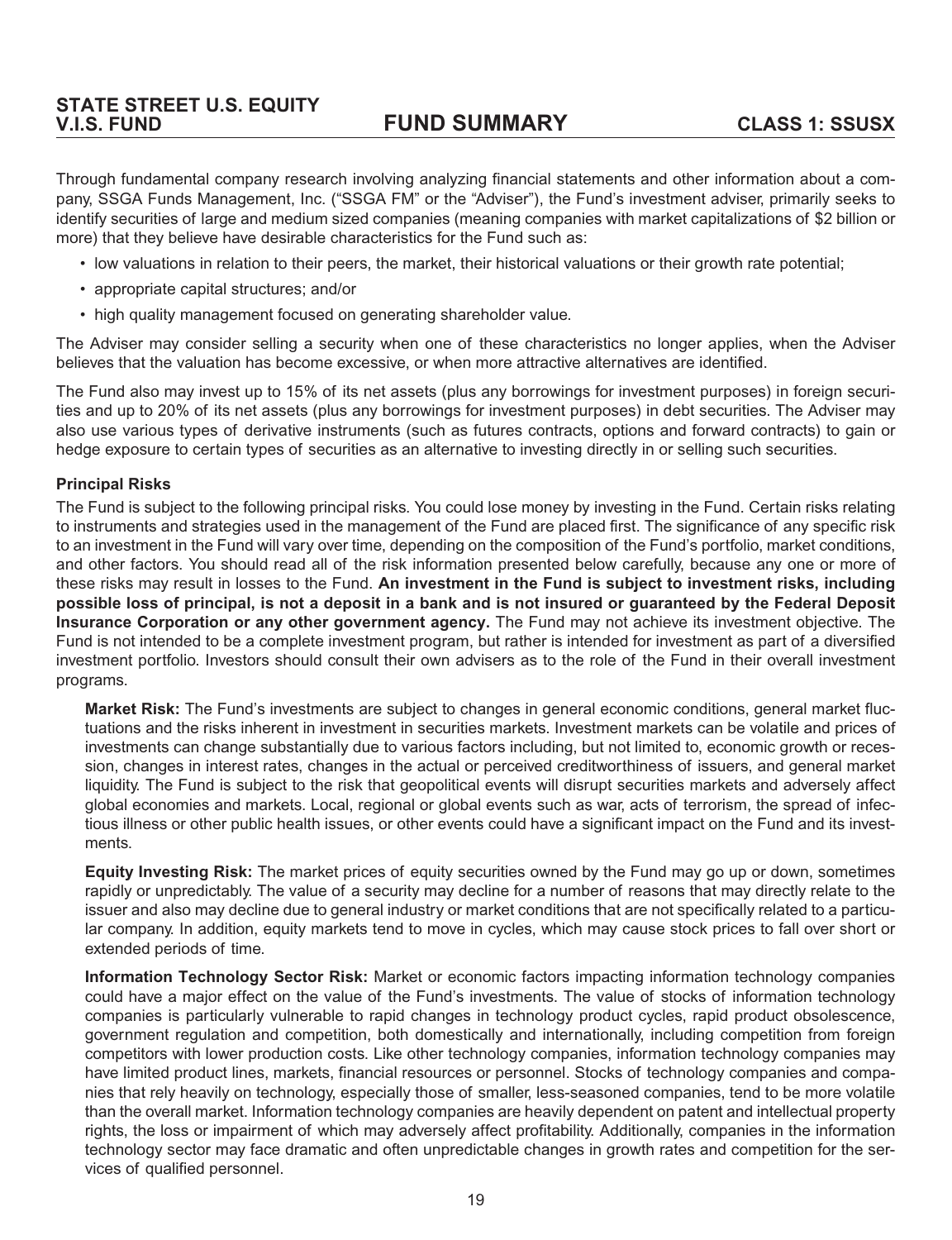Through fundamental company research involving analyzing financial statements and other information about a company, SSGA Funds Management, Inc. ("SSGA FM" or the "Adviser"), the Fund's investment adviser, primarily seeks to identify securities of large and medium sized companies (meaning companies with market capitalizations of $2 billion or more) that they believe have desirable characteristics for the Fund such as:

- low valuations in relation to their peers, the market, their historical valuations or their growth rate potential;
- appropriate capital structures; and/or
- high quality management focused on generating shareholder value.

The Adviser may consider selling a security when one of these characteristics no longer applies, when the Adviser believes that the valuation has become excessive, or when more attractive alternatives are identified.

The Fund also may invest up to 15% of its net assets (plus any borrowings for investment purposes) in foreign securities and up to 20% of its net assets (plus any borrowings for investment purposes) in debt securities. The Adviser may also use various types of derivative instruments (such as futures contracts, options and forward contracts) to gain or hedge exposure to certain types of securities as an alternative to investing directly in or selling such securities.

### Principal Risks

The Fund is subject to the following principal risks. You could lose money by investing in the Fund. Certain risks relating to instruments and strategies used in the management of the Fund are placed first. The significance of any specific risk to an investment in the Fund will vary over time, depending on the composition of the Fund's portfolio, market conditions, and other factors. You should read all of the risk information presented below carefully, because any one or more of these risks may result in losses to the Fund. **An investment in the Fund is subject to investment risks, including possible loss of principal, is not a deposit in a bank and is not insured or guaranteed by the Federal Deposit Insurance Corporation or any other government agency.** The Fund may not achieve its investment objective. The Fund is not intended to be a complete investment program, but rather is intended for investment as part of a diversified investment portfolio. Investors should consult their own advisers as to the role of the Fund in their overall investment programs.

**Market Risk:** The Fund's investments are subject to changes in general economic conditions, general market fluctuations and the risks inherent in investment in securities markets. Investment markets can be volatile and prices of investments can change substantially due to various factors including, but not limited to, economic growth or recession, changes in interest rates, changes in the actual or perceived creditworthiness of issuers, and general market liquidity. The Fund is subject to the risk that geopolitical events will disrupt securities markets and adversely affect global economies and markets. Local, regional or global events such as war, acts of terrorism, the spread of infectious illness or other public health issues, or other events could have a significant impact on the Fund and its investments.

**Equity Investing Risk:** The market prices of equity securities owned by the Fund may go up or down, sometimes rapidly or unpredictably. The value of a security may decline for a number of reasons that may directly relate to the issuer and also may decline due to general industry or market conditions that are not specifically related to a particular company. In addition, equity markets tend to move in cycles, which may cause stock prices to fall over short or extended periods of time.

**Information Technology Sector Risk:** Market or economic factors impacting information technology companies could have a major effect on the value of the Fund's investments. The value of stocks of information technology companies is particularly vulnerable to rapid changes in technology product cycles, rapid product obsolescence, government regulation and competition, both domestically and internationally, including competition from foreign competitors with lower production costs. Like other technology companies, information technology companies may have limited product lines, markets, financial resources or personnel. Stocks of technology companies and companies that rely heavily on technology, especially those of smaller, less-seasoned companies, tend to be more volatile than the overall market. Information technology companies are heavily dependent on patent and intellectual property rights, the loss or impairment of which may adversely affect profitability. Additionally, companies in the information technology sector may face dramatic and often unpredictable changes in growth rates and competition for the services of qualified personnel.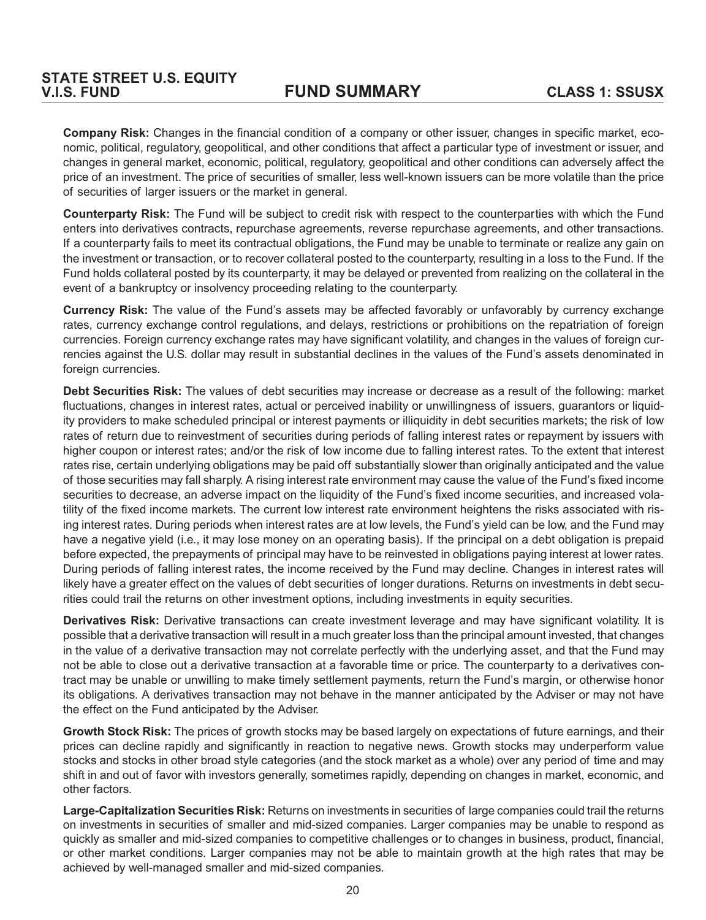**Company Risk:** Changes in the financial condition of a company or other issuer, changes in specific market, economic, political, regulatory, geopolitical, and other conditions that affect a particular type of investment or issuer, and changes in general market, economic, political, regulatory, geopolitical and other conditions can adversely affect the price of an investment. The price of securities of smaller, less well-known issuers can be more volatile than the price of securities of larger issuers or the market in general.

**Counterparty Risk:** The Fund will be subject to credit risk with respect to the counterparties with which the Fund enters into derivatives contracts, repurchase agreements, reverse repurchase agreements, and other transactions. If a counterparty fails to meet its contractual obligations, the Fund may be unable to terminate or realize any gain on the investment or transaction, or to recover collateral posted to the counterparty, resulting in a loss to the Fund. If the Fund holds collateral posted by its counterparty, it may be delayed or prevented from realizing on the collateral in the event of a bankruptcy or insolvency proceeding relating to the counterparty.

**Currency Risk:** The value of the Fund's assets may be affected favorably or unfavorably by currency exchange rates, currency exchange control regulations, and delays, restrictions or prohibitions on the repatriation of foreign currencies. Foreign currency exchange rates may have significant volatility, and changes in the values of foreign currencies against the U.S. dollar may result in substantial declines in the values of the Fund's assets denominated in foreign currencies.

**Debt Securities Risk:** The values of debt securities may increase or decrease as a result of the following: market fluctuations, changes in interest rates, actual or perceived inability or unwillingness of issuers, guarantors or liquidity providers to make scheduled principal or interest payments or illiquidity in debt securities markets; the risk of low rates of return due to reinvestment of securities during periods of falling interest rates or repayment by issuers with higher coupon or interest rates; and/or the risk of low income due to falling interest rates. To the extent that interest rates rise, certain underlying obligations may be paid off substantially slower than originally anticipated and the value of those securities may fall sharply. A rising interest rate environment may cause the value of the Fund's fixed income securities to decrease, an adverse impact on the liquidity of the Fund's fixed income securities, and increased volatility of the fixed income markets. The current low interest rate environment heightens the risks associated with rising interest rates. During periods when interest rates are at low levels, the Fund's yield can be low, and the Fund may have a negative yield (i.e., it may lose money on an operating basis). If the principal on a debt obligation is prepaid before expected, the prepayments of principal may have to be reinvested in obligations paying interest at lower rates. During periods of falling interest rates, the income received by the Fund may decline. Changes in interest rates will likely have a greater effect on the values of debt securities of longer durations. Returns on investments in debt securities could trail the returns on other investment options, including investments in equity securities.

**Derivatives Risk:** Derivative transactions can create investment leverage and may have significant volatility. It is possible that a derivative transaction will result in a much greater loss than the principal amount invested, that changes in the value of a derivative transaction may not correlate perfectly with the underlying asset, and that the Fund may not be able to close out a derivative transaction at a favorable time or price. The counterparty to a derivatives contract may be unable or unwilling to make timely settlement payments, return the Fund's margin, or otherwise honor its obligations. A derivatives transaction may not behave in the manner anticipated by the Adviser or may not have the effect on the Fund anticipated by the Adviser.

**Growth Stock Risk:** The prices of growth stocks may be based largely on expectations of future earnings, and their prices can decline rapidly and significantly in reaction to negative news. Growth stocks may underperform value stocks and stocks in other broad style categories (and the stock market as a whole) over any period of time and may shift in and out of favor with investors generally, sometimes rapidly, depending on changes in market, economic, and other factors.

**Large-Capitalization Securities Risk:** Returns on investments in securities of large companies could trail the returns on investments in securities of smaller and mid-sized companies. Larger companies may be unable to respond as quickly as smaller and mid-sized companies to competitive challenges or to changes in business, product, financial, or other market conditions. Larger companies may not be able to maintain growth at the high rates that may be achieved by well-managed smaller and mid-sized companies.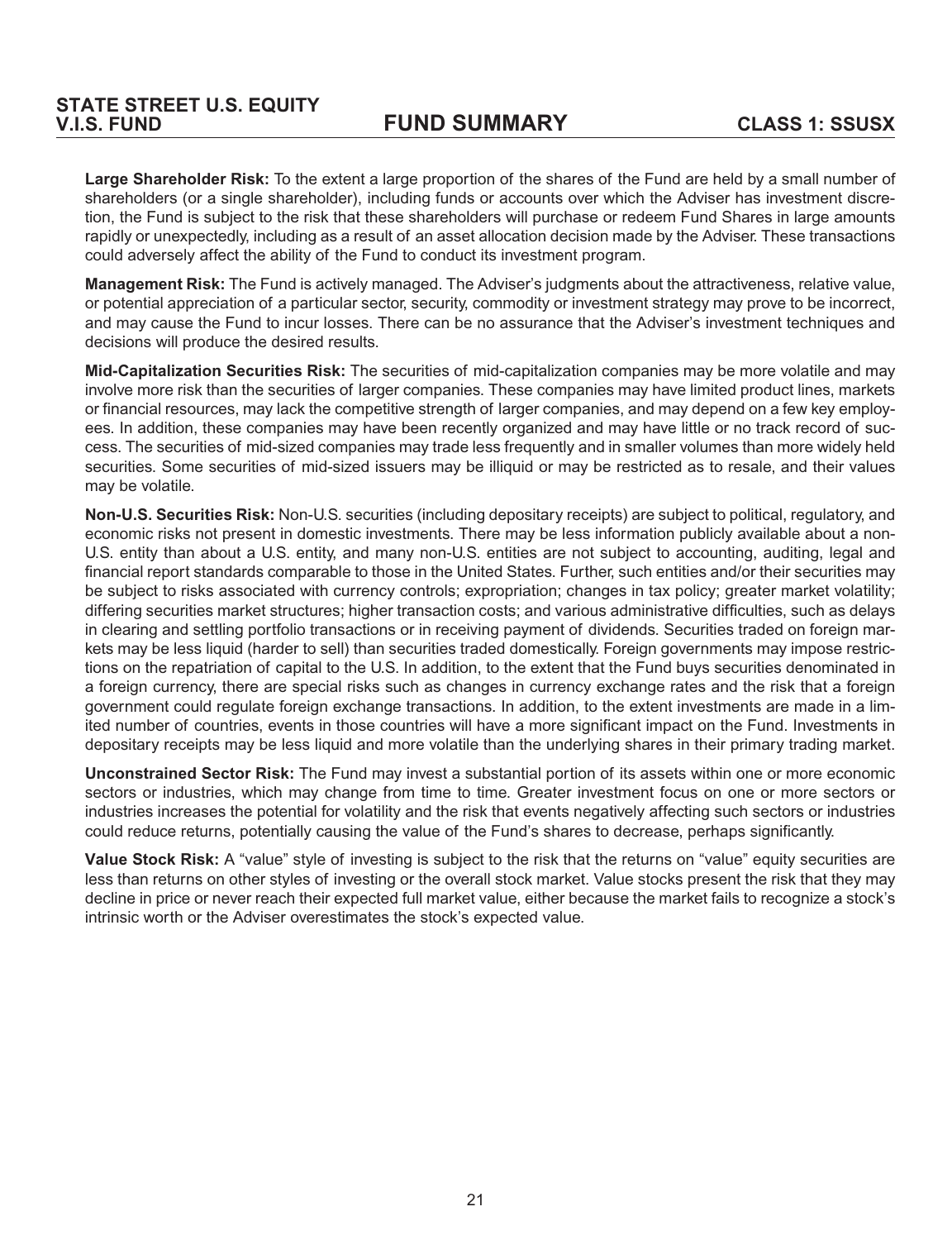**Large Shareholder Risk:** To the extent a large proportion of the shares of the Fund are held by a small number of shareholders (or a single shareholder), including funds or accounts over which the Adviser has investment discretion, the Fund is subject to the risk that these shareholders will purchase or redeem Fund Shares in large amounts rapidly or unexpectedly, including as a result of an asset allocation decision made by the Adviser. These transactions could adversely affect the ability of the Fund to conduct its investment program.

**Management Risk:** The Fund is actively managed. The Adviser's judgments about the attractiveness, relative value, or potential appreciation of a particular sector, security, commodity or investment strategy may prove to be incorrect, and may cause the Fund to incur losses. There can be no assurance that the Adviser's investment techniques and decisions will produce the desired results.

**Mid-Capitalization Securities Risk:** The securities of mid-capitalization companies may be more volatile and may involve more risk than the securities of larger companies. These companies may have limited product lines, markets or financial resources, may lack the competitive strength of larger companies, and may depend on a few key employees. In addition, these companies may have been recently organized and may have little or no track record of success. The securities of mid-sized companies may trade less frequently and in smaller volumes than more widely held securities. Some securities of mid-sized issuers may be illiquid or may be restricted as to resale, and their values may be volatile.

**Non-U.S. Securities Risk:** Non-U.S. securities (including depositary receipts) are subject to political, regulatory, and economic risks not present in domestic investments. There may be less information publicly available about a non-U.S. entity than about a U.S. entity, and many non-U.S. entities are not subject to accounting, auditing, legal and financial report standards comparable to those in the United States. Further, such entities and/or their securities may be subject to risks associated with currency controls; expropriation; changes in tax policy; greater market volatility; differing securities market structures; higher transaction costs; and various administrative difficulties, such as delays in clearing and settling portfolio transactions or in receiving payment of dividends. Securities traded on foreign markets may be less liquid (harder to sell) than securities traded domestically. Foreign governments may impose restrictions on the repatriation of capital to the U.S. In addition, to the extent that the Fund buys securities denominated in a foreign currency, there are special risks such as changes in currency exchange rates and the risk that a foreign government could regulate foreign exchange transactions. In addition, to the extent investments are made in a limited number of countries, events in those countries will have a more significant impact on the Fund. Investments in depositary receipts may be less liquid and more volatile than the underlying shares in their primary trading market.

**Unconstrained Sector Risk:** The Fund may invest a substantial portion of its assets within one or more economic sectors or industries, which may change from time to time. Greater investment focus on one or more sectors or industries increases the potential for volatility and the risk that events negatively affecting such sectors or industries could reduce returns, potentially causing the value of the Fund's shares to decrease, perhaps significantly.

**Value Stock Risk:** A "value" style of investing is subject to the risk that the returns on "value" equity securities are less than returns on other styles of investing or the overall stock market. Value stocks present the risk that they may decline in price or never reach their expected full market value, either because the market fails to recognize a stock's intrinsic worth or the Adviser overestimates the stock's expected value.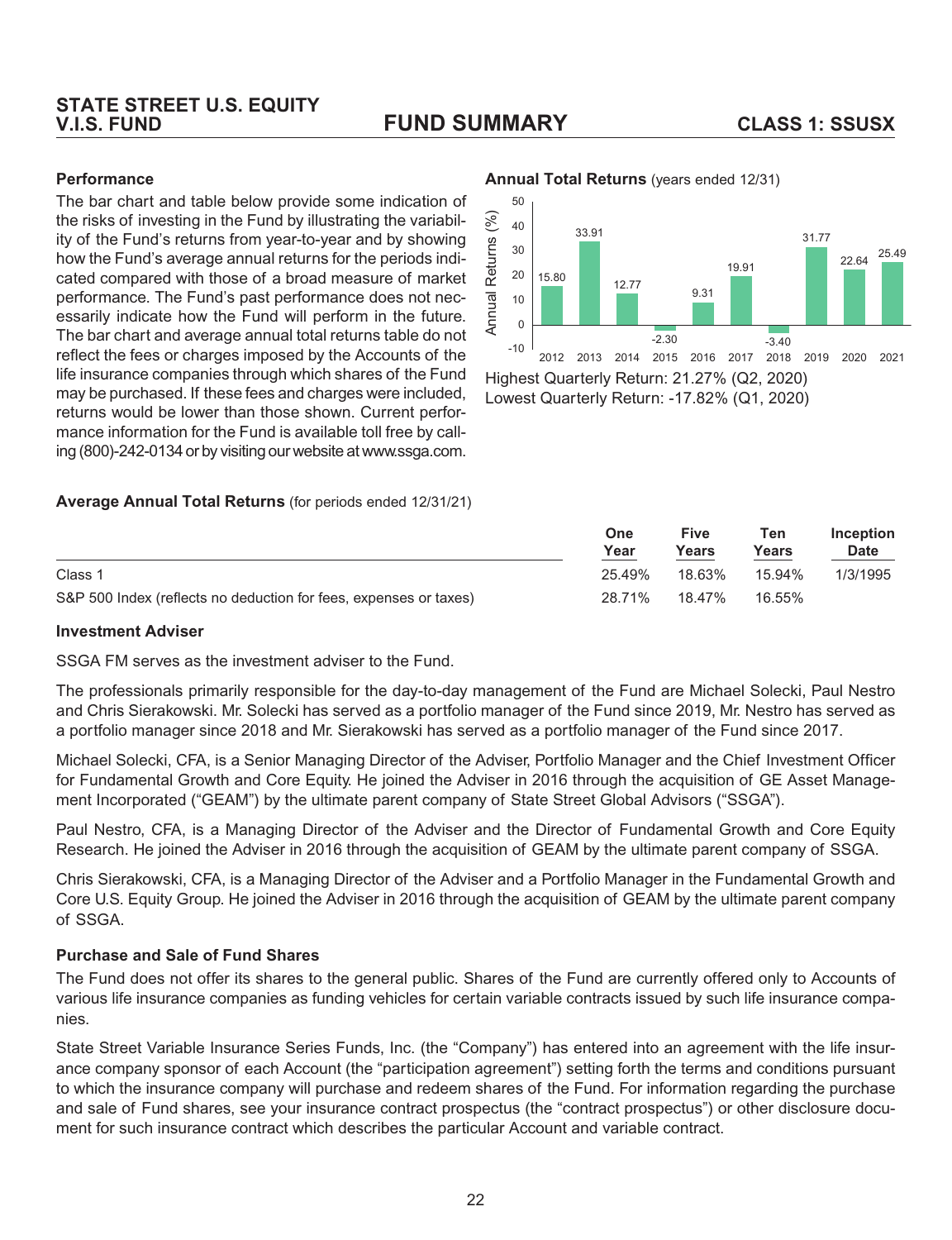## Performance

The bar chart and table below provide some indication of the risks of investing in the Fund by illustrating the variability of the Fund's returns from year-to-year and by showing how the Fund's average annual returns for the periods indicated compared with those of a broad measure of market performance. The Fund's past performance does not necessarily indicate how the Fund will perform in the future. The bar chart and average annual total returns table do not reflect the fees or charges imposed by the Accounts of the life insurance companies through which shares of the Fund may be purchased. If these fees and charges were included, returns would be lower than those shown. Current performance information for the Fund is available toll free by calling (800)-242-0134 or by visiting our website at www.ssga.com.

**Annual Total Returns** (years ended 12/31)

| Year | Annual Returns (%) |
|---|---|
| 2012 | 15.80 |
| 2013 | 33.91 |
| 2014 | 12.77 |
| 2015 | -2.30 |
| 2016 | 9.31 |
| 2017 | 19.91 |
| 2018 | -3.40 |
| 2019 | 31.77 |
| 2020 | 22.64 |
| 2021 | 25.49 |

Highest Quarterly Return: 21.27% (Q2, 2020)
Lowest Quarterly Return: -17.82% (Q1, 2020)

**Average Annual Total Returns** (for periods ended 12/31/21)

| | One Year | Five Years | Ten Years | Inception Date |
|---|---|---|---|---|
| Class 1 | 25.49% | 18.63% | 15.94% | 1/3/1995 |
| S&P 500 Index (reflects no deduction for fees, expenses or taxes) | 28.71% | 18.47% | 16.55% | |

## Investment Adviser

SSGA FM serves as the investment adviser to the Fund.

The professionals primarily responsible for the day-to-day management of the Fund are Michael Solecki, Paul Nestro and Chris Sierakowski. Mr. Solecki has served as a portfolio manager of the Fund since 2019, Mr. Nestro has served as a portfolio manager since 2018 and Mr. Sierakowski has served as a portfolio manager of the Fund since 2017.

Michael Solecki, CFA, is a Senior Managing Director of the Adviser, Portfolio Manager and the Chief Investment Officer for Fundamental Growth and Core Equity. He joined the Adviser in 2016 through the acquisition of GE Asset Management Incorporated ("GEAM") by the ultimate parent company of State Street Global Advisors ("SSGA").

Paul Nestro, CFA, is a Managing Director of the Adviser and the Director of Fundamental Growth and Core Equity Research. He joined the Adviser in 2016 through the acquisition of GEAM by the ultimate parent company of SSGA.

Chris Sierakowski, CFA, is a Managing Director of the Adviser and a Portfolio Manager in the Fundamental Growth and Core U.S. Equity Group. He joined the Adviser in 2016 through the acquisition of GEAM by the ultimate parent company of SSGA.

## Purchase and Sale of Fund Shares

The Fund does not offer its shares to the general public. Shares of the Fund are currently offered only to Accounts of various life insurance companies as funding vehicles for certain variable contracts issued by such life insurance companies.

State Street Variable Insurance Series Funds, Inc. (the "Company") has entered into an agreement with the life insurance company sponsor of each Account (the "participation agreement") setting forth the terms and conditions pursuant to which the insurance company will purchase and redeem shares of the Fund. For information regarding the purchase and sale of Fund shares, see your insurance contract prospectus (the "contract prospectus") or other disclosure document for such insurance contract which describes the particular Account and variable contract.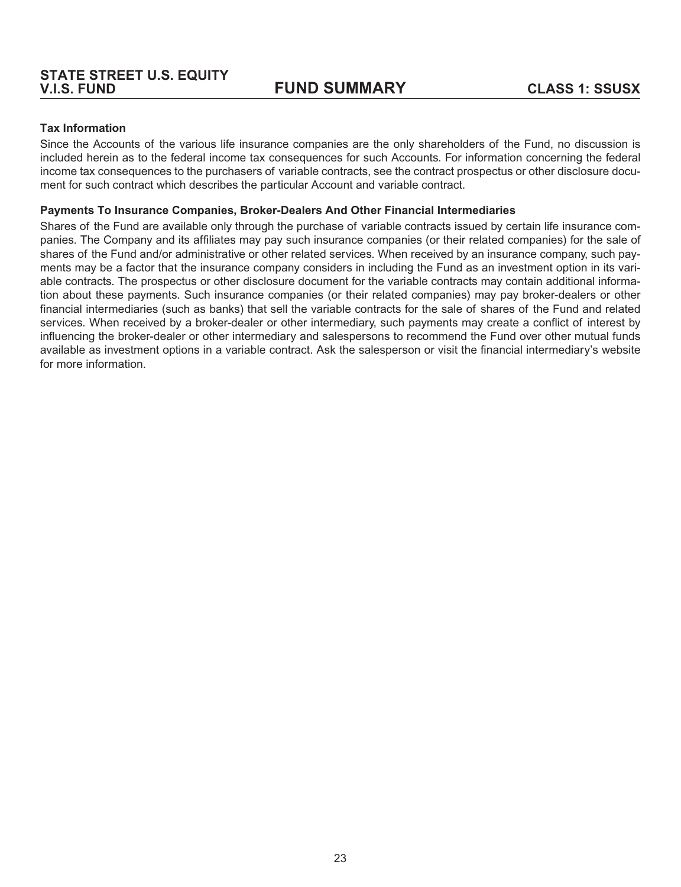### Tax Information

Since the Accounts of the various life insurance companies are the only shareholders of the Fund, no discussion is included herein as to the federal income tax consequences for such Accounts. For information concerning the federal income tax consequences to the purchasers of variable contracts, see the contract prospectus or other disclosure document for such contract which describes the particular Account and variable contract.

### Payments To Insurance Companies, Broker-Dealers And Other Financial Intermediaries

Shares of the Fund are available only through the purchase of variable contracts issued by certain life insurance companies. The Company and its affiliates may pay such insurance companies (or their related companies) for the sale of shares of the Fund and/or administrative or other related services. When received by an insurance company, such payments may be a factor that the insurance company considers in including the Fund as an investment option in its variable contracts. The prospectus or other disclosure document for the variable contracts may contain additional information about these payments. Such insurance companies (or their related companies) may pay broker-dealers or other financial intermediaries (such as banks) that sell the variable contracts for the sale of shares of the Fund and related services. When received by a broker-dealer or other intermediary, such payments may create a conflict of interest by influencing the broker-dealer or other intermediary and salespersons to recommend the Fund over other mutual funds available as investment options in a variable contract. Ask the salesperson or visit the financial intermediary's website for more information.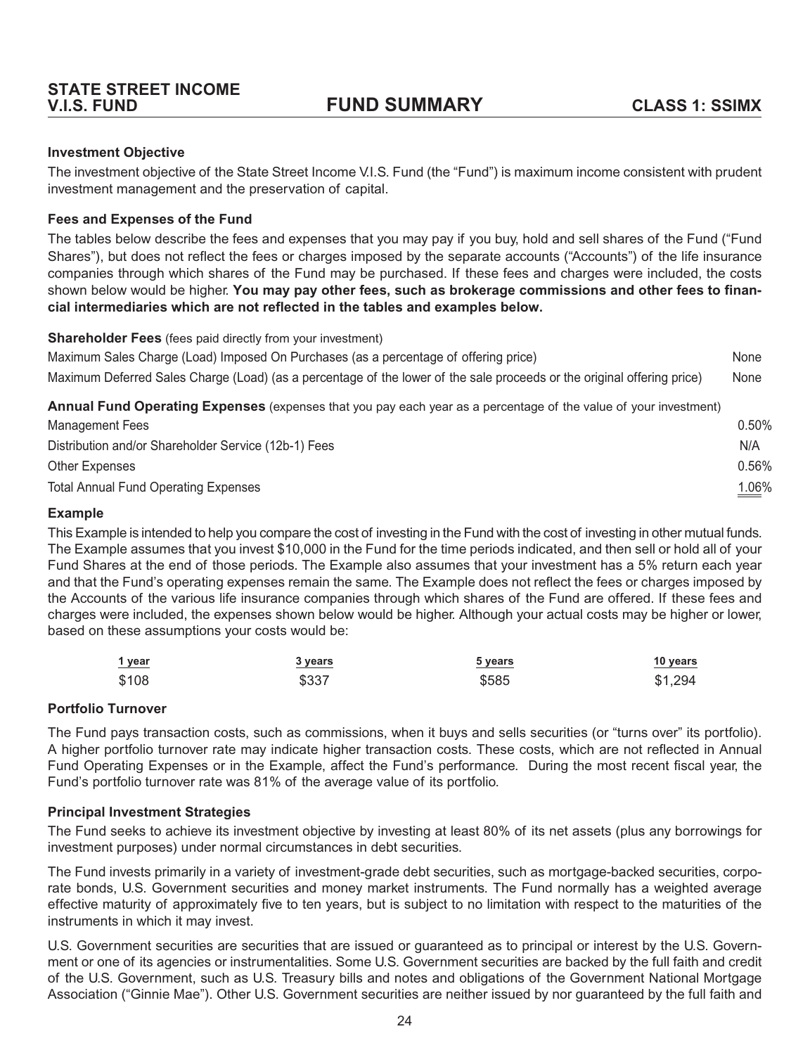# STATE STREET INCOME V.I.S. FUND — FUND SUMMARY — CLASS 1: SSIMX

### Investment Objective

The investment objective of the State Street Income V.I.S. Fund (the "Fund") is maximum income consistent with prudent investment management and the preservation of capital.

### Fees and Expenses of the Fund

The tables below describe the fees and expenses that you may pay if you buy, hold and sell shares of the Fund ("Fund Shares"), but does not reflect the fees or charges imposed by the separate accounts ("Accounts") of the life insurance companies through which shares of the Fund may be purchased. If these fees and charges were included, the costs shown below would be higher. **You may pay other fees, such as brokerage commissions and other fees to financial intermediaries which are not reflected in the tables and examples below.**

| **Shareholder Fees** (fees paid directly from your investment) | |
|---|---|
| Maximum Sales Charge (Load) Imposed On Purchases (as a percentage of offering price) | None |
| Maximum Deferred Sales Charge (Load) (as a percentage of the lower of the sale proceeds or the original offering price) | None |

| **Annual Fund Operating Expenses** (expenses that you pay each year as a percentage of the value of your investment) | |
|---|---|
| Management Fees | 0.50% |
| Distribution and/or Shareholder Service (12b-1) Fees | N/A |
| Other Expenses | 0.56% |
| Total Annual Fund Operating Expenses | 1.06% |

### Example

This Example is intended to help you compare the cost of investing in the Fund with the cost of investing in other mutual funds. The Example assumes that you invest $10,000 in the Fund for the time periods indicated, and then sell or hold all of your Fund Shares at the end of those periods. The Example also assumes that your investment has a 5% return each year and that the Fund's operating expenses remain the same. The Example does not reflect the fees or charges imposed by the Accounts of the various life insurance companies through which shares of the Fund are offered. If these fees and charges were included, the expenses shown below would be higher. Although your actual costs may be higher or lower, based on these assumptions your costs would be:

| 1 year | 3 years | 5 years | 10 years |
|---|---|---|---|
| $108 | $337 | $585 | $1,294 |

### Portfolio Turnover

The Fund pays transaction costs, such as commissions, when it buys and sells securities (or "turns over" its portfolio). A higher portfolio turnover rate may indicate higher transaction costs. These costs, which are not reflected in Annual Fund Operating Expenses or in the Example, affect the Fund's performance. During the most recent fiscal year, the Fund's portfolio turnover rate was 81% of the average value of its portfolio.

### Principal Investment Strategies

The Fund seeks to achieve its investment objective by investing at least 80% of its net assets (plus any borrowings for investment purposes) under normal circumstances in debt securities.

The Fund invests primarily in a variety of investment-grade debt securities, such as mortgage-backed securities, corporate bonds, U.S. Government securities and money market instruments. The Fund normally has a weighted average effective maturity of approximately five to ten years, but is subject to no limitation with respect to the maturities of the instruments in which it may invest.

U.S. Government securities are securities that are issued or guaranteed as to principal or interest by the U.S. Government or one of its agencies or instrumentalities. Some U.S. Government securities are backed by the full faith and credit of the U.S. Government, such as U.S. Treasury bills and notes and obligations of the Government National Mortgage Association ("Ginnie Mae"). Other U.S. Government securities are neither issued by nor guaranteed by the full faith and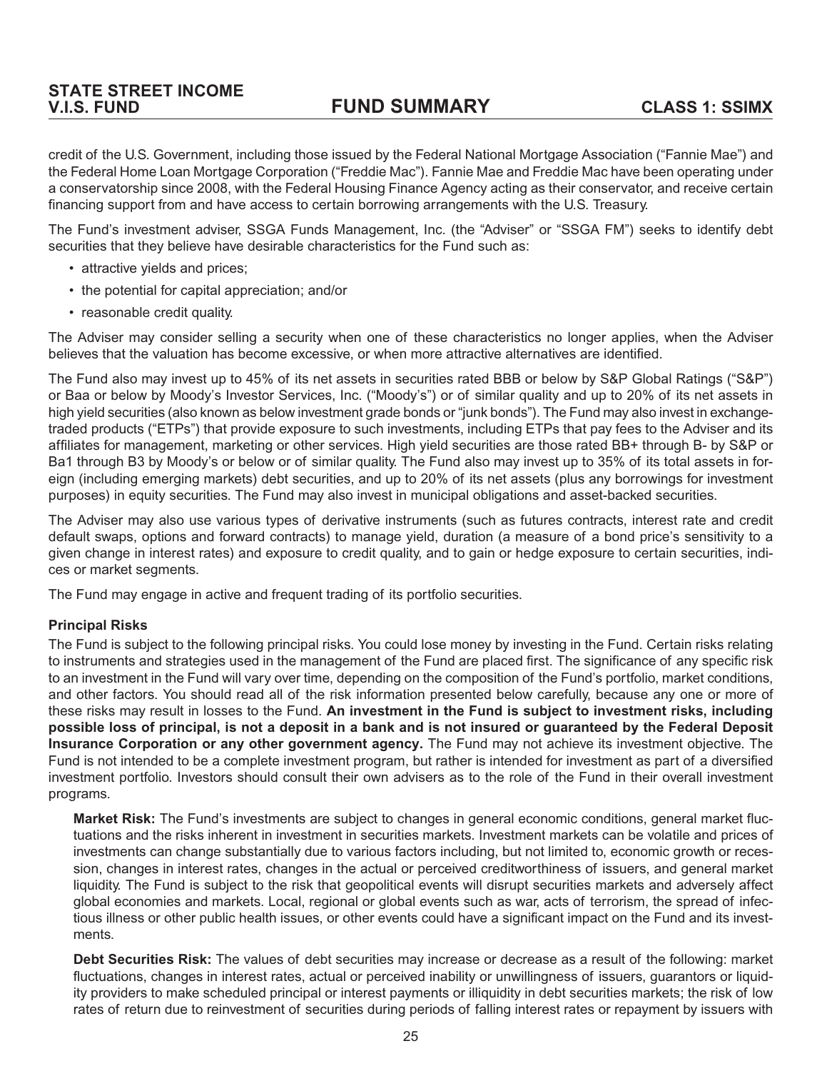credit of the U.S. Government, including those issued by the Federal National Mortgage Association ("Fannie Mae") and the Federal Home Loan Mortgage Corporation ("Freddie Mac"). Fannie Mae and Freddie Mac have been operating under a conservatorship since 2008, with the Federal Housing Finance Agency acting as their conservator, and receive certain financing support from and have access to certain borrowing arrangements with the U.S. Treasury.

The Fund's investment adviser, SSGA Funds Management, Inc. (the "Adviser" or "SSGA FM") seeks to identify debt securities that they believe have desirable characteristics for the Fund such as:

- attractive yields and prices;
- the potential for capital appreciation; and/or
- reasonable credit quality.

The Adviser may consider selling a security when one of these characteristics no longer applies, when the Adviser believes that the valuation has become excessive, or when more attractive alternatives are identified.

The Fund also may invest up to 45% of its net assets in securities rated BBB or below by S&P Global Ratings ("S&P") or Baa or below by Moody's Investor Services, Inc. ("Moody's") or of similar quality and up to 20% of its net assets in high yield securities (also known as below investment grade bonds or "junk bonds"). The Fund may also invest in exchange-traded products ("ETPs") that provide exposure to such investments, including ETPs that pay fees to the Adviser and its affiliates for management, marketing or other services. High yield securities are those rated BB+ through B- by S&P or Ba1 through B3 by Moody's or below or of similar quality. The Fund also may invest up to 35% of its total assets in foreign (including emerging markets) debt securities, and up to 20% of its net assets (plus any borrowings for investment purposes) in equity securities. The Fund may also invest in municipal obligations and asset-backed securities.

The Adviser may also use various types of derivative instruments (such as futures contracts, interest rate and credit default swaps, options and forward contracts) to manage yield, duration (a measure of a bond price's sensitivity to a given change in interest rates) and exposure to credit quality, and to gain or hedge exposure to certain securities, indices or market segments.

The Fund may engage in active and frequent trading of its portfolio securities.

**Principal Risks**

The Fund is subject to the following principal risks. You could lose money by investing in the Fund. Certain risks relating to instruments and strategies used in the management of the Fund are placed first. The significance of any specific risk to an investment in the Fund will vary over time, depending on the composition of the Fund's portfolio, market conditions, and other factors. You should read all of the risk information presented below carefully, because any one or more of these risks may result in losses to the Fund. **An investment in the Fund is subject to investment risks, including possible loss of principal, is not a deposit in a bank and is not insured or guaranteed by the Federal Deposit Insurance Corporation or any other government agency.** The Fund may not achieve its investment objective. The Fund is not intended to be a complete investment program, but rather is intended for investment as part of a diversified investment portfolio. Investors should consult their own advisers as to the role of the Fund in their overall investment programs.

**Market Risk:** The Fund's investments are subject to changes in general economic conditions, general market fluctuations and the risks inherent in investment in securities markets. Investment markets can be volatile and prices of investments can change substantially due to various factors including, but not limited to, economic growth or recession, changes in interest rates, changes in the actual or perceived creditworthiness of issuers, and general market liquidity. The Fund is subject to the risk that geopolitical events will disrupt securities markets and adversely affect global economies and markets. Local, regional or global events such as war, acts of terrorism, the spread of infectious illness or other public health issues, or other events could have a significant impact on the Fund and its investments.

**Debt Securities Risk:** The values of debt securities may increase or decrease as a result of the following: market fluctuations, changes in interest rates, actual or perceived inability or unwillingness of issuers, guarantors or liquidity providers to make scheduled principal or interest payments or illiquidity in debt securities markets; the risk of low rates of return due to reinvestment of securities during periods of falling interest rates or repayment by issuers with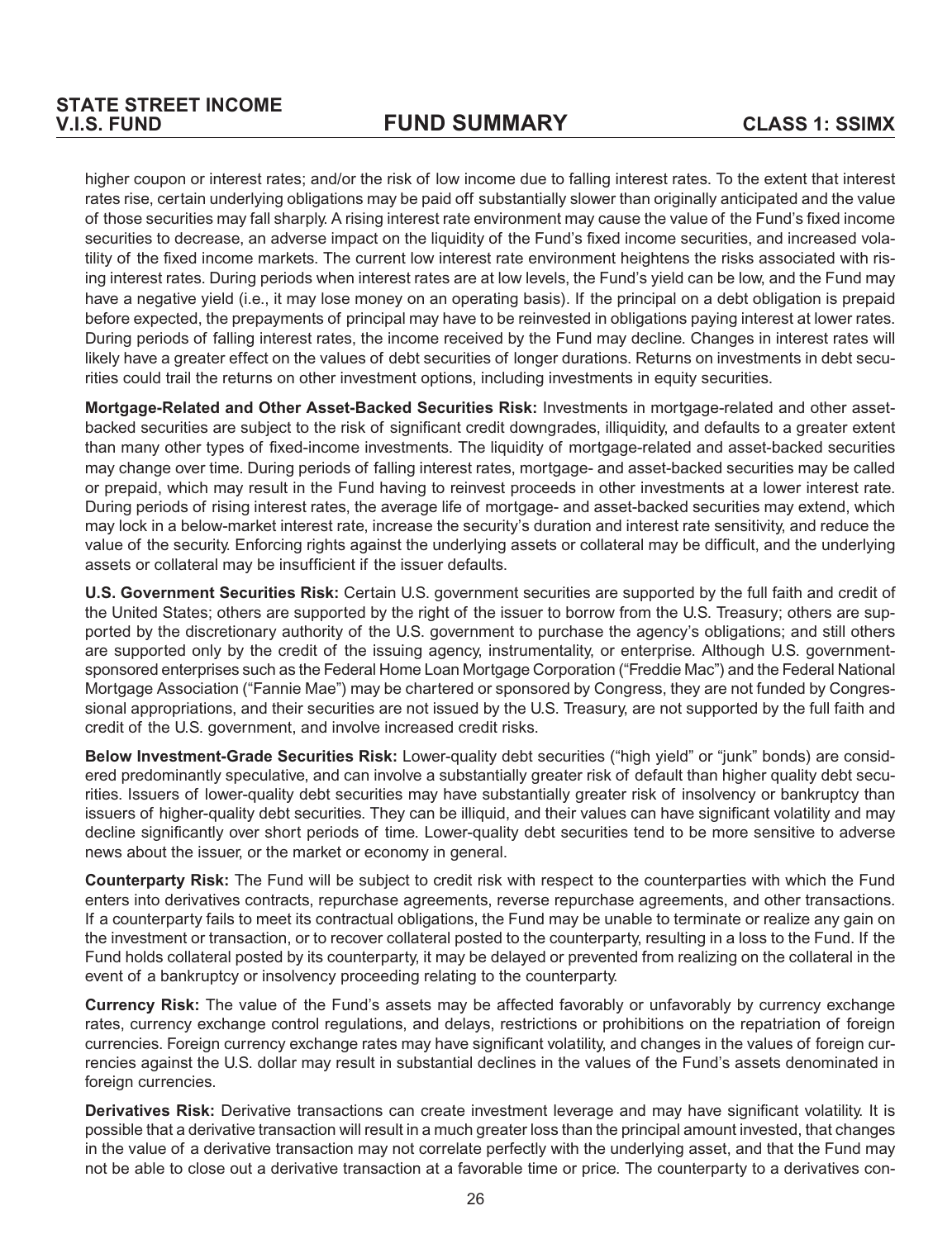higher coupon or interest rates; and/or the risk of low income due to falling interest rates. To the extent that interest rates rise, certain underlying obligations may be paid off substantially slower than originally anticipated and the value of those securities may fall sharply. A rising interest rate environment may cause the value of the Fund's fixed income securities to decrease, an adverse impact on the liquidity of the Fund's fixed income securities, and increased volatility of the fixed income markets. The current low interest rate environment heightens the risks associated with rising interest rates. During periods when interest rates are at low levels, the Fund's yield can be low, and the Fund may have a negative yield (i.e., it may lose money on an operating basis). If the principal on a debt obligation is prepaid before expected, the prepayments of principal may have to be reinvested in obligations paying interest at lower rates. During periods of falling interest rates, the income received by the Fund may decline. Changes in interest rates will likely have a greater effect on the values of debt securities of longer durations. Returns on investments in debt securities could trail the returns on other investment options, including investments in equity securities.

**Mortgage-Related and Other Asset-Backed Securities Risk:** Investments in mortgage-related and other asset-backed securities are subject to the risk of significant credit downgrades, illiquidity, and defaults to a greater extent than many other types of fixed-income investments. The liquidity of mortgage-related and asset-backed securities may change over time. During periods of falling interest rates, mortgage- and asset-backed securities may be called or prepaid, which may result in the Fund having to reinvest proceeds in other investments at a lower interest rate. During periods of rising interest rates, the average life of mortgage- and asset-backed securities may extend, which may lock in a below-market interest rate, increase the security's duration and interest rate sensitivity, and reduce the value of the security. Enforcing rights against the underlying assets or collateral may be difficult, and the underlying assets or collateral may be insufficient if the issuer defaults.

**U.S. Government Securities Risk:** Certain U.S. government securities are supported by the full faith and credit of the United States; others are supported by the right of the issuer to borrow from the U.S. Treasury; others are supported by the discretionary authority of the U.S. government to purchase the agency's obligations; and still others are supported only by the credit of the issuing agency, instrumentality, or enterprise. Although U.S. government-sponsored enterprises such as the Federal Home Loan Mortgage Corporation ("Freddie Mac") and the Federal National Mortgage Association ("Fannie Mae") may be chartered or sponsored by Congress, they are not funded by Congressional appropriations, and their securities are not issued by the U.S. Treasury, are not supported by the full faith and credit of the U.S. government, and involve increased credit risks.

**Below Investment-Grade Securities Risk:** Lower-quality debt securities ("high yield" or "junk" bonds) are considered predominantly speculative, and can involve a substantially greater risk of default than higher quality debt securities. Issuers of lower-quality debt securities may have substantially greater risk of insolvency or bankruptcy than issuers of higher-quality debt securities. They can be illiquid, and their values can have significant volatility and may decline significantly over short periods of time. Lower-quality debt securities tend to be more sensitive to adverse news about the issuer, or the market or economy in general.

**Counterparty Risk:** The Fund will be subject to credit risk with respect to the counterparties with which the Fund enters into derivatives contracts, repurchase agreements, reverse repurchase agreements, and other transactions. If a counterparty fails to meet its contractual obligations, the Fund may be unable to terminate or realize any gain on the investment or transaction, or to recover collateral posted to the counterparty, resulting in a loss to the Fund. If the Fund holds collateral posted by its counterparty, it may be delayed or prevented from realizing on the collateral in the event of a bankruptcy or insolvency proceeding relating to the counterparty.

**Currency Risk:** The value of the Fund's assets may be affected favorably or unfavorably by currency exchange rates, currency exchange control regulations, and delays, restrictions or prohibitions on the repatriation of foreign currencies. Foreign currency exchange rates may have significant volatility, and changes in the values of foreign currencies against the U.S. dollar may result in substantial declines in the values of the Fund's assets denominated in foreign currencies.

**Derivatives Risk:** Derivative transactions can create investment leverage and may have significant volatility. It is possible that a derivative transaction will result in a much greater loss than the principal amount invested, that changes in the value of a derivative transaction may not correlate perfectly with the underlying asset, and that the Fund may not be able to close out a derivative transaction at a favorable time or price. The counterparty to a derivatives con-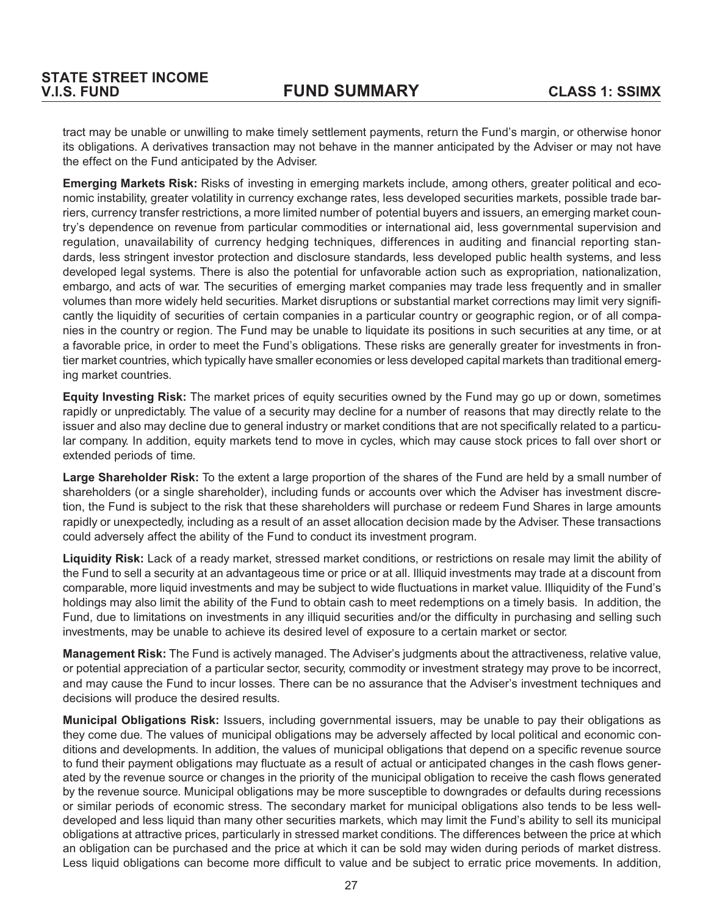tract may be unable or unwilling to make timely settlement payments, return the Fund's margin, or otherwise honor its obligations. A derivatives transaction may not behave in the manner anticipated by the Adviser or may not have the effect on the Fund anticipated by the Adviser.

**Emerging Markets Risk:** Risks of investing in emerging markets include, among others, greater political and economic instability, greater volatility in currency exchange rates, less developed securities markets, possible trade barriers, currency transfer restrictions, a more limited number of potential buyers and issuers, an emerging market country's dependence on revenue from particular commodities or international aid, less governmental supervision and regulation, unavailability of currency hedging techniques, differences in auditing and financial reporting standards, less stringent investor protection and disclosure standards, less developed public health systems, and less developed legal systems. There is also the potential for unfavorable action such as expropriation, nationalization, embargo, and acts of war. The securities of emerging market companies may trade less frequently and in smaller volumes than more widely held securities. Market disruptions or substantial market corrections may limit very significantly the liquidity of securities of certain companies in a particular country or geographic region, or of all companies in the country or region. The Fund may be unable to liquidate its positions in such securities at any time, or at a favorable price, in order to meet the Fund's obligations. These risks are generally greater for investments in frontier market countries, which typically have smaller economies or less developed capital markets than traditional emerging market countries.

**Equity Investing Risk:** The market prices of equity securities owned by the Fund may go up or down, sometimes rapidly or unpredictably. The value of a security may decline for a number of reasons that may directly relate to the issuer and also may decline due to general industry or market conditions that are not specifically related to a particular company. In addition, equity markets tend to move in cycles, which may cause stock prices to fall over short or extended periods of time.

**Large Shareholder Risk:** To the extent a large proportion of the shares of the Fund are held by a small number of shareholders (or a single shareholder), including funds or accounts over which the Adviser has investment discretion, the Fund is subject to the risk that these shareholders will purchase or redeem Fund Shares in large amounts rapidly or unexpectedly, including as a result of an asset allocation decision made by the Adviser. These transactions could adversely affect the ability of the Fund to conduct its investment program.

**Liquidity Risk:** Lack of a ready market, stressed market conditions, or restrictions on resale may limit the ability of the Fund to sell a security at an advantageous time or price or at all. Illiquid investments may trade at a discount from comparable, more liquid investments and may be subject to wide fluctuations in market value. Illiquidity of the Fund's holdings may also limit the ability of the Fund to obtain cash to meet redemptions on a timely basis. In addition, the Fund, due to limitations on investments in any illiquid securities and/or the difficulty in purchasing and selling such investments, may be unable to achieve its desired level of exposure to a certain market or sector.

**Management Risk:** The Fund is actively managed. The Adviser's judgments about the attractiveness, relative value, or potential appreciation of a particular sector, security, commodity or investment strategy may prove to be incorrect, and may cause the Fund to incur losses. There can be no assurance that the Adviser's investment techniques and decisions will produce the desired results.

**Municipal Obligations Risk:** Issuers, including governmental issuers, may be unable to pay their obligations as they come due. The values of municipal obligations may be adversely affected by local political and economic conditions and developments. In addition, the values of municipal obligations that depend on a specific revenue source to fund their payment obligations may fluctuate as a result of actual or anticipated changes in the cash flows generated by the revenue source or changes in the priority of the municipal obligation to receive the cash flows generated by the revenue source. Municipal obligations may be more susceptible to downgrades or defaults during recessions or similar periods of economic stress. The secondary market for municipal obligations also tends to be less well-developed and less liquid than many other securities markets, which may limit the Fund's ability to sell its municipal obligations at attractive prices, particularly in stressed market conditions. The differences between the price at which an obligation can be purchased and the price at which it can be sold may widen during periods of market distress. Less liquid obligations can become more difficult to value and be subject to erratic price movements. In addition,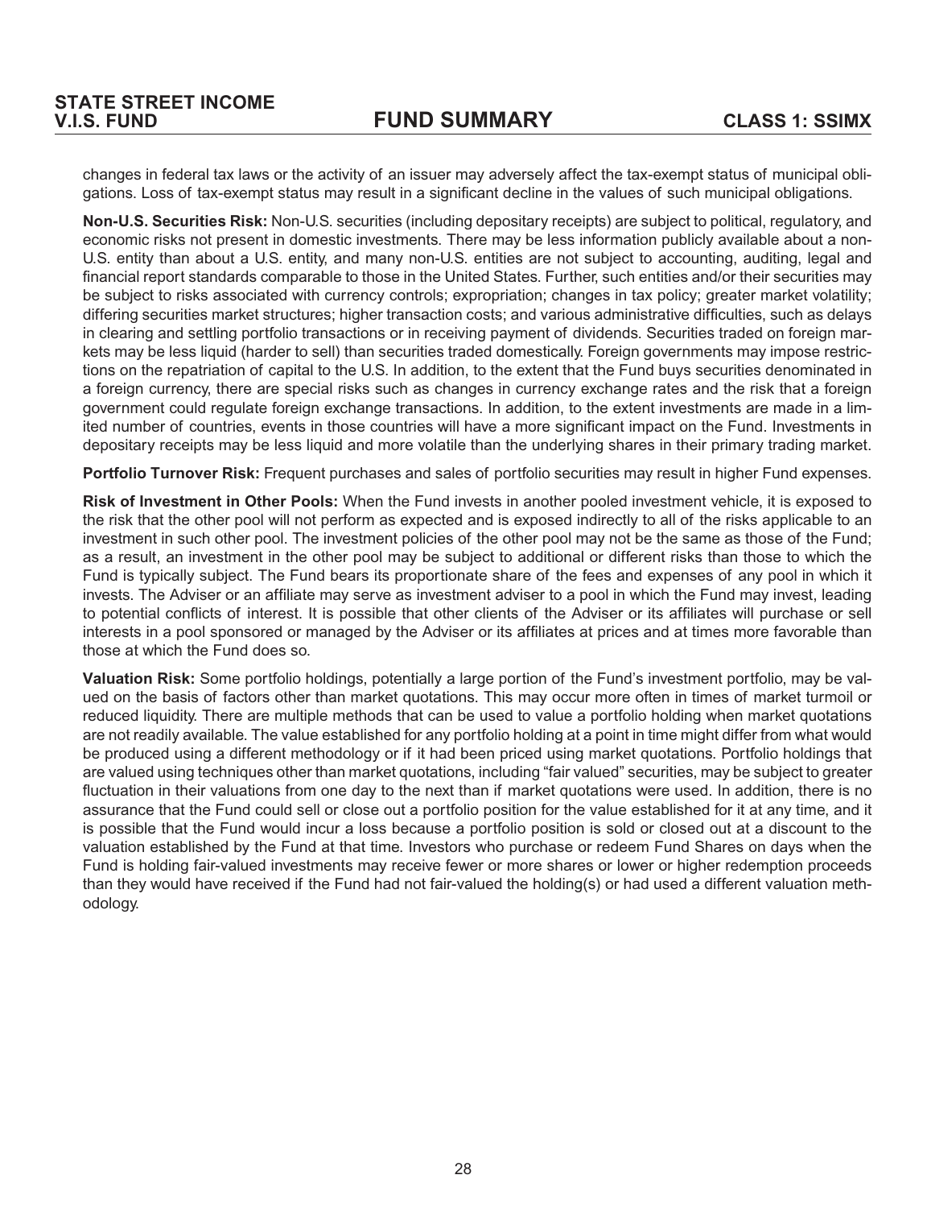changes in federal tax laws or the activity of an issuer may adversely affect the tax-exempt status of municipal obligations. Loss of tax-exempt status may result in a significant decline in the values of such municipal obligations.

**Non-U.S. Securities Risk:** Non-U.S. securities (including depositary receipts) are subject to political, regulatory, and economic risks not present in domestic investments. There may be less information publicly available about a non-U.S. entity than about a U.S. entity, and many non-U.S. entities are not subject to accounting, auditing, legal and financial report standards comparable to those in the United States. Further, such entities and/or their securities may be subject to risks associated with currency controls; expropriation; changes in tax policy; greater market volatility; differing securities market structures; higher transaction costs; and various administrative difficulties, such as delays in clearing and settling portfolio transactions or in receiving payment of dividends. Securities traded on foreign markets may be less liquid (harder to sell) than securities traded domestically. Foreign governments may impose restrictions on the repatriation of capital to the U.S. In addition, to the extent that the Fund buys securities denominated in a foreign currency, there are special risks such as changes in currency exchange rates and the risk that a foreign government could regulate foreign exchange transactions. In addition, to the extent investments are made in a limited number of countries, events in those countries will have a more significant impact on the Fund. Investments in depositary receipts may be less liquid and more volatile than the underlying shares in their primary trading market.

**Portfolio Turnover Risk:** Frequent purchases and sales of portfolio securities may result in higher Fund expenses.

**Risk of Investment in Other Pools:** When the Fund invests in another pooled investment vehicle, it is exposed to the risk that the other pool will not perform as expected and is exposed indirectly to all of the risks applicable to an investment in such other pool. The investment policies of the other pool may not be the same as those of the Fund; as a result, an investment in the other pool may be subject to additional or different risks than those to which the Fund is typically subject. The Fund bears its proportionate share of the fees and expenses of any pool in which it invests. The Adviser or an affiliate may serve as investment adviser to a pool in which the Fund may invest, leading to potential conflicts of interest. It is possible that other clients of the Adviser or its affiliates will purchase or sell interests in a pool sponsored or managed by the Adviser or its affiliates at prices and at times more favorable than those at which the Fund does so.

**Valuation Risk:** Some portfolio holdings, potentially a large portion of the Fund's investment portfolio, may be valued on the basis of factors other than market quotations. This may occur more often in times of market turmoil or reduced liquidity. There are multiple methods that can be used to value a portfolio holding when market quotations are not readily available. The value established for any portfolio holding at a point in time might differ from what would be produced using a different methodology or if it had been priced using market quotations. Portfolio holdings that are valued using techniques other than market quotations, including "fair valued" securities, may be subject to greater fluctuation in their valuations from one day to the next than if market quotations were used. In addition, there is no assurance that the Fund could sell or close out a portfolio position for the value established for it at any time, and it is possible that the Fund would incur a loss because a portfolio position is sold or closed out at a discount to the valuation established by the Fund at that time. Investors who purchase or redeem Fund Shares on days when the Fund is holding fair-valued investments may receive fewer or more shares or lower or higher redemption proceeds than they would have received if the Fund had not fair-valued the holding(s) or had used a different valuation methodology.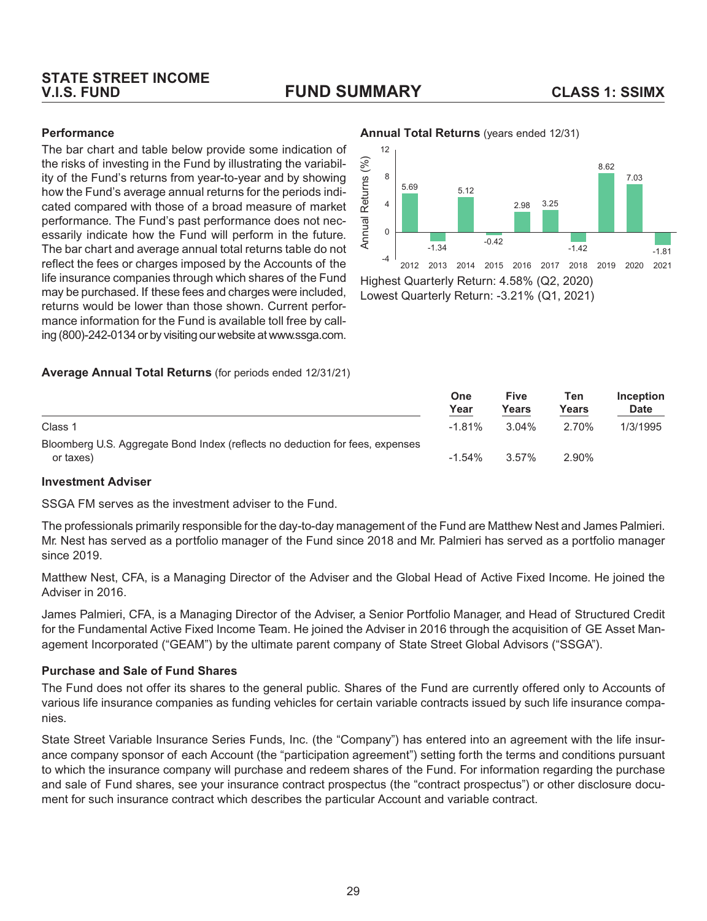### Performance

The bar chart and table below provide some indication of the risks of investing in the Fund by illustrating the variability of the Fund's returns from year-to-year and by showing how the Fund's average annual returns for the periods indicated compared with those of a broad measure of market performance. The Fund's past performance does not necessarily indicate how the Fund will perform in the future. The bar chart and average annual total returns table do not reflect the fees or charges imposed by the Accounts of the life insurance companies through which shares of the Fund may be purchased. If these fees and charges were included, returns would be lower than those shown. Current performance information for the Fund is available toll free by calling (800)-242-0134 or by visiting our website at www.ssga.com.

**Annual Total Returns** (years ended 12/31)

| Year | Annual Returns (%) |
|---|---|
| 2012 | 5.69 |
| 2013 | -1.34 |
| 2014 | 5.12 |
| 2015 | -0.42 |
| 2016 | 2.98 |
| 2017 | 3.25 |
| 2018 | -1.42 |
| 2019 | 8.62 |
| 2020 | 7.03 |
| 2021 | -1.81 |

Highest Quarterly Return: 4.58% (Q2, 2020)
Lowest Quarterly Return: -3.21% (Q1, 2021)

**Average Annual Total Returns** (for periods ended 12/31/21)

| | One Year | Five Years | Ten Years | Inception Date |
|---|---|---|---|---|
| Class 1 | -1.81% | 3.04% | 2.70% | 1/3/1995 |
| Bloomberg U.S. Aggregate Bond Index (reflects no deduction for fees, expenses or taxes) | -1.54% | 3.57% | 2.90% | |

### Investment Adviser

SSGA FM serves as the investment adviser to the Fund.

The professionals primarily responsible for the day-to-day management of the Fund are Matthew Nest and James Palmieri. Mr. Nest has served as a portfolio manager of the Fund since 2018 and Mr. Palmieri has served as a portfolio manager since 2019.

Matthew Nest, CFA, is a Managing Director of the Adviser and the Global Head of Active Fixed Income. He joined the Adviser in 2016.

James Palmieri, CFA, is a Managing Director of the Adviser, a Senior Portfolio Manager, and Head of Structured Credit for the Fundamental Active Fixed Income Team. He joined the Adviser in 2016 through the acquisition of GE Asset Management Incorporated ("GEAM") by the ultimate parent company of State Street Global Advisors ("SSGA").

### Purchase and Sale of Fund Shares

The Fund does not offer its shares to the general public. Shares of the Fund are currently offered only to Accounts of various life insurance companies as funding vehicles for certain variable contracts issued by such life insurance companies.

State Street Variable Insurance Series Funds, Inc. (the "Company") has entered into an agreement with the life insurance company sponsor of each Account (the "participation agreement") setting forth the terms and conditions pursuant to which the insurance company will purchase and redeem shares of the Fund. For information regarding the purchase and sale of Fund shares, see your insurance contract prospectus (the "contract prospectus") or other disclosure document for such insurance contract which describes the particular Account and variable contract.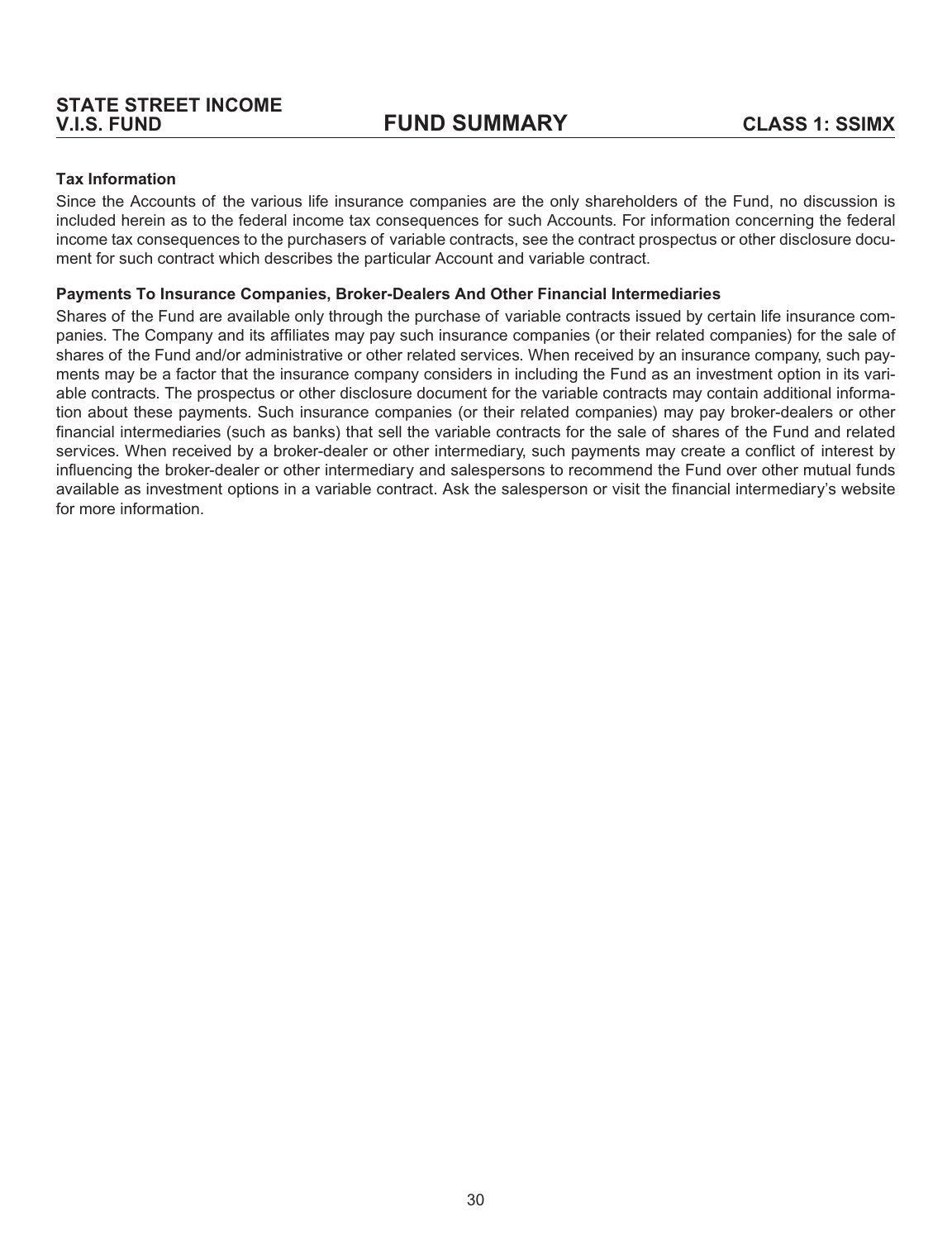### Tax Information

Since the Accounts of the various life insurance companies are the only shareholders of the Fund, no discussion is included herein as to the federal income tax consequences for such Accounts. For information concerning the federal income tax consequences to the purchasers of variable contracts, see the contract prospectus or other disclosure document for such contract which describes the particular Account and variable contract.

### Payments To Insurance Companies, Broker-Dealers And Other Financial Intermediaries

Shares of the Fund are available only through the purchase of variable contracts issued by certain life insurance companies. The Company and its affiliates may pay such insurance companies (or their related companies) for the sale of shares of the Fund and/or administrative or other related services. When received by an insurance company, such payments may be a factor that the insurance company considers in including the Fund as an investment option in its variable contracts. The prospectus or other disclosure document for the variable contracts may contain additional information about these payments. Such insurance companies (or their related companies) may pay broker-dealers or other financial intermediaries (such as banks) that sell the variable contracts for the sale of shares of the Fund and related services. When received by a broker-dealer or other intermediary, such payments may create a conflict of interest by influencing the broker-dealer or other intermediary and salespersons to recommend the Fund over other mutual funds available as investment options in a variable contract. Ask the salesperson or visit the financial intermediary's website for more information.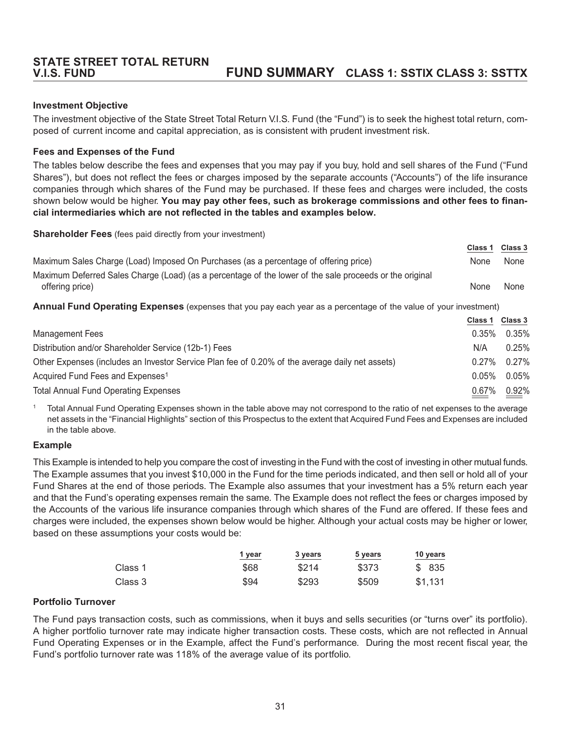# STATE STREET TOTAL RETURN V.I.S. FUND

## FUND SUMMARY CLASS 1: SSTIX CLASS 3: SSTTX

### Investment Objective

The investment objective of the State Street Total Return V.I.S. Fund (the "Fund") is to seek the highest total return, composed of current income and capital appreciation, as is consistent with prudent investment risk.

### Fees and Expenses of the Fund

The tables below describe the fees and expenses that you may pay if you buy, hold and sell shares of the Fund ("Fund Shares"), but does not reflect the fees or charges imposed by the separate accounts ("Accounts") of the life insurance companies through which shares of the Fund may be purchased. If these fees and charges were included, the costs shown below would be higher. **You may pay other fees, such as brokerage commissions and other fees to financial intermediaries which are not reflected in the tables and examples below.**

**Shareholder Fees** (fees paid directly from your investment)

| | Class 1 | Class 3 |
|---|---|---|
| Maximum Sales Charge (Load) Imposed On Purchases (as a percentage of offering price) | None | None |
| Maximum Deferred Sales Charge (Load) (as a percentage of the lower of the sale proceeds or the original offering price) | None | None |

**Annual Fund Operating Expenses** (expenses that you pay each year as a percentage of the value of your investment)

| | Class 1 | Class 3 |
|---|---|---|
| Management Fees | 0.35% | 0.35% |
| Distribution and/or Shareholder Service (12b-1) Fees | N/A | 0.25% |
| Other Expenses (includes an Investor Service Plan fee of 0.20% of the average daily net assets) | 0.27% | 0.27% |
| Acquired Fund Fees and Expenses[1] | 0.05% | 0.05% |
| Total Annual Fund Operating Expenses | 0.67% | 0.92% |

[1] Total Annual Fund Operating Expenses shown in the table above may not correspond to the ratio of net expenses to the average net assets in the "Financial Highlights" section of this Prospectus to the extent that Acquired Fund Fees and Expenses are included in the table above.

### Example

This Example is intended to help you compare the cost of investing in the Fund with the cost of investing in other mutual funds. The Example assumes that you invest $10,000 in the Fund for the time periods indicated, and then sell or hold all of your Fund Shares at the end of those periods. The Example also assumes that your investment has a 5% return each year and that the Fund's operating expenses remain the same. The Example does not reflect the fees or charges imposed by the Accounts of the various life insurance companies through which shares of the Fund are offered. If these fees and charges were included, the expenses shown below would be higher. Although your actual costs may be higher or lower, based on these assumptions your costs would be:

| | 1 year | 3 years | 5 years | 10 years |
|---|---|---|---|---|
| Class 1 | $68 | $214 | $373 | $ 835 |
| Class 3 | $94 | $293 | $509 | $1,131 |

### Portfolio Turnover

The Fund pays transaction costs, such as commissions, when it buys and sells securities (or "turns over" its portfolio). A higher portfolio turnover rate may indicate higher transaction costs. These costs, which are not reflected in Annual Fund Operating Expenses or in the Example, affect the Fund's performance. During the most recent fiscal year, the Fund's portfolio turnover rate was 118% of the average value of its portfolio.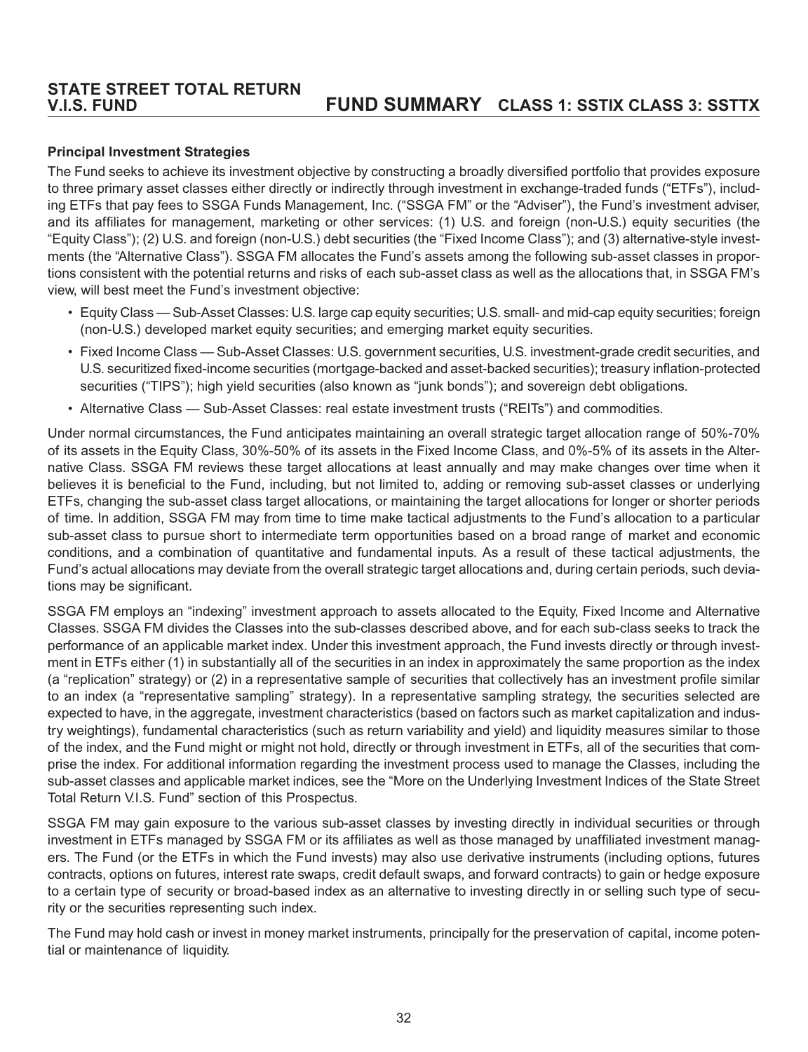**Principal Investment Strategies**

The Fund seeks to achieve its investment objective by constructing a broadly diversified portfolio that provides exposure to three primary asset classes either directly or indirectly through investment in exchange-traded funds ("ETFs"), including ETFs that pay fees to SSGA Funds Management, Inc. ("SSGA FM" or the "Adviser"), the Fund's investment adviser, and its affiliates for management, marketing or other services: (1) U.S. and foreign (non-U.S.) equity securities (the "Equity Class"); (2) U.S. and foreign (non-U.S.) debt securities (the "Fixed Income Class"); and (3) alternative-style investments (the "Alternative Class"). SSGA FM allocates the Fund's assets among the following sub-asset classes in proportions consistent with the potential returns and risks of each sub-asset class as well as the allocations that, in SSGA FM's view, will best meet the Fund's investment objective:

- Equity Class — Sub-Asset Classes: U.S. large cap equity securities; U.S. small- and mid-cap equity securities; foreign (non-U.S.) developed market equity securities; and emerging market equity securities.
- Fixed Income Class — Sub-Asset Classes: U.S. government securities, U.S. investment-grade credit securities, and U.S. securitized fixed-income securities (mortgage-backed and asset-backed securities); treasury inflation-protected securities ("TIPS"); high yield securities (also known as "junk bonds"); and sovereign debt obligations.
- Alternative Class — Sub-Asset Classes: real estate investment trusts ("REITs") and commodities.

Under normal circumstances, the Fund anticipates maintaining an overall strategic target allocation range of 50%-70% of its assets in the Equity Class, 30%-50% of its assets in the Fixed Income Class, and 0%-5% of its assets in the Alternative Class. SSGA FM reviews these target allocations at least annually and may make changes over time when it believes it is beneficial to the Fund, including, but not limited to, adding or removing sub-asset classes or underlying ETFs, changing the sub-asset class target allocations, or maintaining the target allocations for longer or shorter periods of time. In addition, SSGA FM may from time to time make tactical adjustments to the Fund's allocation to a particular sub-asset class to pursue short to intermediate term opportunities based on a broad range of market and economic conditions, and a combination of quantitative and fundamental inputs. As a result of these tactical adjustments, the Fund's actual allocations may deviate from the overall strategic target allocations and, during certain periods, such deviations may be significant.

SSGA FM employs an "indexing" investment approach to assets allocated to the Equity, Fixed Income and Alternative Classes. SSGA FM divides the Classes into the sub-classes described above, and for each sub-class seeks to track the performance of an applicable market index. Under this investment approach, the Fund invests directly or through investment in ETFs either (1) in substantially all of the securities in an index in approximately the same proportion as the index (a "replication" strategy) or (2) in a representative sample of securities that collectively has an investment profile similar to an index (a "representative sampling" strategy). In a representative sampling strategy, the securities selected are expected to have, in the aggregate, investment characteristics (based on factors such as market capitalization and industry weightings), fundamental characteristics (such as return variability and yield) and liquidity measures similar to those of the index, and the Fund might or might not hold, directly or through investment in ETFs, all of the securities that comprise the index. For additional information regarding the investment process used to manage the Classes, including the sub-asset classes and applicable market indices, see the "More on the Underlying Investment Indices of the State Street Total Return V.I.S. Fund" section of this Prospectus.

SSGA FM may gain exposure to the various sub-asset classes by investing directly in individual securities or through investment in ETFs managed by SSGA FM or its affiliates as well as those managed by unaffiliated investment managers. The Fund (or the ETFs in which the Fund invests) may also use derivative instruments (including options, futures contracts, options on futures, interest rate swaps, credit default swaps, and forward contracts) to gain or hedge exposure to a certain type of security or broad-based index as an alternative to investing directly in or selling such type of security or the securities representing such index.

The Fund may hold cash or invest in money market instruments, principally for the preservation of capital, income potential or maintenance of liquidity.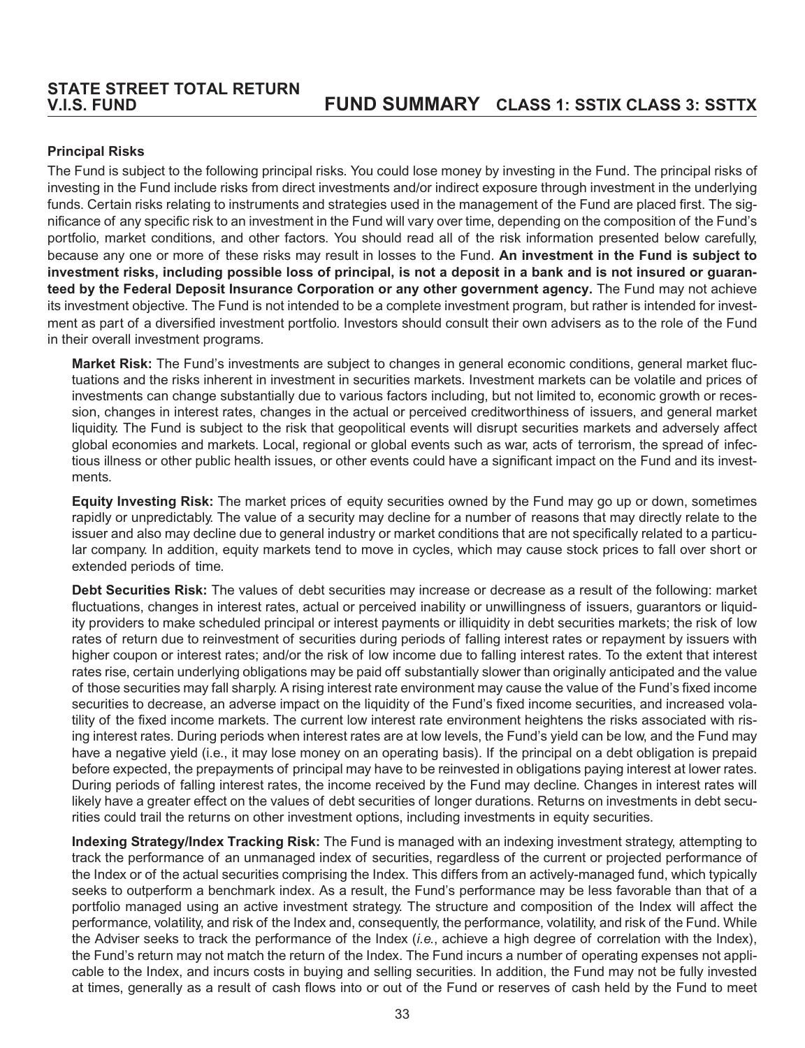### Principal Risks

The Fund is subject to the following principal risks. You could lose money by investing in the Fund. The principal risks of investing in the Fund include risks from direct investments and/or indirect exposure through investment in the underlying funds. Certain risks relating to instruments and strategies used in the management of the Fund are placed first. The significance of any specific risk to an investment in the Fund will vary over time, depending on the composition of the Fund's portfolio, market conditions, and other factors. You should read all of the risk information presented below carefully, because any one or more of these risks may result in losses to the Fund. **An investment in the Fund is subject to investment risks, including possible loss of principal, is not a deposit in a bank and is not insured or guaranteed by the Federal Deposit Insurance Corporation or any other government agency.** The Fund may not achieve its investment objective. The Fund is not intended to be a complete investment program, but rather is intended for investment as part of a diversified investment portfolio. Investors should consult their own advisers as to the role of the Fund in their overall investment programs.

**Market Risk:** The Fund's investments are subject to changes in general economic conditions, general market fluctuations and the risks inherent in investment in securities markets. Investment markets can be volatile and prices of investments can change substantially due to various factors including, but not limited to, economic growth or recession, changes in interest rates, changes in the actual or perceived creditworthiness of issuers, and general market liquidity. The Fund is subject to the risk that geopolitical events will disrupt securities markets and adversely affect global economies and markets. Local, regional or global events such as war, acts of terrorism, the spread of infectious illness or other public health issues, or other events could have a significant impact on the Fund and its investments.

**Equity Investing Risk:** The market prices of equity securities owned by the Fund may go up or down, sometimes rapidly or unpredictably. The value of a security may decline for a number of reasons that may directly relate to the issuer and also may decline due to general industry or market conditions that are not specifically related to a particular company. In addition, equity markets tend to move in cycles, which may cause stock prices to fall over short or extended periods of time.

**Debt Securities Risk:** The values of debt securities may increase or decrease as a result of the following: market fluctuations, changes in interest rates, actual or perceived inability or unwillingness of issuers, guarantors or liquidity providers to make scheduled principal or interest payments or illiquidity in debt securities markets; the risk of low rates of return due to reinvestment of securities during periods of falling interest rates or repayment by issuers with higher coupon or interest rates; and/or the risk of low income due to falling interest rates. To the extent that interest rates rise, certain underlying obligations may be paid off substantially slower than originally anticipated and the value of those securities may fall sharply. A rising interest rate environment may cause the value of the Fund's fixed income securities to decrease, an adverse impact on the liquidity of the Fund's fixed income securities, and increased volatility of the fixed income markets. The current low interest rate environment heightens the risks associated with rising interest rates. During periods when interest rates are at low levels, the Fund's yield can be low, and the Fund may have a negative yield (i.e., it may lose money on an operating basis). If the principal on a debt obligation is prepaid before expected, the prepayments of principal may have to be reinvested in obligations paying interest at lower rates. During periods of falling interest rates, the income received by the Fund may decline. Changes in interest rates will likely have a greater effect on the values of debt securities of longer durations. Returns on investments in debt securities could trail the returns on other investment options, including investments in equity securities.

**Indexing Strategy/Index Tracking Risk:** The Fund is managed with an indexing investment strategy, attempting to track the performance of an unmanaged index of securities, regardless of the current or projected performance of the Index or of the actual securities comprising the Index. This differs from an actively-managed fund, which typically seeks to outperform a benchmark index. As a result, the Fund's performance may be less favorable than that of a portfolio managed using an active investment strategy. The structure and composition of the Index will affect the performance, volatility, and risk of the Index and, consequently, the performance, volatility, and risk of the Fund. While the Adviser seeks to track the performance of the Index (*i.e.*, achieve a high degree of correlation with the Index), the Fund's return may not match the return of the Index. The Fund incurs a number of operating expenses not applicable to the Index, and incurs costs in buying and selling securities. In addition, the Fund may not be fully invested at times, generally as a result of cash flows into or out of the Fund or reserves of cash held by the Fund to meet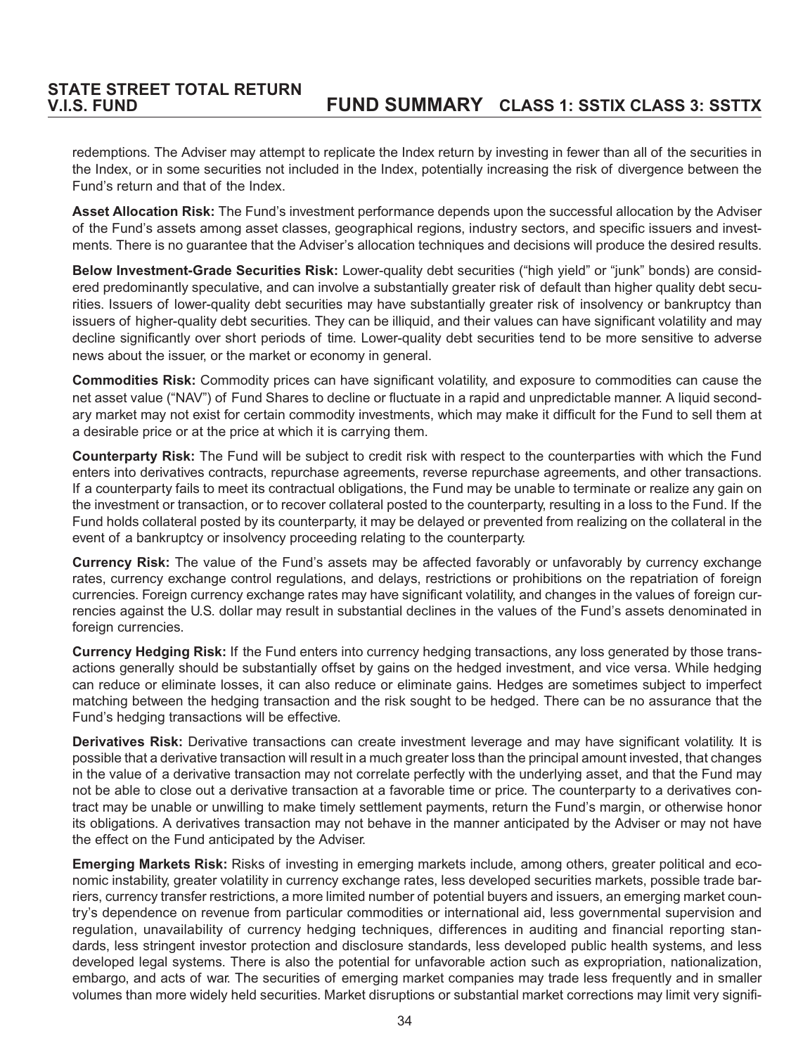redemptions. The Adviser may attempt to replicate the Index return by investing in fewer than all of the securities in the Index, or in some securities not included in the Index, potentially increasing the risk of divergence between the Fund's return and that of the Index.

**Asset Allocation Risk:** The Fund's investment performance depends upon the successful allocation by the Adviser of the Fund's assets among asset classes, geographical regions, industry sectors, and specific issuers and investments. There is no guarantee that the Adviser's allocation techniques and decisions will produce the desired results.

**Below Investment-Grade Securities Risk:** Lower-quality debt securities ("high yield" or "junk" bonds) are considered predominantly speculative, and can involve a substantially greater risk of default than higher quality debt securities. Issuers of lower-quality debt securities may have substantially greater risk of insolvency or bankruptcy than issuers of higher-quality debt securities. They can be illiquid, and their values can have significant volatility and may decline significantly over short periods of time. Lower-quality debt securities tend to be more sensitive to adverse news about the issuer, or the market or economy in general.

**Commodities Risk:** Commodity prices can have significant volatility, and exposure to commodities can cause the net asset value ("NAV") of Fund Shares to decline or fluctuate in a rapid and unpredictable manner. A liquid secondary market may not exist for certain commodity investments, which may make it difficult for the Fund to sell them at a desirable price or at the price at which it is carrying them.

**Counterparty Risk:** The Fund will be subject to credit risk with respect to the counterparties with which the Fund enters into derivatives contracts, repurchase agreements, reverse repurchase agreements, and other transactions. If a counterparty fails to meet its contractual obligations, the Fund may be unable to terminate or realize any gain on the investment or transaction, or to recover collateral posted to the counterparty, resulting in a loss to the Fund. If the Fund holds collateral posted by its counterparty, it may be delayed or prevented from realizing on the collateral in the event of a bankruptcy or insolvency proceeding relating to the counterparty.

**Currency Risk:** The value of the Fund's assets may be affected favorably or unfavorably by currency exchange rates, currency exchange control regulations, and delays, restrictions or prohibitions on the repatriation of foreign currencies. Foreign currency exchange rates may have significant volatility, and changes in the values of foreign currencies against the U.S. dollar may result in substantial declines in the values of the Fund's assets denominated in foreign currencies.

**Currency Hedging Risk:** If the Fund enters into currency hedging transactions, any loss generated by those transactions generally should be substantially offset by gains on the hedged investment, and vice versa. While hedging can reduce or eliminate losses, it can also reduce or eliminate gains. Hedges are sometimes subject to imperfect matching between the hedging transaction and the risk sought to be hedged. There can be no assurance that the Fund's hedging transactions will be effective.

**Derivatives Risk:** Derivative transactions can create investment leverage and may have significant volatility. It is possible that a derivative transaction will result in a much greater loss than the principal amount invested, that changes in the value of a derivative transaction may not correlate perfectly with the underlying asset, and that the Fund may not be able to close out a derivative transaction at a favorable time or price. The counterparty to a derivatives contract may be unable or unwilling to make timely settlement payments, return the Fund's margin, or otherwise honor its obligations. A derivatives transaction may not behave in the manner anticipated by the Adviser or may not have the effect on the Fund anticipated by the Adviser.

**Emerging Markets Risk:** Risks of investing in emerging markets include, among others, greater political and economic instability, greater volatility in currency exchange rates, less developed securities markets, possible trade barriers, currency transfer restrictions, a more limited number of potential buyers and issuers, an emerging market country's dependence on revenue from particular commodities or international aid, less governmental supervision and regulation, unavailability of currency hedging techniques, differences in auditing and financial reporting standards, less stringent investor protection and disclosure standards, less developed public health systems, and less developed legal systems. There is also the potential for unfavorable action such as expropriation, nationalization, embargo, and acts of war. The securities of emerging market companies may trade less frequently and in smaller volumes than more widely held securities. Market disruptions or substantial market corrections may limit very signifi-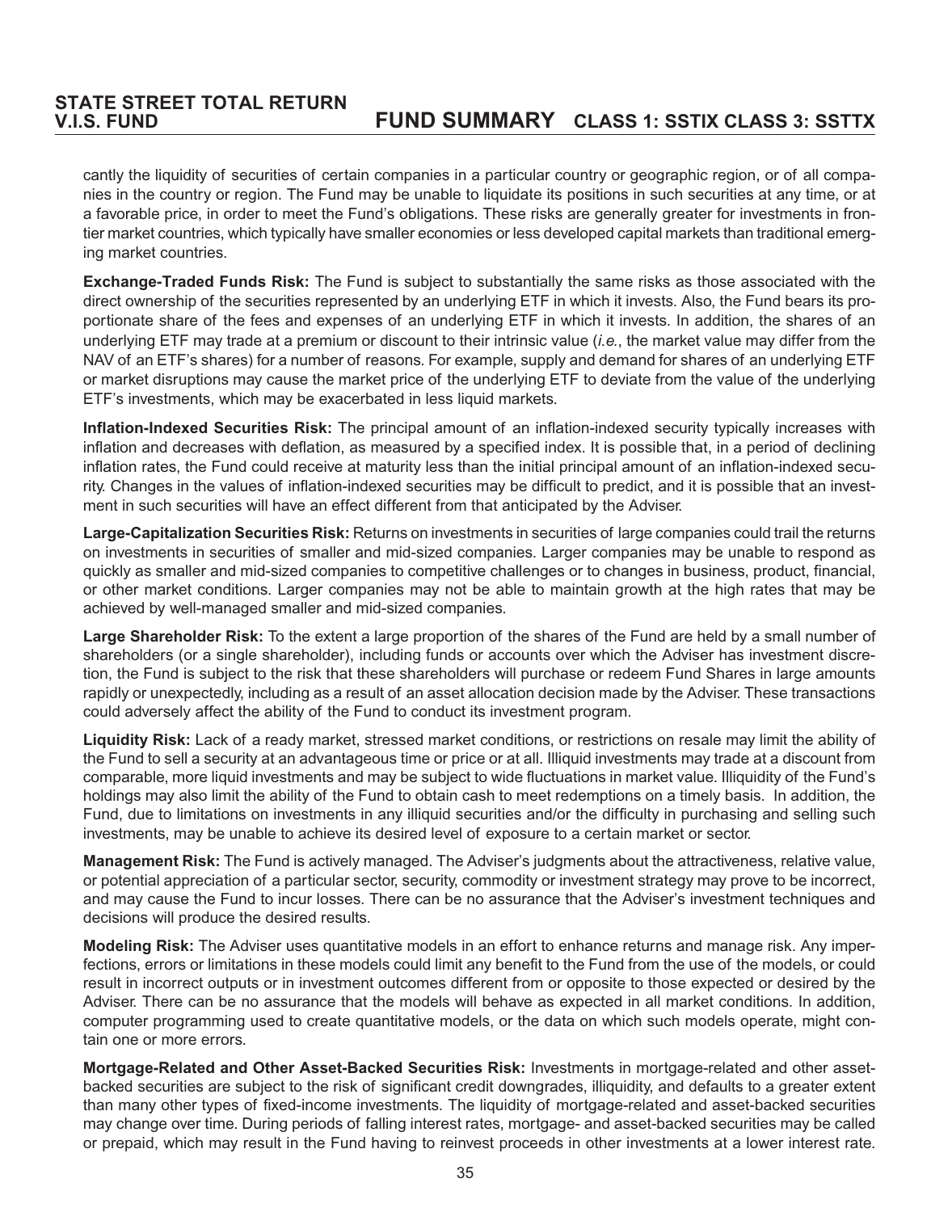cantly the liquidity of securities of certain companies in a particular country or geographic region, or of all companies in the country or region. The Fund may be unable to liquidate its positions in such securities at any time, or at a favorable price, in order to meet the Fund's obligations. These risks are generally greater for investments in frontier market countries, which typically have smaller economies or less developed capital markets than traditional emerging market countries.

**Exchange-Traded Funds Risk:** The Fund is subject to substantially the same risks as those associated with the direct ownership of the securities represented by an underlying ETF in which it invests. Also, the Fund bears its proportionate share of the fees and expenses of an underlying ETF in which it invests. In addition, the shares of an underlying ETF may trade at a premium or discount to their intrinsic value (*i.e.*, the market value may differ from the NAV of an ETF's shares) for a number of reasons. For example, supply and demand for shares of an underlying ETF or market disruptions may cause the market price of the underlying ETF to deviate from the value of the underlying ETF's investments, which may be exacerbated in less liquid markets.

**Inflation-Indexed Securities Risk:** The principal amount of an inflation-indexed security typically increases with inflation and decreases with deflation, as measured by a specified index. It is possible that, in a period of declining inflation rates, the Fund could receive at maturity less than the initial principal amount of an inflation-indexed security. Changes in the values of inflation-indexed securities may be difficult to predict, and it is possible that an investment in such securities will have an effect different from that anticipated by the Adviser.

**Large-Capitalization Securities Risk:** Returns on investments in securities of large companies could trail the returns on investments in securities of smaller and mid-sized companies. Larger companies may be unable to respond as quickly as smaller and mid-sized companies to competitive challenges or to changes in business, product, financial, or other market conditions. Larger companies may not be able to maintain growth at the high rates that may be achieved by well-managed smaller and mid-sized companies.

**Large Shareholder Risk:** To the extent a large proportion of the shares of the Fund are held by a small number of shareholders (or a single shareholder), including funds or accounts over which the Adviser has investment discretion, the Fund is subject to the risk that these shareholders will purchase or redeem Fund Shares in large amounts rapidly or unexpectedly, including as a result of an asset allocation decision made by the Adviser. These transactions could adversely affect the ability of the Fund to conduct its investment program.

**Liquidity Risk:** Lack of a ready market, stressed market conditions, or restrictions on resale may limit the ability of the Fund to sell a security at an advantageous time or price or at all. Illiquid investments may trade at a discount from comparable, more liquid investments and may be subject to wide fluctuations in market value. Illiquidity of the Fund's holdings may also limit the ability of the Fund to obtain cash to meet redemptions on a timely basis. In addition, the Fund, due to limitations on investments in any illiquid securities and/or the difficulty in purchasing and selling such investments, may be unable to achieve its desired level of exposure to a certain market or sector.

**Management Risk:** The Fund is actively managed. The Adviser's judgments about the attractiveness, relative value, or potential appreciation of a particular sector, security, commodity or investment strategy may prove to be incorrect, and may cause the Fund to incur losses. There can be no assurance that the Adviser's investment techniques and decisions will produce the desired results.

**Modeling Risk:** The Adviser uses quantitative models in an effort to enhance returns and manage risk. Any imperfections, errors or limitations in these models could limit any benefit to the Fund from the use of the models, or could result in incorrect outputs or in investment outcomes different from or opposite to those expected or desired by the Adviser. There can be no assurance that the models will behave as expected in all market conditions. In addition, computer programming used to create quantitative models, or the data on which such models operate, might contain one or more errors.

**Mortgage-Related and Other Asset-Backed Securities Risk:** Investments in mortgage-related and other asset-backed securities are subject to the risk of significant credit downgrades, illiquidity, and defaults to a greater extent than many other types of fixed-income investments. The liquidity of mortgage-related and asset-backed securities may change over time. During periods of falling interest rates, mortgage- and asset-backed securities may be called or prepaid, which may result in the Fund having to reinvest proceeds in other investments at a lower interest rate.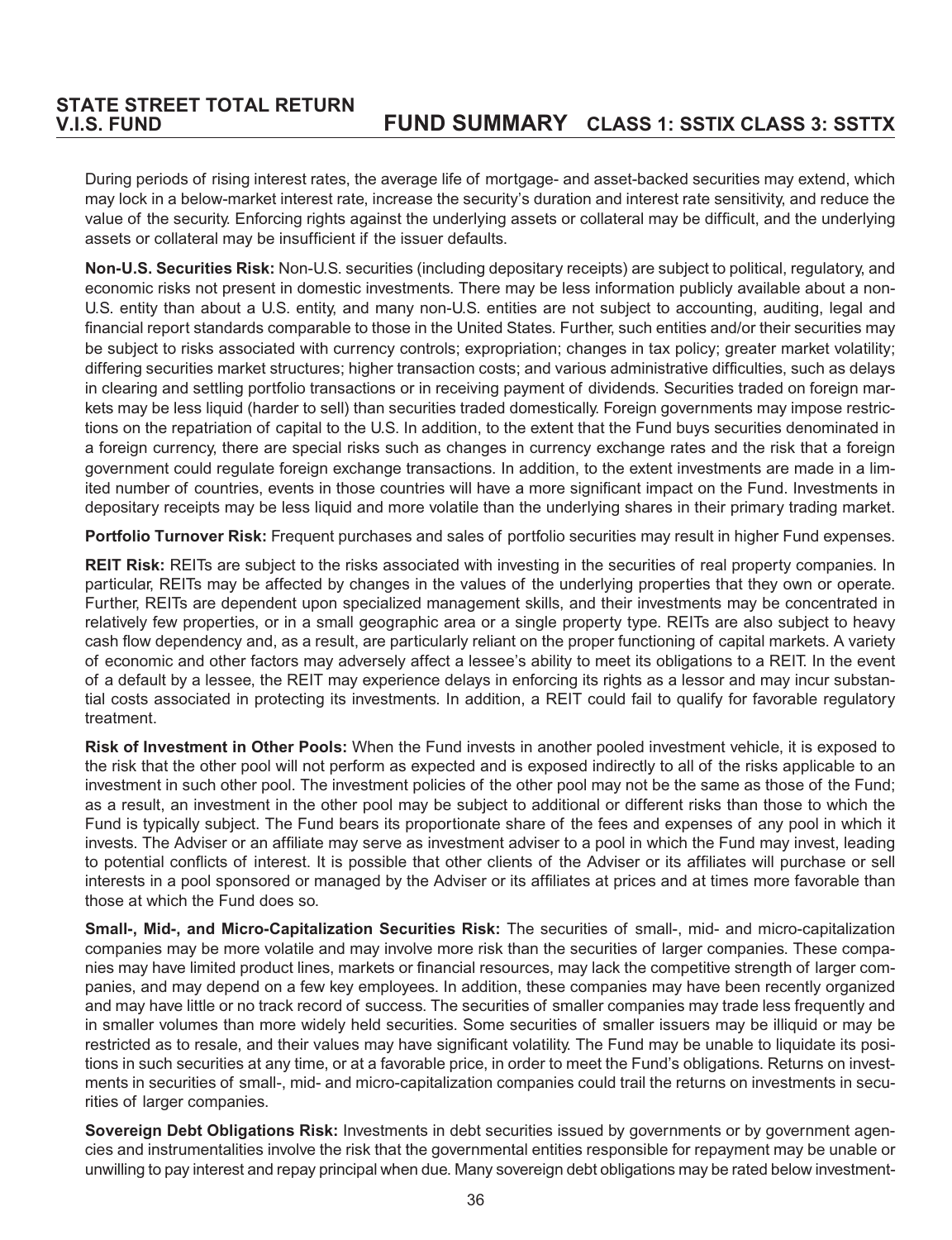During periods of rising interest rates, the average life of mortgage- and asset-backed securities may extend, which may lock in a below-market interest rate, increase the security's duration and interest rate sensitivity, and reduce the value of the security. Enforcing rights against the underlying assets or collateral may be difficult, and the underlying assets or collateral may be insufficient if the issuer defaults.

**Non-U.S. Securities Risk:** Non-U.S. securities (including depositary receipts) are subject to political, regulatory, and economic risks not present in domestic investments. There may be less information publicly available about a non-U.S. entity than about a U.S. entity, and many non-U.S. entities are not subject to accounting, auditing, legal and financial report standards comparable to those in the United States. Further, such entities and/or their securities may be subject to risks associated with currency controls; expropriation; changes in tax policy; greater market volatility; differing securities market structures; higher transaction costs; and various administrative difficulties, such as delays in clearing and settling portfolio transactions or in receiving payment of dividends. Securities traded on foreign markets may be less liquid (harder to sell) than securities traded domestically. Foreign governments may impose restrictions on the repatriation of capital to the U.S. In addition, to the extent that the Fund buys securities denominated in a foreign currency, there are special risks such as changes in currency exchange rates and the risk that a foreign government could regulate foreign exchange transactions. In addition, to the extent investments are made in a limited number of countries, events in those countries will have a more significant impact on the Fund. Investments in depositary receipts may be less liquid and more volatile than the underlying shares in their primary trading market.

**Portfolio Turnover Risk:** Frequent purchases and sales of portfolio securities may result in higher Fund expenses.

**REIT Risk:** REITs are subject to the risks associated with investing in the securities of real property companies. In particular, REITs may be affected by changes in the values of the underlying properties that they own or operate. Further, REITs are dependent upon specialized management skills, and their investments may be concentrated in relatively few properties, or in a small geographic area or a single property type. REITs are also subject to heavy cash flow dependency and, as a result, are particularly reliant on the proper functioning of capital markets. A variety of economic and other factors may adversely affect a lessee's ability to meet its obligations to a REIT. In the event of a default by a lessee, the REIT may experience delays in enforcing its rights as a lessor and may incur substantial costs associated in protecting its investments. In addition, a REIT could fail to qualify for favorable regulatory treatment.

**Risk of Investment in Other Pools:** When the Fund invests in another pooled investment vehicle, it is exposed to the risk that the other pool will not perform as expected and is exposed indirectly to all of the risks applicable to an investment in such other pool. The investment policies of the other pool may not be the same as those of the Fund; as a result, an investment in the other pool may be subject to additional or different risks than those to which the Fund is typically subject. The Fund bears its proportionate share of the fees and expenses of any pool in which it invests. The Adviser or an affiliate may serve as investment adviser to a pool in which the Fund may invest, leading to potential conflicts of interest. It is possible that other clients of the Adviser or its affiliates will purchase or sell interests in a pool sponsored or managed by the Adviser or its affiliates at prices and at times more favorable than those at which the Fund does so.

**Small-, Mid-, and Micro-Capitalization Securities Risk:** The securities of small-, mid- and micro-capitalization companies may be more volatile and may involve more risk than the securities of larger companies. These companies may have limited product lines, markets or financial resources, may lack the competitive strength of larger companies, and may depend on a few key employees. In addition, these companies may have been recently organized and may have little or no track record of success. The securities of smaller companies may trade less frequently and in smaller volumes than more widely held securities. Some securities of smaller issuers may be illiquid or may be restricted as to resale, and their values may have significant volatility. The Fund may be unable to liquidate its positions in such securities at any time, or at a favorable price, in order to meet the Fund's obligations. Returns on investments in securities of small-, mid- and micro-capitalization companies could trail the returns on investments in securities of larger companies.

**Sovereign Debt Obligations Risk:** Investments in debt securities issued by governments or by government agencies and instrumentalities involve the risk that the governmental entities responsible for repayment may be unable or unwilling to pay interest and repay principal when due. Many sovereign debt obligations may be rated below investment-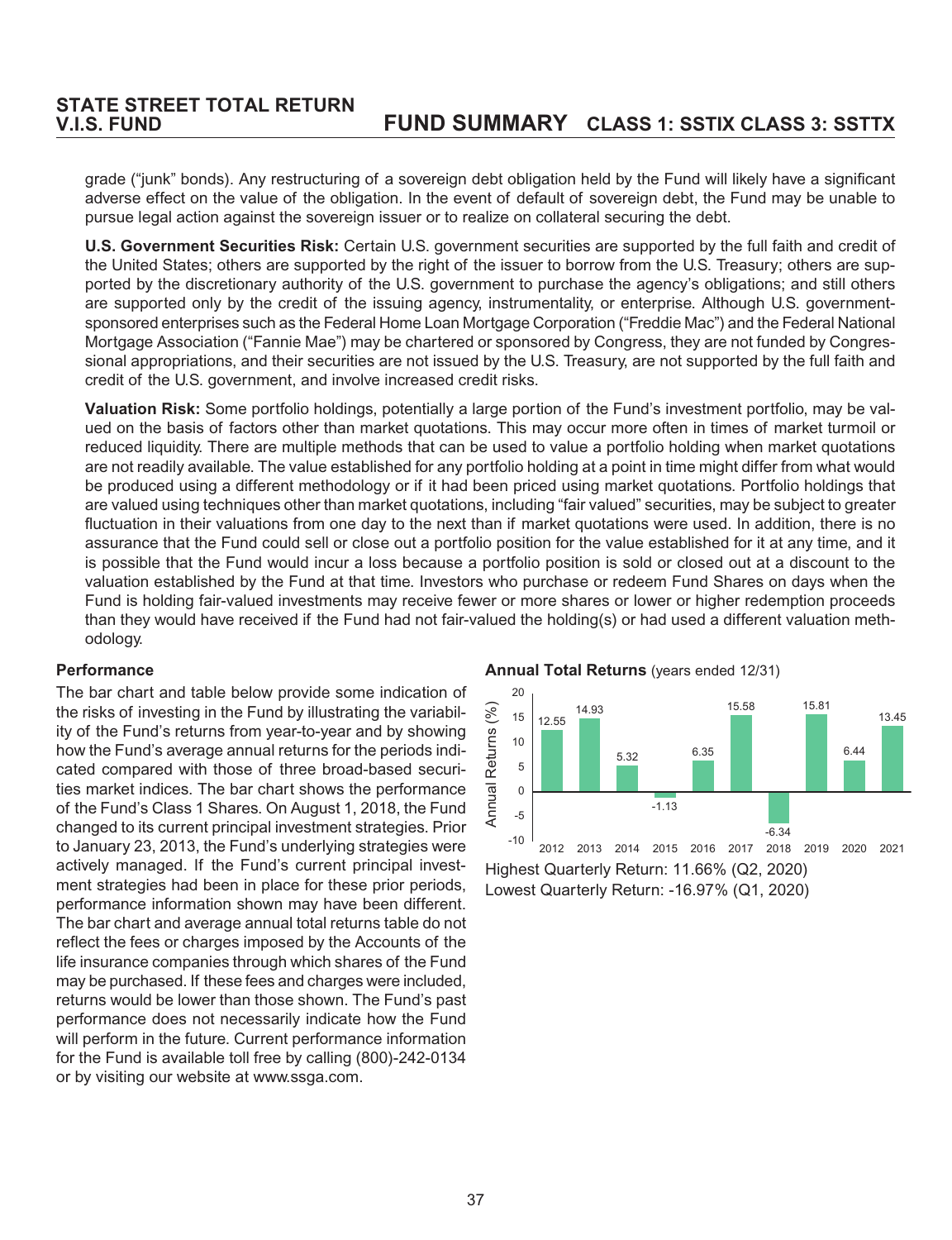grade ("junk" bonds). Any restructuring of a sovereign debt obligation held by the Fund will likely have a significant adverse effect on the value of the obligation. In the event of default of sovereign debt, the Fund may be unable to pursue legal action against the sovereign issuer or to realize on collateral securing the debt.

**U.S. Government Securities Risk:** Certain U.S. government securities are supported by the full faith and credit of the United States; others are supported by the right of the issuer to borrow from the U.S. Treasury; others are supported by the discretionary authority of the U.S. government to purchase the agency's obligations; and still others are supported only by the credit of the issuing agency, instrumentality, or enterprise. Although U.S. government-sponsored enterprises such as the Federal Home Loan Mortgage Corporation ("Freddie Mac") and the Federal National Mortgage Association ("Fannie Mae") may be chartered or sponsored by Congress, they are not funded by Congressional appropriations, and their securities are not issued by the U.S. Treasury, are not supported by the full faith and credit of the U.S. government, and involve increased credit risks.

**Valuation Risk:** Some portfolio holdings, potentially a large portion of the Fund's investment portfolio, may be valued on the basis of factors other than market quotations. This may occur more often in times of market turmoil or reduced liquidity. There are multiple methods that can be used to value a portfolio holding when market quotations are not readily available. The value established for any portfolio holding at a point in time might differ from what would be produced using a different methodology or if it had been priced using market quotations. Portfolio holdings that are valued using techniques other than market quotations, including "fair valued" securities, may be subject to greater fluctuation in their valuations from one day to the next than if market quotations were used. In addition, there is no assurance that the Fund could sell or close out a portfolio position for the value established for it at any time, and it is possible that the Fund would incur a loss because a portfolio position is sold or closed out at a discount to the valuation established by the Fund at that time. Investors who purchase or redeem Fund Shares on days when the Fund is holding fair-valued investments may receive fewer or more shares or lower or higher redemption proceeds than they would have received if the Fund had not fair-valued the holding(s) or had used a different valuation methodology.

### Performance

The bar chart and table below provide some indication of the risks of investing in the Fund by illustrating the variability of the Fund's returns from year-to-year and by showing how the Fund's average annual returns for the periods indicated compared with those of three broad-based securities market indices. The bar chart shows the performance of the Fund's Class 1 Shares. On August 1, 2018, the Fund changed to its current principal investment strategies. Prior to January 23, 2013, the Fund's underlying strategies were actively managed. If the Fund's current principal investment strategies had been in place for these prior periods, performance information shown may have been different. The bar chart and average annual total returns table do not reflect the fees or charges imposed by the Accounts of the life insurance companies through which shares of the Fund may be purchased. If these fees and charges were included, returns would be lower than those shown. The Fund's past performance does not necessarily indicate how the Fund will perform in the future. Current performance information for the Fund is available toll free by calling (800)-242-0134 or by visiting our website at www.ssga.com.

**Annual Total Returns** (years ended 12/31)

| Year | Annual Returns (%) |
|---|---|
| 2012 | 12.55 |
| 2013 | 14.93 |
| 2014 | 5.32 |
| 2015 | -1.13 |
| 2016 | 6.35 |
| 2017 | 15.58 |
| 2018 | -6.34 |
| 2019 | 15.81 |
| 2020 | 6.44 |
| 2021 | 13.45 |

Highest Quarterly Return: 11.66% (Q2, 2020)
Lowest Quarterly Return: -16.97% (Q1, 2020)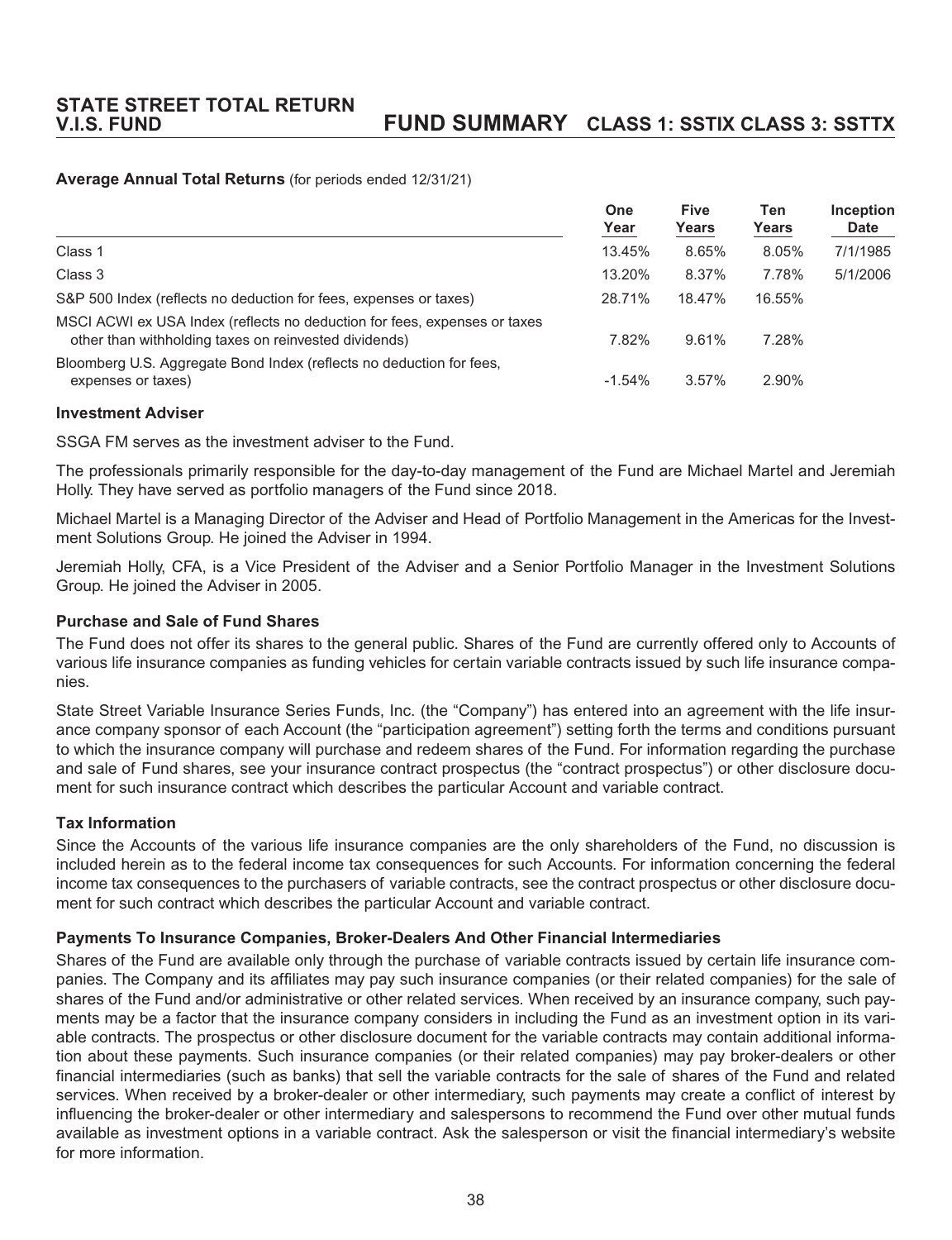**Average Annual Total Returns** (for periods ended 12/31/21)

| | One Year | Five Years | Ten Years | Inception Date |
|---|---|---|---|---|
| Class 1 | 13.45% | 8.65% | 8.05% | 7/1/1985 |
| Class 3 | 13.20% | 8.37% | 7.78% | 5/1/2006 |
| S&P 500 Index (reflects no deduction for fees, expenses or taxes) | 28.71% | 18.47% | 16.55% | |
| MSCI ACWI ex USA Index (reflects no deduction for fees, expenses or taxes other than withholding taxes on reinvested dividends) | 7.82% | 9.61% | 7.28% | |
| Bloomberg U.S. Aggregate Bond Index (reflects no deduction for fees, expenses or taxes) | -1.54% | 3.57% | 2.90% | |

### Investment Adviser

SSGA FM serves as the investment adviser to the Fund.

The professionals primarily responsible for the day-to-day management of the Fund are Michael Martel and Jeremiah Holly. They have served as portfolio managers of the Fund since 2018.

Michael Martel is a Managing Director of the Adviser and Head of Portfolio Management in the Americas for the Investment Solutions Group. He joined the Adviser in 1994.

Jeremiah Holly, CFA, is a Vice President of the Adviser and a Senior Portfolio Manager in the Investment Solutions Group. He joined the Adviser in 2005.

### Purchase and Sale of Fund Shares

The Fund does not offer its shares to the general public. Shares of the Fund are currently offered only to Accounts of various life insurance companies as funding vehicles for certain variable contracts issued by such life insurance companies.

State Street Variable Insurance Series Funds, Inc. (the "Company") has entered into an agreement with the life insurance company sponsor of each Account (the "participation agreement") setting forth the terms and conditions pursuant to which the insurance company will purchase and redeem shares of the Fund. For information regarding the purchase and sale of Fund shares, see your insurance contract prospectus (the "contract prospectus") or other disclosure document for such insurance contract which describes the particular Account and variable contract.

### Tax Information

Since the Accounts of the various life insurance companies are the only shareholders of the Fund, no discussion is included herein as to the federal income tax consequences for such Accounts. For information concerning the federal income tax consequences to the purchasers of variable contracts, see the contract prospectus or other disclosure document for such contract which describes the particular Account and variable contract.

### Payments To Insurance Companies, Broker-Dealers And Other Financial Intermediaries

Shares of the Fund are available only through the purchase of variable contracts issued by certain life insurance companies. The Company and its affiliates may pay such insurance companies (or their related companies) for the sale of shares of the Fund and/or administrative or other related services. When received by an insurance company, such payments may be a factor that the insurance company considers in including the Fund as an investment option in its variable contracts. The prospectus or other disclosure document for the variable contracts may contain additional information about these payments. Such insurance companies (or their related companies) may pay broker-dealers or other financial intermediaries (such as banks) that sell the variable contracts for the sale of shares of the Fund and related services. When received by a broker-dealer or other intermediary, such payments may create a conflict of interest by influencing the broker-dealer or other intermediary and salespersons to recommend the Fund over other mutual funds available as investment options in a variable contract. Ask the salesperson or visit the financial intermediary's website for more information.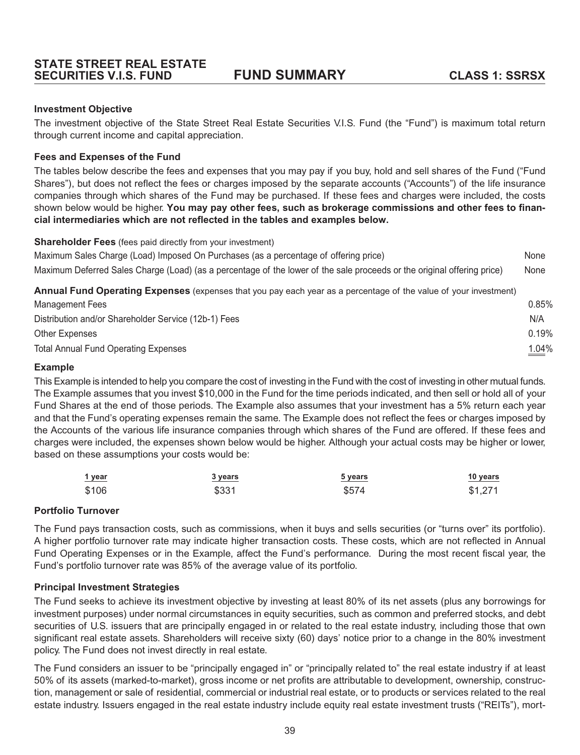# STATE STREET REAL ESTATE SECURITIES V.I.S. FUND — FUND SUMMARY — CLASS 1: SSRSX

### Investment Objective

The investment objective of the State Street Real Estate Securities V.I.S. Fund (the "Fund") is maximum total return through current income and capital appreciation.

### Fees and Expenses of the Fund

The tables below describe the fees and expenses that you may pay if you buy, hold and sell shares of the Fund ("Fund Shares"), but does not reflect the fees or charges imposed by the separate accounts ("Accounts") of the life insurance companies through which shares of the Fund may be purchased. If these fees and charges were included, the costs shown below would be higher. **You may pay other fees, such as brokerage commissions and other fees to financial intermediaries which are not reflected in the tables and examples below.**

| **Shareholder Fees** (fees paid directly from your investment) | |
|---|---|
| Maximum Sales Charge (Load) Imposed On Purchases (as a percentage of offering price) | None |
| Maximum Deferred Sales Charge (Load) (as a percentage of the lower of the sale proceeds or the original offering price) | None |

| **Annual Fund Operating Expenses** (expenses that you pay each year as a percentage of the value of your investment) | |
|---|---|
| Management Fees | 0.85% |
| Distribution and/or Shareholder Service (12b-1) Fees | N/A |
| Other Expenses | 0.19% |
| Total Annual Fund Operating Expenses | 1.04% |

### Example

This Example is intended to help you compare the cost of investing in the Fund with the cost of investing in other mutual funds. The Example assumes that you invest $10,000 in the Fund for the time periods indicated, and then sell or hold all of your Fund Shares at the end of those periods. The Example also assumes that your investment has a 5% return each year and that the Fund's operating expenses remain the same. The Example does not reflect the fees or charges imposed by the Accounts of the various life insurance companies through which shares of the Fund are offered. If these fees and charges were included, the expenses shown below would be higher. Although your actual costs may be higher or lower, based on these assumptions your costs would be:

| 1 year | 3 years | 5 years | 10 years |
|---|---|---|---|
| $106 | $331 | $574 | $1,271 |

### Portfolio Turnover

The Fund pays transaction costs, such as commissions, when it buys and sells securities (or "turns over" its portfolio). A higher portfolio turnover rate may indicate higher transaction costs. These costs, which are not reflected in Annual Fund Operating Expenses or in the Example, affect the Fund's performance. During the most recent fiscal year, the Fund's portfolio turnover rate was 85% of the average value of its portfolio.

### Principal Investment Strategies

The Fund seeks to achieve its investment objective by investing at least 80% of its net assets (plus any borrowings for investment purposes) under normal circumstances in equity securities, such as common and preferred stocks, and debt securities of U.S. issuers that are principally engaged in or related to the real estate industry, including those that own significant real estate assets. Shareholders will receive sixty (60) days' notice prior to a change in the 80% investment policy. The Fund does not invest directly in real estate.

The Fund considers an issuer to be "principally engaged in" or "principally related to" the real estate industry if at least 50% of its assets (marked-to-market), gross income or net profits are attributable to development, ownership, construction, management or sale of residential, commercial or industrial real estate, or to products or services related to the real estate industry. Issuers engaged in the real estate industry include equity real estate investment trusts ("REITs"), mort-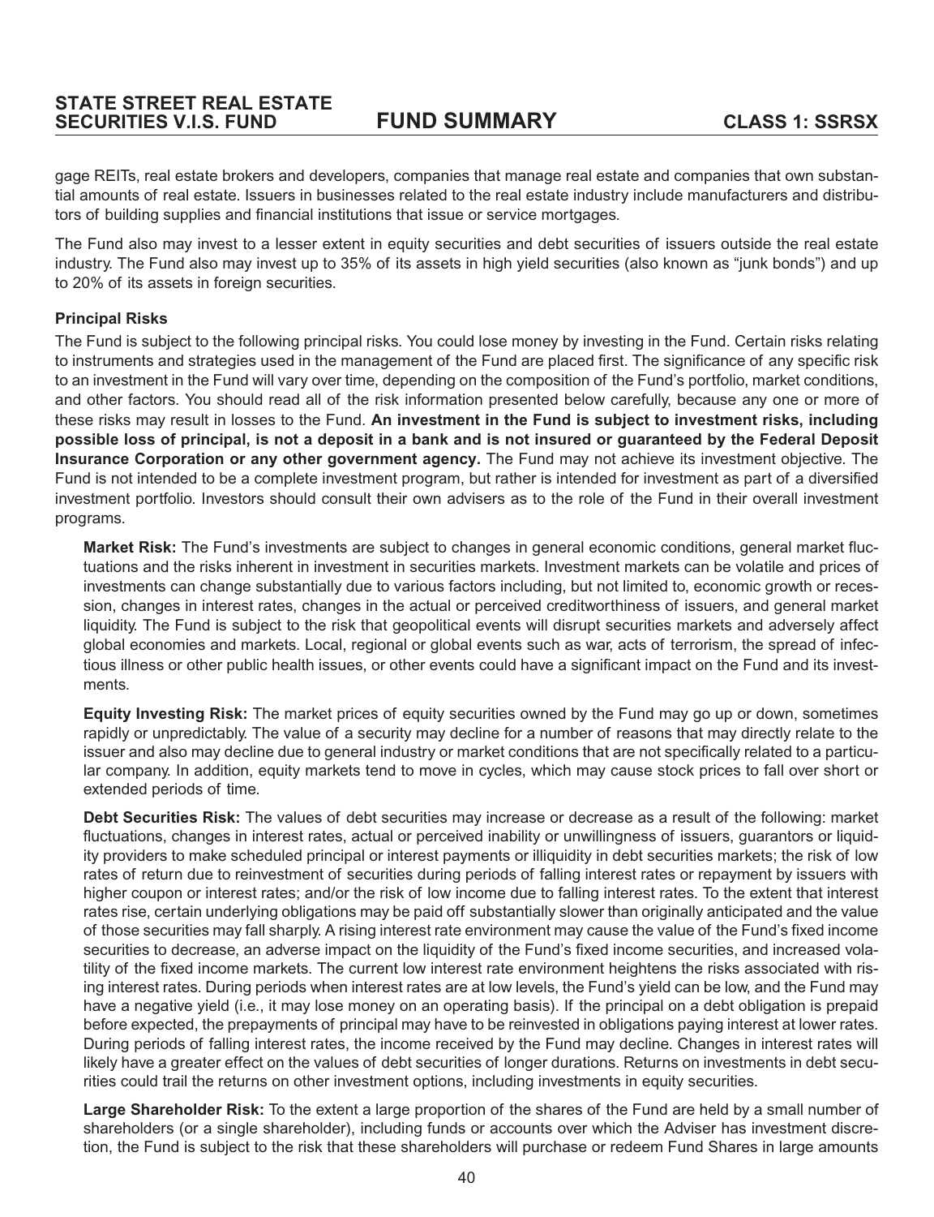gage REITs, real estate brokers and developers, companies that manage real estate and companies that own substantial amounts of real estate. Issuers in businesses related to the real estate industry include manufacturers and distributors of building supplies and financial institutions that issue or service mortgages.

The Fund also may invest to a lesser extent in equity securities and debt securities of issuers outside the real estate industry. The Fund also may invest up to 35% of its assets in high yield securities (also known as "junk bonds") and up to 20% of its assets in foreign securities.

**Principal Risks**

The Fund is subject to the following principal risks. You could lose money by investing in the Fund. Certain risks relating to instruments and strategies used in the management of the Fund are placed first. The significance of any specific risk to an investment in the Fund will vary over time, depending on the composition of the Fund's portfolio, market conditions, and other factors. You should read all of the risk information presented below carefully, because any one or more of these risks may result in losses to the Fund. **An investment in the Fund is subject to investment risks, including possible loss of principal, is not a deposit in a bank and is not insured or guaranteed by the Federal Deposit Insurance Corporation or any other government agency.** The Fund may not achieve its investment objective. The Fund is not intended to be a complete investment program, but rather is intended for investment as part of a diversified investment portfolio. Investors should consult their own advisers as to the role of the Fund in their overall investment programs.

**Market Risk:** The Fund's investments are subject to changes in general economic conditions, general market fluctuations and the risks inherent in investment in securities markets. Investment markets can be volatile and prices of investments can change substantially due to various factors including, but not limited to, economic growth or recession, changes in interest rates, changes in the actual or perceived creditworthiness of issuers, and general market liquidity. The Fund is subject to the risk that geopolitical events will disrupt securities markets and adversely affect global economies and markets. Local, regional or global events such as war, acts of terrorism, the spread of infectious illness or other public health issues, or other events could have a significant impact on the Fund and its investments.

**Equity Investing Risk:** The market prices of equity securities owned by the Fund may go up or down, sometimes rapidly or unpredictably. The value of a security may decline for a number of reasons that may directly relate to the issuer and also may decline due to general industry or market conditions that are not specifically related to a particular company. In addition, equity markets tend to move in cycles, which may cause stock prices to fall over short or extended periods of time.

**Debt Securities Risk:** The values of debt securities may increase or decrease as a result of the following: market fluctuations, changes in interest rates, actual or perceived inability or unwillingness of issuers, guarantors or liquidity providers to make scheduled principal or interest payments or illiquidity in debt securities markets; the risk of low rates of return due to reinvestment of securities during periods of falling interest rates or repayment by issuers with higher coupon or interest rates; and/or the risk of low income due to falling interest rates. To the extent that interest rates rise, certain underlying obligations may be paid off substantially slower than originally anticipated and the value of those securities may fall sharply. A rising interest rate environment may cause the value of the Fund's fixed income securities to decrease, an adverse impact on the liquidity of the Fund's fixed income securities, and increased volatility of the fixed income markets. The current low interest rate environment heightens the risks associated with rising interest rates. During periods when interest rates are at low levels, the Fund's yield can be low, and the Fund may have a negative yield (i.e., it may lose money on an operating basis). If the principal on a debt obligation is prepaid before expected, the prepayments of principal may have to be reinvested in obligations paying interest at lower rates. During periods of falling interest rates, the income received by the Fund may decline. Changes in interest rates will likely have a greater effect on the values of debt securities of longer durations. Returns on investments in debt securities could trail the returns on other investment options, including investments in equity securities.

**Large Shareholder Risk:** To the extent a large proportion of the shares of the Fund are held by a small number of shareholders (or a single shareholder), including funds or accounts over which the Adviser has investment discretion, the Fund is subject to the risk that these shareholders will purchase or redeem Fund Shares in large amounts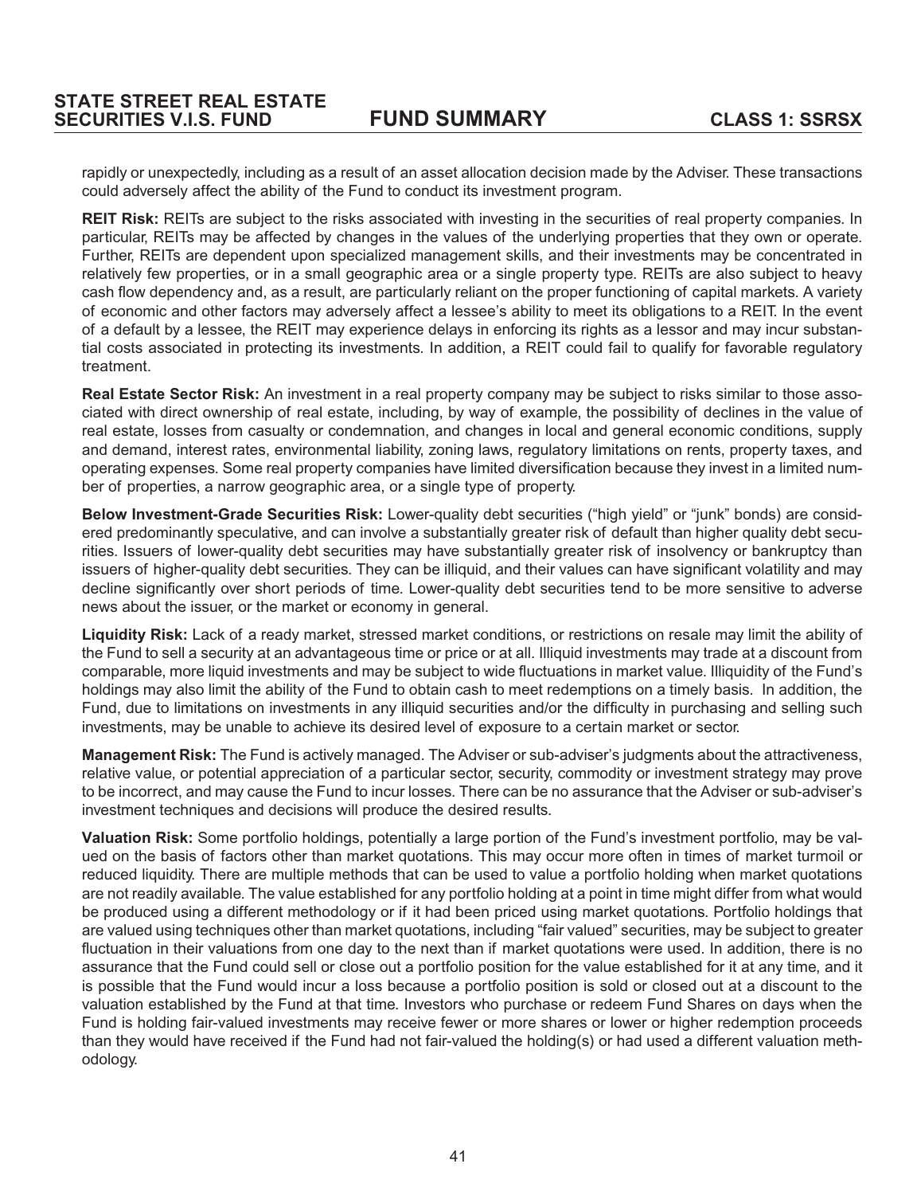rapidly or unexpectedly, including as a result of an asset allocation decision made by the Adviser. These transactions could adversely affect the ability of the Fund to conduct its investment program.

**REIT Risk:** REITs are subject to the risks associated with investing in the securities of real property companies. In particular, REITs may be affected by changes in the values of the underlying properties that they own or operate. Further, REITs are dependent upon specialized management skills, and their investments may be concentrated in relatively few properties, or in a small geographic area or a single property type. REITs are also subject to heavy cash flow dependency and, as a result, are particularly reliant on the proper functioning of capital markets. A variety of economic and other factors may adversely affect a lessee's ability to meet its obligations to a REIT. In the event of a default by a lessee, the REIT may experience delays in enforcing its rights as a lessor and may incur substantial costs associated in protecting its investments. In addition, a REIT could fail to qualify for favorable regulatory treatment.

**Real Estate Sector Risk:** An investment in a real property company may be subject to risks similar to those associated with direct ownership of real estate, including, by way of example, the possibility of declines in the value of real estate, losses from casualty or condemnation, and changes in local and general economic conditions, supply and demand, interest rates, environmental liability, zoning laws, regulatory limitations on rents, property taxes, and operating expenses. Some real property companies have limited diversification because they invest in a limited number of properties, a narrow geographic area, or a single type of property.

**Below Investment-Grade Securities Risk:** Lower-quality debt securities ("high yield" or "junk" bonds) are considered predominantly speculative, and can involve a substantially greater risk of default than higher quality debt securities. Issuers of lower-quality debt securities may have substantially greater risk of insolvency or bankruptcy than issuers of higher-quality debt securities. They can be illiquid, and their values can have significant volatility and may decline significantly over short periods of time. Lower-quality debt securities tend to be more sensitive to adverse news about the issuer, or the market or economy in general.

**Liquidity Risk:** Lack of a ready market, stressed market conditions, or restrictions on resale may limit the ability of the Fund to sell a security at an advantageous time or price or at all. Illiquid investments may trade at a discount from comparable, more liquid investments and may be subject to wide fluctuations in market value. Illiquidity of the Fund's holdings may also limit the ability of the Fund to obtain cash to meet redemptions on a timely basis. In addition, the Fund, due to limitations on investments in any illiquid securities and/or the difficulty in purchasing and selling such investments, may be unable to achieve its desired level of exposure to a certain market or sector.

**Management Risk:** The Fund is actively managed. The Adviser or sub-adviser's judgments about the attractiveness, relative value, or potential appreciation of a particular sector, security, commodity or investment strategy may prove to be incorrect, and may cause the Fund to incur losses. There can be no assurance that the Adviser or sub-adviser's investment techniques and decisions will produce the desired results.

**Valuation Risk:** Some portfolio holdings, potentially a large portion of the Fund's investment portfolio, may be valued on the basis of factors other than market quotations. This may occur more often in times of market turmoil or reduced liquidity. There are multiple methods that can be used to value a portfolio holding when market quotations are not readily available. The value established for any portfolio holding at a point in time might differ from what would be produced using a different methodology or if it had been priced using market quotations. Portfolio holdings that are valued using techniques other than market quotations, including "fair valued" securities, may be subject to greater fluctuation in their valuations from one day to the next than if market quotations were used. In addition, there is no assurance that the Fund could sell or close out a portfolio position for the value established for it at any time, and it is possible that the Fund would incur a loss because a portfolio position is sold or closed out at a discount to the valuation established by the Fund at that time. Investors who purchase or redeem Fund Shares on days when the Fund is holding fair-valued investments may receive fewer or more shares or lower or higher redemption proceeds than they would have received if the Fund had not fair-valued the holding(s) or had used a different valuation methodology.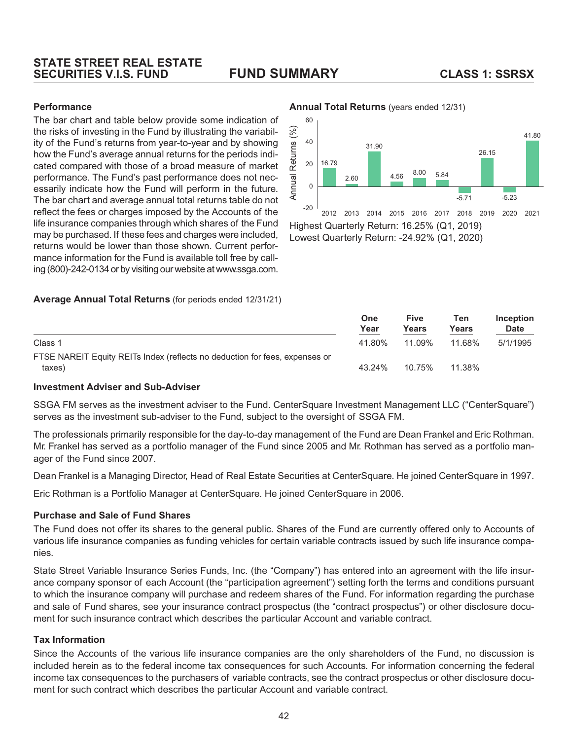### Performance

The bar chart and table below provide some indication of the risks of investing in the Fund by illustrating the variability of the Fund's returns from year-to-year and by showing how the Fund's average annual returns for the periods indicated compared with those of a broad measure of market performance. The Fund's past performance does not necessarily indicate how the Fund will perform in the future. The bar chart and average annual total returns table do not reflect the fees or charges imposed by the Accounts of the life insurance companies through which shares of the Fund may be purchased. If these fees and charges were included, returns would be lower than those shown. Current performance information for the Fund is available toll free by calling (800)-242-0134 or by visiting our website at www.ssga.com.

**Annual Total Returns** (years ended 12/31)

| Year | Annual Returns (%) |
|---|---|
| 2012 | 16.79 |
| 2013 | 2.60 |
| 2014 | 31.90 |
| 2015 | 4.56 |
| 2016 | 8.00 |
| 2017 | 5.84 |
| 2018 | -5.71 |
| 2019 | 26.15 |
| 2020 | -5.23 |
| 2021 | 41.80 |

Highest Quarterly Return: 16.25% (Q1, 2019)
Lowest Quarterly Return: -24.92% (Q1, 2020)

**Average Annual Total Returns** (for periods ended 12/31/21)

| | One Year | Five Years | Ten Years | Inception Date |
|---|---|---|---|---|
| Class 1 | 41.80% | 11.09% | 11.68% | 5/1/1995 |
| FTSE NAREIT Equity REITs Index (reflects no deduction for fees, expenses or taxes) | 43.24% | 10.75% | 11.38% | |

### Investment Adviser and Sub-Adviser

SSGA FM serves as the investment adviser to the Fund. CenterSquare Investment Management LLC ("CenterSquare") serves as the investment sub-adviser to the Fund, subject to the oversight of SSGA FM.

The professionals primarily responsible for the day-to-day management of the Fund are Dean Frankel and Eric Rothman. Mr. Frankel has served as a portfolio manager of the Fund since 2005 and Mr. Rothman has served as a portfolio manager of the Fund since 2007.

Dean Frankel is a Managing Director, Head of Real Estate Securities at CenterSquare. He joined CenterSquare in 1997.

Eric Rothman is a Portfolio Manager at CenterSquare. He joined CenterSquare in 2006.

### Purchase and Sale of Fund Shares

The Fund does not offer its shares to the general public. Shares of the Fund are currently offered only to Accounts of various life insurance companies as funding vehicles for certain variable contracts issued by such life insurance companies.

State Street Variable Insurance Series Funds, Inc. (the "Company") has entered into an agreement with the life insurance company sponsor of each Account (the "participation agreement") setting forth the terms and conditions pursuant to which the insurance company will purchase and redeem shares of the Fund. For information regarding the purchase and sale of Fund shares, see your insurance contract prospectus (the "contract prospectus") or other disclosure document for such insurance contract which describes the particular Account and variable contract.

### Tax Information

Since the Accounts of the various life insurance companies are the only shareholders of the Fund, no discussion is included herein as to the federal income tax consequences for such Accounts. For information concerning the federal income tax consequences to the purchasers of variable contracts, see the contract prospectus or other disclosure document for such contract which describes the particular Account and variable contract.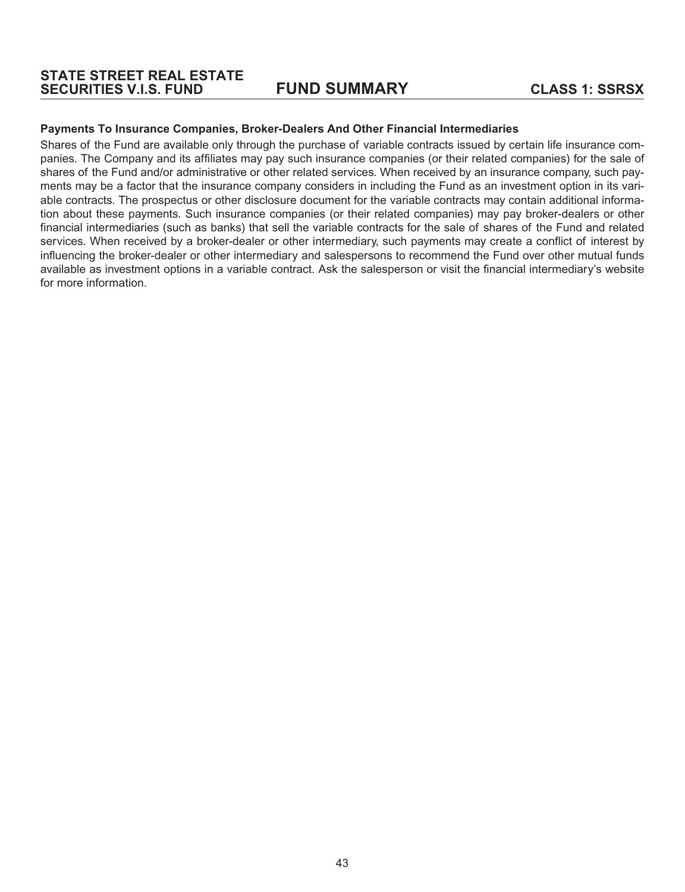### Payments To Insurance Companies, Broker-Dealers And Other Financial Intermediaries

Shares of the Fund are available only through the purchase of variable contracts issued by certain life insurance companies. The Company and its affiliates may pay such insurance companies (or their related companies) for the sale of shares of the Fund and/or administrative or other related services. When received by an insurance company, such payments may be a factor that the insurance company considers in including the Fund as an investment option in its variable contracts. The prospectus or other disclosure document for the variable contracts may contain additional information about these payments. Such insurance companies (or their related companies) may pay broker-dealers or other financial intermediaries (such as banks) that sell the variable contracts for the sale of shares of the Fund and related services. When received by a broker-dealer or other intermediary, such payments may create a conflict of interest by influencing the broker-dealer or other intermediary and salespersons to recommend the Fund over other mutual funds available as investment options in a variable contract. Ask the salesperson or visit the financial intermediary's website for more information.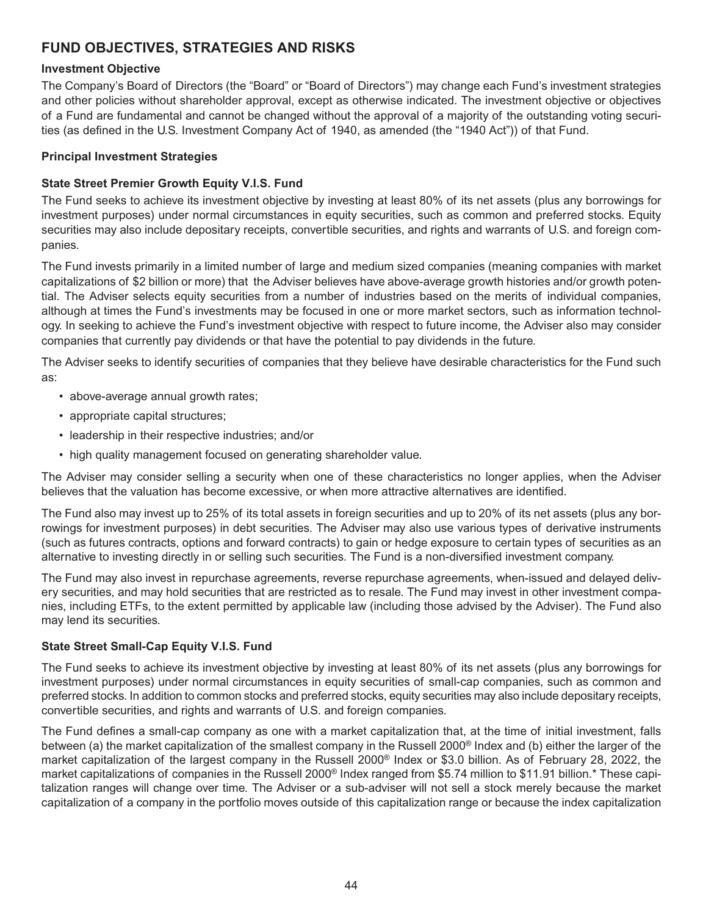## FUND OBJECTIVES, STRATEGIES AND RISKS

**Investment Objective**

The Company's Board of Directors (the "Board" or "Board of Directors") may change each Fund's investment strategies and other policies without shareholder approval, except as otherwise indicated. The investment objective or objectives of a Fund are fundamental and cannot be changed without the approval of a majority of the outstanding voting securities (as defined in the U.S. Investment Company Act of 1940, as amended (the "1940 Act")) of that Fund.

**Principal Investment Strategies**

**State Street Premier Growth Equity V.I.S. Fund**

The Fund seeks to achieve its investment objective by investing at least 80% of its net assets (plus any borrowings for investment purposes) under normal circumstances in equity securities, such as common and preferred stocks. Equity securities may also include depositary receipts, convertible securities, and rights and warrants of U.S. and foreign companies.

The Fund invests primarily in a limited number of large and medium sized companies (meaning companies with market capitalizations of $2 billion or more) that the Adviser believes have above-average growth histories and/or growth potential. The Adviser selects equity securities from a number of industries based on the merits of individual companies, although at times the Fund's investments may be focused in one or more market sectors, such as information technology. In seeking to achieve the Fund's investment objective with respect to future income, the Adviser also may consider companies that currently pay dividends or that have the potential to pay dividends in the future.

The Adviser seeks to identify securities of companies that they believe have desirable characteristics for the Fund such as:

- above-average annual growth rates;
- appropriate capital structures;
- leadership in their respective industries; and/or
- high quality management focused on generating shareholder value.

The Adviser may consider selling a security when one of these characteristics no longer applies, when the Adviser believes that the valuation has become excessive, or when more attractive alternatives are identified.

The Fund also may invest up to 25% of its total assets in foreign securities and up to 20% of its net assets (plus any borrowings for investment purposes) in debt securities. The Adviser may also use various types of derivative instruments (such as futures contracts, options and forward contracts) to gain or hedge exposure to certain types of securities as an alternative to investing directly in or selling such securities. The Fund is a non-diversified investment company.

The Fund may also invest in repurchase agreements, reverse repurchase agreements, when-issued and delayed delivery securities, and may hold securities that are restricted as to resale. The Fund may invest in other investment companies, including ETFs, to the extent permitted by applicable law (including those advised by the Adviser). The Fund also may lend its securities.

**State Street Small-Cap Equity V.I.S. Fund**

The Fund seeks to achieve its investment objective by investing at least 80% of its net assets (plus any borrowings for investment purposes) under normal circumstances in equity securities of small-cap companies, such as common and preferred stocks. In addition to common stocks and preferred stocks, equity securities may also include depositary receipts, convertible securities, and rights and warrants of U.S. and foreign companies.

The Fund defines a small-cap company as one with a market capitalization that, at the time of initial investment, falls between (a) the market capitalization of the smallest company in the Russell 2000® Index and (b) either the larger of the market capitalization of the largest company in the Russell 2000® Index or $3.0 billion. As of February 28, 2022, the market capitalizations of companies in the Russell 2000® Index ranged from $5.74 million to $11.91 billion.* These capitalization ranges will change over time. The Adviser or a sub-adviser will not sell a stock merely because the market capitalization of a company in the portfolio moves outside of this capitalization range or because the index capitalization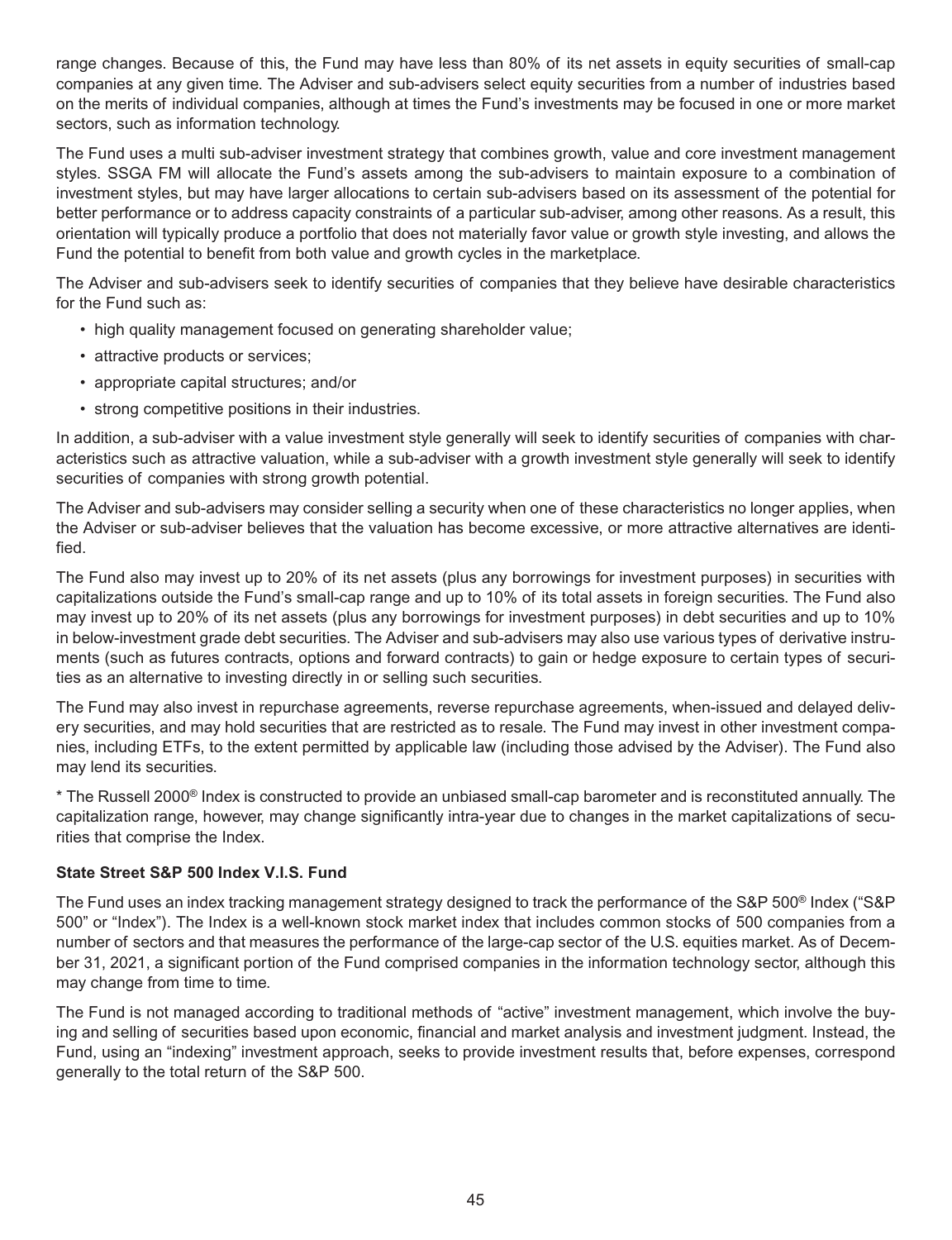range changes. Because of this, the Fund may have less than 80% of its net assets in equity securities of small-cap companies at any given time. The Adviser and sub-advisers select equity securities from a number of industries based on the merits of individual companies, although at times the Fund's investments may be focused in one or more market sectors, such as information technology.

The Fund uses a multi sub-adviser investment strategy that combines growth, value and core investment management styles. SSGA FM will allocate the Fund's assets among the sub-advisers to maintain exposure to a combination of investment styles, but may have larger allocations to certain sub-advisers based on its assessment of the potential for better performance or to address capacity constraints of a particular sub-adviser, among other reasons. As a result, this orientation will typically produce a portfolio that does not materially favor value or growth style investing, and allows the Fund the potential to benefit from both value and growth cycles in the marketplace.

The Adviser and sub-advisers seek to identify securities of companies that they believe have desirable characteristics for the Fund such as:

- high quality management focused on generating shareholder value;
- attractive products or services;
- appropriate capital structures; and/or
- strong competitive positions in their industries.

In addition, a sub-adviser with a value investment style generally will seek to identify securities of companies with characteristics such as attractive valuation, while a sub-adviser with a growth investment style generally will seek to identify securities of companies with strong growth potential.

The Adviser and sub-advisers may consider selling a security when one of these characteristics no longer applies, when the Adviser or sub-adviser believes that the valuation has become excessive, or more attractive alternatives are identified.

The Fund also may invest up to 20% of its net assets (plus any borrowings for investment purposes) in securities with capitalizations outside the Fund's small-cap range and up to 10% of its total assets in foreign securities. The Fund also may invest up to 20% of its net assets (plus any borrowings for investment purposes) in debt securities and up to 10% in below-investment grade debt securities. The Adviser and sub-advisers may also use various types of derivative instruments (such as futures contracts, options and forward contracts) to gain or hedge exposure to certain types of securities as an alternative to investing directly in or selling such securities.

The Fund may also invest in repurchase agreements, reverse repurchase agreements, when-issued and delayed delivery securities, and may hold securities that are restricted as to resale. The Fund may invest in other investment companies, including ETFs, to the extent permitted by applicable law (including those advised by the Adviser). The Fund also may lend its securities.

* The Russell 2000® Index is constructed to provide an unbiased small-cap barometer and is reconstituted annually. The capitalization range, however, may change significantly intra-year due to changes in the market capitalizations of securities that comprise the Index.

**State Street S&P 500 Index V.I.S. Fund**

The Fund uses an index tracking management strategy designed to track the performance of the S&P 500® Index ("S&P 500" or "Index"). The Index is a well-known stock market index that includes common stocks of 500 companies from a number of sectors and that measures the performance of the large-cap sector of the U.S. equities market. As of December 31, 2021, a significant portion of the Fund comprised companies in the information technology sector, although this may change from time to time.

The Fund is not managed according to traditional methods of "active" investment management, which involve the buying and selling of securities based upon economic, financial and market analysis and investment judgment. Instead, the Fund, using an "indexing" investment approach, seeks to provide investment results that, before expenses, correspond generally to the total return of the S&P 500.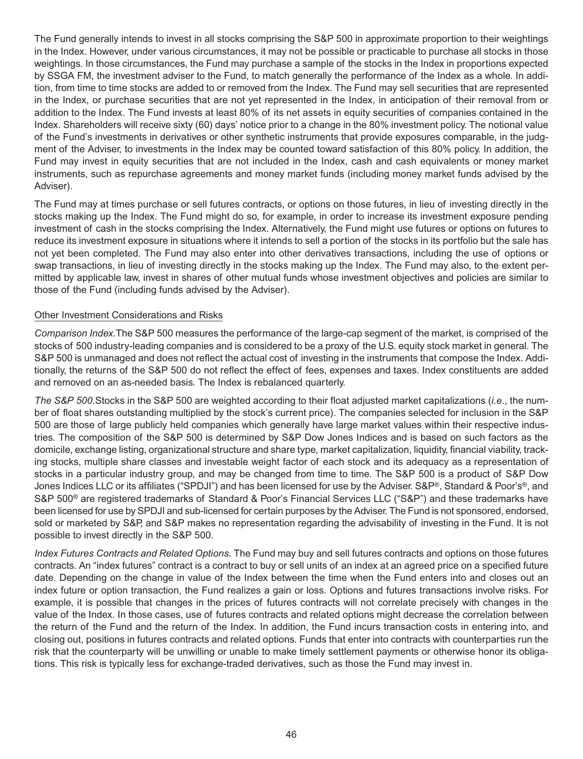The Fund generally intends to invest in all stocks comprising the S&P 500 in approximate proportion to their weightings in the Index. However, under various circumstances, it may not be possible or practicable to purchase all stocks in those weightings. In those circumstances, the Fund may purchase a sample of the stocks in the Index in proportions expected by SSGA FM, the investment adviser to the Fund, to match generally the performance of the Index as a whole. In addition, from time to time stocks are added to or removed from the Index. The Fund may sell securities that are represented in the Index, or purchase securities that are not yet represented in the Index, in anticipation of their removal from or addition to the Index. The Fund invests at least 80% of its net assets in equity securities of companies contained in the Index. Shareholders will receive sixty (60) days' notice prior to a change in the 80% investment policy. The notional value of the Fund's investments in derivatives or other synthetic instruments that provide exposures comparable, in the judgment of the Adviser, to investments in the Index may be counted toward satisfaction of this 80% policy. In addition, the Fund may invest in equity securities that are not included in the Index, cash and cash equivalents or money market instruments, such as repurchase agreements and money market funds (including money market funds advised by the Adviser).

The Fund may at times purchase or sell futures contracts, or options on those futures, in lieu of investing directly in the stocks making up the Index. The Fund might do so, for example, in order to increase its investment exposure pending investment of cash in the stocks comprising the Index. Alternatively, the Fund might use futures or options on futures to reduce its investment exposure in situations where it intends to sell a portion of the stocks in its portfolio but the sale has not yet been completed. The Fund may also enter into other derivatives transactions, including the use of options or swap transactions, in lieu of investing directly in the stocks making up the Index. The Fund may also, to the extent permitted by applicable law, invest in shares of other mutual funds whose investment objectives and policies are similar to those of the Fund (including funds advised by the Adviser).

Other Investment Considerations and Risks

*Comparison Index.* The S&P 500 measures the performance of the large-cap segment of the market, is comprised of the stocks of 500 industry-leading companies and is considered to be a proxy of the U.S. equity stock market in general. The S&P 500 is unmanaged and does not reflect the actual cost of investing in the instruments that compose the Index. Additionally, the returns of the S&P 500 do not reflect the effect of fees, expenses and taxes. Index constituents are added and removed on an as-needed basis. The Index is rebalanced quarterly.

*The S&P 500.* Stocks in the S&P 500 are weighted according to their float adjusted market capitalizations (*i.e.*, the number of float shares outstanding multiplied by the stock's current price). The companies selected for inclusion in the S&P 500 are those of large publicly held companies which generally have large market values within their respective industries. The composition of the S&P 500 is determined by S&P Dow Jones Indices and is based on such factors as the domicile, exchange listing, organizational structure and share type, market capitalization, liquidity, financial viability, tracking stocks, multiple share classes and investable weight factor of each stock and its adequacy as a representation of stocks in a particular industry group, and may be changed from time to time. The S&P 500 is a product of S&P Dow Jones Indices LLC or its affiliates ("SPDJI") and has been licensed for use by the Adviser. S&P®, Standard & Poor's®, and S&P 500® are registered trademarks of Standard & Poor's Financial Services LLC ("S&P") and these trademarks have been licensed for use by SPDJI and sub-licensed for certain purposes by the Adviser. The Fund is not sponsored, endorsed, sold or marketed by S&P, and S&P makes no representation regarding the advisability of investing in the Fund. It is not possible to invest directly in the S&P 500.

*Index Futures Contracts and Related Options.* The Fund may buy and sell futures contracts and options on those futures contracts. An "index futures" contract is a contract to buy or sell units of an index at an agreed price on a specified future date. Depending on the change in value of the Index between the time when the Fund enters into and closes out an index future or option transaction, the Fund realizes a gain or loss. Options and futures transactions involve risks. For example, it is possible that changes in the prices of futures contracts will not correlate precisely with changes in the value of the Index. In those cases, use of futures contracts and related options might decrease the correlation between the return of the Fund and the return of the Index. In addition, the Fund incurs transaction costs in entering into, and closing out, positions in futures contracts and related options. Funds that enter into contracts with counterparties run the risk that the counterparty will be unwilling or unable to make timely settlement payments or otherwise honor its obligations. This risk is typically less for exchange-traded derivatives, such as those the Fund may invest in.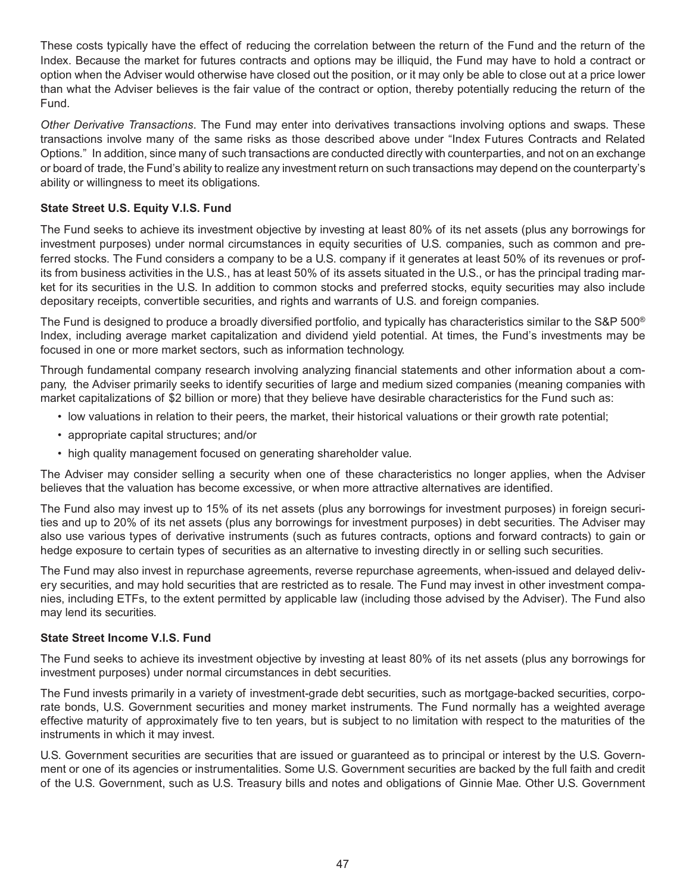These costs typically have the effect of reducing the correlation between the return of the Fund and the return of the Index. Because the market for futures contracts and options may be illiquid, the Fund may have to hold a contract or option when the Adviser would otherwise have closed out the position, or it may only be able to close out at a price lower than what the Adviser believes is the fair value of the contract or option, thereby potentially reducing the return of the Fund.

*Other Derivative Transactions*. The Fund may enter into derivatives transactions involving options and swaps. These transactions involve many of the same risks as those described above under "Index Futures Contracts and Related Options." In addition, since many of such transactions are conducted directly with counterparties, and not on an exchange or board of trade, the Fund's ability to realize any investment return on such transactions may depend on the counterparty's ability or willingness to meet its obligations.

**State Street U.S. Equity V.I.S. Fund**

The Fund seeks to achieve its investment objective by investing at least 80% of its net assets (plus any borrowings for investment purposes) under normal circumstances in equity securities of U.S. companies, such as common and preferred stocks. The Fund considers a company to be a U.S. company if it generates at least 50% of its revenues or profits from business activities in the U.S., has at least 50% of its assets situated in the U.S., or has the principal trading market for its securities in the U.S. In addition to common stocks and preferred stocks, equity securities may also include depositary receipts, convertible securities, and rights and warrants of U.S. and foreign companies.

The Fund is designed to produce a broadly diversified portfolio, and typically has characteristics similar to the S&P 500® Index, including average market capitalization and dividend yield potential. At times, the Fund's investments may be focused in one or more market sectors, such as information technology.

Through fundamental company research involving analyzing financial statements and other information about a company, the Adviser primarily seeks to identify securities of large and medium sized companies (meaning companies with market capitalizations of $2 billion or more) that they believe have desirable characteristics for the Fund such as:

- low valuations in relation to their peers, the market, their historical valuations or their growth rate potential;
- appropriate capital structures; and/or
- high quality management focused on generating shareholder value.

The Adviser may consider selling a security when one of these characteristics no longer applies, when the Adviser believes that the valuation has become excessive, or when more attractive alternatives are identified.

The Fund also may invest up to 15% of its net assets (plus any borrowings for investment purposes) in foreign securities and up to 20% of its net assets (plus any borrowings for investment purposes) in debt securities. The Adviser may also use various types of derivative instruments (such as futures contracts, options and forward contracts) to gain or hedge exposure to certain types of securities as an alternative to investing directly in or selling such securities.

The Fund may also invest in repurchase agreements, reverse repurchase agreements, when-issued and delayed delivery securities, and may hold securities that are restricted as to resale. The Fund may invest in other investment companies, including ETFs, to the extent permitted by applicable law (including those advised by the Adviser). The Fund also may lend its securities.

**State Street Income V.I.S. Fund**

The Fund seeks to achieve its investment objective by investing at least 80% of its net assets (plus any borrowings for investment purposes) under normal circumstances in debt securities.

The Fund invests primarily in a variety of investment-grade debt securities, such as mortgage-backed securities, corporate bonds, U.S. Government securities and money market instruments. The Fund normally has a weighted average effective maturity of approximately five to ten years, but is subject to no limitation with respect to the maturities of the instruments in which it may invest.

U.S. Government securities are securities that are issued or guaranteed as to principal or interest by the U.S. Government or one of its agencies or instrumentalities. Some U.S. Government securities are backed by the full faith and credit of the U.S. Government, such as U.S. Treasury bills and notes and obligations of Ginnie Mae. Other U.S. Government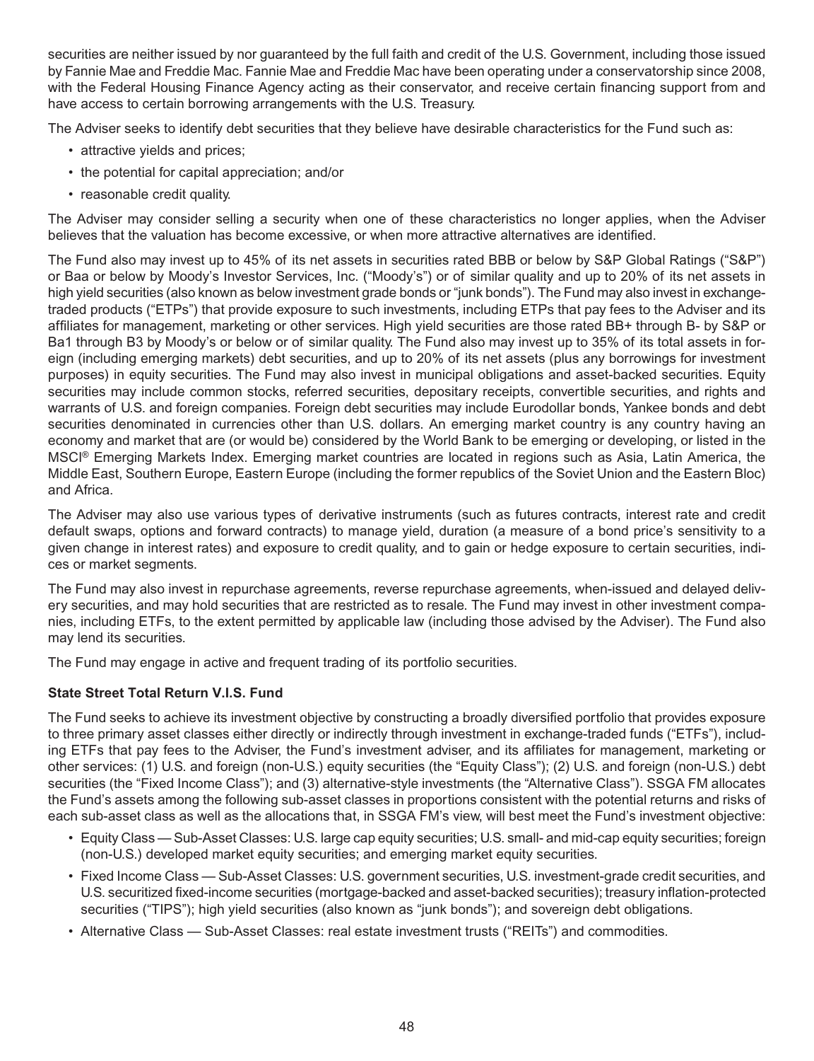securities are neither issued by nor guaranteed by the full faith and credit of the U.S. Government, including those issued by Fannie Mae and Freddie Mac. Fannie Mae and Freddie Mac have been operating under a conservatorship since 2008, with the Federal Housing Finance Agency acting as their conservator, and receive certain financing support from and have access to certain borrowing arrangements with the U.S. Treasury.

The Adviser seeks to identify debt securities that they believe have desirable characteristics for the Fund such as:

- attractive yields and prices;
- the potential for capital appreciation; and/or
- reasonable credit quality.

The Adviser may consider selling a security when one of these characteristics no longer applies, when the Adviser believes that the valuation has become excessive, or when more attractive alternatives are identified.

The Fund also may invest up to 45% of its net assets in securities rated BBB or below by S&P Global Ratings ("S&P") or Baa or below by Moody's Investor Services, Inc. ("Moody's") or of similar quality and up to 20% of its net assets in high yield securities (also known as below investment grade bonds or "junk bonds"). The Fund may also invest in exchange-traded products ("ETPs") that provide exposure to such investments, including ETPs that pay fees to the Adviser and its affiliates for management, marketing or other services. High yield securities are those rated BB+ through B- by S&P or Ba1 through B3 by Moody's or below or of similar quality. The Fund also may invest up to 35% of its total assets in foreign (including emerging markets) debt securities, and up to 20% of its net assets (plus any borrowings for investment purposes) in equity securities. The Fund may also invest in municipal obligations and asset-backed securities. Equity securities may include common stocks, referred securities, depositary receipts, convertible securities, and rights and warrants of U.S. and foreign companies. Foreign debt securities may include Eurodollar bonds, Yankee bonds and debt securities denominated in currencies other than U.S. dollars. An emerging market country is any country having an economy and market that are (or would be) considered by the World Bank to be emerging or developing, or listed in the MSCI® Emerging Markets Index. Emerging market countries are located in regions such as Asia, Latin America, the Middle East, Southern Europe, Eastern Europe (including the former republics of the Soviet Union and the Eastern Bloc) and Africa.

The Adviser may also use various types of derivative instruments (such as futures contracts, interest rate and credit default swaps, options and forward contracts) to manage yield, duration (a measure of a bond price's sensitivity to a given change in interest rates) and exposure to credit quality, and to gain or hedge exposure to certain securities, indices or market segments.

The Fund may also invest in repurchase agreements, reverse repurchase agreements, when-issued and delayed delivery securities, and may hold securities that are restricted as to resale. The Fund may invest in other investment companies, including ETFs, to the extent permitted by applicable law (including those advised by the Adviser). The Fund also may lend its securities.

The Fund may engage in active and frequent trading of its portfolio securities.

**State Street Total Return V.I.S. Fund**

The Fund seeks to achieve its investment objective by constructing a broadly diversified portfolio that provides exposure to three primary asset classes either directly or indirectly through investment in exchange-traded funds ("ETFs"), including ETFs that pay fees to the Adviser, the Fund's investment adviser, and its affiliates for management, marketing or other services: (1) U.S. and foreign (non-U.S.) equity securities (the "Equity Class"); (2) U.S. and foreign (non-U.S.) debt securities (the "Fixed Income Class"); and (3) alternative-style investments (the "Alternative Class"). SSGA FM allocates the Fund's assets among the following sub-asset classes in proportions consistent with the potential returns and risks of each sub-asset class as well as the allocations that, in SSGA FM's view, will best meet the Fund's investment objective:

- Equity Class — Sub-Asset Classes: U.S. large cap equity securities; U.S. small- and mid-cap equity securities; foreign (non-U.S.) developed market equity securities; and emerging market equity securities.
- Fixed Income Class — Sub-Asset Classes: U.S. government securities, U.S. investment-grade credit securities, and U.S. securitized fixed-income securities (mortgage-backed and asset-backed securities); treasury inflation-protected securities ("TIPS"); high yield securities (also known as "junk bonds"); and sovereign debt obligations.
- Alternative Class — Sub-Asset Classes: real estate investment trusts ("REITs") and commodities.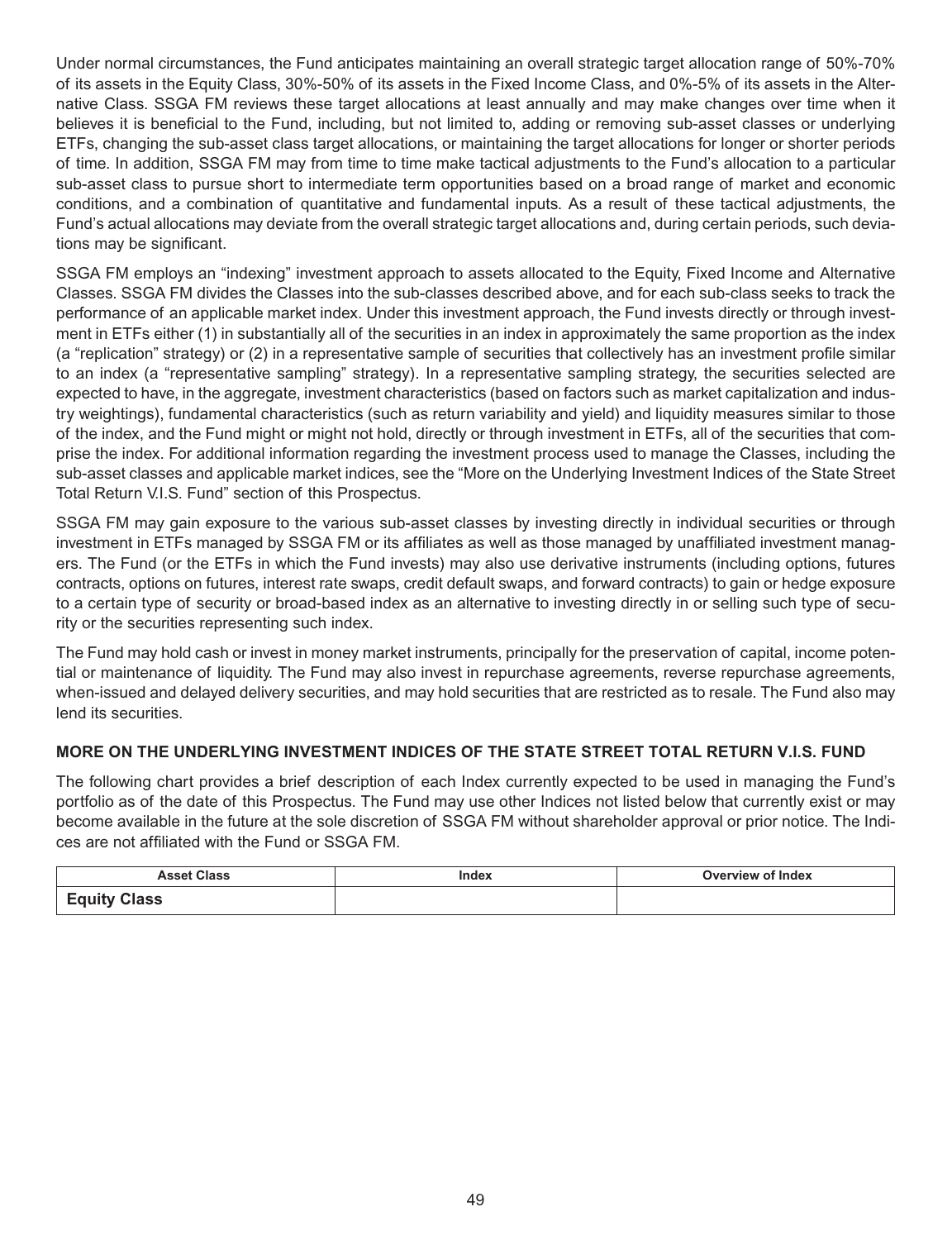Under normal circumstances, the Fund anticipates maintaining an overall strategic target allocation range of 50%-70% of its assets in the Equity Class, 30%-50% of its assets in the Fixed Income Class, and 0%-5% of its assets in the Alternative Class. SSGA FM reviews these target allocations at least annually and may make changes over time when it believes it is beneficial to the Fund, including, but not limited to, adding or removing sub-asset classes or underlying ETFs, changing the sub-asset class target allocations, or maintaining the target allocations for longer or shorter periods of time. In addition, SSGA FM may from time to time make tactical adjustments to the Fund's allocation to a particular sub-asset class to pursue short to intermediate term opportunities based on a broad range of market and economic conditions, and a combination of quantitative and fundamental inputs. As a result of these tactical adjustments, the Fund's actual allocations may deviate from the overall strategic target allocations and, during certain periods, such deviations may be significant.

SSGA FM employs an "indexing" investment approach to assets allocated to the Equity, Fixed Income and Alternative Classes. SSGA FM divides the Classes into the sub-classes described above, and for each sub-class seeks to track the performance of an applicable market index. Under this investment approach, the Fund invests directly or through investment in ETFs either (1) in substantially all of the securities in an index in approximately the same proportion as the index (a "replication" strategy) or (2) in a representative sample of securities that collectively has an investment profile similar to an index (a "representative sampling" strategy). In a representative sampling strategy, the securities selected are expected to have, in the aggregate, investment characteristics (based on factors such as market capitalization and industry weightings), fundamental characteristics (such as return variability and yield) and liquidity measures similar to those of the index, and the Fund might or might not hold, directly or through investment in ETFs, all of the securities that comprise the index. For additional information regarding the investment process used to manage the Classes, including the sub-asset classes and applicable market indices, see the "More on the Underlying Investment Indices of the State Street Total Return V.I.S. Fund" section of this Prospectus.

SSGA FM may gain exposure to the various sub-asset classes by investing directly in individual securities or through investment in ETFs managed by SSGA FM or its affiliates as well as those managed by unaffiliated investment managers. The Fund (or the ETFs in which the Fund invests) may also use derivative instruments (including options, futures contracts, options on futures, interest rate swaps, credit default swaps, and forward contracts) to gain or hedge exposure to a certain type of security or broad-based index as an alternative to investing directly in or selling such type of security or the securities representing such index.

The Fund may hold cash or invest in money market instruments, principally for the preservation of capital, income potential or maintenance of liquidity. The Fund may also invest in repurchase agreements, reverse repurchase agreements, when-issued and delayed delivery securities, and may hold securities that are restricted as to resale. The Fund also may lend its securities.

## MORE ON THE UNDERLYING INVESTMENT INDICES OF THE STATE STREET TOTAL RETURN V.I.S. FUND

The following chart provides a brief description of each Index currently expected to be used in managing the Fund's portfolio as of the date of this Prospectus. The Fund may use other Indices not listed below that currently exist or may become available in the future at the sole discretion of SSGA FM without shareholder approval or prior notice. The Indices are not affiliated with the Fund or SSGA FM.

| Asset Class | Index | Overview of Index |
|---|---|---|
| **Equity Class** | | |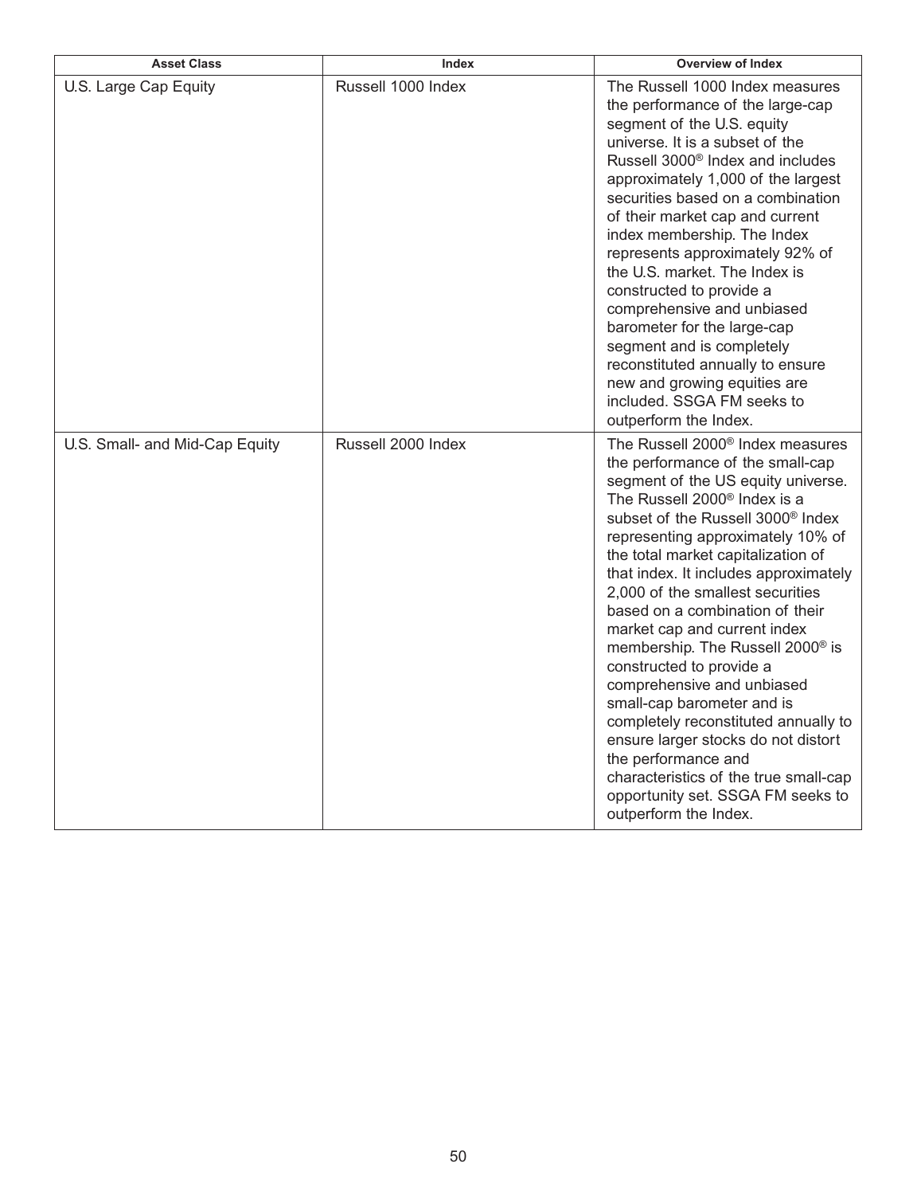| Asset Class | Index | Overview of Index |
| --- | --- | --- |
| U.S. Large Cap Equity | Russell 1000 Index | The Russell 1000 Index measures the performance of the large-cap segment of the U.S. equity universe. It is a subset of the Russell 3000® Index and includes approximately 1,000 of the largest securities based on a combination of their market cap and current index membership. The Index represents approximately 92% of the U.S. market. The Index is constructed to provide a comprehensive and unbiased barometer for the large-cap segment and is completely reconstituted annually to ensure new and growing equities are included. SSGA FM seeks to outperform the Index. |
| U.S. Small- and Mid-Cap Equity | Russell 2000 Index | The Russell 2000® Index measures the performance of the small-cap segment of the US equity universe. The Russell 2000® Index is a subset of the Russell 3000® Index representing approximately 10% of the total market capitalization of that index. It includes approximately 2,000 of the smallest securities based on a combination of their market cap and current index membership. The Russell 2000® is constructed to provide a comprehensive and unbiased small-cap barometer and is completely reconstituted annually to ensure larger stocks do not distort the performance and characteristics of the true small-cap opportunity set. SSGA FM seeks to outperform the Index. |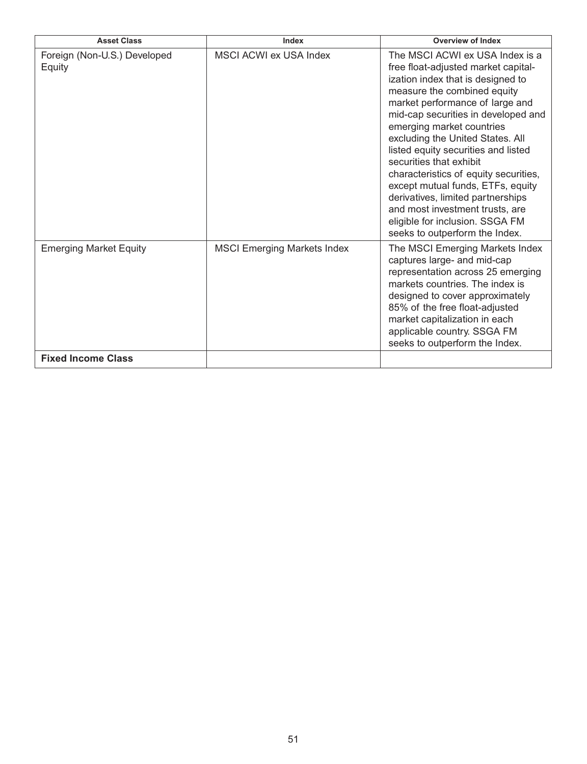| Asset Class | Index | Overview of Index |
| --- | --- | --- |
| Foreign (Non-U.S.) Developed Equity | MSCI ACWI ex USA Index | The MSCI ACWI ex USA Index is a free float-adjusted market capitalization index that is designed to measure the combined equity market performance of large and mid-cap securities in developed and emerging market countries excluding the United States. All listed equity securities and listed securities that exhibit characteristics of equity securities, except mutual funds, ETFs, equity derivatives, limited partnerships and most investment trusts, are eligible for inclusion. SSGA FM seeks to outperform the Index. |
| Emerging Market Equity | MSCI Emerging Markets Index | The MSCI Emerging Markets Index captures large- and mid-cap representation across 25 emerging markets countries. The index is designed to cover approximately 85% of the free float-adjusted market capitalization in each applicable country. SSGA FM seeks to outperform the Index. |
| **Fixed Income Class** | | |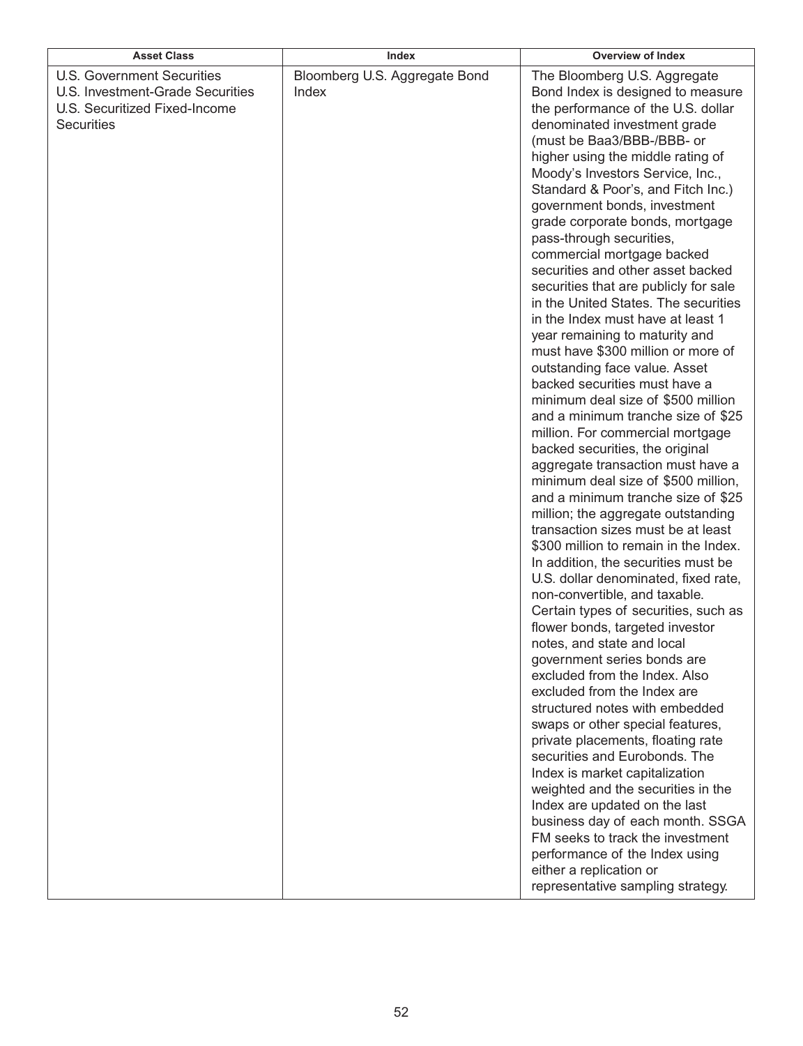| Asset Class | Index | Overview of Index |
|---|---|---|
| U.S. Government Securities<br>U.S. Investment-Grade Securities<br>U.S. Securitized Fixed-Income Securities | Bloomberg U.S. Aggregate Bond Index | The Bloomberg U.S. Aggregate Bond Index is designed to measure the performance of the U.S. dollar denominated investment grade (must be Baa3/BBB-/BBB- or higher using the middle rating of Moody's Investors Service, Inc., Standard & Poor's, and Fitch Inc.) government bonds, investment grade corporate bonds, mortgage pass-through securities, commercial mortgage backed securities and other asset backed securities that are publicly for sale in the United States. The securities in the Index must have at least 1 year remaining to maturity and must have $300 million or more of outstanding face value. Asset backed securities must have a minimum deal size of $500 million and a minimum tranche size of $25 million. For commercial mortgage backed securities, the original aggregate transaction must have a minimum deal size of $500 million, and a minimum tranche size of $25 million; the aggregate outstanding transaction sizes must be at least $300 million to remain in the Index. In addition, the securities must be U.S. dollar denominated, fixed rate, non-convertible, and taxable. Certain types of securities, such as flower bonds, targeted investor notes, and state and local government series bonds are excluded from the Index. Also excluded from the Index are structured notes with embedded swaps or other special features, private placements, floating rate securities and Eurobonds. The Index is market capitalization weighted and the securities in the Index are updated on the last business day of each month. SSGA FM seeks to track the investment performance of the Index using either a replication or representative sampling strategy. |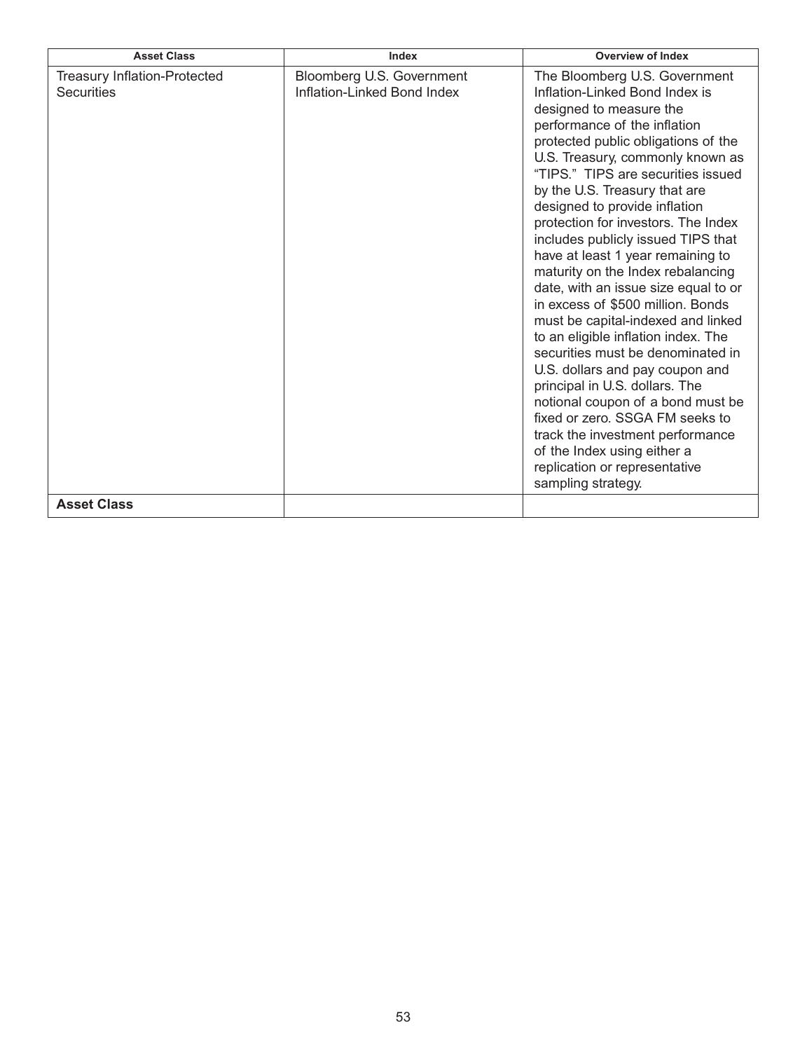| Asset Class | Index | Overview of Index |
| --- | --- | --- |
| Treasury Inflation-Protected Securities | Bloomberg U.S. Government Inflation-Linked Bond Index | The Bloomberg U.S. Government Inflation-Linked Bond Index is designed to measure the performance of the inflation protected public obligations of the U.S. Treasury, commonly known as "TIPS." TIPS are securities issued by the U.S. Treasury that are designed to provide inflation protection for investors. The Index includes publicly issued TIPS that have at least 1 year remaining to maturity on the Index rebalancing date, with an issue size equal to or in excess of $500 million. Bonds must be capital-indexed and linked to an eligible inflation index. The securities must be denominated in U.S. dollars and pay coupon and principal in U.S. dollars. The notional coupon of a bond must be fixed or zero. SSGA FM seeks to track the investment performance of the Index using either a replication or representative sampling strategy. |
| **Asset Class** | | |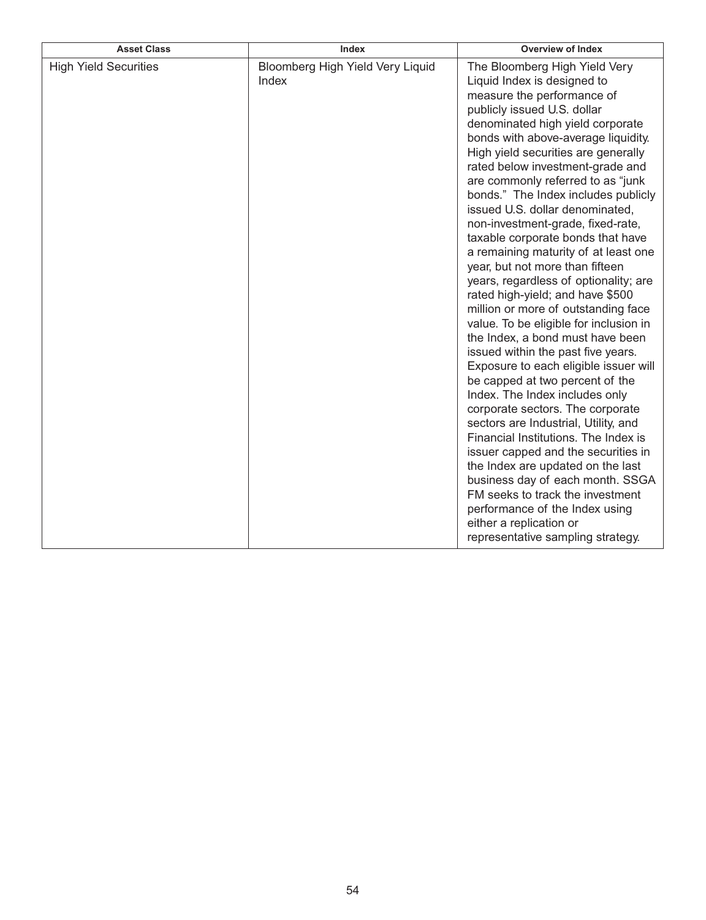| Asset Class | Index | Overview of Index |
|---|---|---|
| High Yield Securities | Bloomberg High Yield Very Liquid Index | The Bloomberg High Yield Very Liquid Index is designed to measure the performance of publicly issued U.S. dollar denominated high yield corporate bonds with above-average liquidity. High yield securities are generally rated below investment-grade and are commonly referred to as "junk bonds." The Index includes publicly issued U.S. dollar denominated, non-investment-grade, fixed-rate, taxable corporate bonds that have a remaining maturity of at least one year, but not more than fifteen years, regardless of optionality; are rated high-yield; and have $500 million or more of outstanding face value. To be eligible for inclusion in the Index, a bond must have been issued within the past five years. Exposure to each eligible issuer will be capped at two percent of the Index. The Index includes only corporate sectors. The corporate sectors are Industrial, Utility, and Financial Institutions. The Index is issuer capped and the securities in the Index are updated on the last business day of each month. SSGA FM seeks to track the investment performance of the Index using either a replication or representative sampling strategy. |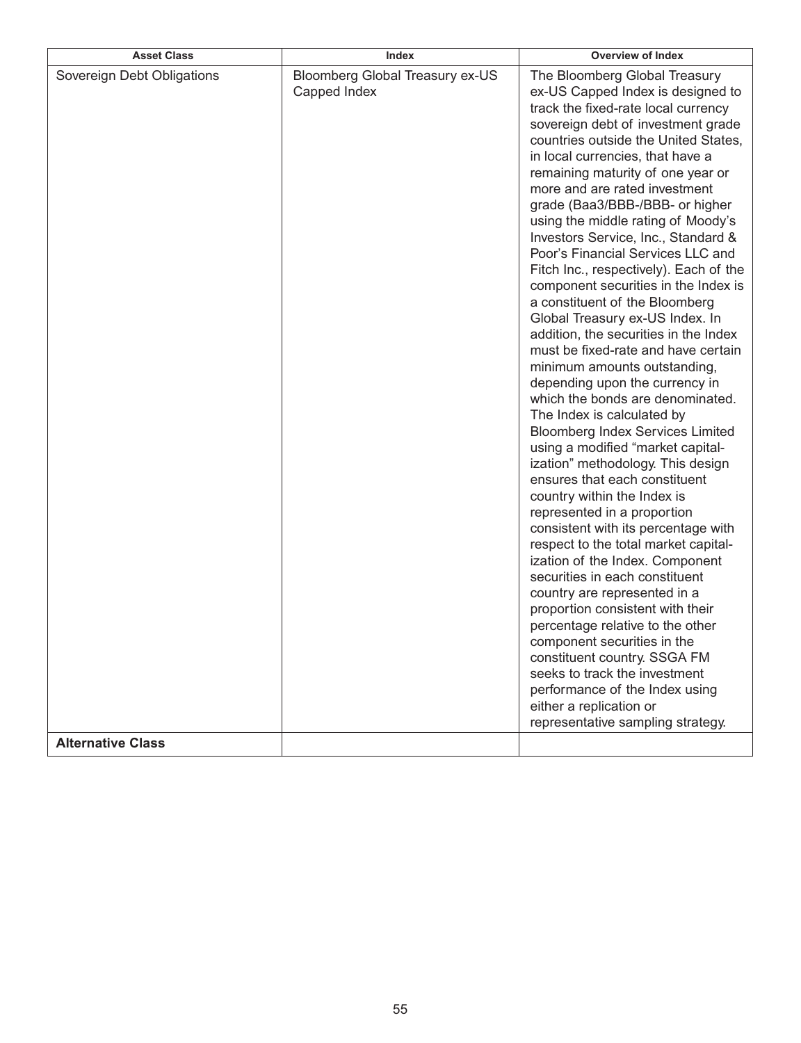| Asset Class | Index | Overview of Index |
| --- | --- | --- |
| Sovereign Debt Obligations | Bloomberg Global Treasury ex-US Capped Index | The Bloomberg Global Treasury ex-US Capped Index is designed to track the fixed-rate local currency sovereign debt of investment grade countries outside the United States, in local currencies, that have a remaining maturity of one year or more and are rated investment grade (Baa3/BBB-/BBB- or higher using the middle rating of Moody's Investors Service, Inc., Standard & Poor's Financial Services LLC and Fitch Inc., respectively). Each of the component securities in the Index is a constituent of the Bloomberg Global Treasury ex-US Index. In addition, the securities in the Index must be fixed-rate and have certain minimum amounts outstanding, depending upon the currency in which the bonds are denominated. The Index is calculated by Bloomberg Index Services Limited using a modified "market capitalization" methodology. This design ensures that each constituent country within the Index is represented in a proportion consistent with its percentage with respect to the total market capitalization of the Index. Component securities in each constituent country are represented in a proportion consistent with their percentage relative to the other component securities in the constituent country. SSGA FM seeks to track the investment performance of the Index using either a replication or representative sampling strategy. |
| **Alternative Class** | | |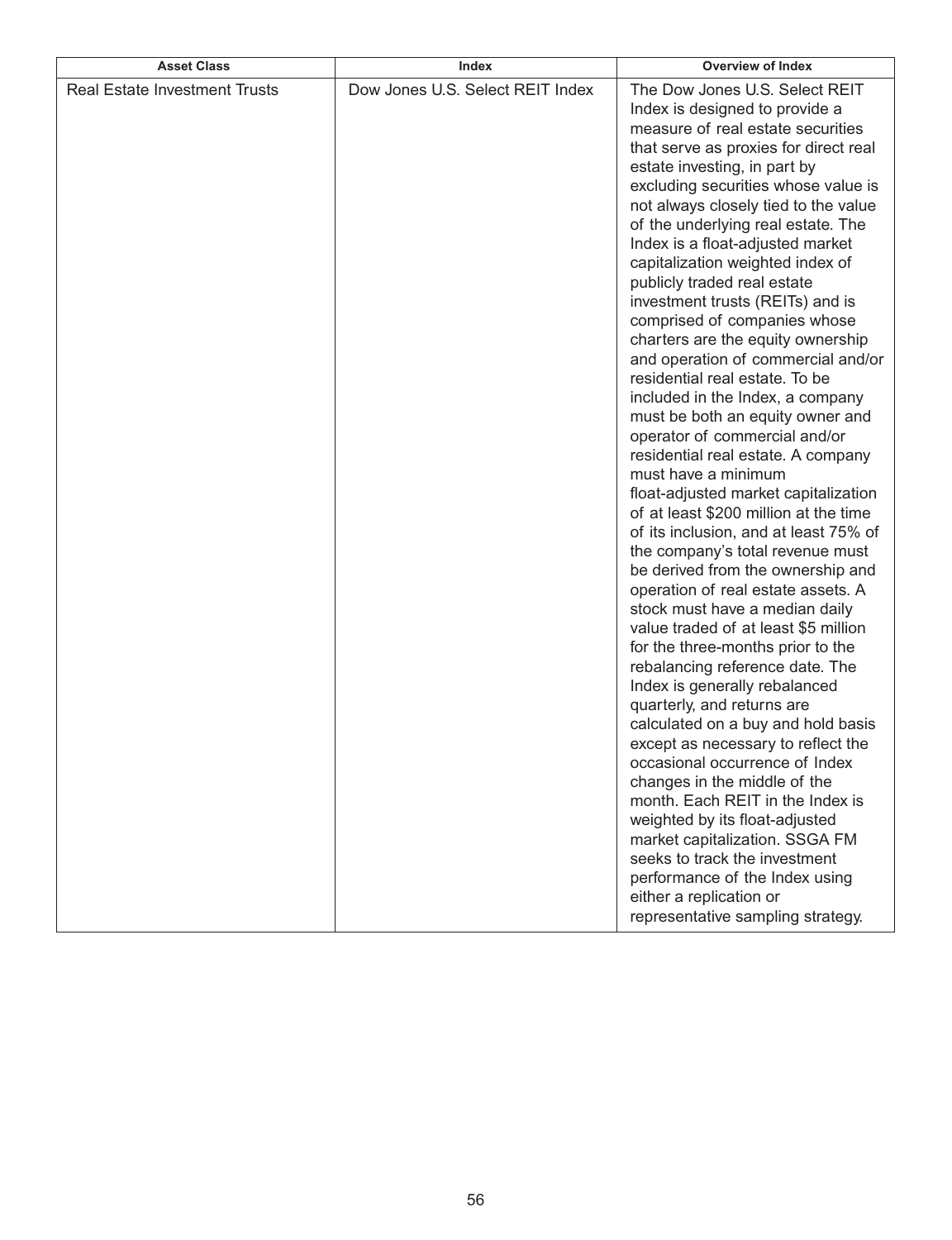| Asset Class | Index | Overview of Index |
| --- | --- | --- |
| Real Estate Investment Trusts | Dow Jones U.S. Select REIT Index | The Dow Jones U.S. Select REIT Index is designed to provide a measure of real estate securities that serve as proxies for direct real estate investing, in part by excluding securities whose value is not always closely tied to the value of the underlying real estate. The Index is a float-adjusted market capitalization weighted index of publicly traded real estate investment trusts (REITs) and is comprised of companies whose charters are the equity ownership and operation of commercial and/or residential real estate. To be included in the Index, a company must be both an equity owner and operator of commercial and/or residential real estate. A company must have a minimum float-adjusted market capitalization of at least $200 million at the time of its inclusion, and at least 75% of the company's total revenue must be derived from the ownership and operation of real estate assets. A stock must have a median daily value traded of at least $5 million for the three-months prior to the rebalancing reference date. The Index is generally rebalanced quarterly, and returns are calculated on a buy and hold basis except as necessary to reflect the occasional occurrence of Index changes in the middle of the month. Each REIT in the Index is weighted by its float-adjusted market capitalization. SSGA FM seeks to track the investment performance of the Index using either a replication or representative sampling strategy. |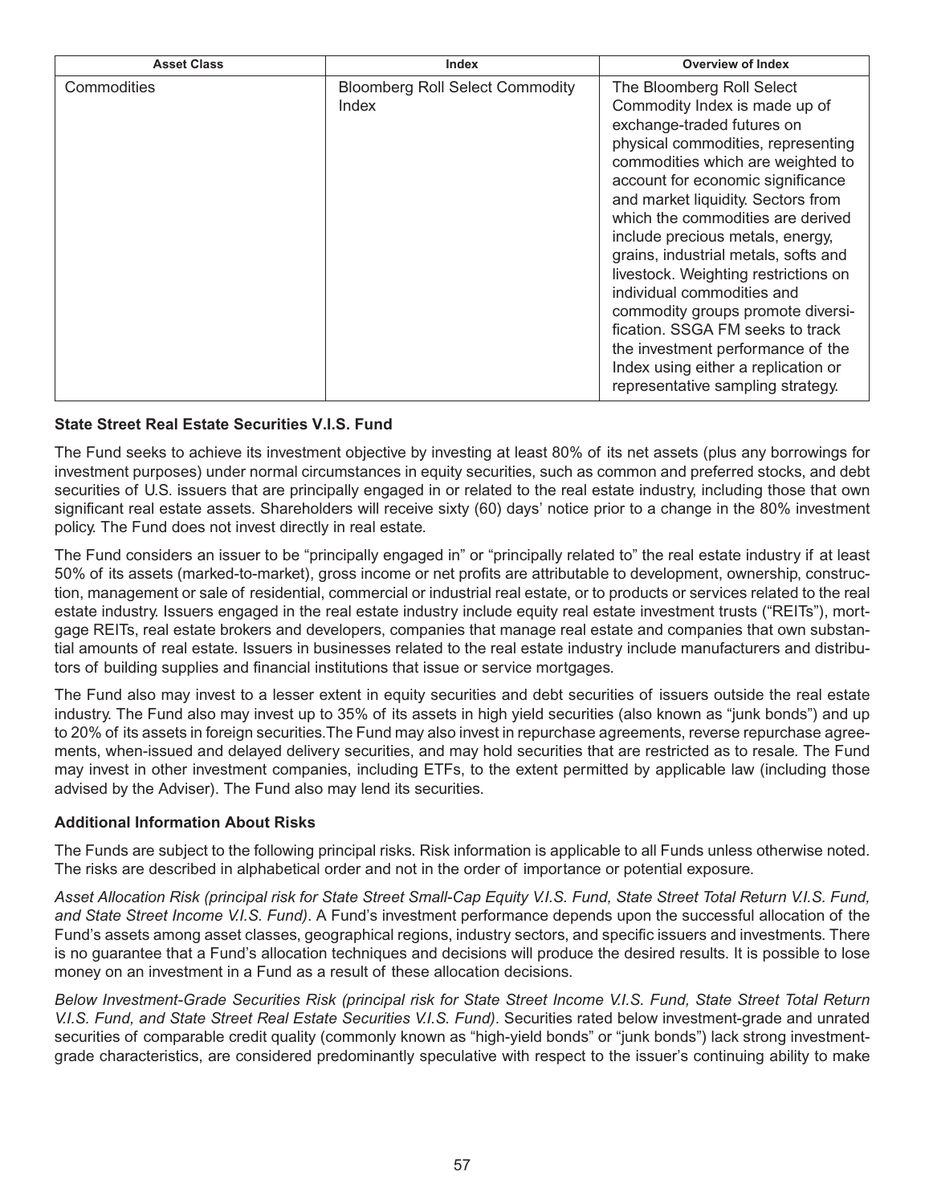| Asset Class | Index | Overview of Index |
|---|---|---|
| Commodities | Bloomberg Roll Select Commodity Index | The Bloomberg Roll Select Commodity Index is made up of exchange-traded futures on physical commodities, representing commodities which are weighted to account for economic significance and market liquidity. Sectors from which the commodities are derived include precious metals, energy, grains, industrial metals, softs and livestock. Weighting restrictions on individual commodities and commodity groups promote diversification. SSGA FM seeks to track the investment performance of the Index using either a replication or representative sampling strategy. |

**State Street Real Estate Securities V.I.S. Fund**

The Fund seeks to achieve its investment objective by investing at least 80% of its net assets (plus any borrowings for investment purposes) under normal circumstances in equity securities, such as common and preferred stocks, and debt securities of U.S. issuers that are principally engaged in or related to the real estate industry, including those that own significant real estate assets. Shareholders will receive sixty (60) days' notice prior to a change in the 80% investment policy. The Fund does not invest directly in real estate.

The Fund considers an issuer to be "principally engaged in" or "principally related to" the real estate industry if at least 50% of its assets (marked-to-market), gross income or net profits are attributable to development, ownership, construction, management or sale of residential, commercial or industrial real estate, or to products or services related to the real estate industry. Issuers engaged in the real estate industry include equity real estate investment trusts ("REITs"), mortgage REITs, real estate brokers and developers, companies that manage real estate and companies that own substantial amounts of real estate. Issuers in businesses related to the real estate industry include manufacturers and distributors of building supplies and financial institutions that issue or service mortgages.

The Fund also may invest to a lesser extent in equity securities and debt securities of issuers outside the real estate industry. The Fund also may invest up to 35% of its assets in high yield securities (also known as "junk bonds") and up to 20% of its assets in foreign securities. The Fund may also invest in repurchase agreements, reverse repurchase agreements, when-issued and delayed delivery securities, and may hold securities that are restricted as to resale. The Fund may invest in other investment companies, including ETFs, to the extent permitted by applicable law (including those advised by the Adviser). The Fund also may lend its securities.

**Additional Information About Risks**

The Funds are subject to the following principal risks. Risk information is applicable to all Funds unless otherwise noted. The risks are described in alphabetical order and not in the order of importance or potential exposure.

*Asset Allocation Risk (principal risk for State Street Small-Cap Equity V.I.S. Fund, State Street Total Return V.I.S. Fund, and State Street Income V.I.S. Fund)*. A Fund's investment performance depends upon the successful allocation of the Fund's assets among asset classes, geographical regions, industry sectors, and specific issuers and investments. There is no guarantee that a Fund's allocation techniques and decisions will produce the desired results. It is possible to lose money on an investment in a Fund as a result of these allocation decisions.

*Below Investment-Grade Securities Risk (principal risk for State Street Income V.I.S. Fund, State Street Total Return V.I.S. Fund, and State Street Real Estate Securities V.I.S. Fund)*. Securities rated below investment-grade and unrated securities of comparable credit quality (commonly known as "high-yield bonds" or "junk bonds") lack strong investment-grade characteristics, are considered predominantly speculative with respect to the issuer's continuing ability to make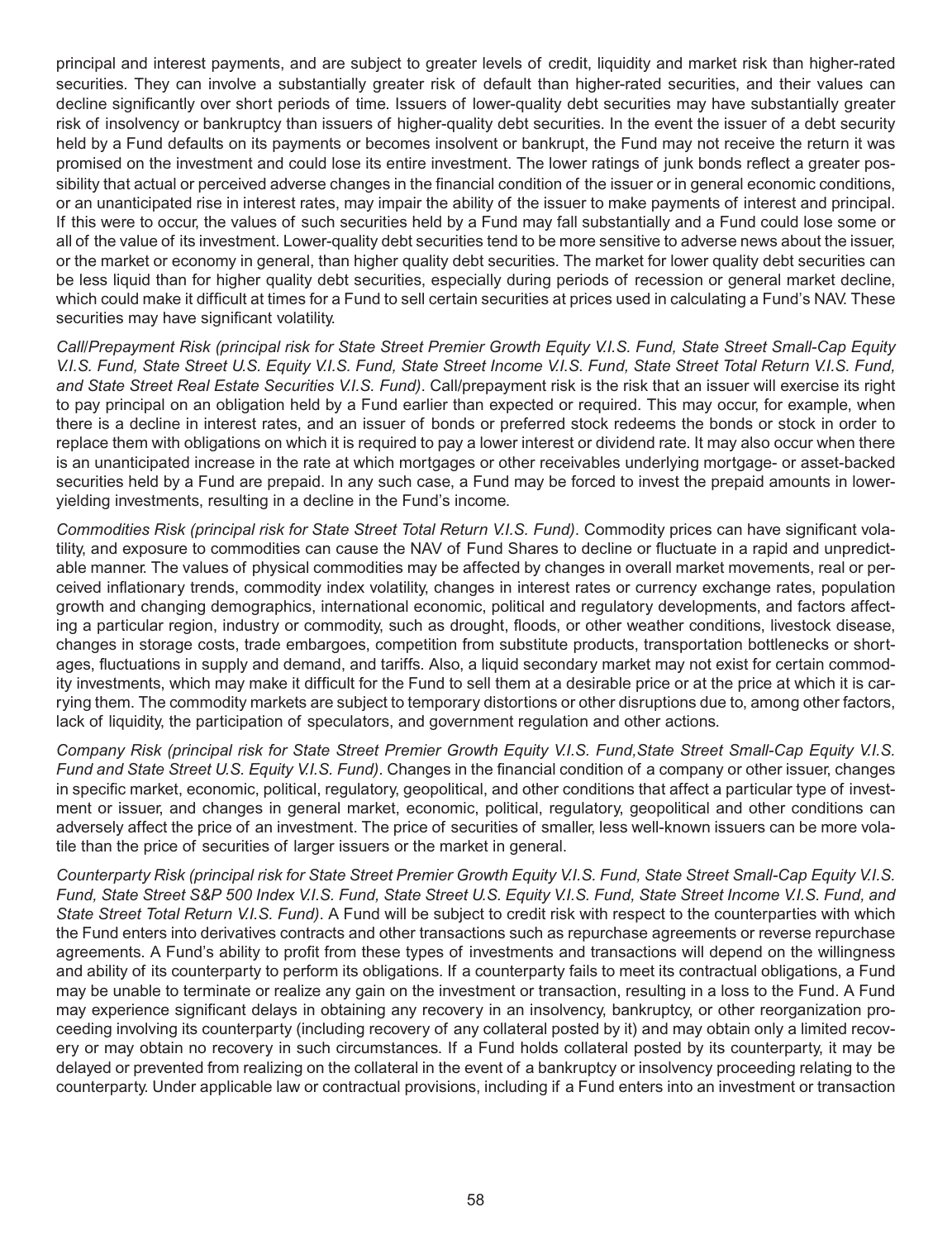principal and interest payments, and are subject to greater levels of credit, liquidity and market risk than higher-rated securities. They can involve a substantially greater risk of default than higher-rated securities, and their values can decline significantly over short periods of time. Issuers of lower-quality debt securities may have substantially greater risk of insolvency or bankruptcy than issuers of higher-quality debt securities. In the event the issuer of a debt security held by a Fund defaults on its payments or becomes insolvent or bankrupt, the Fund may not receive the return it was promised on the investment and could lose its entire investment. The lower ratings of junk bonds reflect a greater possibility that actual or perceived adverse changes in the financial condition of the issuer or in general economic conditions, or an unanticipated rise in interest rates, may impair the ability of the issuer to make payments of interest and principal. If this were to occur, the values of such securities held by a Fund may fall substantially and a Fund could lose some or all of the value of its investment. Lower-quality debt securities tend to be more sensitive to adverse news about the issuer, or the market or economy in general, than higher quality debt securities. The market for lower quality debt securities can be less liquid than for higher quality debt securities, especially during periods of recession or general market decline, which could make it difficult at times for a Fund to sell certain securities at prices used in calculating a Fund's NAV. These securities may have significant volatility.

*Call/Prepayment Risk (principal risk for State Street Premier Growth Equity V.I.S. Fund, State Street Small-Cap Equity V.I.S. Fund, State Street U.S. Equity V.I.S. Fund, State Street Income V.I.S. Fund, State Street Total Return V.I.S. Fund, and State Street Real Estate Securities V.I.S. Fund)*. Call/prepayment risk is the risk that an issuer will exercise its right to pay principal on an obligation held by a Fund earlier than expected or required. This may occur, for example, when there is a decline in interest rates, and an issuer of bonds or preferred stock redeems the bonds or stock in order to replace them with obligations on which it is required to pay a lower interest or dividend rate. It may also occur when there is an unanticipated increase in the rate at which mortgages or other receivables underlying mortgage- or asset-backed securities held by a Fund are prepaid. In any such case, a Fund may be forced to invest the prepaid amounts in lower-yielding investments, resulting in a decline in the Fund's income.

*Commodities Risk (principal risk for State Street Total Return V.I.S. Fund)*. Commodity prices can have significant volatility, and exposure to commodities can cause the NAV of Fund Shares to decline or fluctuate in a rapid and unpredictable manner. The values of physical commodities may be affected by changes in overall market movements, real or perceived inflationary trends, commodity index volatility, changes in interest rates or currency exchange rates, population growth and changing demographics, international economic, political and regulatory developments, and factors affecting a particular region, industry or commodity, such as drought, floods, or other weather conditions, livestock disease, changes in storage costs, trade embargoes, competition from substitute products, transportation bottlenecks or shortages, fluctuations in supply and demand, and tariffs. Also, a liquid secondary market may not exist for certain commodity investments, which may make it difficult for the Fund to sell them at a desirable price or at the price at which it is carrying them. The commodity markets are subject to temporary distortions or other disruptions due to, among other factors, lack of liquidity, the participation of speculators, and government regulation and other actions.

*Company Risk (principal risk for State Street Premier Growth Equity V.I.S. Fund,State Street Small-Cap Equity V.I.S. Fund and State Street U.S. Equity V.I.S. Fund)*. Changes in the financial condition of a company or other issuer, changes in specific market, economic, political, regulatory, geopolitical, and other conditions that affect a particular type of investment or issuer, and changes in general market, economic, political, regulatory, geopolitical and other conditions can adversely affect the price of an investment. The price of securities of smaller, less well-known issuers can be more volatile than the price of securities of larger issuers or the market in general.

*Counterparty Risk (principal risk for State Street Premier Growth Equity V.I.S. Fund, State Street Small-Cap Equity V.I.S. Fund, State Street S&P 500 Index V.I.S. Fund, State Street U.S. Equity V.I.S. Fund, State Street Income V.I.S. Fund, and State Street Total Return V.I.S. Fund)*. A Fund will be subject to credit risk with respect to the counterparties with which the Fund enters into derivatives contracts and other transactions such as repurchase agreements or reverse repurchase agreements. A Fund's ability to profit from these types of investments and transactions will depend on the willingness and ability of its counterparty to perform its obligations. If a counterparty fails to meet its contractual obligations, a Fund may be unable to terminate or realize any gain on the investment or transaction, resulting in a loss to the Fund. A Fund may experience significant delays in obtaining any recovery in an insolvency, bankruptcy, or other reorganization proceeding involving its counterparty (including recovery of any collateral posted by it) and may obtain only a limited recovery or may obtain no recovery in such circumstances. If a Fund holds collateral posted by its counterparty, it may be delayed or prevented from realizing on the collateral in the event of a bankruptcy or insolvency proceeding relating to the counterparty. Under applicable law or contractual provisions, including if a Fund enters into an investment or transaction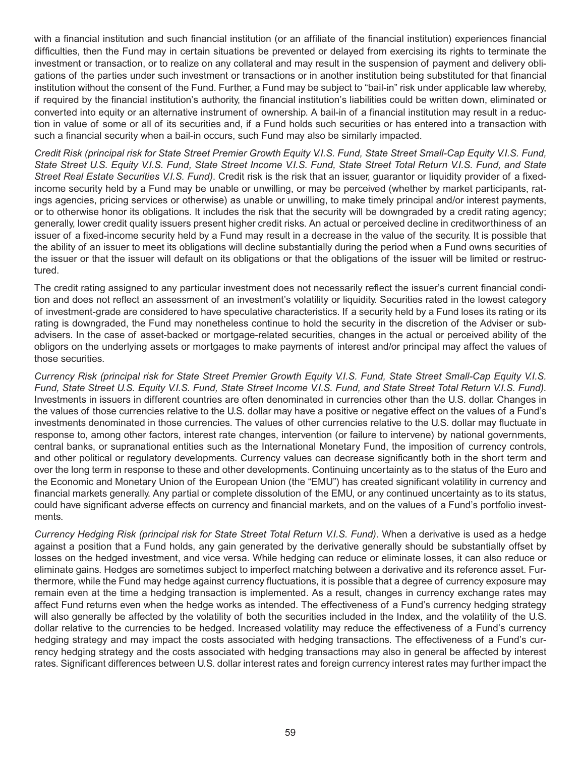with a financial institution and such financial institution (or an affiliate of the financial institution) experiences financial difficulties, then the Fund may in certain situations be prevented or delayed from exercising its rights to terminate the investment or transaction, or to realize on any collateral and may result in the suspension of payment and delivery obligations of the parties under such investment or transactions or in another institution being substituted for that financial institution without the consent of the Fund. Further, a Fund may be subject to "bail-in" risk under applicable law whereby, if required by the financial institution's authority, the financial institution's liabilities could be written down, eliminated or converted into equity or an alternative instrument of ownership. A bail-in of a financial institution may result in a reduction in value of some or all of its securities and, if a Fund holds such securities or has entered into a transaction with such a financial security when a bail-in occurs, such Fund may also be similarly impacted.

*Credit Risk (principal risk for State Street Premier Growth Equity V.I.S. Fund, State Street Small-Cap Equity V.I.S. Fund, State Street U.S. Equity V.I.S. Fund, State Street Income V.I.S. Fund, State Street Total Return V.I.S. Fund, and State Street Real Estate Securities V.I.S. Fund)*. Credit risk is the risk that an issuer, guarantor or liquidity provider of a fixed-income security held by a Fund may be unable or unwilling, or may be perceived (whether by market participants, ratings agencies, pricing services or otherwise) as unable or unwilling, to make timely principal and/or interest payments, or to otherwise honor its obligations. It includes the risk that the security will be downgraded by a credit rating agency; generally, lower credit quality issuers present higher credit risks. An actual or perceived decline in creditworthiness of an issuer of a fixed-income security held by a Fund may result in a decrease in the value of the security. It is possible that the ability of an issuer to meet its obligations will decline substantially during the period when a Fund owns securities of the issuer or that the issuer will default on its obligations or that the obligations of the issuer will be limited or restructured.

The credit rating assigned to any particular investment does not necessarily reflect the issuer's current financial condition and does not reflect an assessment of an investment's volatility or liquidity. Securities rated in the lowest category of investment-grade are considered to have speculative characteristics. If a security held by a Fund loses its rating or its rating is downgraded, the Fund may nonetheless continue to hold the security in the discretion of the Adviser or sub-advisers. In the case of asset-backed or mortgage-related securities, changes in the actual or perceived ability of the obligors on the underlying assets or mortgages to make payments of interest and/or principal may affect the values of those securities.

*Currency Risk (principal risk for State Street Premier Growth Equity V.I.S. Fund, State Street Small-Cap Equity V.I.S. Fund, State Street U.S. Equity V.I.S. Fund, State Street Income V.I.S. Fund, and State Street Total Return V.I.S. Fund)*. Investments in issuers in different countries are often denominated in currencies other than the U.S. dollar. Changes in the values of those currencies relative to the U.S. dollar may have a positive or negative effect on the values of a Fund's investments denominated in those currencies. The values of other currencies relative to the U.S. dollar may fluctuate in response to, among other factors, interest rate changes, intervention (or failure to intervene) by national governments, central banks, or supranational entities such as the International Monetary Fund, the imposition of currency controls, and other political or regulatory developments. Currency values can decrease significantly both in the short term and over the long term in response to these and other developments. Continuing uncertainty as to the status of the Euro and the Economic and Monetary Union of the European Union (the "EMU") has created significant volatility in currency and financial markets generally. Any partial or complete dissolution of the EMU, or any continued uncertainty as to its status, could have significant adverse effects on currency and financial markets, and on the values of a Fund's portfolio investments.

*Currency Hedging Risk (principal risk for State Street Total Return V.I.S. Fund)*. When a derivative is used as a hedge against a position that a Fund holds, any gain generated by the derivative generally should be substantially offset by losses on the hedged investment, and vice versa. While hedging can reduce or eliminate losses, it can also reduce or eliminate gains. Hedges are sometimes subject to imperfect matching between a derivative and its reference asset. Furthermore, while the Fund may hedge against currency fluctuations, it is possible that a degree of currency exposure may remain even at the time a hedging transaction is implemented. As a result, changes in currency exchange rates may affect Fund returns even when the hedge works as intended. The effectiveness of a Fund's currency hedging strategy will also generally be affected by the volatility of both the securities included in the Index, and the volatility of the U.S. dollar relative to the currencies to be hedged. Increased volatility may reduce the effectiveness of a Fund's currency hedging strategy and may impact the costs associated with hedging transactions. The effectiveness of a Fund's currency hedging strategy and the costs associated with hedging transactions may also in general be affected by interest rates. Significant differences between U.S. dollar interest rates and foreign currency interest rates may further impact the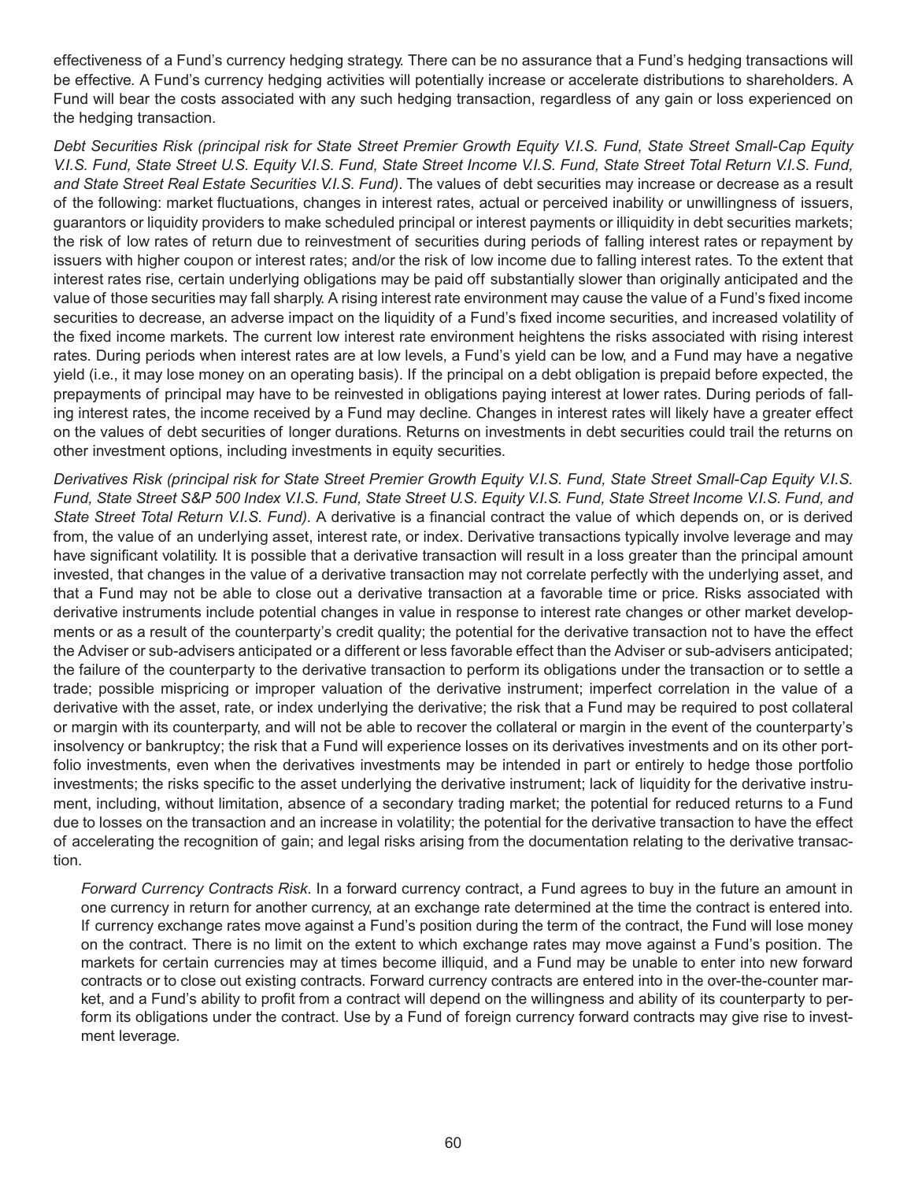effectiveness of a Fund's currency hedging strategy. There can be no assurance that a Fund's hedging transactions will be effective. A Fund's currency hedging activities will potentially increase or accelerate distributions to shareholders. A Fund will bear the costs associated with any such hedging transaction, regardless of any gain or loss experienced on the hedging transaction.

*Debt Securities Risk (principal risk for State Street Premier Growth Equity V.I.S. Fund, State Street Small-Cap Equity V.I.S. Fund, State Street U.S. Equity V.I.S. Fund, State Street Income V.I.S. Fund, State Street Total Return V.I.S. Fund, and State Street Real Estate Securities V.I.S. Fund)*. The values of debt securities may increase or decrease as a result of the following: market fluctuations, changes in interest rates, actual or perceived inability or unwillingness of issuers, guarantors or liquidity providers to make scheduled principal or interest payments or illiquidity in debt securities markets; the risk of low rates of return due to reinvestment of securities during periods of falling interest rates or repayment by issuers with higher coupon or interest rates; and/or the risk of low income due to falling interest rates. To the extent that interest rates rise, certain underlying obligations may be paid off substantially slower than originally anticipated and the value of those securities may fall sharply. A rising interest rate environment may cause the value of a Fund's fixed income securities to decrease, an adverse impact on the liquidity of a Fund's fixed income securities, and increased volatility of the fixed income markets. The current low interest rate environment heightens the risks associated with rising interest rates. During periods when interest rates are at low levels, a Fund's yield can be low, and a Fund may have a negative yield (i.e., it may lose money on an operating basis). If the principal on a debt obligation is prepaid before expected, the prepayments of principal may have to be reinvested in obligations paying interest at lower rates. During periods of falling interest rates, the income received by a Fund may decline. Changes in interest rates will likely have a greater effect on the values of debt securities of longer durations. Returns on investments in debt securities could trail the returns on other investment options, including investments in equity securities.

*Derivatives Risk (principal risk for State Street Premier Growth Equity V.I.S. Fund, State Street Small-Cap Equity V.I.S. Fund, State Street S&P 500 Index V.I.S. Fund, State Street U.S. Equity V.I.S. Fund, State Street Income V.I.S. Fund, and State Street Total Return V.I.S. Fund)*. A derivative is a financial contract the value of which depends on, or is derived from, the value of an underlying asset, interest rate, or index. Derivative transactions typically involve leverage and may have significant volatility. It is possible that a derivative transaction will result in a loss greater than the principal amount invested, that changes in the value of a derivative transaction may not correlate perfectly with the underlying asset, and that a Fund may not be able to close out a derivative transaction at a favorable time or price. Risks associated with derivative instruments include potential changes in value in response to interest rate changes or other market developments or as a result of the counterparty's credit quality; the potential for the derivative transaction not to have the effect the Adviser or sub-advisers anticipated or a different or less favorable effect than the Adviser or sub-advisers anticipated; the failure of the counterparty to the derivative transaction to perform its obligations under the transaction or to settle a trade; possible mispricing or improper valuation of the derivative instrument; imperfect correlation in the value of a derivative with the asset, rate, or index underlying the derivative; the risk that a Fund may be required to post collateral or margin with its counterparty, and will not be able to recover the collateral or margin in the event of the counterparty's insolvency or bankruptcy; the risk that a Fund will experience losses on its derivatives investments and on its other portfolio investments, even when the derivatives investments may be intended in part or entirely to hedge those portfolio investments; the risks specific to the asset underlying the derivative instrument; lack of liquidity for the derivative instrument, including, without limitation, absence of a secondary trading market; the potential for reduced returns to a Fund due to losses on the transaction and an increase in volatility; the potential for the derivative transaction to have the effect of accelerating the recognition of gain; and legal risks arising from the documentation relating to the derivative transaction.

*Forward Currency Contracts Risk*. In a forward currency contract, a Fund agrees to buy in the future an amount in one currency in return for another currency, at an exchange rate determined at the time the contract is entered into. If currency exchange rates move against a Fund's position during the term of the contract, the Fund will lose money on the contract. There is no limit on the extent to which exchange rates may move against a Fund's position. The markets for certain currencies may at times become illiquid, and a Fund may be unable to enter into new forward contracts or to close out existing contracts. Forward currency contracts are entered into in the over-the-counter market, and a Fund's ability to profit from a contract will depend on the willingness and ability of its counterparty to perform its obligations under the contract. Use by a Fund of foreign currency forward contracts may give rise to investment leverage.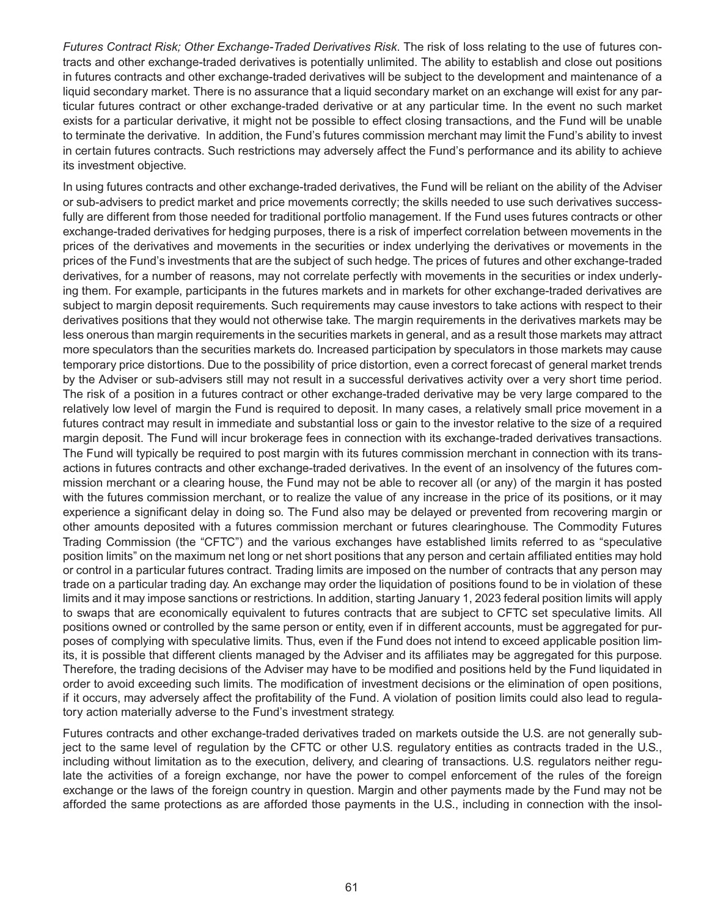*Futures Contract Risk; Other Exchange-Traded Derivatives Risk*. The risk of loss relating to the use of futures contracts and other exchange-traded derivatives is potentially unlimited. The ability to establish and close out positions in futures contracts and other exchange-traded derivatives will be subject to the development and maintenance of a liquid secondary market. There is no assurance that a liquid secondary market on an exchange will exist for any particular futures contract or other exchange-traded derivative or at any particular time. In the event no such market exists for a particular derivative, it might not be possible to effect closing transactions, and the Fund will be unable to terminate the derivative. In addition, the Fund's futures commission merchant may limit the Fund's ability to invest in certain futures contracts. Such restrictions may adversely affect the Fund's performance and its ability to achieve its investment objective.

In using futures contracts and other exchange-traded derivatives, the Fund will be reliant on the ability of the Adviser or sub-advisers to predict market and price movements correctly; the skills needed to use such derivatives successfully are different from those needed for traditional portfolio management. If the Fund uses futures contracts or other exchange-traded derivatives for hedging purposes, there is a risk of imperfect correlation between movements in the prices of the derivatives and movements in the securities or index underlying the derivatives or movements in the prices of the Fund's investments that are the subject of such hedge. The prices of futures and other exchange-traded derivatives, for a number of reasons, may not correlate perfectly with movements in the securities or index underlying them. For example, participants in the futures markets and in markets for other exchange-traded derivatives are subject to margin deposit requirements. Such requirements may cause investors to take actions with respect to their derivatives positions that they would not otherwise take. The margin requirements in the derivatives markets may be less onerous than margin requirements in the securities markets in general, and as a result those markets may attract more speculators than the securities markets do. Increased participation by speculators in those markets may cause temporary price distortions. Due to the possibility of price distortion, even a correct forecast of general market trends by the Adviser or sub-advisers still may not result in a successful derivatives activity over a very short time period. The risk of a position in a futures contract or other exchange-traded derivative may be very large compared to the relatively low level of margin the Fund is required to deposit. In many cases, a relatively small price movement in a futures contract may result in immediate and substantial loss or gain to the investor relative to the size of a required margin deposit. The Fund will incur brokerage fees in connection with its exchange-traded derivatives transactions. The Fund will typically be required to post margin with its futures commission merchant in connection with its transactions in futures contracts and other exchange-traded derivatives. In the event of an insolvency of the futures commission merchant or a clearing house, the Fund may not be able to recover all (or any) of the margin it has posted with the futures commission merchant, or to realize the value of any increase in the price of its positions, or it may experience a significant delay in doing so. The Fund also may be delayed or prevented from recovering margin or other amounts deposited with a futures commission merchant or futures clearinghouse. The Commodity Futures Trading Commission (the "CFTC") and the various exchanges have established limits referred to as "speculative position limits" on the maximum net long or net short positions that any person and certain affiliated entities may hold or control in a particular futures contract. Trading limits are imposed on the number of contracts that any person may trade on a particular trading day. An exchange may order the liquidation of positions found to be in violation of these limits and it may impose sanctions or restrictions. In addition, starting January 1, 2023 federal position limits will apply to swaps that are economically equivalent to futures contracts that are subject to CFTC set speculative limits. All positions owned or controlled by the same person or entity, even if in different accounts, must be aggregated for purposes of complying with speculative limits. Thus, even if the Fund does not intend to exceed applicable position limits, it is possible that different clients managed by the Adviser and its affiliates may be aggregated for this purpose. Therefore, the trading decisions of the Adviser may have to be modified and positions held by the Fund liquidated in order to avoid exceeding such limits. The modification of investment decisions or the elimination of open positions, if it occurs, may adversely affect the profitability of the Fund. A violation of position limits could also lead to regulatory action materially adverse to the Fund's investment strategy.

Futures contracts and other exchange-traded derivatives traded on markets outside the U.S. are not generally subject to the same level of regulation by the CFTC or other U.S. regulatory entities as contracts traded in the U.S., including without limitation as to the execution, delivery, and clearing of transactions. U.S. regulators neither regulate the activities of a foreign exchange, nor have the power to compel enforcement of the rules of the foreign exchange or the laws of the foreign country in question. Margin and other payments made by the Fund may not be afforded the same protections as are afforded those payments in the U.S., including in connection with the insol-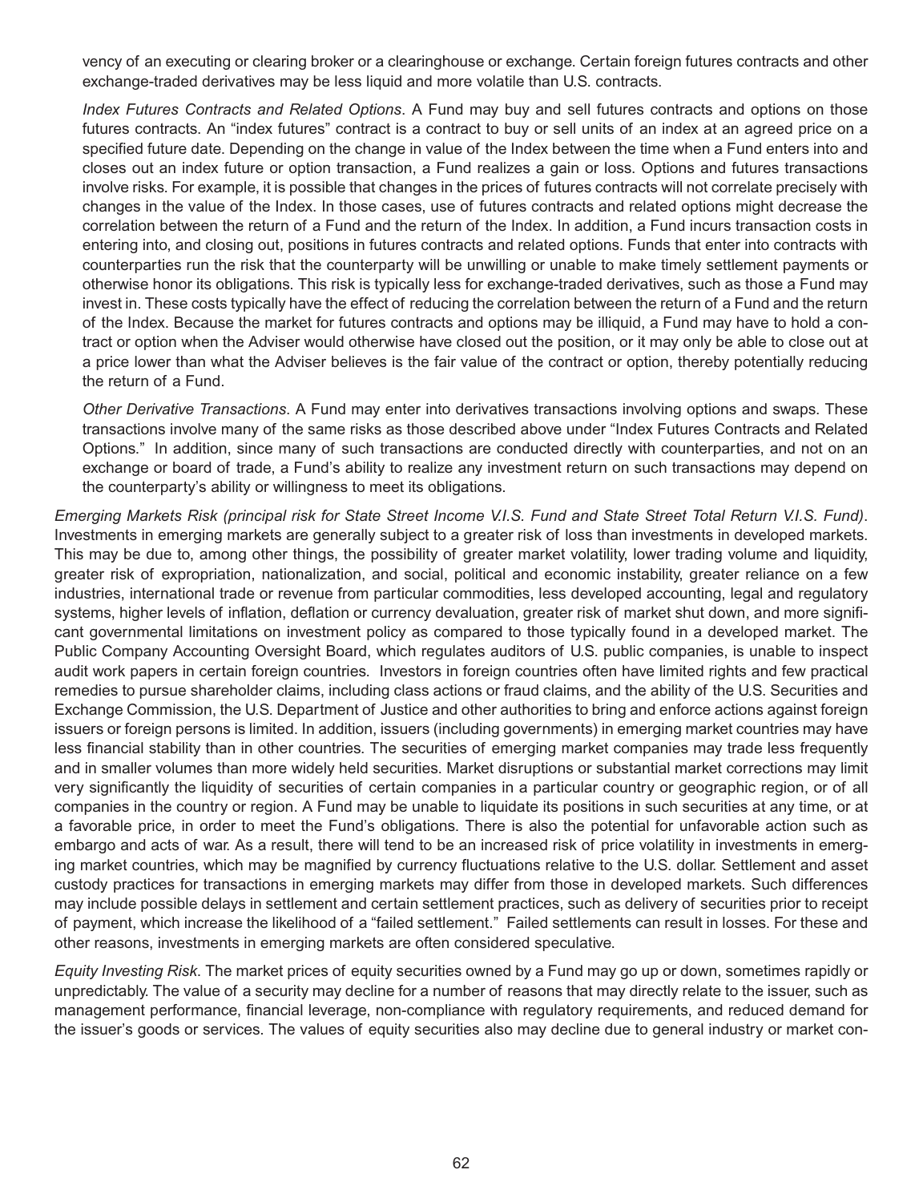vency of an executing or clearing broker or a clearinghouse or exchange. Certain foreign futures contracts and other exchange-traded derivatives may be less liquid and more volatile than U.S. contracts.

*Index Futures Contracts and Related Options*. A Fund may buy and sell futures contracts and options on those futures contracts. An "index futures" contract is a contract to buy or sell units of an index at an agreed price on a specified future date. Depending on the change in value of the Index between the time when a Fund enters into and closes out an index future or option transaction, a Fund realizes a gain or loss. Options and futures transactions involve risks. For example, it is possible that changes in the prices of futures contracts will not correlate precisely with changes in the value of the Index. In those cases, use of futures contracts and related options might decrease the correlation between the return of a Fund and the return of the Index. In addition, a Fund incurs transaction costs in entering into, and closing out, positions in futures contracts and related options. Funds that enter into contracts with counterparties run the risk that the counterparty will be unwilling or unable to make timely settlement payments or otherwise honor its obligations. This risk is typically less for exchange-traded derivatives, such as those a Fund may invest in. These costs typically have the effect of reducing the correlation between the return of a Fund and the return of the Index. Because the market for futures contracts and options may be illiquid, a Fund may have to hold a contract or option when the Adviser would otherwise have closed out the position, or it may only be able to close out at a price lower than what the Adviser believes is the fair value of the contract or option, thereby potentially reducing the return of a Fund.

*Other Derivative Transactions*. A Fund may enter into derivatives transactions involving options and swaps. These transactions involve many of the same risks as those described above under "Index Futures Contracts and Related Options." In addition, since many of such transactions are conducted directly with counterparties, and not on an exchange or board of trade, a Fund's ability to realize any investment return on such transactions may depend on the counterparty's ability or willingness to meet its obligations.

*Emerging Markets Risk (principal risk for State Street Income V.I.S. Fund and State Street Total Return V.I.S. Fund)*. Investments in emerging markets are generally subject to a greater risk of loss than investments in developed markets. This may be due to, among other things, the possibility of greater market volatility, lower trading volume and liquidity, greater risk of expropriation, nationalization, and social, political and economic instability, greater reliance on a few industries, international trade or revenue from particular commodities, less developed accounting, legal and regulatory systems, higher levels of inflation, deflation or currency devaluation, greater risk of market shut down, and more significant governmental limitations on investment policy as compared to those typically found in a developed market. The Public Company Accounting Oversight Board, which regulates auditors of U.S. public companies, is unable to inspect audit work papers in certain foreign countries. Investors in foreign countries often have limited rights and few practical remedies to pursue shareholder claims, including class actions or fraud claims, and the ability of the U.S. Securities and Exchange Commission, the U.S. Department of Justice and other authorities to bring and enforce actions against foreign issuers or foreign persons is limited. In addition, issuers (including governments) in emerging market countries may have less financial stability than in other countries. The securities of emerging market companies may trade less frequently and in smaller volumes than more widely held securities. Market disruptions or substantial market corrections may limit very significantly the liquidity of securities of certain companies in a particular country or geographic region, or of all companies in the country or region. A Fund may be unable to liquidate its positions in such securities at any time, or at a favorable price, in order to meet the Fund's obligations. There is also the potential for unfavorable action such as embargo and acts of war. As a result, there will tend to be an increased risk of price volatility in investments in emerging market countries, which may be magnified by currency fluctuations relative to the U.S. dollar. Settlement and asset custody practices for transactions in emerging markets may differ from those in developed markets. Such differences may include possible delays in settlement and certain settlement practices, such as delivery of securities prior to receipt of payment, which increase the likelihood of a "failed settlement." Failed settlements can result in losses. For these and other reasons, investments in emerging markets are often considered speculative.

*Equity Investing Risk*. The market prices of equity securities owned by a Fund may go up or down, sometimes rapidly or unpredictably. The value of a security may decline for a number of reasons that may directly relate to the issuer, such as management performance, financial leverage, non-compliance with regulatory requirements, and reduced demand for the issuer's goods or services. The values of equity securities also may decline due to general industry or market con-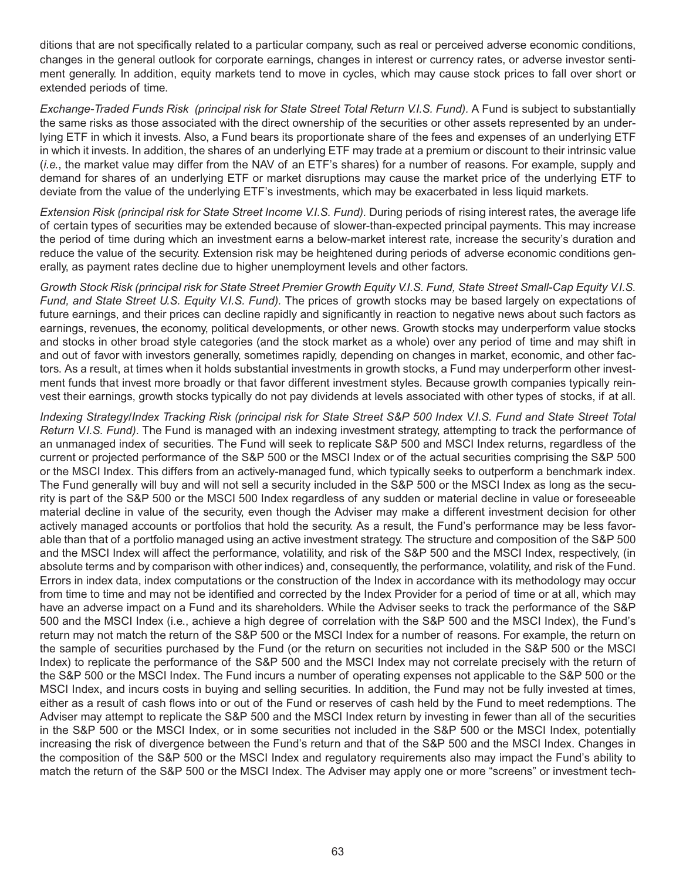ditions that are not specifically related to a particular company, such as real or perceived adverse economic conditions, changes in the general outlook for corporate earnings, changes in interest or currency rates, or adverse investor sentiment generally. In addition, equity markets tend to move in cycles, which may cause stock prices to fall over short or extended periods of time.

*Exchange-Traded Funds Risk (principal risk for State Street Total Return V.I.S. Fund).* A Fund is subject to substantially the same risks as those associated with the direct ownership of the securities or other assets represented by an underlying ETF in which it invests. Also, a Fund bears its proportionate share of the fees and expenses of an underlying ETF in which it invests. In addition, the shares of an underlying ETF may trade at a premium or discount to their intrinsic value (*i.e.*, the market value may differ from the NAV of an ETF's shares) for a number of reasons. For example, supply and demand for shares of an underlying ETF or market disruptions may cause the market price of the underlying ETF to deviate from the value of the underlying ETF's investments, which may be exacerbated in less liquid markets.

*Extension Risk (principal risk for State Street Income V.I.S. Fund).* During periods of rising interest rates, the average life of certain types of securities may be extended because of slower-than-expected principal payments. This may increase the period of time during which an investment earns a below-market interest rate, increase the security's duration and reduce the value of the security. Extension risk may be heightened during periods of adverse economic conditions generally, as payment rates decline due to higher unemployment levels and other factors.

*Growth Stock Risk (principal risk for State Street Premier Growth Equity V.I.S. Fund, State Street Small-Cap Equity V.I.S. Fund, and State Street U.S. Equity V.I.S. Fund).* The prices of growth stocks may be based largely on expectations of future earnings, and their prices can decline rapidly and significantly in reaction to negative news about such factors as earnings, revenues, the economy, political developments, or other news. Growth stocks may underperform value stocks and stocks in other broad style categories (and the stock market as a whole) over any period of time and may shift in and out of favor with investors generally, sometimes rapidly, depending on changes in market, economic, and other factors. As a result, at times when it holds substantial investments in growth stocks, a Fund may underperform other investment funds that invest more broadly or that favor different investment styles. Because growth companies typically reinvest their earnings, growth stocks typically do not pay dividends at levels associated with other types of stocks, if at all.

*Indexing Strategy/Index Tracking Risk (principal risk for State Street S&P 500 Index V.I.S. Fund and State Street Total Return V.I.S. Fund).* The Fund is managed with an indexing investment strategy, attempting to track the performance of an unmanaged index of securities. The Fund will seek to replicate S&P 500 and MSCI Index returns, regardless of the current or projected performance of the S&P 500 or the MSCI Index or of the actual securities comprising the S&P 500 or the MSCI Index. This differs from an actively-managed fund, which typically seeks to outperform a benchmark index. The Fund generally will buy and will not sell a security included in the S&P 500 or the MSCI Index as long as the security is part of the S&P 500 or the MSCI 500 Index regardless of any sudden or material decline in value or foreseeable material decline in value of the security, even though the Adviser may make a different investment decision for other actively managed accounts or portfolios that hold the security. As a result, the Fund's performance may be less favorable than that of a portfolio managed using an active investment strategy. The structure and composition of the S&P 500 and the MSCI Index will affect the performance, volatility, and risk of the S&P 500 and the MSCI Index, respectively, (in absolute terms and by comparison with other indices) and, consequently, the performance, volatility, and risk of the Fund. Errors in index data, index computations or the construction of the Index in accordance with its methodology may occur from time to time and may not be identified and corrected by the Index Provider for a period of time or at all, which may have an adverse impact on a Fund and its shareholders. While the Adviser seeks to track the performance of the S&P 500 and the MSCI Index (i.e., achieve a high degree of correlation with the S&P 500 and the MSCI Index), the Fund's return may not match the return of the S&P 500 or the MSCI Index for a number of reasons. For example, the return on the sample of securities purchased by the Fund (or the return on securities not included in the S&P 500 or the MSCI Index) to replicate the performance of the S&P 500 and the MSCI Index may not correlate precisely with the return of the S&P 500 or the MSCI Index. The Fund incurs a number of operating expenses not applicable to the S&P 500 or the MSCI Index, and incurs costs in buying and selling securities. In addition, the Fund may not be fully invested at times, either as a result of cash flows into or out of the Fund or reserves of cash held by the Fund to meet redemptions. The Adviser may attempt to replicate the S&P 500 and the MSCI Index return by investing in fewer than all of the securities in the S&P 500 or the MSCI Index, or in some securities not included in the S&P 500 or the MSCI Index, potentially increasing the risk of divergence between the Fund's return and that of the S&P 500 and the MSCI Index. Changes in the composition of the S&P 500 or the MSCI Index and regulatory requirements also may impact the Fund's ability to match the return of the S&P 500 or the MSCI Index. The Adviser may apply one or more "screens" or investment tech-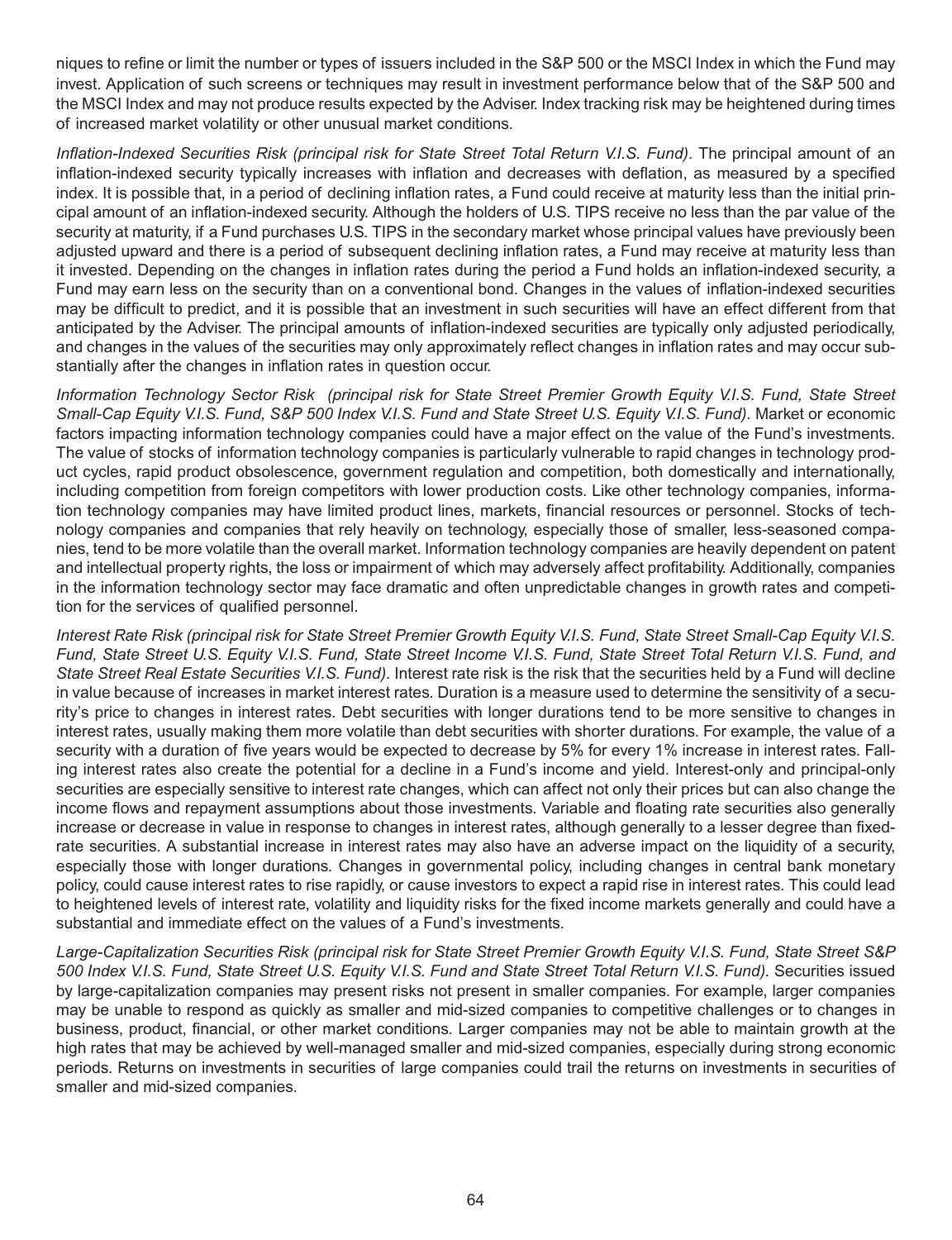niques to refine or limit the number or types of issuers included in the S&P 500 or the MSCI Index in which the Fund may invest. Application of such screens or techniques may result in investment performance below that of the S&P 500 and the MSCI Index and may not produce results expected by the Adviser. Index tracking risk may be heightened during times of increased market volatility or other unusual market conditions.

*Inflation-Indexed Securities Risk (principal risk for State Street Total Return V.I.S. Fund)*. The principal amount of an inflation-indexed security typically increases with inflation and decreases with deflation, as measured by a specified index. It is possible that, in a period of declining inflation rates, a Fund could receive at maturity less than the initial principal amount of an inflation-indexed security. Although the holders of U.S. TIPS receive no less than the par value of the security at maturity, if a Fund purchases U.S. TIPS in the secondary market whose principal values have previously been adjusted upward and there is a period of subsequent declining inflation rates, a Fund may receive at maturity less than it invested. Depending on the changes in inflation rates during the period a Fund holds an inflation-indexed security, a Fund may earn less on the security than on a conventional bond. Changes in the values of inflation-indexed securities may be difficult to predict, and it is possible that an investment in such securities will have an effect different from that anticipated by the Adviser. The principal amounts of inflation-indexed securities are typically only adjusted periodically, and changes in the values of the securities may only approximately reflect changes in inflation rates and may occur substantially after the changes in inflation rates in question occur.

*Information Technology Sector Risk (principal risk for State Street Premier Growth Equity V.I.S. Fund, State Street Small-Cap Equity V.I.S. Fund, S&P 500 Index V.I.S. Fund and State Street U.S. Equity V.I.S. Fund)*. Market or economic factors impacting information technology companies could have a major effect on the value of the Fund's investments. The value of stocks of information technology companies is particularly vulnerable to rapid changes in technology product cycles, rapid product obsolescence, government regulation and competition, both domestically and internationally, including competition from foreign competitors with lower production costs. Like other technology companies, information technology companies may have limited product lines, markets, financial resources or personnel. Stocks of technology companies and companies that rely heavily on technology, especially those of smaller, less-seasoned companies, tend to be more volatile than the overall market. Information technology companies are heavily dependent on patent and intellectual property rights, the loss or impairment of which may adversely affect profitability. Additionally, companies in the information technology sector may face dramatic and often unpredictable changes in growth rates and competition for the services of qualified personnel.

*Interest Rate Risk (principal risk for State Street Premier Growth Equity V.I.S. Fund, State Street Small-Cap Equity V.I.S. Fund, State Street U.S. Equity V.I.S. Fund, State Street Income V.I.S. Fund, State Street Total Return V.I.S. Fund, and State Street Real Estate Securities V.I.S. Fund)*. Interest rate risk is the risk that the securities held by a Fund will decline in value because of increases in market interest rates. Duration is a measure used to determine the sensitivity of a security's price to changes in interest rates. Debt securities with longer durations tend to be more sensitive to changes in interest rates, usually making them more volatile than debt securities with shorter durations. For example, the value of a security with a duration of five years would be expected to decrease by 5% for every 1% increase in interest rates. Falling interest rates also create the potential for a decline in a Fund's income and yield. Interest-only and principal-only securities are especially sensitive to interest rate changes, which can affect not only their prices but can also change the income flows and repayment assumptions about those investments. Variable and floating rate securities also generally increase or decrease in value in response to changes in interest rates, although generally to a lesser degree than fixed-rate securities. A substantial increase in interest rates may also have an adverse impact on the liquidity of a security, especially those with longer durations. Changes in governmental policy, including changes in central bank monetary policy, could cause interest rates to rise rapidly, or cause investors to expect a rapid rise in interest rates. This could lead to heightened levels of interest rate, volatility and liquidity risks for the fixed income markets generally and could have a substantial and immediate effect on the values of a Fund's investments.

*Large-Capitalization Securities Risk (principal risk for State Street Premier Growth Equity V.I.S. Fund, State Street S&P 500 Index V.I.S. Fund, State Street U.S. Equity V.I.S. Fund and State Street Total Return V.I.S. Fund)*. Securities issued by large-capitalization companies may present risks not present in smaller companies. For example, larger companies may be unable to respond as quickly as smaller and mid-sized companies to competitive challenges or to changes in business, product, financial, or other market conditions. Larger companies may not be able to maintain growth at the high rates that may be achieved by well-managed smaller and mid-sized companies, especially during strong economic periods. Returns on investments in securities of large companies could trail the returns on investments in securities of smaller and mid-sized companies.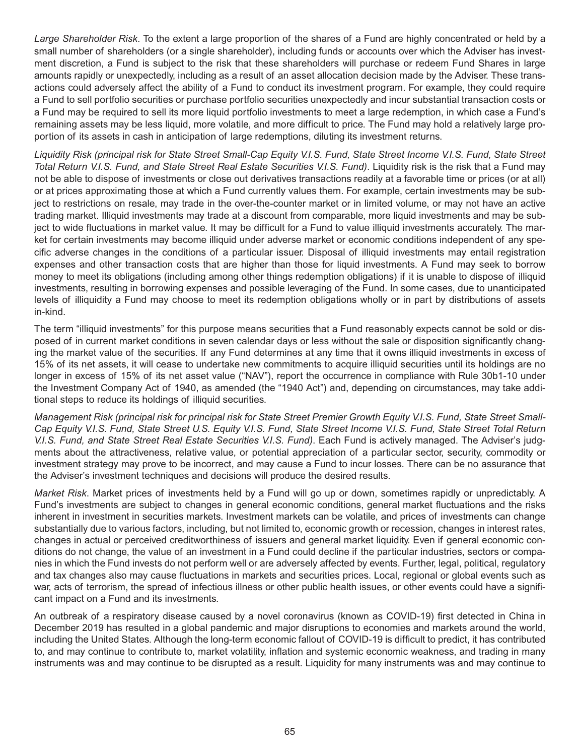*Large Shareholder Risk*. To the extent a large proportion of the shares of a Fund are highly concentrated or held by a small number of shareholders (or a single shareholder), including funds or accounts over which the Adviser has investment discretion, a Fund is subject to the risk that these shareholders will purchase or redeem Fund Shares in large amounts rapidly or unexpectedly, including as a result of an asset allocation decision made by the Adviser. These transactions could adversely affect the ability of a Fund to conduct its investment program. For example, they could require a Fund to sell portfolio securities or purchase portfolio securities unexpectedly and incur substantial transaction costs or a Fund may be required to sell its more liquid portfolio investments to meet a large redemption, in which case a Fund's remaining assets may be less liquid, more volatile, and more difficult to price. The Fund may hold a relatively large proportion of its assets in cash in anticipation of large redemptions, diluting its investment returns.

*Liquidity Risk (principal risk for State Street Small-Cap Equity V.I.S. Fund, State Street Income V.I.S. Fund, State Street Total Return V.I.S. Fund, and State Street Real Estate Securities V.I.S. Fund)*. Liquidity risk is the risk that a Fund may not be able to dispose of investments or close out derivatives transactions readily at a favorable time or prices (or at all) or at prices approximating those at which a Fund currently values them. For example, certain investments may be subject to restrictions on resale, may trade in the over-the-counter market or in limited volume, or may not have an active trading market. Illiquid investments may trade at a discount from comparable, more liquid investments and may be subject to wide fluctuations in market value. It may be difficult for a Fund to value illiquid investments accurately. The market for certain investments may become illiquid under adverse market or economic conditions independent of any specific adverse changes in the conditions of a particular issuer. Disposal of illiquid investments may entail registration expenses and other transaction costs that are higher than those for liquid investments. A Fund may seek to borrow money to meet its obligations (including among other things redemption obligations) if it is unable to dispose of illiquid investments, resulting in borrowing expenses and possible leveraging of the Fund. In some cases, due to unanticipated levels of illiquidity a Fund may choose to meet its redemption obligations wholly or in part by distributions of assets in-kind.

The term "illiquid investments" for this purpose means securities that a Fund reasonably expects cannot be sold or disposed of in current market conditions in seven calendar days or less without the sale or disposition significantly changing the market value of the securities. If any Fund determines at any time that it owns illiquid investments in excess of 15% of its net assets, it will cease to undertake new commitments to acquire illiquid securities until its holdings are no longer in excess of 15% of its net asset value ("NAV"), report the occurrence in compliance with Rule 30b1-10 under the Investment Company Act of 1940, as amended (the "1940 Act") and, depending on circumstances, may take additional steps to reduce its holdings of illiquid securities.

*Management Risk (principal risk for principal risk for State Street Premier Growth Equity V.I.S. Fund, State Street Small-Cap Equity V.I.S. Fund, State Street U.S. Equity V.I.S. Fund, State Street Income V.I.S. Fund, State Street Total Return V.I.S. Fund, and State Street Real Estate Securities V.I.S. Fund)*. Each Fund is actively managed. The Adviser's judgments about the attractiveness, relative value, or potential appreciation of a particular sector, security, commodity or investment strategy may prove to be incorrect, and may cause a Fund to incur losses. There can be no assurance that the Adviser's investment techniques and decisions will produce the desired results.

*Market Risk*. Market prices of investments held by a Fund will go up or down, sometimes rapidly or unpredictably. A Fund's investments are subject to changes in general economic conditions, general market fluctuations and the risks inherent in investment in securities markets. Investment markets can be volatile, and prices of investments can change substantially due to various factors, including, but not limited to, economic growth or recession, changes in interest rates, changes in actual or perceived creditworthiness of issuers and general market liquidity. Even if general economic conditions do not change, the value of an investment in a Fund could decline if the particular industries, sectors or companies in which the Fund invests do not perform well or are adversely affected by events. Further, legal, political, regulatory and tax changes also may cause fluctuations in markets and securities prices. Local, regional or global events such as war, acts of terrorism, the spread of infectious illness or other public health issues, or other events could have a significant impact on a Fund and its investments.

An outbreak of a respiratory disease caused by a novel coronavirus (known as COVID-19) first detected in China in December 2019 has resulted in a global pandemic and major disruptions to economies and markets around the world, including the United States. Although the long-term economic fallout of COVID-19 is difficult to predict, it has contributed to, and may continue to contribute to, market volatility, inflation and systemic economic weakness, and trading in many instruments was and may continue to be disrupted as a result. Liquidity for many instruments was and may continue to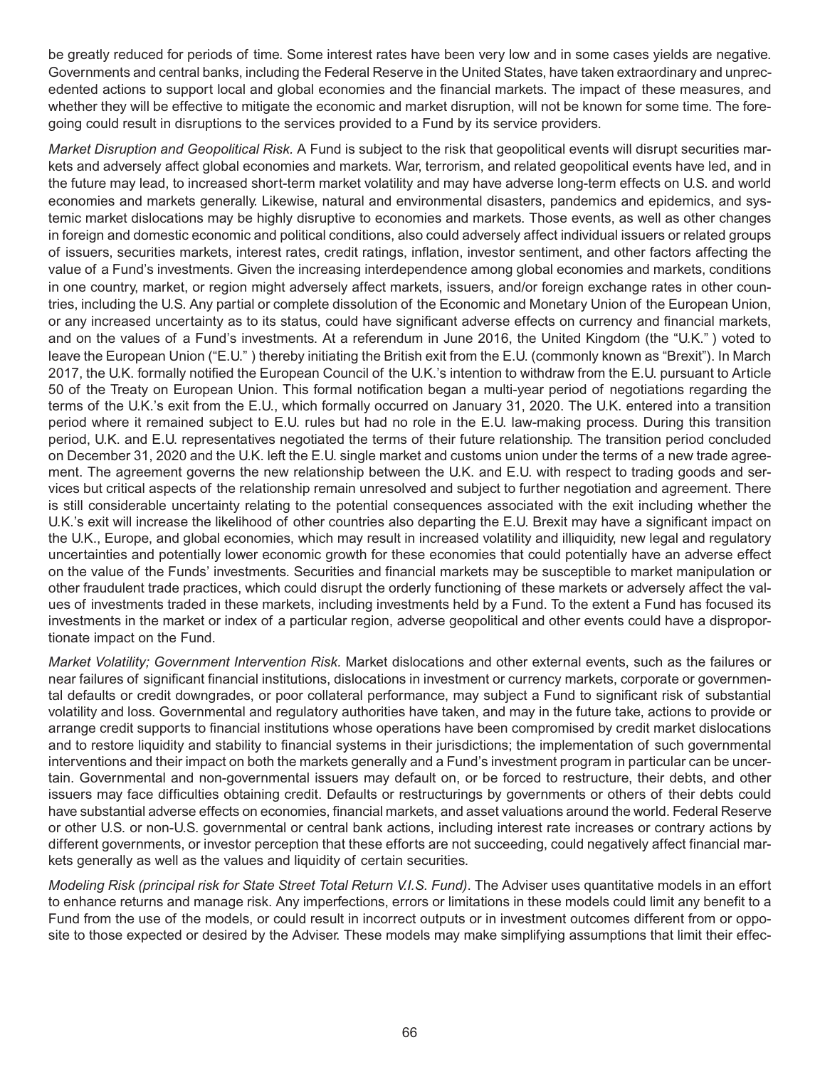be greatly reduced for periods of time. Some interest rates have been very low and in some cases yields are negative. Governments and central banks, including the Federal Reserve in the United States, have taken extraordinary and unprecedented actions to support local and global economies and the financial markets. The impact of these measures, and whether they will be effective to mitigate the economic and market disruption, will not be known for some time. The foregoing could result in disruptions to the services provided to a Fund by its service providers.

*Market Disruption and Geopolitical Risk.* A Fund is subject to the risk that geopolitical events will disrupt securities markets and adversely affect global economies and markets. War, terrorism, and related geopolitical events have led, and in the future may lead, to increased short-term market volatility and may have adverse long-term effects on U.S. and world economies and markets generally. Likewise, natural and environmental disasters, pandemics and epidemics, and systemic market dislocations may be highly disruptive to economies and markets. Those events, as well as other changes in foreign and domestic economic and political conditions, also could adversely affect individual issuers or related groups of issuers, securities markets, interest rates, credit ratings, inflation, investor sentiment, and other factors affecting the value of a Fund's investments. Given the increasing interdependence among global economies and markets, conditions in one country, market, or region might adversely affect markets, issuers, and/or foreign exchange rates in other countries, including the U.S. Any partial or complete dissolution of the Economic and Monetary Union of the European Union, or any increased uncertainty as to its status, could have significant adverse effects on currency and financial markets, and on the values of a Fund's investments. At a referendum in June 2016, the United Kingdom (the "U.K.") voted to leave the European Union ("E.U.") thereby initiating the British exit from the E.U. (commonly known as "Brexit"). In March 2017, the U.K. formally notified the European Council of the U.K.'s intention to withdraw from the E.U. pursuant to Article 50 of the Treaty on European Union. This formal notification began a multi-year period of negotiations regarding the terms of the U.K.'s exit from the E.U., which formally occurred on January 31, 2020. The U.K. entered into a transition period where it remained subject to E.U. rules but had no role in the E.U. law-making process. During this transition period, U.K. and E.U. representatives negotiated the terms of their future relationship. The transition period concluded on December 31, 2020 and the U.K. left the E.U. single market and customs union under the terms of a new trade agreement. The agreement governs the new relationship between the U.K. and E.U. with respect to trading goods and services but critical aspects of the relationship remain unresolved and subject to further negotiation and agreement. There is still considerable uncertainty relating to the potential consequences associated with the exit including whether the U.K.'s exit will increase the likelihood of other countries also departing the E.U. Brexit may have a significant impact on the U.K., Europe, and global economies, which may result in increased volatility and illiquidity, new legal and regulatory uncertainties and potentially lower economic growth for these economies that could potentially have an adverse effect on the value of the Funds' investments. Securities and financial markets may be susceptible to market manipulation or other fraudulent trade practices, which could disrupt the orderly functioning of these markets or adversely affect the values of investments traded in these markets, including investments held by a Fund. To the extent a Fund has focused its investments in the market or index of a particular region, adverse geopolitical and other events could have a disproportionate impact on the Fund.

*Market Volatility; Government Intervention Risk.* Market dislocations and other external events, such as the failures or near failures of significant financial institutions, dislocations in investment or currency markets, corporate or governmental defaults or credit downgrades, or poor collateral performance, may subject a Fund to significant risk of substantial volatility and loss. Governmental and regulatory authorities have taken, and may in the future take, actions to provide or arrange credit supports to financial institutions whose operations have been compromised by credit market dislocations and to restore liquidity and stability to financial systems in their jurisdictions; the implementation of such governmental interventions and their impact on both the markets generally and a Fund's investment program in particular can be uncertain. Governmental and non-governmental issuers may default on, or be forced to restructure, their debts, and other issuers may face difficulties obtaining credit. Defaults or restructurings by governments or others of their debts could have substantial adverse effects on economies, financial markets, and asset valuations around the world. Federal Reserve or other U.S. or non-U.S. governmental or central bank actions, including interest rate increases or contrary actions by different governments, or investor perception that these efforts are not succeeding, could negatively affect financial markets generally as well as the values and liquidity of certain securities.

*Modeling Risk (principal risk for State Street Total Return V.I.S. Fund)*. The Adviser uses quantitative models in an effort to enhance returns and manage risk. Any imperfections, errors or limitations in these models could limit any benefit to a Fund from the use of the models, or could result in incorrect outputs or in investment outcomes different from or opposite to those expected or desired by the Adviser. These models may make simplifying assumptions that limit their effec-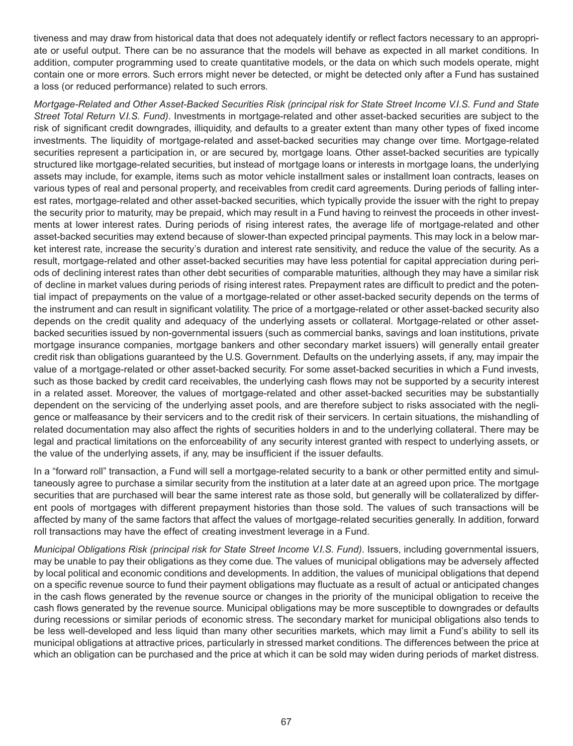tiveness and may draw from historical data that does not adequately identify or reflect factors necessary to an appropriate or useful output. There can be no assurance that the models will behave as expected in all market conditions. In addition, computer programming used to create quantitative models, or the data on which such models operate, might contain one or more errors. Such errors might never be detected, or might be detected only after a Fund has sustained a loss (or reduced performance) related to such errors.

*Mortgage-Related and Other Asset-Backed Securities Risk (principal risk for State Street Income V.I.S. Fund and State Street Total Return V.I.S. Fund)*. Investments in mortgage-related and other asset-backed securities are subject to the risk of significant credit downgrades, illiquidity, and defaults to a greater extent than many other types of fixed income investments. The liquidity of mortgage-related and asset-backed securities may change over time. Mortgage-related securities represent a participation in, or are secured by, mortgage loans. Other asset-backed securities are typically structured like mortgage-related securities, but instead of mortgage loans or interests in mortgage loans, the underlying assets may include, for example, items such as motor vehicle installment sales or installment loan contracts, leases on various types of real and personal property, and receivables from credit card agreements. During periods of falling interest rates, mortgage-related and other asset-backed securities, which typically provide the issuer with the right to prepay the security prior to maturity, may be prepaid, which may result in a Fund having to reinvest the proceeds in other investments at lower interest rates. During periods of rising interest rates, the average life of mortgage-related and other asset-backed securities may extend because of slower-than expected principal payments. This may lock in a below market interest rate, increase the security's duration and interest rate sensitivity, and reduce the value of the security. As a result, mortgage-related and other asset-backed securities may have less potential for capital appreciation during periods of declining interest rates than other debt securities of comparable maturities, although they may have a similar risk of decline in market values during periods of rising interest rates. Prepayment rates are difficult to predict and the potential impact of prepayments on the value of a mortgage-related or other asset-backed security depends on the terms of the instrument and can result in significant volatility. The price of a mortgage-related or other asset-backed security also depends on the credit quality and adequacy of the underlying assets or collateral. Mortgage-related or other asset-backed securities issued by non-governmental issuers (such as commercial banks, savings and loan institutions, private mortgage insurance companies, mortgage bankers and other secondary market issuers) will generally entail greater credit risk than obligations guaranteed by the U.S. Government. Defaults on the underlying assets, if any, may impair the value of a mortgage-related or other asset-backed security. For some asset-backed securities in which a Fund invests, such as those backed by credit card receivables, the underlying cash flows may not be supported by a security interest in a related asset. Moreover, the values of mortgage-related and other asset-backed securities may be substantially dependent on the servicing of the underlying asset pools, and are therefore subject to risks associated with the negligence or malfeasance by their servicers and to the credit risk of their servicers. In certain situations, the mishandling of related documentation may also affect the rights of securities holders in and to the underlying collateral. There may be legal and practical limitations on the enforceability of any security interest granted with respect to underlying assets, or the value of the underlying assets, if any, may be insufficient if the issuer defaults.

In a "forward roll" transaction, a Fund will sell a mortgage-related security to a bank or other permitted entity and simultaneously agree to purchase a similar security from the institution at a later date at an agreed upon price. The mortgage securities that are purchased will bear the same interest rate as those sold, but generally will be collateralized by different pools of mortgages with different prepayment histories than those sold. The values of such transactions will be affected by many of the same factors that affect the values of mortgage-related securities generally. In addition, forward roll transactions may have the effect of creating investment leverage in a Fund.

*Municipal Obligations Risk (principal risk for State Street Income V.I.S. Fund)*. Issuers, including governmental issuers, may be unable to pay their obligations as they come due. The values of municipal obligations may be adversely affected by local political and economic conditions and developments. In addition, the values of municipal obligations that depend on a specific revenue source to fund their payment obligations may fluctuate as a result of actual or anticipated changes in the cash flows generated by the revenue source or changes in the priority of the municipal obligation to receive the cash flows generated by the revenue source. Municipal obligations may be more susceptible to downgrades or defaults during recessions or similar periods of economic stress. The secondary market for municipal obligations also tends to be less well-developed and less liquid than many other securities markets, which may limit a Fund's ability to sell its municipal obligations at attractive prices, particularly in stressed market conditions. The differences between the price at which an obligation can be purchased and the price at which it can be sold may widen during periods of market distress.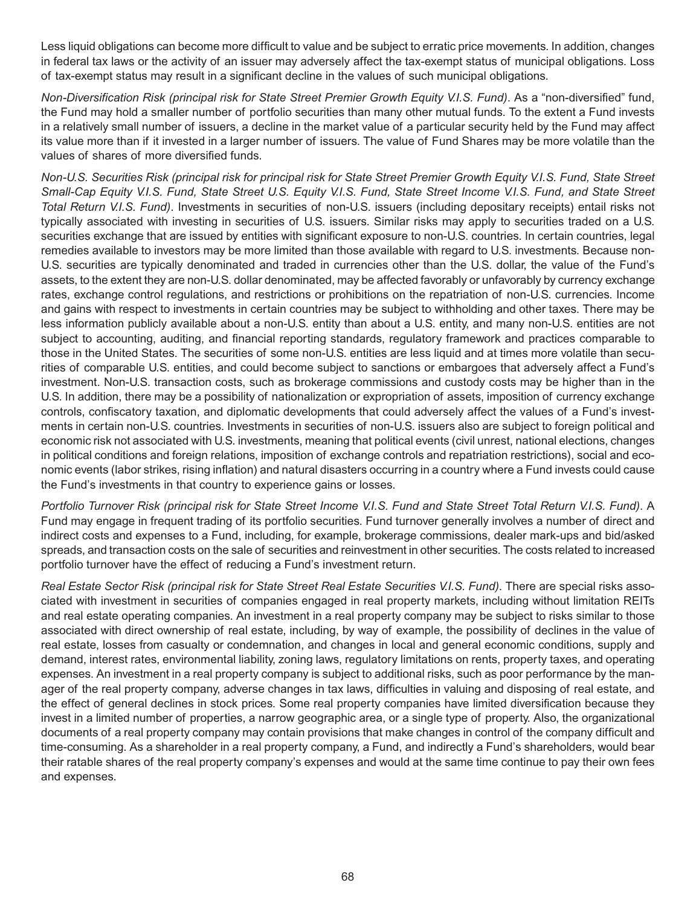Less liquid obligations can become more difficult to value and be subject to erratic price movements. In addition, changes in federal tax laws or the activity of an issuer may adversely affect the tax-exempt status of municipal obligations. Loss of tax-exempt status may result in a significant decline in the values of such municipal obligations.

*Non-Diversification Risk (principal risk for State Street Premier Growth Equity V.I.S. Fund)*. As a "non-diversified" fund, the Fund may hold a smaller number of portfolio securities than many other mutual funds. To the extent a Fund invests in a relatively small number of issuers, a decline in the market value of a particular security held by the Fund may affect its value more than if it invested in a larger number of issuers. The value of Fund Shares may be more volatile than the values of shares of more diversified funds.

*Non-U.S. Securities Risk (principal risk for principal risk for State Street Premier Growth Equity V.I.S. Fund, State Street Small-Cap Equity V.I.S. Fund, State Street U.S. Equity V.I.S. Fund, State Street Income V.I.S. Fund, and State Street Total Return V.I.S. Fund)*. Investments in securities of non-U.S. issuers (including depositary receipts) entail risks not typically associated with investing in securities of U.S. issuers. Similar risks may apply to securities traded on a U.S. securities exchange that are issued by entities with significant exposure to non-U.S. countries. In certain countries, legal remedies available to investors may be more limited than those available with regard to U.S. investments. Because non-U.S. securities are typically denominated and traded in currencies other than the U.S. dollar, the value of the Fund's assets, to the extent they are non-U.S. dollar denominated, may be affected favorably or unfavorably by currency exchange rates, exchange control regulations, and restrictions or prohibitions on the repatriation of non-U.S. currencies. Income and gains with respect to investments in certain countries may be subject to withholding and other taxes. There may be less information publicly available about a non-U.S. entity than about a U.S. entity, and many non-U.S. entities are not subject to accounting, auditing, and financial reporting standards, regulatory framework and practices comparable to those in the United States. The securities of some non-U.S. entities are less liquid and at times more volatile than securities of comparable U.S. entities, and could become subject to sanctions or embargoes that adversely affect a Fund's investment. Non-U.S. transaction costs, such as brokerage commissions and custody costs may be higher than in the U.S. In addition, there may be a possibility of nationalization or expropriation of assets, imposition of currency exchange controls, confiscatory taxation, and diplomatic developments that could adversely affect the values of a Fund's investments in certain non-U.S. countries. Investments in securities of non-U.S. issuers also are subject to foreign political and economic risk not associated with U.S. investments, meaning that political events (civil unrest, national elections, changes in political conditions and foreign relations, imposition of exchange controls and repatriation restrictions), social and economic events (labor strikes, rising inflation) and natural disasters occurring in a country where a Fund invests could cause the Fund's investments in that country to experience gains or losses.

*Portfolio Turnover Risk (principal risk for State Street Income V.I.S. Fund and State Street Total Return V.I.S. Fund)*. A Fund may engage in frequent trading of its portfolio securities. Fund turnover generally involves a number of direct and indirect costs and expenses to a Fund, including, for example, brokerage commissions, dealer mark-ups and bid/asked spreads, and transaction costs on the sale of securities and reinvestment in other securities. The costs related to increased portfolio turnover have the effect of reducing a Fund's investment return.

*Real Estate Sector Risk (principal risk for State Street Real Estate Securities V.I.S. Fund)*. There are special risks associated with investment in securities of companies engaged in real property markets, including without limitation REITs and real estate operating companies. An investment in a real property company may be subject to risks similar to those associated with direct ownership of real estate, including, by way of example, the possibility of declines in the value of real estate, losses from casualty or condemnation, and changes in local and general economic conditions, supply and demand, interest rates, environmental liability, zoning laws, regulatory limitations on rents, property taxes, and operating expenses. An investment in a real property company is subject to additional risks, such as poor performance by the manager of the real property company, adverse changes in tax laws, difficulties in valuing and disposing of real estate, and the effect of general declines in stock prices. Some real property companies have limited diversification because they invest in a limited number of properties, a narrow geographic area, or a single type of property. Also, the organizational documents of a real property company may contain provisions that make changes in control of the company difficult and time-consuming. As a shareholder in a real property company, a Fund, and indirectly a Fund's shareholders, would bear their ratable shares of the real property company's expenses and would at the same time continue to pay their own fees and expenses.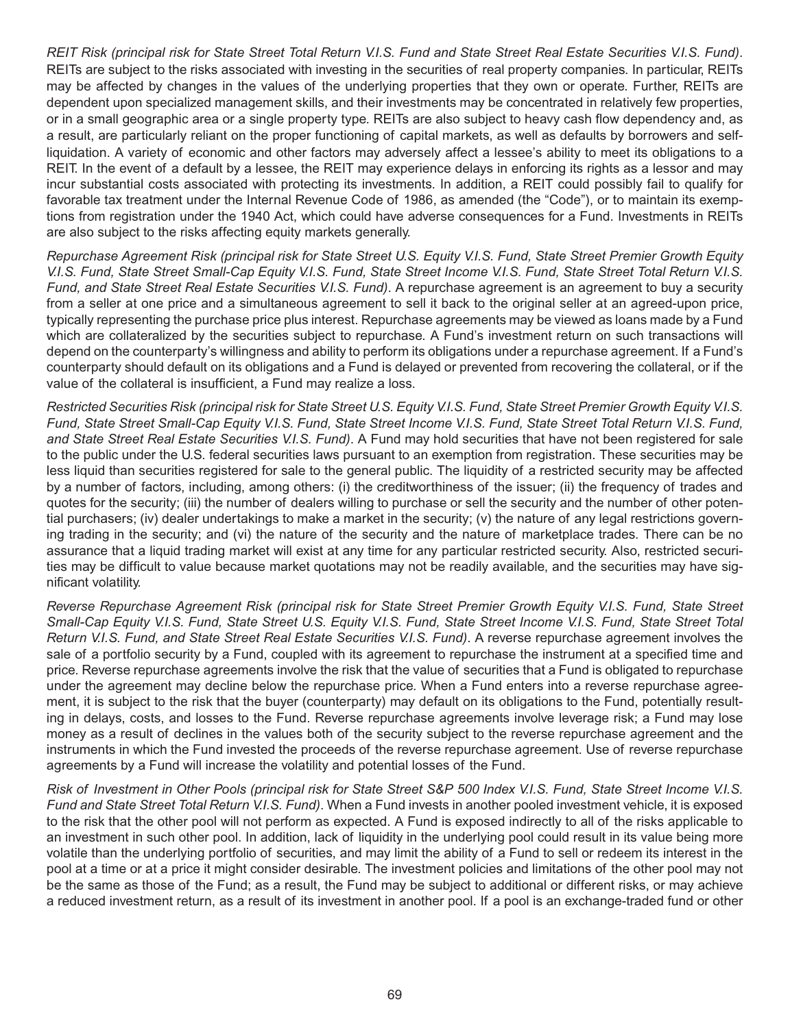*REIT Risk (principal risk for State Street Total Return V.I.S. Fund and State Street Real Estate Securities V.I.S. Fund)*. REITs are subject to the risks associated with investing in the securities of real property companies. In particular, REITs may be affected by changes in the values of the underlying properties that they own or operate. Further, REITs are dependent upon specialized management skills, and their investments may be concentrated in relatively few properties, or in a small geographic area or a single property type. REITs are also subject to heavy cash flow dependency and, as a result, are particularly reliant on the proper functioning of capital markets, as well as defaults by borrowers and self-liquidation. A variety of economic and other factors may adversely affect a lessee's ability to meet its obligations to a REIT. In the event of a default by a lessee, the REIT may experience delays in enforcing its rights as a lessor and may incur substantial costs associated with protecting its investments. In addition, a REIT could possibly fail to qualify for favorable tax treatment under the Internal Revenue Code of 1986, as amended (the "Code"), or to maintain its exemptions from registration under the 1940 Act, which could have adverse consequences for a Fund. Investments in REITs are also subject to the risks affecting equity markets generally.

*Repurchase Agreement Risk (principal risk for State Street U.S. Equity V.I.S. Fund, State Street Premier Growth Equity V.I.S. Fund, State Street Small-Cap Equity V.I.S. Fund, State Street Income V.I.S. Fund, State Street Total Return V.I.S. Fund, and State Street Real Estate Securities V.I.S. Fund)*. A repurchase agreement is an agreement to buy a security from a seller at one price and a simultaneous agreement to sell it back to the original seller at an agreed-upon price, typically representing the purchase price plus interest. Repurchase agreements may be viewed as loans made by a Fund which are collateralized by the securities subject to repurchase. A Fund's investment return on such transactions will depend on the counterparty's willingness and ability to perform its obligations under a repurchase agreement. If a Fund's counterparty should default on its obligations and a Fund is delayed or prevented from recovering the collateral, or if the value of the collateral is insufficient, a Fund may realize a loss.

*Restricted Securities Risk (principal risk for State Street U.S. Equity V.I.S. Fund, State Street Premier Growth Equity V.I.S. Fund, State Street Small-Cap Equity V.I.S. Fund, State Street Income V.I.S. Fund, State Street Total Return V.I.S. Fund, and State Street Real Estate Securities V.I.S. Fund)*. A Fund may hold securities that have not been registered for sale to the public under the U.S. federal securities laws pursuant to an exemption from registration. These securities may be less liquid than securities registered for sale to the general public. The liquidity of a restricted security may be affected by a number of factors, including, among others: (i) the creditworthiness of the issuer; (ii) the frequency of trades and quotes for the security; (iii) the number of dealers willing to purchase or sell the security and the number of other potential purchasers; (iv) dealer undertakings to make a market in the security; (v) the nature of any legal restrictions governing trading in the security; and (vi) the nature of the security and the nature of marketplace trades. There can be no assurance that a liquid trading market will exist at any time for any particular restricted security. Also, restricted securities may be difficult to value because market quotations may not be readily available, and the securities may have significant volatility.

*Reverse Repurchase Agreement Risk (principal risk for State Street Premier Growth Equity V.I.S. Fund, State Street Small-Cap Equity V.I.S. Fund, State Street U.S. Equity V.I.S. Fund, State Street Income V.I.S. Fund, State Street Total Return V.I.S. Fund, and State Street Real Estate Securities V.I.S. Fund)*. A reverse repurchase agreement involves the sale of a portfolio security by a Fund, coupled with its agreement to repurchase the instrument at a specified time and price. Reverse repurchase agreements involve the risk that the value of securities that a Fund is obligated to repurchase under the agreement may decline below the repurchase price. When a Fund enters into a reverse repurchase agreement, it is subject to the risk that the buyer (counterparty) may default on its obligations to the Fund, potentially resulting in delays, costs, and losses to the Fund. Reverse repurchase agreements involve leverage risk; a Fund may lose money as a result of declines in the values both of the security subject to the reverse repurchase agreement and the instruments in which the Fund invested the proceeds of the reverse repurchase agreement. Use of reverse repurchase agreements by a Fund will increase the volatility and potential losses of the Fund.

*Risk of Investment in Other Pools (principal risk for State Street S&P 500 Index V.I.S. Fund, State Street Income V.I.S. Fund and State Street Total Return V.I.S. Fund)*. When a Fund invests in another pooled investment vehicle, it is exposed to the risk that the other pool will not perform as expected. A Fund is exposed indirectly to all of the risks applicable to an investment in such other pool. In addition, lack of liquidity in the underlying pool could result in its value being more volatile than the underlying portfolio of securities, and may limit the ability of a Fund to sell or redeem its interest in the pool at a time or at a price it might consider desirable. The investment policies and limitations of the other pool may not be the same as those of the Fund; as a result, the Fund may be subject to additional or different risks, or may achieve a reduced investment return, as a result of its investment in another pool. If a pool is an exchange-traded fund or other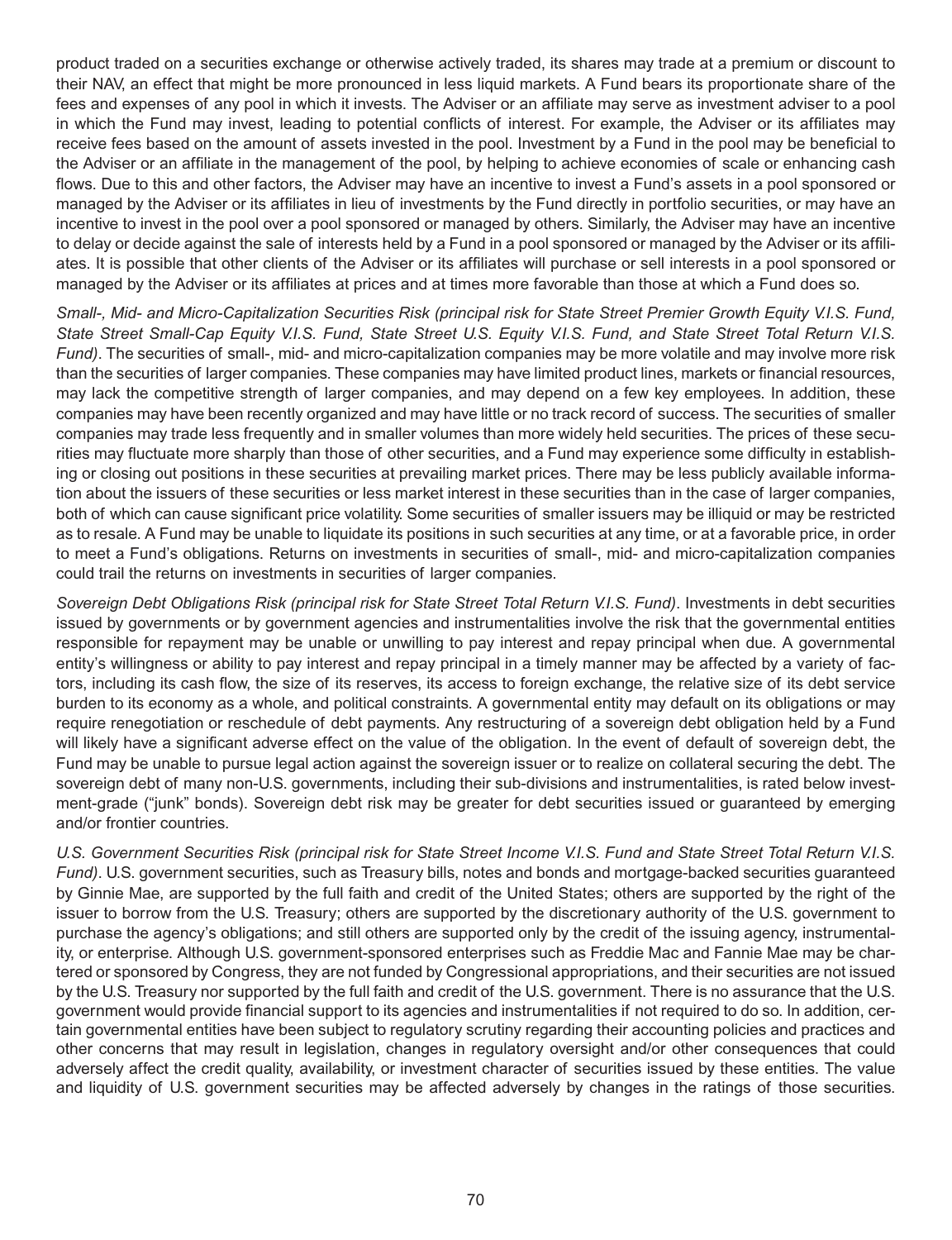product traded on a securities exchange or otherwise actively traded, its shares may trade at a premium or discount to their NAV, an effect that might be more pronounced in less liquid markets. A Fund bears its proportionate share of the fees and expenses of any pool in which it invests. The Adviser or an affiliate may serve as investment adviser to a pool in which the Fund may invest, leading to potential conflicts of interest. For example, the Adviser or its affiliates may receive fees based on the amount of assets invested in the pool. Investment by a Fund in the pool may be beneficial to the Adviser or an affiliate in the management of the pool, by helping to achieve economies of scale or enhancing cash flows. Due to this and other factors, the Adviser may have an incentive to invest a Fund's assets in a pool sponsored or managed by the Adviser or its affiliates in lieu of investments by the Fund directly in portfolio securities, or may have an incentive to invest in the pool over a pool sponsored or managed by others. Similarly, the Adviser may have an incentive to delay or decide against the sale of interests held by a Fund in a pool sponsored or managed by the Adviser or its affiliates. It is possible that other clients of the Adviser or its affiliates will purchase or sell interests in a pool sponsored or managed by the Adviser or its affiliates at prices and at times more favorable than those at which a Fund does so.

*Small-, Mid- and Micro-Capitalization Securities Risk (principal risk for State Street Premier Growth Equity V.I.S. Fund, State Street Small-Cap Equity V.I.S. Fund, State Street U.S. Equity V.I.S. Fund, and State Street Total Return V.I.S. Fund)*. The securities of small-, mid- and micro-capitalization companies may be more volatile and may involve more risk than the securities of larger companies. These companies may have limited product lines, markets or financial resources, may lack the competitive strength of larger companies, and may depend on a few key employees. In addition, these companies may have been recently organized and may have little or no track record of success. The securities of smaller companies may trade less frequently and in smaller volumes than more widely held securities. The prices of these securities may fluctuate more sharply than those of other securities, and a Fund may experience some difficulty in establishing or closing out positions in these securities at prevailing market prices. There may be less publicly available information about the issuers of these securities or less market interest in these securities than in the case of larger companies, both of which can cause significant price volatility. Some securities of smaller issuers may be illiquid or may be restricted as to resale. A Fund may be unable to liquidate its positions in such securities at any time, or at a favorable price, in order to meet a Fund's obligations. Returns on investments in securities of small-, mid- and micro-capitalization companies could trail the returns on investments in securities of larger companies.

*Sovereign Debt Obligations Risk (principal risk for State Street Total Return V.I.S. Fund)*. Investments in debt securities issued by governments or by government agencies and instrumentalities involve the risk that the governmental entities responsible for repayment may be unable or unwilling to pay interest and repay principal when due. A governmental entity's willingness or ability to pay interest and repay principal in a timely manner may be affected by a variety of factors, including its cash flow, the size of its reserves, its access to foreign exchange, the relative size of its debt service burden to its economy as a whole, and political constraints. A governmental entity may default on its obligations or may require renegotiation or reschedule of debt payments. Any restructuring of a sovereign debt obligation held by a Fund will likely have a significant adverse effect on the value of the obligation. In the event of default of sovereign debt, the Fund may be unable to pursue legal action against the sovereign issuer or to realize on collateral securing the debt. The sovereign debt of many non-U.S. governments, including their sub-divisions and instrumentalities, is rated below investment-grade ("junk" bonds). Sovereign debt risk may be greater for debt securities issued or guaranteed by emerging and/or frontier countries.

*U.S. Government Securities Risk (principal risk for State Street Income V.I.S. Fund and State Street Total Return V.I.S. Fund)*. U.S. government securities, such as Treasury bills, notes and bonds and mortgage-backed securities guaranteed by Ginnie Mae, are supported by the full faith and credit of the United States; others are supported by the right of the issuer to borrow from the U.S. Treasury; others are supported by the discretionary authority of the U.S. government to purchase the agency's obligations; and still others are supported only by the credit of the issuing agency, instrumentality, or enterprise. Although U.S. government-sponsored enterprises such as Freddie Mac and Fannie Mae may be chartered or sponsored by Congress, they are not funded by Congressional appropriations, and their securities are not issued by the U.S. Treasury nor supported by the full faith and credit of the U.S. government. There is no assurance that the U.S. government would provide financial support to its agencies and instrumentalities if not required to do so. In addition, certain governmental entities have been subject to regulatory scrutiny regarding their accounting policies and practices and other concerns that may result in legislation, changes in regulatory oversight and/or other consequences that could adversely affect the credit quality, availability, or investment character of securities issued by these entities. The value and liquidity of U.S. government securities may be affected adversely by changes in the ratings of those securities.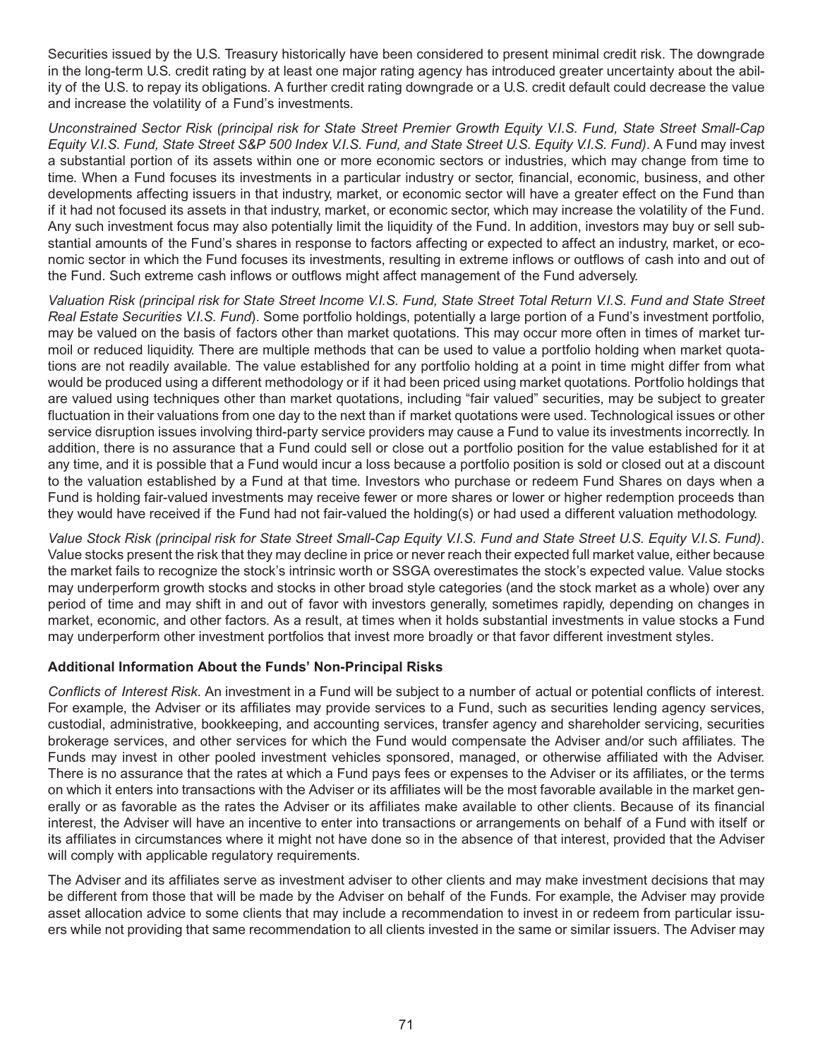Securities issued by the U.S. Treasury historically have been considered to present minimal credit risk. The downgrade in the long-term U.S. credit rating by at least one major rating agency has introduced greater uncertainty about the ability of the U.S. to repay its obligations. A further credit rating downgrade or a U.S. credit default could decrease the value and increase the volatility of a Fund's investments.

*Unconstrained Sector Risk (principal risk for State Street Premier Growth Equity V.I.S. Fund, State Street Small-Cap Equity V.I.S. Fund, State Street S&P 500 Index V.I.S. Fund, and State Street U.S. Equity V.I.S. Fund)*. A Fund may invest a substantial portion of its assets within one or more economic sectors or industries, which may change from time to time. When a Fund focuses its investments in a particular industry or sector, financial, economic, business, and other developments affecting issuers in that industry, market, or economic sector will have a greater effect on the Fund than if it had not focused its assets in that industry, market, or economic sector, which may increase the volatility of the Fund. Any such investment focus may also potentially limit the liquidity of the Fund. In addition, investors may buy or sell substantial amounts of the Fund's shares in response to factors affecting or expected to affect an industry, market, or economic sector in which the Fund focuses its investments, resulting in extreme inflows or outflows of cash into and out of the Fund. Such extreme cash inflows or outflows might affect management of the Fund adversely.

*Valuation Risk (principal risk for State Street Income V.I.S. Fund, State Street Total Return V.I.S. Fund and State Street Real Estate Securities V.I.S. Fund*). Some portfolio holdings, potentially a large portion of a Fund's investment portfolio, may be valued on the basis of factors other than market quotations. This may occur more often in times of market turmoil or reduced liquidity. There are multiple methods that can be used to value a portfolio holding when market quotations are not readily available. The value established for any portfolio holding at a point in time might differ from what would be produced using a different methodology or if it had been priced using market quotations. Portfolio holdings that are valued using techniques other than market quotations, including "fair valued" securities, may be subject to greater fluctuation in their valuations from one day to the next than if market quotations were used. Technological issues or other service disruption issues involving third-party service providers may cause a Fund to value its investments incorrectly. In addition, there is no assurance that a Fund could sell or close out a portfolio position for the value established for it at any time, and it is possible that a Fund would incur a loss because a portfolio position is sold or closed out at a discount to the valuation established by a Fund at that time. Investors who purchase or redeem Fund Shares on days when a Fund is holding fair-valued investments may receive fewer or more shares or lower or higher redemption proceeds than they would have received if the Fund had not fair-valued the holding(s) or had used a different valuation methodology.

*Value Stock Risk (principal risk for State Street Small-Cap Equity V.I.S. Fund and State Street U.S. Equity V.I.S. Fund)*. Value stocks present the risk that they may decline in price or never reach their expected full market value, either because the market fails to recognize the stock's intrinsic worth or SSGA overestimates the stock's expected value. Value stocks may underperform growth stocks and stocks in other broad style categories (and the stock market as a whole) over any period of time and may shift in and out of favor with investors generally, sometimes rapidly, depending on changes in market, economic, and other factors. As a result, at times when it holds substantial investments in value stocks a Fund may underperform other investment portfolios that invest more broadly or that favor different investment styles.

**Additional Information About the Funds' Non-Principal Risks**

*Conflicts of Interest Risk.* An investment in a Fund will be subject to a number of actual or potential conflicts of interest. For example, the Adviser or its affiliates may provide services to a Fund, such as securities lending agency services, custodial, administrative, bookkeeping, and accounting services, transfer agency and shareholder servicing, securities brokerage services, and other services for which the Fund would compensate the Adviser and/or such affiliates. The Funds may invest in other pooled investment vehicles sponsored, managed, or otherwise affiliated with the Adviser. There is no assurance that the rates at which a Fund pays fees or expenses to the Adviser or its affiliates, or the terms on which it enters into transactions with the Adviser or its affiliates will be the most favorable available in the market generally or as favorable as the rates the Adviser or its affiliates make available to other clients. Because of its financial interest, the Adviser will have an incentive to enter into transactions or arrangements on behalf of a Fund with itself or its affiliates in circumstances where it might not have done so in the absence of that interest, provided that the Adviser will comply with applicable regulatory requirements.

The Adviser and its affiliates serve as investment adviser to other clients and may make investment decisions that may be different from those that will be made by the Adviser on behalf of the Funds. For example, the Adviser may provide asset allocation advice to some clients that may include a recommendation to invest in or redeem from particular issuers while not providing that same recommendation to all clients invested in the same or similar issuers. The Adviser may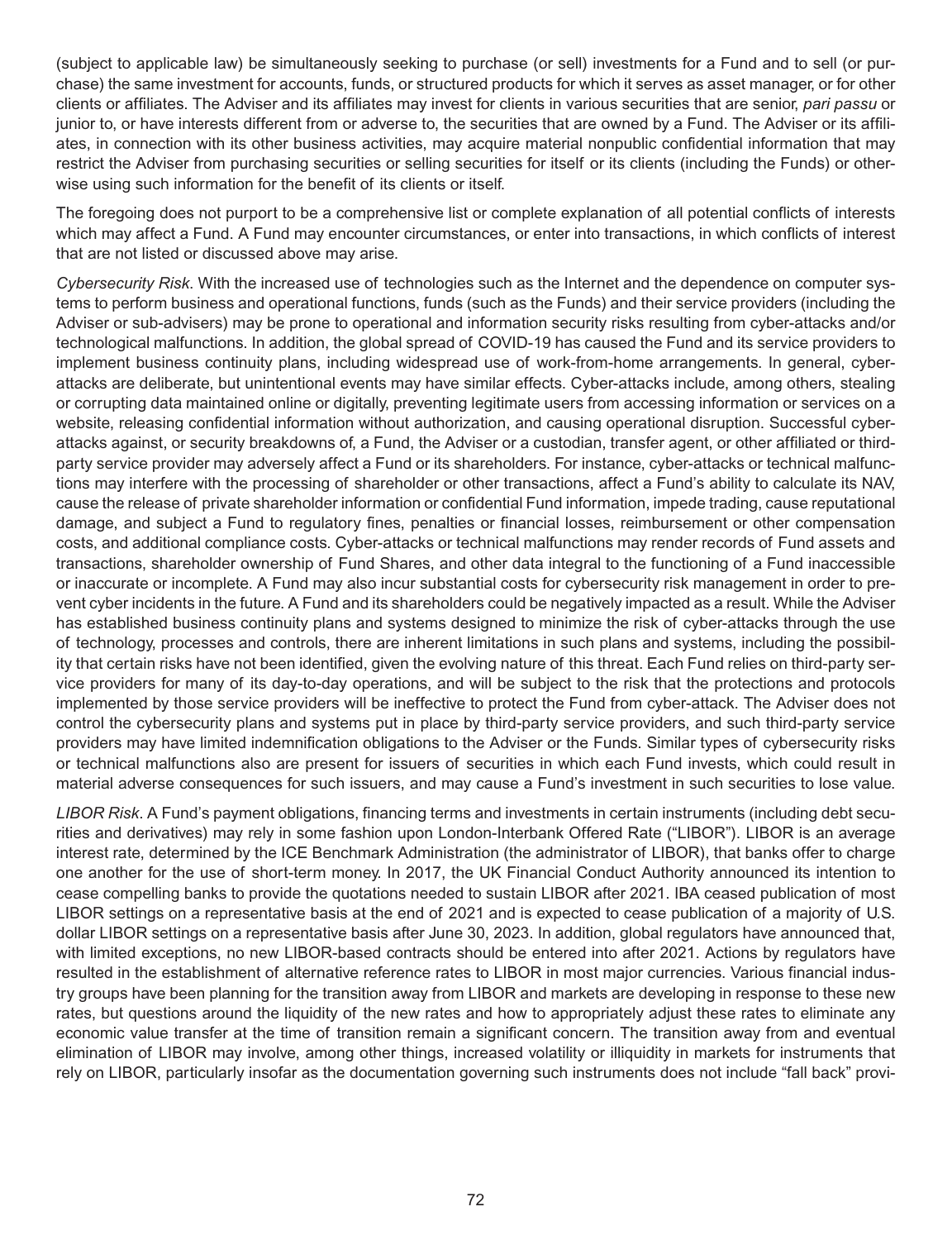(subject to applicable law) be simultaneously seeking to purchase (or sell) investments for a Fund and to sell (or purchase) the same investment for accounts, funds, or structured products for which it serves as asset manager, or for other clients or affiliates. The Adviser and its affiliates may invest for clients in various securities that are senior, *pari passu* or junior to, or have interests different from or adverse to, the securities that are owned by a Fund. The Adviser or its affiliates, in connection with its other business activities, may acquire material nonpublic confidential information that may restrict the Adviser from purchasing securities or selling securities for itself or its clients (including the Funds) or otherwise using such information for the benefit of its clients or itself.

The foregoing does not purport to be a comprehensive list or complete explanation of all potential conflicts of interests which may affect a Fund. A Fund may encounter circumstances, or enter into transactions, in which conflicts of interest that are not listed or discussed above may arise.

*Cybersecurity Risk*. With the increased use of technologies such as the Internet and the dependence on computer systems to perform business and operational functions, funds (such as the Funds) and their service providers (including the Adviser or sub-advisers) may be prone to operational and information security risks resulting from cyber-attacks and/or technological malfunctions. In addition, the global spread of COVID-19 has caused the Fund and its service providers to implement business continuity plans, including widespread use of work-from-home arrangements. In general, cyber-attacks are deliberate, but unintentional events may have similar effects. Cyber-attacks include, among others, stealing or corrupting data maintained online or digitally, preventing legitimate users from accessing information or services on a website, releasing confidential information without authorization, and causing operational disruption. Successful cyber-attacks against, or security breakdowns of, a Fund, the Adviser or a custodian, transfer agent, or other affiliated or third-party service provider may adversely affect a Fund or its shareholders. For instance, cyber-attacks or technical malfunctions may interfere with the processing of shareholder or other transactions, affect a Fund's ability to calculate its NAV, cause the release of private shareholder information or confidential Fund information, impede trading, cause reputational damage, and subject a Fund to regulatory fines, penalties or financial losses, reimbursement or other compensation costs, and additional compliance costs. Cyber-attacks or technical malfunctions may render records of Fund assets and transactions, shareholder ownership of Fund Shares, and other data integral to the functioning of a Fund inaccessible or inaccurate or incomplete. A Fund may also incur substantial costs for cybersecurity risk management in order to prevent cyber incidents in the future. A Fund and its shareholders could be negatively impacted as a result. While the Adviser has established business continuity plans and systems designed to minimize the risk of cyber-attacks through the use of technology, processes and controls, there are inherent limitations in such plans and systems, including the possibility that certain risks have not been identified, given the evolving nature of this threat. Each Fund relies on third-party service providers for many of its day-to-day operations, and will be subject to the risk that the protections and protocols implemented by those service providers will be ineffective to protect the Fund from cyber-attack. The Adviser does not control the cybersecurity plans and systems put in place by third-party service providers, and such third-party service providers may have limited indemnification obligations to the Adviser or the Funds. Similar types of cybersecurity risks or technical malfunctions also are present for issuers of securities in which each Fund invests, which could result in material adverse consequences for such issuers, and may cause a Fund's investment in such securities to lose value.

*LIBOR Risk*. A Fund's payment obligations, financing terms and investments in certain instruments (including debt securities and derivatives) may rely in some fashion upon London-Interbank Offered Rate ("LIBOR"). LIBOR is an average interest rate, determined by the ICE Benchmark Administration (the administrator of LIBOR), that banks offer to charge one another for the use of short-term money. In 2017, the UK Financial Conduct Authority announced its intention to cease compelling banks to provide the quotations needed to sustain LIBOR after 2021. IBA ceased publication of most LIBOR settings on a representative basis at the end of 2021 and is expected to cease publication of a majority of U.S. dollar LIBOR settings on a representative basis after June 30, 2023. In addition, global regulators have announced that, with limited exceptions, no new LIBOR-based contracts should be entered into after 2021. Actions by regulators have resulted in the establishment of alternative reference rates to LIBOR in most major currencies. Various financial industry groups have been planning for the transition away from LIBOR and markets are developing in response to these new rates, but questions around the liquidity of the new rates and how to appropriately adjust these rates to eliminate any economic value transfer at the time of transition remain a significant concern. The transition away from and eventual elimination of LIBOR may involve, among other things, increased volatility or illiquidity in markets for instruments that rely on LIBOR, particularly insofar as the documentation governing such instruments does not include "fall back" provi-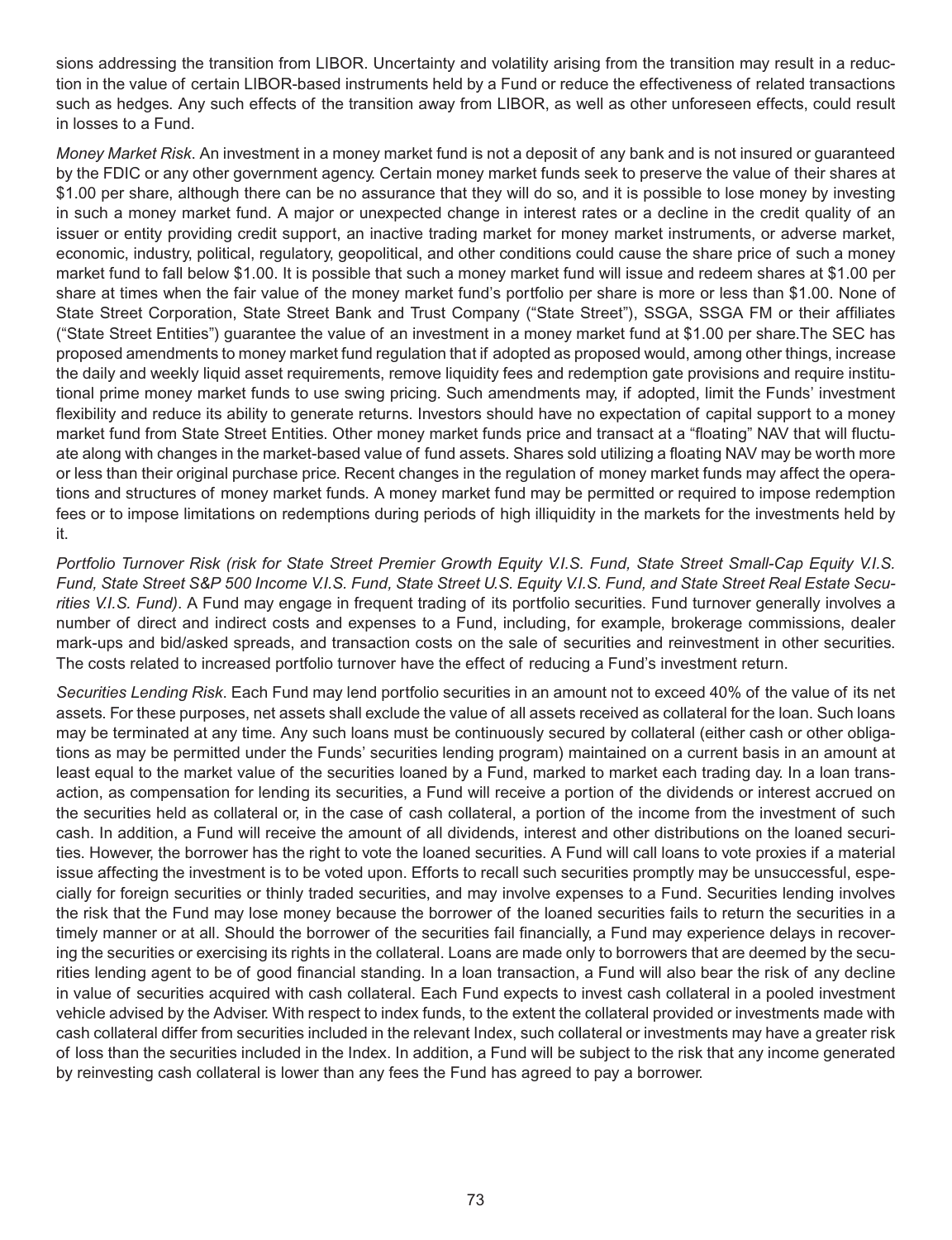sions addressing the transition from LIBOR. Uncertainty and volatility arising from the transition may result in a reduction in the value of certain LIBOR-based instruments held by a Fund or reduce the effectiveness of related transactions such as hedges. Any such effects of the transition away from LIBOR, as well as other unforeseen effects, could result in losses to a Fund.

*Money Market Risk*. An investment in a money market fund is not a deposit of any bank and is not insured or guaranteed by the FDIC or any other government agency. Certain money market funds seek to preserve the value of their shares at $1.00 per share, although there can be no assurance that they will do so, and it is possible to lose money by investing in such a money market fund. A major or unexpected change in interest rates or a decline in the credit quality of an issuer or entity providing credit support, an inactive trading market for money market instruments, or adverse market, economic, industry, political, regulatory, geopolitical, and other conditions could cause the share price of such a money market fund to fall below $1.00. It is possible that such a money market fund will issue and redeem shares at $1.00 per share at times when the fair value of the money market fund's portfolio per share is more or less than $1.00. None of State Street Corporation, State Street Bank and Trust Company ("State Street"), SSGA, SSGA FM or their affiliates ("State Street Entities") guarantee the value of an investment in a money market fund at $1.00 per share.The SEC has proposed amendments to money market fund regulation that if adopted as proposed would, among other things, increase the daily and weekly liquid asset requirements, remove liquidity fees and redemption gate provisions and require institutional prime money market funds to use swing pricing. Such amendments may, if adopted, limit the Funds' investment flexibility and reduce its ability to generate returns. Investors should have no expectation of capital support to a money market fund from State Street Entities. Other money market funds price and transact at a "floating" NAV that will fluctuate along with changes in the market-based value of fund assets. Shares sold utilizing a floating NAV may be worth more or less than their original purchase price. Recent changes in the regulation of money market funds may affect the operations and structures of money market funds. A money market fund may be permitted or required to impose redemption fees or to impose limitations on redemptions during periods of high illiquidity in the markets for the investments held by it.

*Portfolio Turnover Risk (risk for State Street Premier Growth Equity V.I.S. Fund, State Street Small-Cap Equity V.I.S. Fund, State Street S&P 500 Income V.I.S. Fund, State Street U.S. Equity V.I.S. Fund, and State Street Real Estate Securities V.I.S. Fund)*. A Fund may engage in frequent trading of its portfolio securities. Fund turnover generally involves a number of direct and indirect costs and expenses to a Fund, including, for example, brokerage commissions, dealer mark-ups and bid/asked spreads, and transaction costs on the sale of securities and reinvestment in other securities. The costs related to increased portfolio turnover have the effect of reducing a Fund's investment return.

*Securities Lending Risk*. Each Fund may lend portfolio securities in an amount not to exceed 40% of the value of its net assets. For these purposes, net assets shall exclude the value of all assets received as collateral for the loan. Such loans may be terminated at any time. Any such loans must be continuously secured by collateral (either cash or other obligations as may be permitted under the Funds' securities lending program) maintained on a current basis in an amount at least equal to the market value of the securities loaned by a Fund, marked to market each trading day. In a loan transaction, as compensation for lending its securities, a Fund will receive a portion of the dividends or interest accrued on the securities held as collateral or, in the case of cash collateral, a portion of the income from the investment of such cash. In addition, a Fund will receive the amount of all dividends, interest and other distributions on the loaned securities. However, the borrower has the right to vote the loaned securities. A Fund will call loans to vote proxies if a material issue affecting the investment is to be voted upon. Efforts to recall such securities promptly may be unsuccessful, especially for foreign securities or thinly traded securities, and may involve expenses to a Fund. Securities lending involves the risk that the Fund may lose money because the borrower of the loaned securities fails to return the securities in a timely manner or at all. Should the borrower of the securities fail financially, a Fund may experience delays in recovering the securities or exercising its rights in the collateral. Loans are made only to borrowers that are deemed by the securities lending agent to be of good financial standing. In a loan transaction, a Fund will also bear the risk of any decline in value of securities acquired with cash collateral. Each Fund expects to invest cash collateral in a pooled investment vehicle advised by the Adviser. With respect to index funds, to the extent the collateral provided or investments made with cash collateral differ from securities included in the relevant Index, such collateral or investments may have a greater risk of loss than the securities included in the Index. In addition, a Fund will be subject to the risk that any income generated by reinvesting cash collateral is lower than any fees the Fund has agreed to pay a borrower.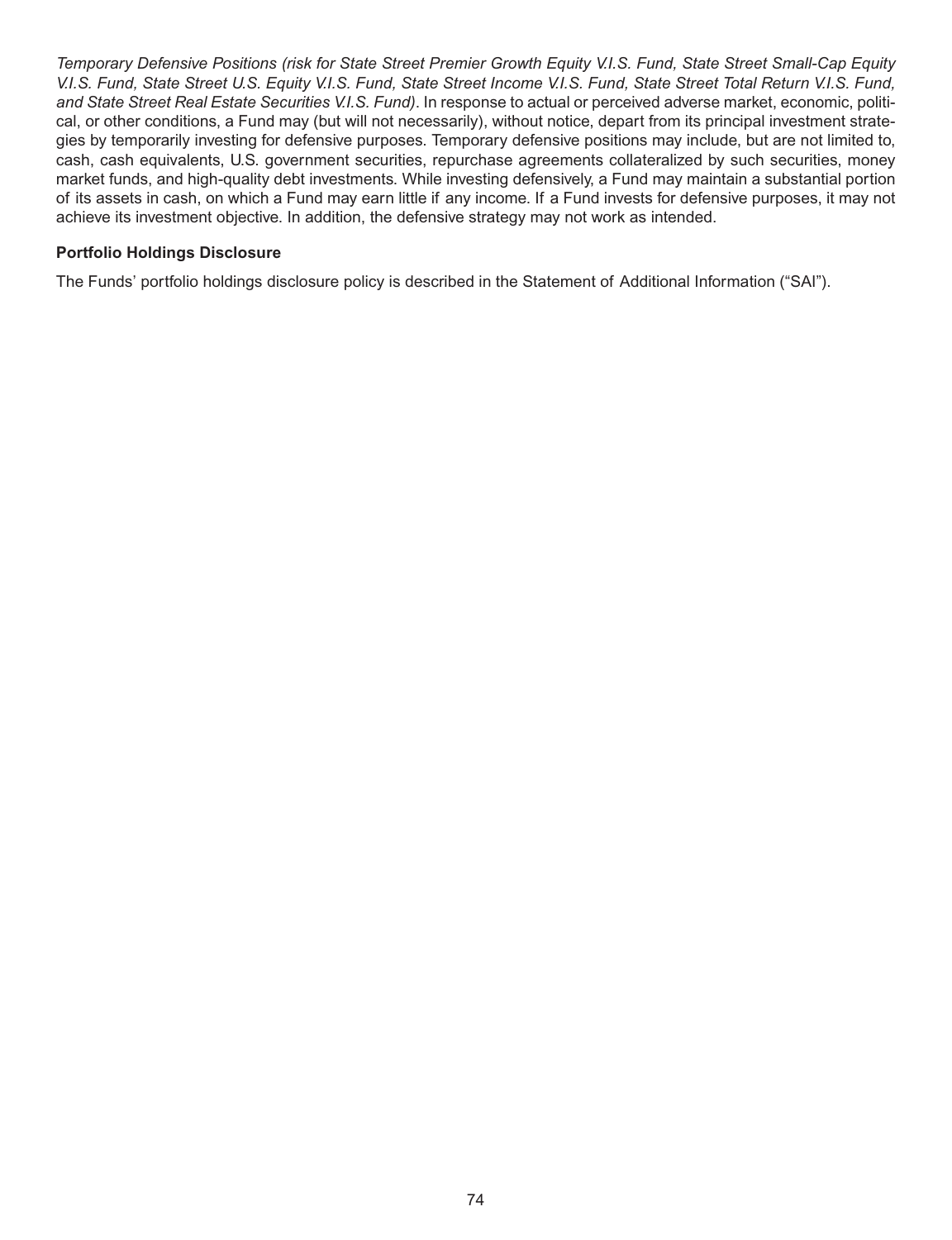*Temporary Defensive Positions (risk for State Street Premier Growth Equity V.I.S. Fund, State Street Small-Cap Equity V.I.S. Fund, State Street U.S. Equity V.I.S. Fund, State Street Income V.I.S. Fund, State Street Total Return V.I.S. Fund, and State Street Real Estate Securities V.I.S. Fund)*. In response to actual or perceived adverse market, economic, political, or other conditions, a Fund may (but will not necessarily), without notice, depart from its principal investment strategies by temporarily investing for defensive purposes. Temporary defensive positions may include, but are not limited to, cash, cash equivalents, U.S. government securities, repurchase agreements collateralized by such securities, money market funds, and high-quality debt investments. While investing defensively, a Fund may maintain a substantial portion of its assets in cash, on which a Fund may earn little if any income. If a Fund invests for defensive purposes, it may not achieve its investment objective. In addition, the defensive strategy may not work as intended.

**Portfolio Holdings Disclosure**

The Funds' portfolio holdings disclosure policy is described in the Statement of Additional Information ("SAI").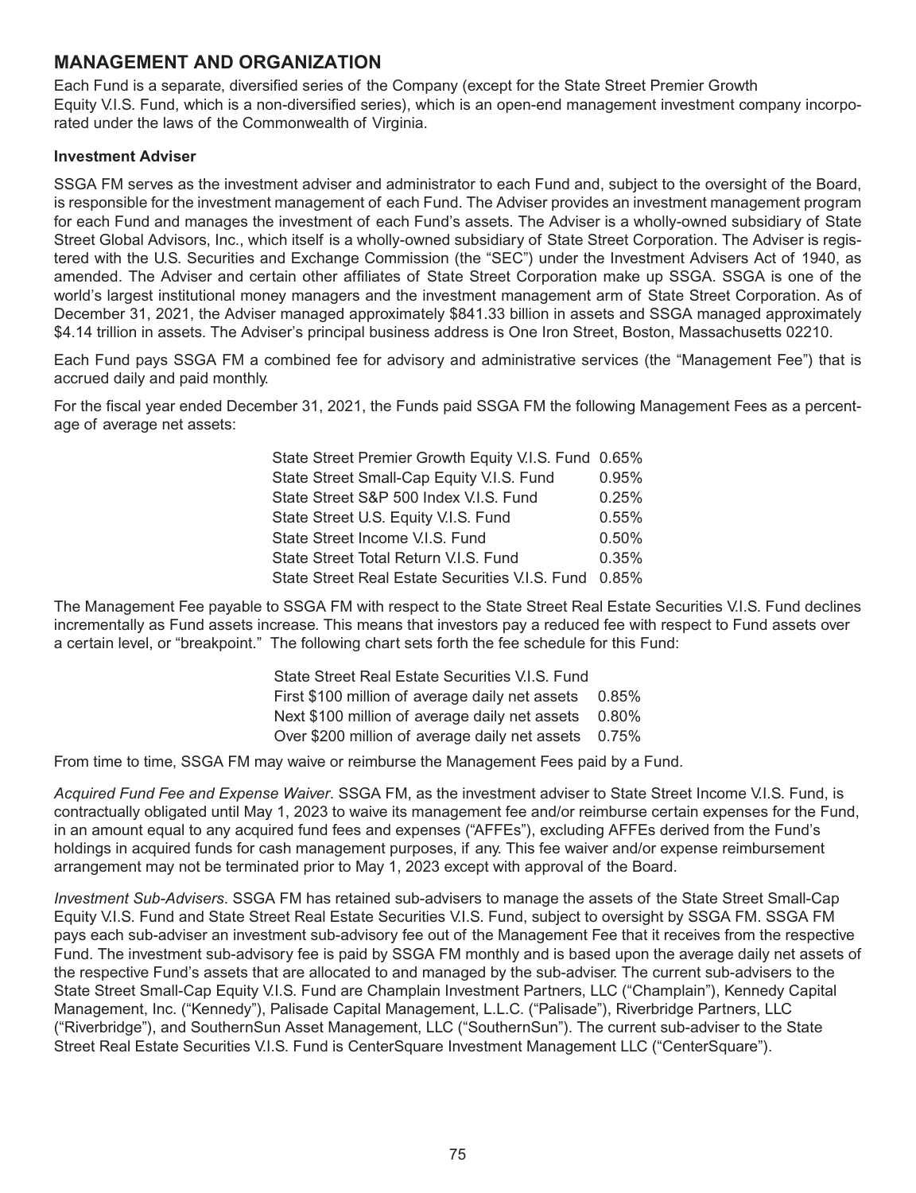## MANAGEMENT AND ORGANIZATION

Each Fund is a separate, diversified series of the Company (except for the State Street Premier Growth Equity V.I.S. Fund, which is a non-diversified series), which is an open-end management investment company incorporated under the laws of the Commonwealth of Virginia.

### Investment Adviser

SSGA FM serves as the investment adviser and administrator to each Fund and, subject to the oversight of the Board, is responsible for the investment management of each Fund. The Adviser provides an investment management program for each Fund and manages the investment of each Fund's assets. The Adviser is a wholly-owned subsidiary of State Street Global Advisors, Inc., which itself is a wholly-owned subsidiary of State Street Corporation. The Adviser is registered with the U.S. Securities and Exchange Commission (the "SEC") under the Investment Advisers Act of 1940, as amended. The Adviser and certain other affiliates of State Street Corporation make up SSGA. SSGA is one of the world's largest institutional money managers and the investment management arm of State Street Corporation. As of December 31, 2021, the Adviser managed approximately $841.33 billion in assets and SSGA managed approximately $4.14 trillion in assets. The Adviser's principal business address is One Iron Street, Boston, Massachusetts 02210.

Each Fund pays SSGA FM a combined fee for advisory and administrative services (the "Management Fee") that is accrued daily and paid monthly.

For the fiscal year ended December 31, 2021, the Funds paid SSGA FM the following Management Fees as a percentage of average net assets:

| | |
|---|---|
| State Street Premier Growth Equity V.I.S. Fund | 0.65% |
| State Street Small-Cap Equity V.I.S. Fund | 0.95% |
| State Street S&P 500 Index V.I.S. Fund | 0.25% |
| State Street U.S. Equity V.I.S. Fund | 0.55% |
| State Street Income V.I.S. Fund | 0.50% |
| State Street Total Return V.I.S. Fund | 0.35% |
| State Street Real Estate Securities V.I.S. Fund | 0.85% |

The Management Fee payable to SSGA FM with respect to the State Street Real Estate Securities V.I.S. Fund declines incrementally as Fund assets increase. This means that investors pay a reduced fee with respect to Fund assets over a certain level, or "breakpoint." The following chart sets forth the fee schedule for this Fund:

| State Street Real Estate Securities V.I.S. Fund | |
|---|---|
| First $100 million of average daily net assets | 0.85% |
| Next $100 million of average daily net assets | 0.80% |
| Over $200 million of average daily net assets | 0.75% |

From time to time, SSGA FM may waive or reimburse the Management Fees paid by a Fund.

*Acquired Fund Fee and Expense Waiver*. SSGA FM, as the investment adviser to State Street Income V.I.S. Fund, is contractually obligated until May 1, 2023 to waive its management fee and/or reimburse certain expenses for the Fund, in an amount equal to any acquired fund fees and expenses ("AFFEs"), excluding AFFEs derived from the Fund's holdings in acquired funds for cash management purposes, if any. This fee waiver and/or expense reimbursement arrangement may not be terminated prior to May 1, 2023 except with approval of the Board.

*Investment Sub-Advisers*. SSGA FM has retained sub-advisers to manage the assets of the State Street Small-Cap Equity V.I.S. Fund and State Street Real Estate Securities V.I.S. Fund, subject to oversight by SSGA FM. SSGA FM pays each sub-adviser an investment sub-advisory fee out of the Management Fee that it receives from the respective Fund. The investment sub-advisory fee is paid by SSGA FM monthly and is based upon the average daily net assets of the respective Fund's assets that are allocated to and managed by the sub-adviser. The current sub-advisers to the State Street Small-Cap Equity V.I.S. Fund are Champlain Investment Partners, LLC ("Champlain"), Kennedy Capital Management, Inc. ("Kennedy"), Palisade Capital Management, L.L.C. ("Palisade"), Riverbridge Partners, LLC ("Riverbridge"), and SouthernSun Asset Management, LLC ("SouthernSun"). The current sub-adviser to the State Street Real Estate Securities V.I.S. Fund is CenterSquare Investment Management LLC ("CenterSquare").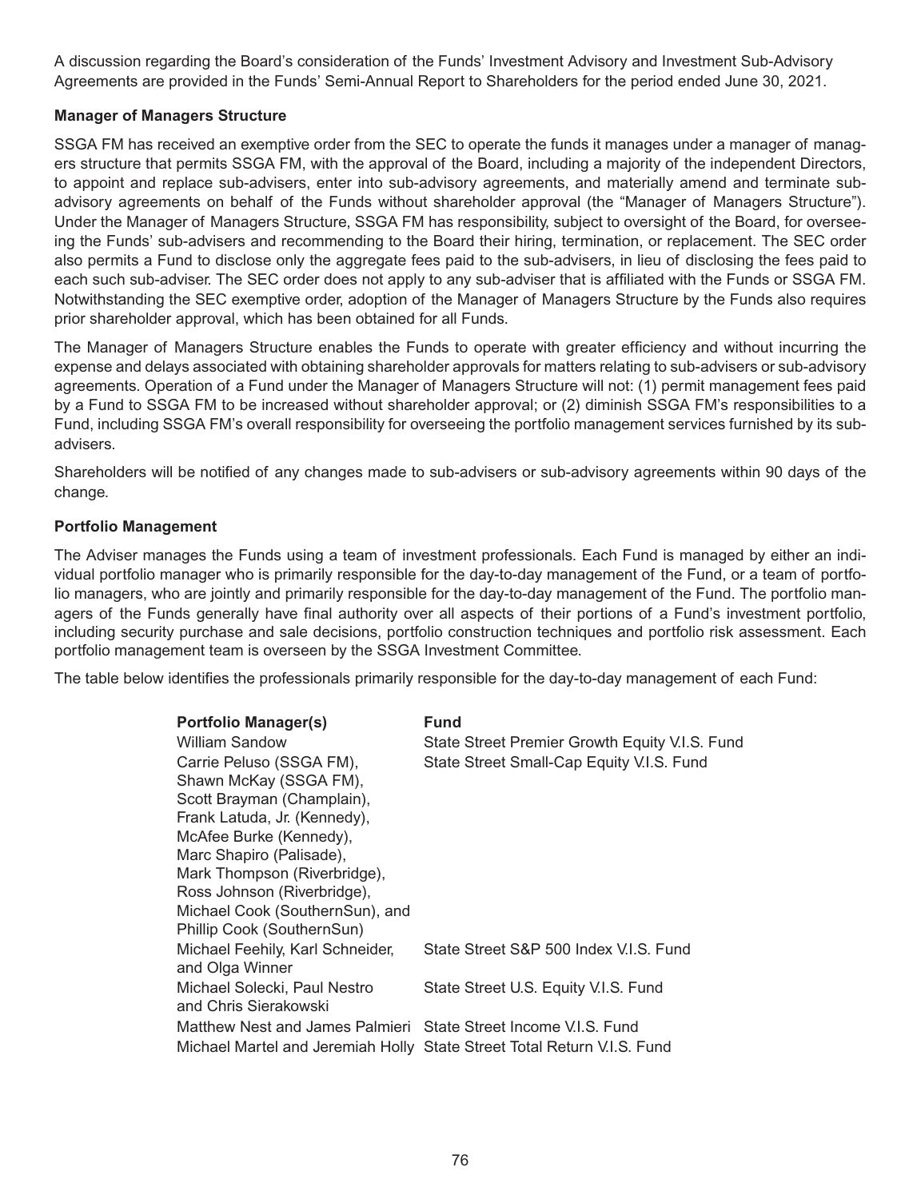A discussion regarding the Board's consideration of the Funds' Investment Advisory and Investment Sub-Advisory Agreements are provided in the Funds' Semi-Annual Report to Shareholders for the period ended June 30, 2021.

**Manager of Managers Structure**

SSGA FM has received an exemptive order from the SEC to operate the funds it manages under a manager of managers structure that permits SSGA FM, with the approval of the Board, including a majority of the independent Directors, to appoint and replace sub-advisers, enter into sub-advisory agreements, and materially amend and terminate sub-advisory agreements on behalf of the Funds without shareholder approval (the "Manager of Managers Structure"). Under the Manager of Managers Structure, SSGA FM has responsibility, subject to oversight of the Board, for overseeing the Funds' sub-advisers and recommending to the Board their hiring, termination, or replacement. The SEC order also permits a Fund to disclose only the aggregate fees paid to the sub-advisers, in lieu of disclosing the fees paid to each such sub-adviser. The SEC order does not apply to any sub-adviser that is affiliated with the Funds or SSGA FM. Notwithstanding the SEC exemptive order, adoption of the Manager of Managers Structure by the Funds also requires prior shareholder approval, which has been obtained for all Funds.

The Manager of Managers Structure enables the Funds to operate with greater efficiency and without incurring the expense and delays associated with obtaining shareholder approvals for matters relating to sub-advisers or sub-advisory agreements. Operation of a Fund under the Manager of Managers Structure will not: (1) permit management fees paid by a Fund to SSGA FM to be increased without shareholder approval; or (2) diminish SSGA FM's responsibilities to a Fund, including SSGA FM's overall responsibility for overseeing the portfolio management services furnished by its sub-advisers.

Shareholders will be notified of any changes made to sub-advisers or sub-advisory agreements within 90 days of the change.

**Portfolio Management**

The Adviser manages the Funds using a team of investment professionals. Each Fund is managed by either an individual portfolio manager who is primarily responsible for the day-to-day management of the Fund, or a team of portfolio managers, who are jointly and primarily responsible for the day-to-day management of the Fund. The portfolio managers of the Funds generally have final authority over all aspects of their portions of a Fund's investment portfolio, including security purchase and sale decisions, portfolio construction techniques and portfolio risk assessment. Each portfolio management team is overseen by the SSGA Investment Committee.

The table below identifies the professionals primarily responsible for the day-to-day management of each Fund:

| Portfolio Manager(s) | Fund |
|---|---|
| William Sandow | State Street Premier Growth Equity V.I.S. Fund |
| Carrie Peluso (SSGA FM), Shawn McKay (SSGA FM), Scott Brayman (Champlain), Frank Latuda, Jr. (Kennedy), McAfee Burke (Kennedy), Marc Shapiro (Palisade), Mark Thompson (Riverbridge), Ross Johnson (Riverbridge), Michael Cook (SouthernSun), and Phillip Cook (SouthernSun) | State Street Small-Cap Equity V.I.S. Fund |
| Michael Feehily, Karl Schneider, and Olga Winner | State Street S&P 500 Index V.I.S. Fund |
| Michael Solecki, Paul Nestro and Chris Sierakowski | State Street U.S. Equity V.I.S. Fund |
| Matthew Nest and James Palmieri | State Street Income V.I.S. Fund |
| Michael Martel and Jeremiah Holly | State Street Total Return V.I.S. Fund |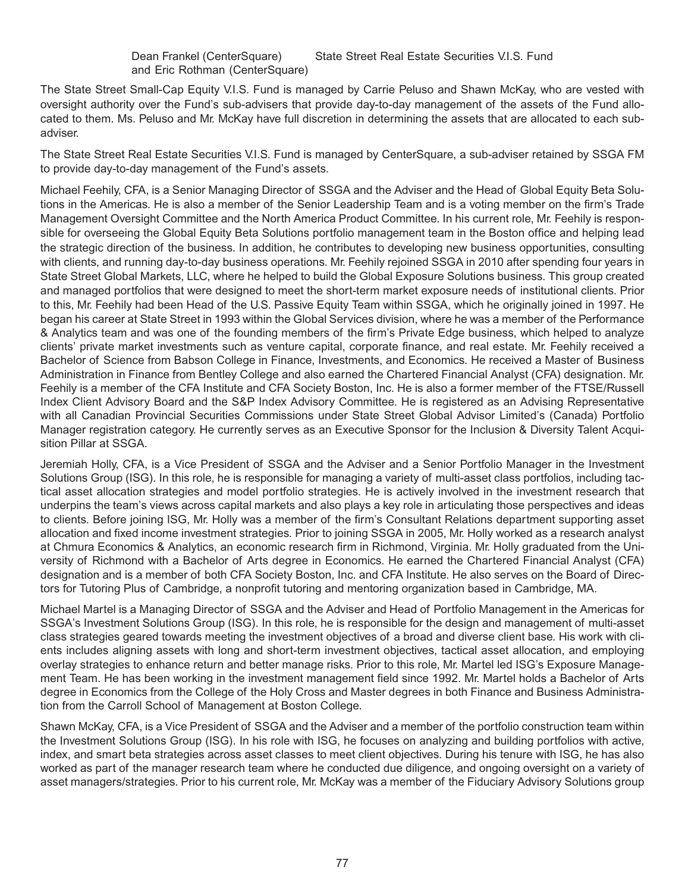| Dean Frankel (CenterSquare) and Eric Rothman (CenterSquare) | State Street Real Estate Securities V.I.S. Fund |
|---|---|

The State Street Small-Cap Equity V.I.S. Fund is managed by Carrie Peluso and Shawn McKay, who are vested with oversight authority over the Fund's sub-advisers that provide day-to-day management of the assets of the Fund allocated to them. Ms. Peluso and Mr. McKay have full discretion in determining the assets that are allocated to each sub-adviser.

The State Street Real Estate Securities V.I.S. Fund is managed by CenterSquare, a sub-adviser retained by SSGA FM to provide day-to-day management of the Fund's assets.

Michael Feehily, CFA, is a Senior Managing Director of SSGA and the Adviser and the Head of Global Equity Beta Solutions in the Americas. He is also a member of the Senior Leadership Team and is a voting member on the firm's Trade Management Oversight Committee and the North America Product Committee. In his current role, Mr. Feehily is responsible for overseeing the Global Equity Beta Solutions portfolio management team in the Boston office and helping lead the strategic direction of the business. In addition, he contributes to developing new business opportunities, consulting with clients, and running day-to-day business operations. Mr. Feehily rejoined SSGA in 2010 after spending four years in State Street Global Markets, LLC, where he helped to build the Global Exposure Solutions business. This group created and managed portfolios that were designed to meet the short-term market exposure needs of institutional clients. Prior to this, Mr. Feehily had been Head of the U.S. Passive Equity Team within SSGA, which he originally joined in 1997. He began his career at State Street in 1993 within the Global Services division, where he was a member of the Performance & Analytics team and was one of the founding members of the firm's Private Edge business, which helped to analyze clients' private market investments such as venture capital, corporate finance, and real estate. Mr. Feehily received a Bachelor of Science from Babson College in Finance, Investments, and Economics. He received a Master of Business Administration in Finance from Bentley College and also earned the Chartered Financial Analyst (CFA) designation. Mr. Feehily is a member of the CFA Institute and CFA Society Boston, Inc. He is also a former member of the FTSE/Russell Index Client Advisory Board and the S&P Index Advisory Committee. He is registered as an Advising Representative with all Canadian Provincial Securities Commissions under State Street Global Advisor Limited's (Canada) Portfolio Manager registration category. He currently serves as an Executive Sponsor for the Inclusion & Diversity Talent Acquisition Pillar at SSGA.

Jeremiah Holly, CFA, is a Vice President of SSGA and the Adviser and a Senior Portfolio Manager in the Investment Solutions Group (ISG). In this role, he is responsible for managing a variety of multi-asset class portfolios, including tactical asset allocation strategies and model portfolio strategies. He is actively involved in the investment research that underpins the team's views across capital markets and also plays a key role in articulating those perspectives and ideas to clients. Before joining ISG, Mr. Holly was a member of the firm's Consultant Relations department supporting asset allocation and fixed income investment strategies. Prior to joining SSGA in 2005, Mr. Holly worked as a research analyst at Chmura Economics & Analytics, an economic research firm in Richmond, Virginia. Mr. Holly graduated from the University of Richmond with a Bachelor of Arts degree in Economics. He earned the Chartered Financial Analyst (CFA) designation and is a member of both CFA Society Boston, Inc. and CFA Institute. He also serves on the Board of Directors for Tutoring Plus of Cambridge, a nonprofit tutoring and mentoring organization based in Cambridge, MA.

Michael Martel is a Managing Director of SSGA and the Adviser and Head of Portfolio Management in the Americas for SSGA's Investment Solutions Group (ISG). In this role, he is responsible for the design and management of multi-asset class strategies geared towards meeting the investment objectives of a broad and diverse client base. His work with clients includes aligning assets with long and short-term investment objectives, tactical asset allocation, and employing overlay strategies to enhance return and better manage risks. Prior to this role, Mr. Martel led ISG's Exposure Management Team. He has been working in the investment management field since 1992. Mr. Martel holds a Bachelor of Arts degree in Economics from the College of the Holy Cross and Master degrees in both Finance and Business Administration from the Carroll School of Management at Boston College.

Shawn McKay, CFA, is a Vice President of SSGA and the Adviser and a member of the portfolio construction team within the Investment Solutions Group (ISG). In his role with ISG, he focuses on analyzing and building portfolios with active, index, and smart beta strategies across asset classes to meet client objectives. During his tenure with ISG, he has also worked as part of the manager research team where he conducted due diligence, and ongoing oversight on a variety of asset managers/strategies. Prior to his current role, Mr. McKay was a member of the Fiduciary Advisory Solutions group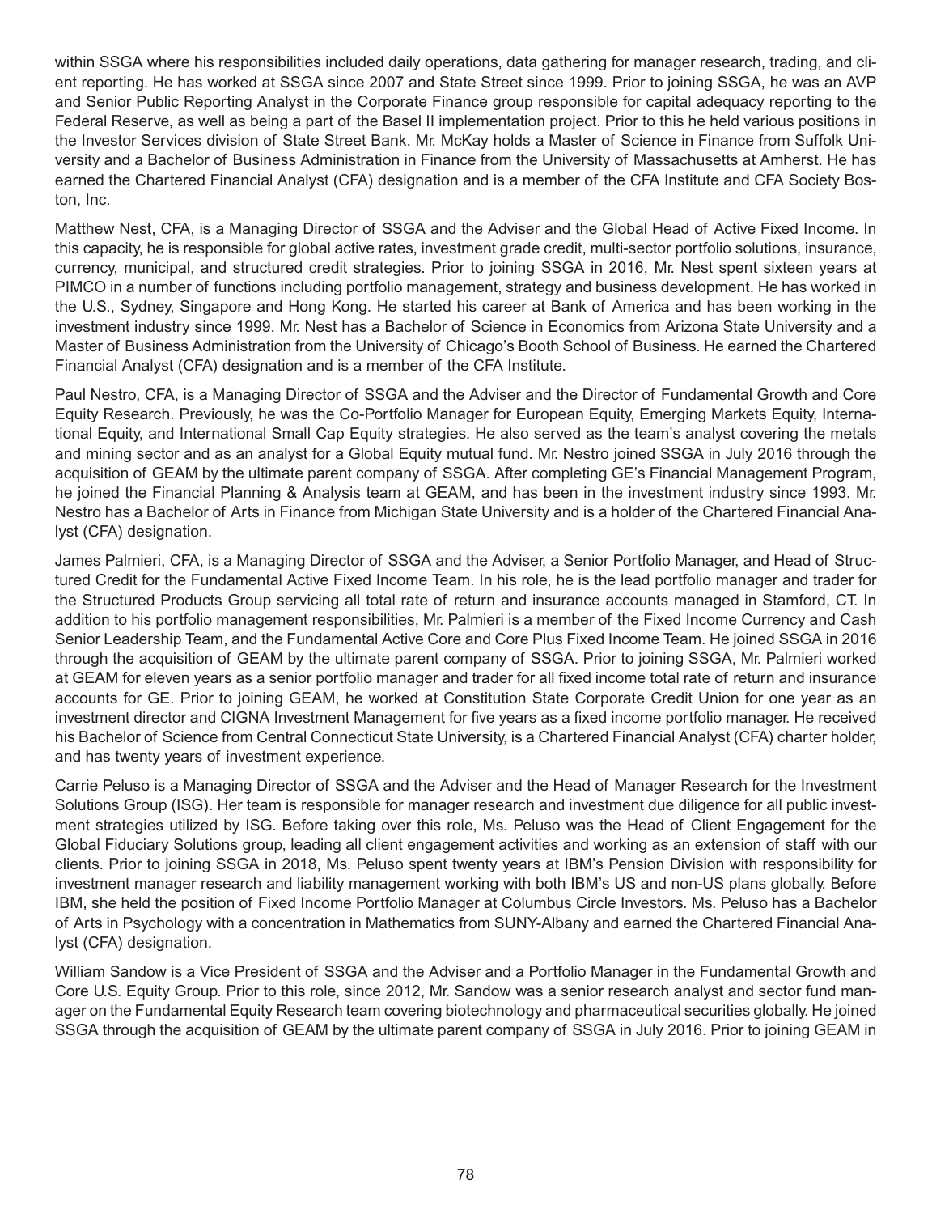within SSGA where his responsibilities included daily operations, data gathering for manager research, trading, and client reporting. He has worked at SSGA since 2007 and State Street since 1999. Prior to joining SSGA, he was an AVP and Senior Public Reporting Analyst in the Corporate Finance group responsible for capital adequacy reporting to the Federal Reserve, as well as being a part of the Basel II implementation project. Prior to this he held various positions in the Investor Services division of State Street Bank. Mr. McKay holds a Master of Science in Finance from Suffolk University and a Bachelor of Business Administration in Finance from the University of Massachusetts at Amherst. He has earned the Chartered Financial Analyst (CFA) designation and is a member of the CFA Institute and CFA Society Boston, Inc.

Matthew Nest, CFA, is a Managing Director of SSGA and the Adviser and the Global Head of Active Fixed Income. In this capacity, he is responsible for global active rates, investment grade credit, multi-sector portfolio solutions, insurance, currency, municipal, and structured credit strategies. Prior to joining SSGA in 2016, Mr. Nest spent sixteen years at PIMCO in a number of functions including portfolio management, strategy and business development. He has worked in the U.S., Sydney, Singapore and Hong Kong. He started his career at Bank of America and has been working in the investment industry since 1999. Mr. Nest has a Bachelor of Science in Economics from Arizona State University and a Master of Business Administration from the University of Chicago's Booth School of Business. He earned the Chartered Financial Analyst (CFA) designation and is a member of the CFA Institute.

Paul Nestro, CFA, is a Managing Director of SSGA and the Adviser and the Director of Fundamental Growth and Core Equity Research. Previously, he was the Co-Portfolio Manager for European Equity, Emerging Markets Equity, International Equity, and International Small Cap Equity strategies. He also served as the team's analyst covering the metals and mining sector and as an analyst for a Global Equity mutual fund. Mr. Nestro joined SSGA in July 2016 through the acquisition of GEAM by the ultimate parent company of SSGA. After completing GE's Financial Management Program, he joined the Financial Planning & Analysis team at GEAM, and has been in the investment industry since 1993. Mr. Nestro has a Bachelor of Arts in Finance from Michigan State University and is a holder of the Chartered Financial Analyst (CFA) designation.

James Palmieri, CFA, is a Managing Director of SSGA and the Adviser, a Senior Portfolio Manager, and Head of Structured Credit for the Fundamental Active Fixed Income Team. In his role, he is the lead portfolio manager and trader for the Structured Products Group servicing all total rate of return and insurance accounts managed in Stamford, CT. In addition to his portfolio management responsibilities, Mr. Palmieri is a member of the Fixed Income Currency and Cash Senior Leadership Team, and the Fundamental Active Core and Core Plus Fixed Income Team. He joined SSGA in 2016 through the acquisition of GEAM by the ultimate parent company of SSGA. Prior to joining SSGA, Mr. Palmieri worked at GEAM for eleven years as a senior portfolio manager and trader for all fixed income total rate of return and insurance accounts for GE. Prior to joining GEAM, he worked at Constitution State Corporate Credit Union for one year as an investment director and CIGNA Investment Management for five years as a fixed income portfolio manager. He received his Bachelor of Science from Central Connecticut State University, is a Chartered Financial Analyst (CFA) charter holder, and has twenty years of investment experience.

Carrie Peluso is a Managing Director of SSGA and the Adviser and the Head of Manager Research for the Investment Solutions Group (ISG). Her team is responsible for manager research and investment due diligence for all public investment strategies utilized by ISG. Before taking over this role, Ms. Peluso was the Head of Client Engagement for the Global Fiduciary Solutions group, leading all client engagement activities and working as an extension of staff with our clients. Prior to joining SSGA in 2018, Ms. Peluso spent twenty years at IBM's Pension Division with responsibility for investment manager research and liability management working with both IBM's US and non-US plans globally. Before IBM, she held the position of Fixed Income Portfolio Manager at Columbus Circle Investors. Ms. Peluso has a Bachelor of Arts in Psychology with a concentration in Mathematics from SUNY-Albany and earned the Chartered Financial Analyst (CFA) designation.

William Sandow is a Vice President of SSGA and the Adviser and a Portfolio Manager in the Fundamental Growth and Core U.S. Equity Group. Prior to this role, since 2012, Mr. Sandow was a senior research analyst and sector fund manager on the Fundamental Equity Research team covering biotechnology and pharmaceutical securities globally. He joined SSGA through the acquisition of GEAM by the ultimate parent company of SSGA in July 2016. Prior to joining GEAM in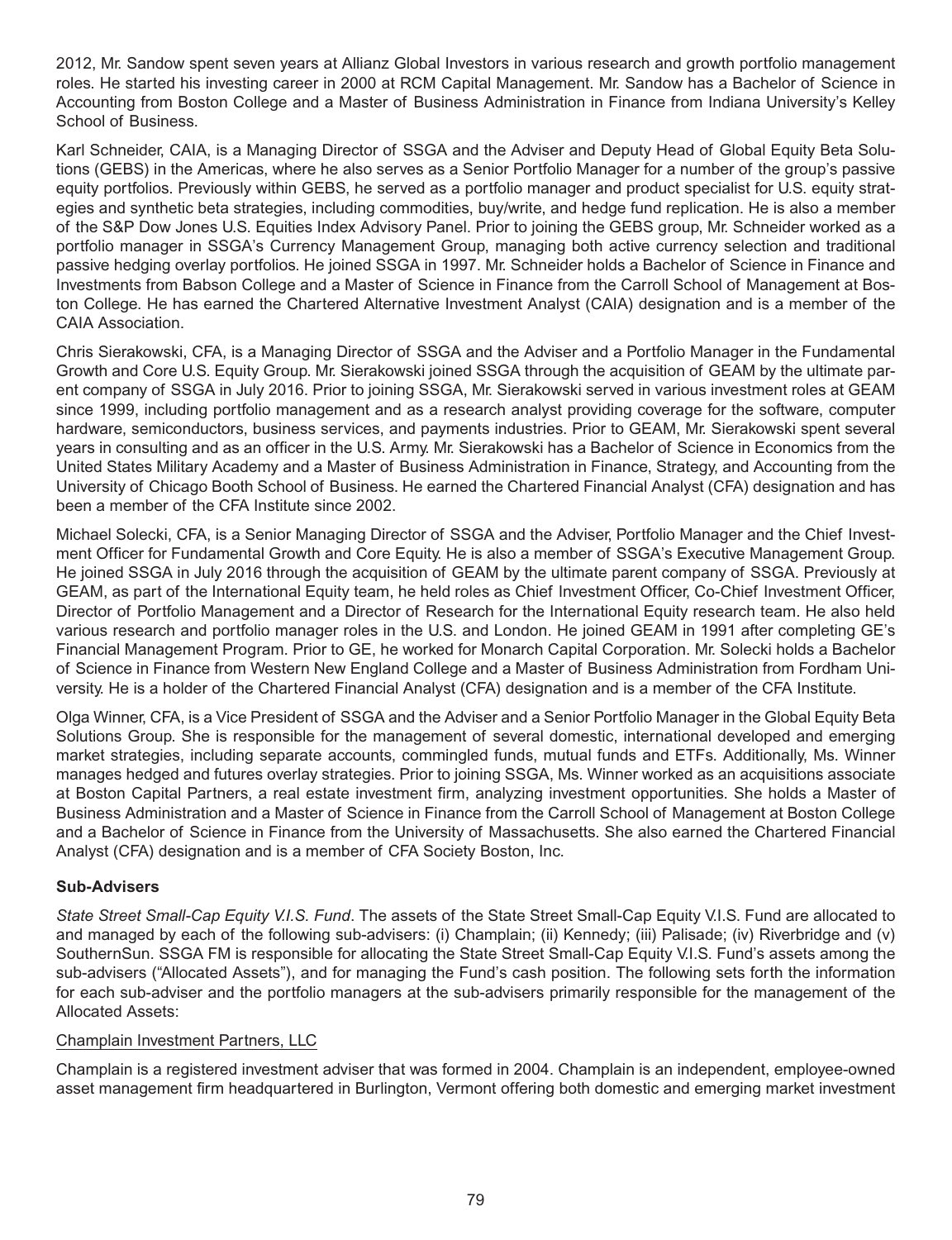2012, Mr. Sandow spent seven years at Allianz Global Investors in various research and growth portfolio management roles. He started his investing career in 2000 at RCM Capital Management. Mr. Sandow has a Bachelor of Science in Accounting from Boston College and a Master of Business Administration in Finance from Indiana University's Kelley School of Business.

Karl Schneider, CAIA, is a Managing Director of SSGA and the Adviser and Deputy Head of Global Equity Beta Solutions (GEBS) in the Americas, where he also serves as a Senior Portfolio Manager for a number of the group's passive equity portfolios. Previously within GEBS, he served as a portfolio manager and product specialist for U.S. equity strategies and synthetic beta strategies, including commodities, buy/write, and hedge fund replication. He is also a member of the S&P Dow Jones U.S. Equities Index Advisory Panel. Prior to joining the GEBS group, Mr. Schneider worked as a portfolio manager in SSGA's Currency Management Group, managing both active currency selection and traditional passive hedging overlay portfolios. He joined SSGA in 1997. Mr. Schneider holds a Bachelor of Science in Finance and Investments from Babson College and a Master of Science in Finance from the Carroll School of Management at Boston College. He has earned the Chartered Alternative Investment Analyst (CAIA) designation and is a member of the CAIA Association.

Chris Sierakowski, CFA, is a Managing Director of SSGA and the Adviser and a Portfolio Manager in the Fundamental Growth and Core U.S. Equity Group. Mr. Sierakowski joined SSGA through the acquisition of GEAM by the ultimate parent company of SSGA in July 2016. Prior to joining SSGA, Mr. Sierakowski served in various investment roles at GEAM since 1999, including portfolio management and as a research analyst providing coverage for the software, computer hardware, semiconductors, business services, and payments industries. Prior to GEAM, Mr. Sierakowski spent several years in consulting and as an officer in the U.S. Army. Mr. Sierakowski has a Bachelor of Science in Economics from the United States Military Academy and a Master of Business Administration in Finance, Strategy, and Accounting from the University of Chicago Booth School of Business. He earned the Chartered Financial Analyst (CFA) designation and has been a member of the CFA Institute since 2002.

Michael Solecki, CFA, is a Senior Managing Director of SSGA and the Adviser, Portfolio Manager and the Chief Investment Officer for Fundamental Growth and Core Equity. He is also a member of SSGA's Executive Management Group. He joined SSGA in July 2016 through the acquisition of GEAM by the ultimate parent company of SSGA. Previously at GEAM, as part of the International Equity team, he held roles as Chief Investment Officer, Co-Chief Investment Officer, Director of Portfolio Management and a Director of Research for the International Equity research team. He also held various research and portfolio manager roles in the U.S. and London. He joined GEAM in 1991 after completing GE's Financial Management Program. Prior to GE, he worked for Monarch Capital Corporation. Mr. Solecki holds a Bachelor of Science in Finance from Western New England College and a Master of Business Administration from Fordham University. He is a holder of the Chartered Financial Analyst (CFA) designation and is a member of the CFA Institute.

Olga Winner, CFA, is a Vice President of SSGA and the Adviser and a Senior Portfolio Manager in the Global Equity Beta Solutions Group. She is responsible for the management of several domestic, international developed and emerging market strategies, including separate accounts, commingled funds, mutual funds and ETFs. Additionally, Ms. Winner manages hedged and futures overlay strategies. Prior to joining SSGA, Ms. Winner worked as an acquisitions associate at Boston Capital Partners, a real estate investment firm, analyzing investment opportunities. She holds a Master of Business Administration and a Master of Science in Finance from the Carroll School of Management at Boston College and a Bachelor of Science in Finance from the University of Massachusetts. She also earned the Chartered Financial Analyst (CFA) designation and is a member of CFA Society Boston, Inc.

**Sub-Advisers**

*State Street Small-Cap Equity V.I.S. Fund*. The assets of the State Street Small-Cap Equity V.I.S. Fund are allocated to and managed by each of the following sub-advisers: (i) Champlain; (ii) Kennedy; (iii) Palisade; (iv) Riverbridge and (v) SouthernSun. SSGA FM is responsible for allocating the State Street Small-Cap Equity V.I.S. Fund's assets among the sub-advisers ("Allocated Assets"), and for managing the Fund's cash position. The following sets forth the information for each sub-adviser and the portfolio managers at the sub-advisers primarily responsible for the management of the Allocated Assets:

Champlain Investment Partners, LLC

Champlain is a registered investment adviser that was formed in 2004. Champlain is an independent, employee-owned asset management firm headquartered in Burlington, Vermont offering both domestic and emerging market investment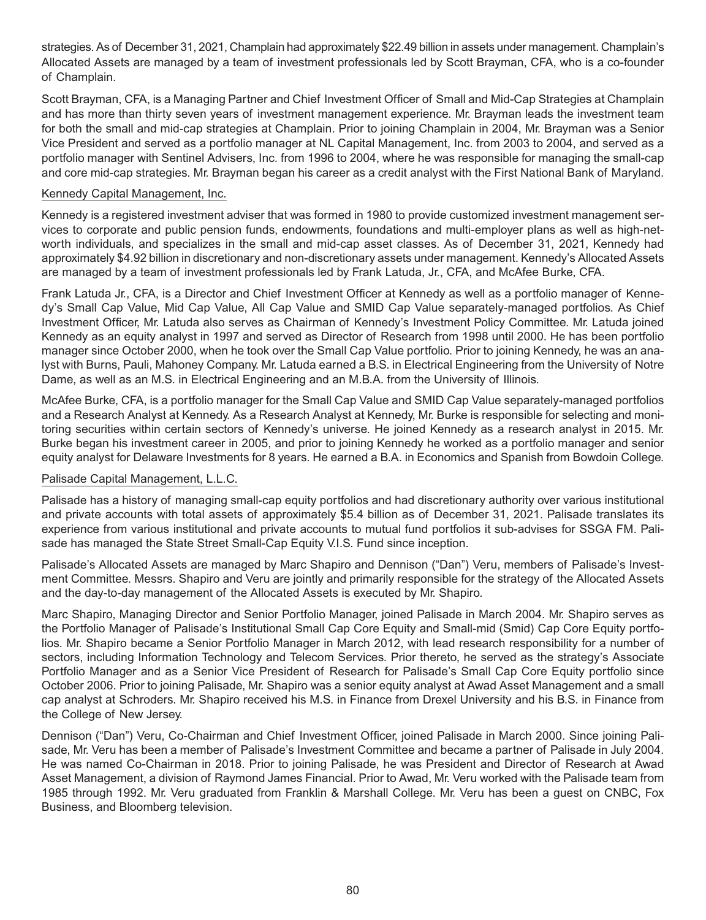strategies. As of December 31, 2021, Champlain had approximately $22.49 billion in assets under management. Champlain's Allocated Assets are managed by a team of investment professionals led by Scott Brayman, CFA, who is a co-founder of Champlain.

Scott Brayman, CFA, is a Managing Partner and Chief Investment Officer of Small and Mid-Cap Strategies at Champlain and has more than thirty seven years of investment management experience. Mr. Brayman leads the investment team for both the small and mid-cap strategies at Champlain. Prior to joining Champlain in 2004, Mr. Brayman was a Senior Vice President and served as a portfolio manager at NL Capital Management, Inc. from 2003 to 2004, and served as a portfolio manager with Sentinel Advisers, Inc. from 1996 to 2004, where he was responsible for managing the small-cap and core mid-cap strategies. Mr. Brayman began his career as a credit analyst with the First National Bank of Maryland.

Kennedy Capital Management, Inc.

Kennedy is a registered investment adviser that was formed in 1980 to provide customized investment management services to corporate and public pension funds, endowments, foundations and multi-employer plans as well as high-net-worth individuals, and specializes in the small and mid-cap asset classes. As of December 31, 2021, Kennedy had approximately $4.92 billion in discretionary and non-discretionary assets under management. Kennedy's Allocated Assets are managed by a team of investment professionals led by Frank Latuda, Jr., CFA, and McAfee Burke, CFA.

Frank Latuda Jr., CFA, is a Director and Chief Investment Officer at Kennedy as well as a portfolio manager of Kennedy's Small Cap Value, Mid Cap Value, All Cap Value and SMID Cap Value separately-managed portfolios. As Chief Investment Officer, Mr. Latuda also serves as Chairman of Kennedy's Investment Policy Committee. Mr. Latuda joined Kennedy as an equity analyst in 1997 and served as Director of Research from 1998 until 2000. He has been portfolio manager since October 2000, when he took over the Small Cap Value portfolio. Prior to joining Kennedy, he was an analyst with Burns, Pauli, Mahoney Company. Mr. Latuda earned a B.S. in Electrical Engineering from the University of Notre Dame, as well as an M.S. in Electrical Engineering and an M.B.A. from the University of Illinois.

McAfee Burke, CFA, is a portfolio manager for the Small Cap Value and SMID Cap Value separately-managed portfolios and a Research Analyst at Kennedy. As a Research Analyst at Kennedy, Mr. Burke is responsible for selecting and monitoring securities within certain sectors of Kennedy's universe. He joined Kennedy as a research analyst in 2015. Mr. Burke began his investment career in 2005, and prior to joining Kennedy he worked as a portfolio manager and senior equity analyst for Delaware Investments for 8 years. He earned a B.A. in Economics and Spanish from Bowdoin College.

Palisade Capital Management, L.L.C.

Palisade has a history of managing small-cap equity portfolios and had discretionary authority over various institutional and private accounts with total assets of approximately $5.4 billion as of December 31, 2021. Palisade translates its experience from various institutional and private accounts to mutual fund portfolios it sub-advises for SSGA FM. Palisade has managed the State Street Small-Cap Equity V.I.S. Fund since inception.

Palisade's Allocated Assets are managed by Marc Shapiro and Dennison ("Dan") Veru, members of Palisade's Investment Committee. Messrs. Shapiro and Veru are jointly and primarily responsible for the strategy of the Allocated Assets and the day-to-day management of the Allocated Assets is executed by Mr. Shapiro.

Marc Shapiro, Managing Director and Senior Portfolio Manager, joined Palisade in March 2004. Mr. Shapiro serves as the Portfolio Manager of Palisade's Institutional Small Cap Core Equity and Small-mid (Smid) Cap Core Equity portfolios. Mr. Shapiro became a Senior Portfolio Manager in March 2012, with lead research responsibility for a number of sectors, including Information Technology and Telecom Services. Prior thereto, he served as the strategy's Associate Portfolio Manager and as a Senior Vice President of Research for Palisade's Small Cap Core Equity portfolio since October 2006. Prior to joining Palisade, Mr. Shapiro was a senior equity analyst at Awad Asset Management and a small cap analyst at Schroders. Mr. Shapiro received his M.S. in Finance from Drexel University and his B.S. in Finance from the College of New Jersey.

Dennison ("Dan") Veru, Co-Chairman and Chief Investment Officer, joined Palisade in March 2000. Since joining Palisade, Mr. Veru has been a member of Palisade's Investment Committee and became a partner of Palisade in July 2004. He was named Co-Chairman in 2018. Prior to joining Palisade, he was President and Director of Research at Awad Asset Management, a division of Raymond James Financial. Prior to Awad, Mr. Veru worked with the Palisade team from 1985 through 1992. Mr. Veru graduated from Franklin & Marshall College. Mr. Veru has been a guest on CNBC, Fox Business, and Bloomberg television.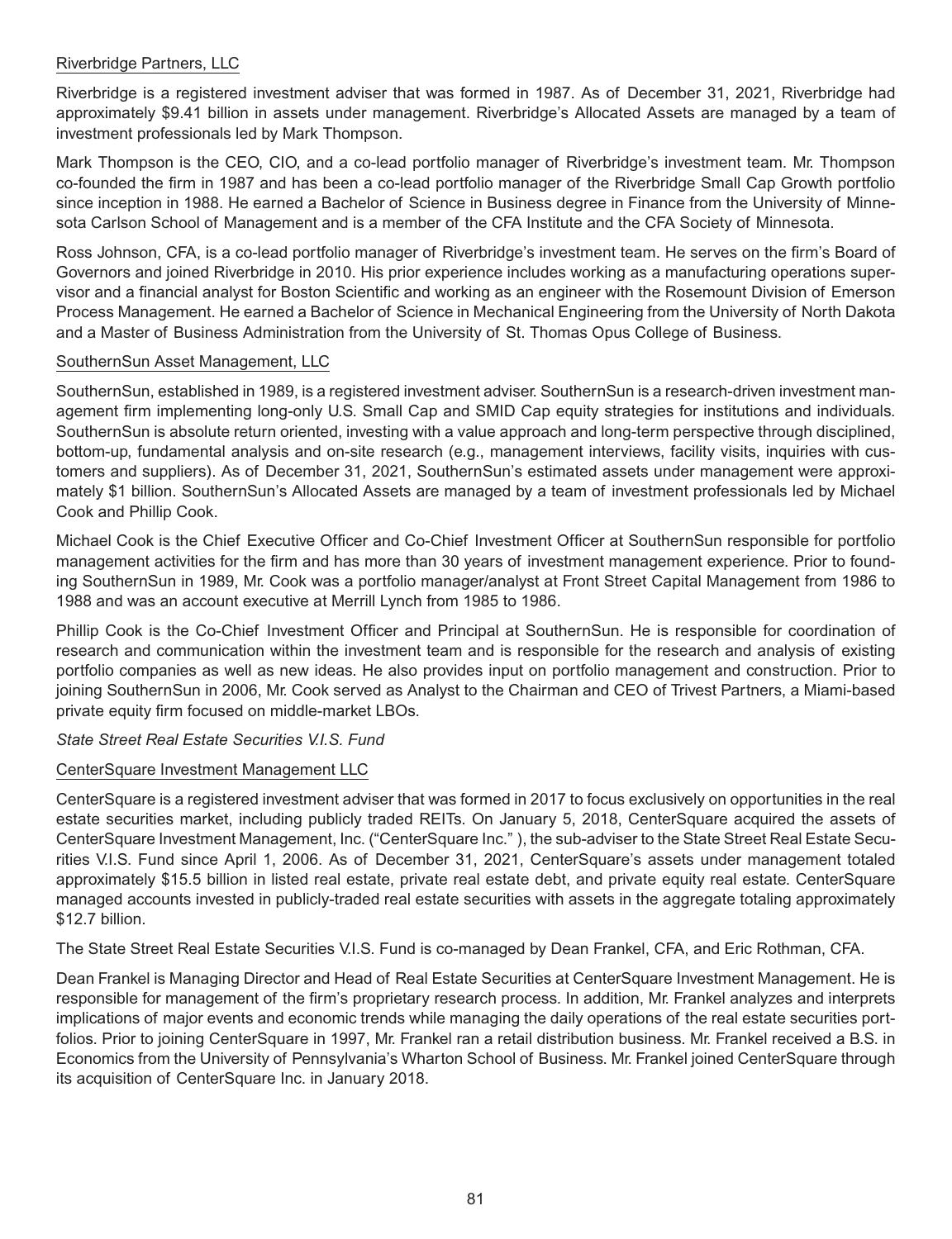Riverbridge Partners, LLC

Riverbridge is a registered investment adviser that was formed in 1987. As of December 31, 2021, Riverbridge had approximately $9.41 billion in assets under management. Riverbridge's Allocated Assets are managed by a team of investment professionals led by Mark Thompson.

Mark Thompson is the CEO, CIO, and a co-lead portfolio manager of Riverbridge's investment team. Mr. Thompson co-founded the firm in 1987 and has been a co-lead portfolio manager of the Riverbridge Small Cap Growth portfolio since inception in 1988. He earned a Bachelor of Science in Business degree in Finance from the University of Minnesota Carlson School of Management and is a member of the CFA Institute and the CFA Society of Minnesota.

Ross Johnson, CFA, is a co-lead portfolio manager of Riverbridge's investment team. He serves on the firm's Board of Governors and joined Riverbridge in 2010. His prior experience includes working as a manufacturing operations supervisor and a financial analyst for Boston Scientific and working as an engineer with the Rosemount Division of Emerson Process Management. He earned a Bachelor of Science in Mechanical Engineering from the University of North Dakota and a Master of Business Administration from the University of St. Thomas Opus College of Business.

SouthernSun Asset Management, LLC

SouthernSun, established in 1989, is a registered investment adviser. SouthernSun is a research-driven investment management firm implementing long-only U.S. Small Cap and SMID Cap equity strategies for institutions and individuals. SouthernSun is absolute return oriented, investing with a value approach and long-term perspective through disciplined, bottom-up, fundamental analysis and on-site research (e.g., management interviews, facility visits, inquiries with customers and suppliers). As of December 31, 2021, SouthernSun's estimated assets under management were approximately $1 billion. SouthernSun's Allocated Assets are managed by a team of investment professionals led by Michael Cook and Phillip Cook.

Michael Cook is the Chief Executive Officer and Co-Chief Investment Officer at SouthernSun responsible for portfolio management activities for the firm and has more than 30 years of investment management experience. Prior to founding SouthernSun in 1989, Mr. Cook was a portfolio manager/analyst at Front Street Capital Management from 1986 to 1988 and was an account executive at Merrill Lynch from 1985 to 1986.

Phillip Cook is the Co-Chief Investment Officer and Principal at SouthernSun. He is responsible for coordination of research and communication within the investment team and is responsible for the research and analysis of existing portfolio companies as well as new ideas. He also provides input on portfolio management and construction. Prior to joining SouthernSun in 2006, Mr. Cook served as Analyst to the Chairman and CEO of Trivest Partners, a Miami-based private equity firm focused on middle-market LBOs.

*State Street Real Estate Securities V.I.S. Fund*

CenterSquare Investment Management LLC

CenterSquare is a registered investment adviser that was formed in 2017 to focus exclusively on opportunities in the real estate securities market, including publicly traded REITs. On January 5, 2018, CenterSquare acquired the assets of CenterSquare Investment Management, Inc. ("CenterSquare Inc." ), the sub-adviser to the State Street Real Estate Securities V.I.S. Fund since April 1, 2006. As of December 31, 2021, CenterSquare's assets under management totaled approximately $15.5 billion in listed real estate, private real estate debt, and private equity real estate. CenterSquare managed accounts invested in publicly-traded real estate securities with assets in the aggregate totaling approximately $12.7 billion.

The State Street Real Estate Securities V.I.S. Fund is co-managed by Dean Frankel, CFA, and Eric Rothman, CFA.

Dean Frankel is Managing Director and Head of Real Estate Securities at CenterSquare Investment Management. He is responsible for management of the firm's proprietary research process. In addition, Mr. Frankel analyzes and interprets implications of major events and economic trends while managing the daily operations of the real estate securities portfolios. Prior to joining CenterSquare in 1997, Mr. Frankel ran a retail distribution business. Mr. Frankel received a B.S. in Economics from the University of Pennsylvania's Wharton School of Business. Mr. Frankel joined CenterSquare through its acquisition of CenterSquare Inc. in January 2018.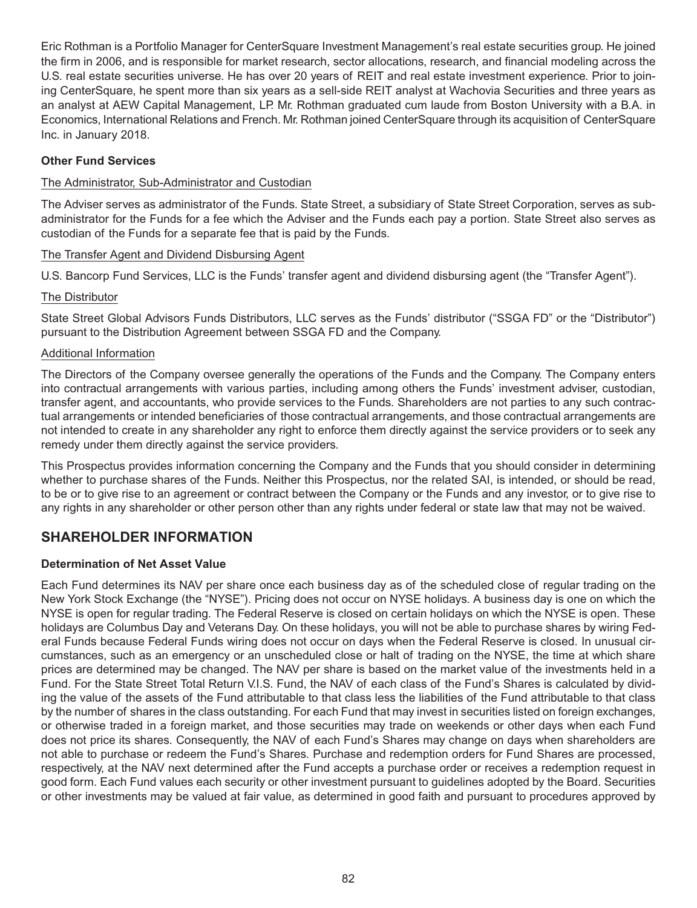Eric Rothman is a Portfolio Manager for CenterSquare Investment Management's real estate securities group. He joined the firm in 2006, and is responsible for market research, sector allocations, research, and financial modeling across the U.S. real estate securities universe. He has over 20 years of REIT and real estate investment experience. Prior to joining CenterSquare, he spent more than six years as a sell-side REIT analyst at Wachovia Securities and three years as an analyst at AEW Capital Management, LP. Mr. Rothman graduated cum laude from Boston University with a B.A. in Economics, International Relations and French. Mr. Rothman joined CenterSquare through its acquisition of CenterSquare Inc. in January 2018.

**Other Fund Services**

The Administrator, Sub-Administrator and Custodian

The Adviser serves as administrator of the Funds. State Street, a subsidiary of State Street Corporation, serves as sub-administrator for the Funds for a fee which the Adviser and the Funds each pay a portion. State Street also serves as custodian of the Funds for a separate fee that is paid by the Funds.

The Transfer Agent and Dividend Disbursing Agent

U.S. Bancorp Fund Services, LLC is the Funds' transfer agent and dividend disbursing agent (the "Transfer Agent").

The Distributor

State Street Global Advisors Funds Distributors, LLC serves as the Funds' distributor ("SSGA FD" or the "Distributor") pursuant to the Distribution Agreement between SSGA FD and the Company.

Additional Information

The Directors of the Company oversee generally the operations of the Funds and the Company. The Company enters into contractual arrangements with various parties, including among others the Funds' investment adviser, custodian, transfer agent, and accountants, who provide services to the Funds. Shareholders are not parties to any such contractual arrangements or intended beneficiaries of those contractual arrangements, and those contractual arrangements are not intended to create in any shareholder any right to enforce them directly against the service providers or to seek any remedy under them directly against the service providers.

This Prospectus provides information concerning the Company and the Funds that you should consider in determining whether to purchase shares of the Funds. Neither this Prospectus, nor the related SAI, is intended, or should be read, to be or to give rise to an agreement or contract between the Company or the Funds and any investor, or to give rise to any rights in any shareholder or other person other than any rights under federal or state law that may not be waived.

## SHAREHOLDER INFORMATION

**Determination of Net Asset Value**

Each Fund determines its NAV per share once each business day as of the scheduled close of regular trading on the New York Stock Exchange (the "NYSE"). Pricing does not occur on NYSE holidays. A business day is one on which the NYSE is open for regular trading. The Federal Reserve is closed on certain holidays on which the NYSE is open. These holidays are Columbus Day and Veterans Day. On these holidays, you will not be able to purchase shares by wiring Federal Funds because Federal Funds wiring does not occur on days when the Federal Reserve is closed. In unusual circumstances, such as an emergency or an unscheduled close or halt of trading on the NYSE, the time at which share prices are determined may be changed. The NAV per share is based on the market value of the investments held in a Fund. For the State Street Total Return V.I.S. Fund, the NAV of each class of the Fund's Shares is calculated by dividing the value of the assets of the Fund attributable to that class less the liabilities of the Fund attributable to that class by the number of shares in the class outstanding. For each Fund that may invest in securities listed on foreign exchanges, or otherwise traded in a foreign market, and those securities may trade on weekends or other days when each Fund does not price its shares. Consequently, the NAV of each Fund's Shares may change on days when shareholders are not able to purchase or redeem the Fund's Shares. Purchase and redemption orders for Fund Shares are processed, respectively, at the NAV next determined after the Fund accepts a purchase order or receives a redemption request in good form. Each Fund values each security or other investment pursuant to guidelines adopted by the Board. Securities or other investments may be valued at fair value, as determined in good faith and pursuant to procedures approved by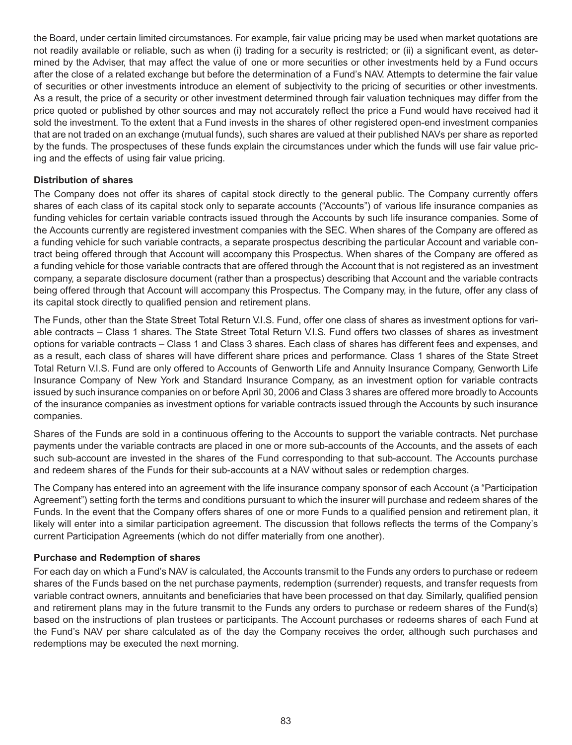the Board, under certain limited circumstances. For example, fair value pricing may be used when market quotations are not readily available or reliable, such as when (i) trading for a security is restricted; or (ii) a significant event, as determined by the Adviser, that may affect the value of one or more securities or other investments held by a Fund occurs after the close of a related exchange but before the determination of a Fund's NAV. Attempts to determine the fair value of securities or other investments introduce an element of subjectivity to the pricing of securities or other investments. As a result, the price of a security or other investment determined through fair valuation techniques may differ from the price quoted or published by other sources and may not accurately reflect the price a Fund would have received had it sold the investment. To the extent that a Fund invests in the shares of other registered open-end investment companies that are not traded on an exchange (mutual funds), such shares are valued at their published NAVs per share as reported by the funds. The prospectuses of these funds explain the circumstances under which the funds will use fair value pricing and the effects of using fair value pricing.

**Distribution of shares**

The Company does not offer its shares of capital stock directly to the general public. The Company currently offers shares of each class of its capital stock only to separate accounts ("Accounts") of various life insurance companies as funding vehicles for certain variable contracts issued through the Accounts by such life insurance companies. Some of the Accounts currently are registered investment companies with the SEC. When shares of the Company are offered as a funding vehicle for such variable contracts, a separate prospectus describing the particular Account and variable contract being offered through that Account will accompany this Prospectus. When shares of the Company are offered as a funding vehicle for those variable contracts that are offered through the Account that is not registered as an investment company, a separate disclosure document (rather than a prospectus) describing that Account and the variable contracts being offered through that Account will accompany this Prospectus. The Company may, in the future, offer any class of its capital stock directly to qualified pension and retirement plans.

The Funds, other than the State Street Total Return V.I.S. Fund, offer one class of shares as investment options for variable contracts – Class 1 shares. The State Street Total Return V.I.S. Fund offers two classes of shares as investment options for variable contracts – Class 1 and Class 3 shares. Each class of shares has different fees and expenses, and as a result, each class of shares will have different share prices and performance. Class 1 shares of the State Street Total Return V.I.S. Fund are only offered to Accounts of Genworth Life and Annuity Insurance Company, Genworth Life Insurance Company of New York and Standard Insurance Company, as an investment option for variable contracts issued by such insurance companies on or before April 30, 2006 and Class 3 shares are offered more broadly to Accounts of the insurance companies as investment options for variable contracts issued through the Accounts by such insurance companies.

Shares of the Funds are sold in a continuous offering to the Accounts to support the variable contracts. Net purchase payments under the variable contracts are placed in one or more sub-accounts of the Accounts, and the assets of each such sub-account are invested in the shares of the Fund corresponding to that sub-account. The Accounts purchase and redeem shares of the Funds for their sub-accounts at a NAV without sales or redemption charges.

The Company has entered into an agreement with the life insurance company sponsor of each Account (a "Participation Agreement") setting forth the terms and conditions pursuant to which the insurer will purchase and redeem shares of the Funds. In the event that the Company offers shares of one or more Funds to a qualified pension and retirement plan, it likely will enter into a similar participation agreement. The discussion that follows reflects the terms of the Company's current Participation Agreements (which do not differ materially from one another).

**Purchase and Redemption of shares**

For each day on which a Fund's NAV is calculated, the Accounts transmit to the Funds any orders to purchase or redeem shares of the Funds based on the net purchase payments, redemption (surrender) requests, and transfer requests from variable contract owners, annuitants and beneficiaries that have been processed on that day. Similarly, qualified pension and retirement plans may in the future transmit to the Funds any orders to purchase or redeem shares of the Fund(s) based on the instructions of plan trustees or participants. The Account purchases or redeems shares of each Fund at the Fund's NAV per share calculated as of the day the Company receives the order, although such purchases and redemptions may be executed the next morning.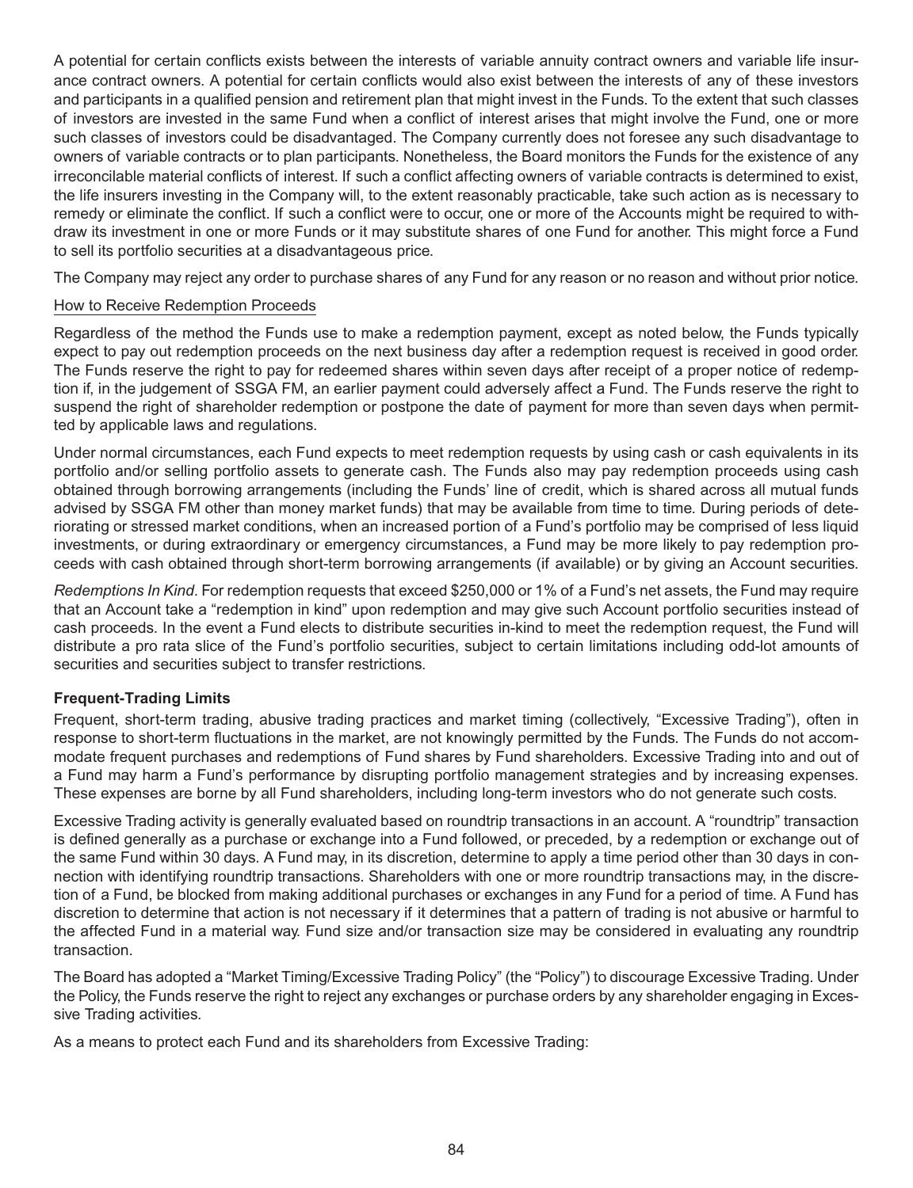A potential for certain conflicts exists between the interests of variable annuity contract owners and variable life insurance contract owners. A potential for certain conflicts would also exist between the interests of any of these investors and participants in a qualified pension and retirement plan that might invest in the Funds. To the extent that such classes of investors are invested in the same Fund when a conflict of interest arises that might involve the Fund, one or more such classes of investors could be disadvantaged. The Company currently does not foresee any such disadvantage to owners of variable contracts or to plan participants. Nonetheless, the Board monitors the Funds for the existence of any irreconcilable material conflicts of interest. If such a conflict affecting owners of variable contracts is determined to exist, the life insurers investing in the Company will, to the extent reasonably practicable, take such action as is necessary to remedy or eliminate the conflict. If such a conflict were to occur, one or more of the Accounts might be required to withdraw its investment in one or more Funds or it may substitute shares of one Fund for another. This might force a Fund to sell its portfolio securities at a disadvantageous price.

The Company may reject any order to purchase shares of any Fund for any reason or no reason and without prior notice.

How to Receive Redemption Proceeds

Regardless of the method the Funds use to make a redemption payment, except as noted below, the Funds typically expect to pay out redemption proceeds on the next business day after a redemption request is received in good order. The Funds reserve the right to pay for redeemed shares within seven days after receipt of a proper notice of redemption if, in the judgement of SSGA FM, an earlier payment could adversely affect a Fund. The Funds reserve the right to suspend the right of shareholder redemption or postpone the date of payment for more than seven days when permitted by applicable laws and regulations.

Under normal circumstances, each Fund expects to meet redemption requests by using cash or cash equivalents in its portfolio and/or selling portfolio assets to generate cash. The Funds also may pay redemption proceeds using cash obtained through borrowing arrangements (including the Funds' line of credit, which is shared across all mutual funds advised by SSGA FM other than money market funds) that may be available from time to time. During periods of deteriorating or stressed market conditions, when an increased portion of a Fund's portfolio may be comprised of less liquid investments, or during extraordinary or emergency circumstances, a Fund may be more likely to pay redemption proceeds with cash obtained through short-term borrowing arrangements (if available) or by giving an Account securities.

*Redemptions In Kind*. For redemption requests that exceed $250,000 or 1% of a Fund's net assets, the Fund may require that an Account take a "redemption in kind" upon redemption and may give such Account portfolio securities instead of cash proceeds. In the event a Fund elects to distribute securities in-kind to meet the redemption request, the Fund will distribute a pro rata slice of the Fund's portfolio securities, subject to certain limitations including odd-lot amounts of securities and securities subject to transfer restrictions.

**Frequent-Trading Limits**

Frequent, short-term trading, abusive trading practices and market timing (collectively, "Excessive Trading"), often in response to short-term fluctuations in the market, are not knowingly permitted by the Funds. The Funds do not accommodate frequent purchases and redemptions of Fund shares by Fund shareholders. Excessive Trading into and out of a Fund may harm a Fund's performance by disrupting portfolio management strategies and by increasing expenses. These expenses are borne by all Fund shareholders, including long-term investors who do not generate such costs.

Excessive Trading activity is generally evaluated based on roundtrip transactions in an account. A "roundtrip" transaction is defined generally as a purchase or exchange into a Fund followed, or preceded, by a redemption or exchange out of the same Fund within 30 days. A Fund may, in its discretion, determine to apply a time period other than 30 days in connection with identifying roundtrip transactions. Shareholders with one or more roundtrip transactions may, in the discretion of a Fund, be blocked from making additional purchases or exchanges in any Fund for a period of time. A Fund has discretion to determine that action is not necessary if it determines that a pattern of trading is not abusive or harmful to the affected Fund in a material way. Fund size and/or transaction size may be considered in evaluating any roundtrip transaction.

The Board has adopted a "Market Timing/Excessive Trading Policy" (the "Policy") to discourage Excessive Trading. Under the Policy, the Funds reserve the right to reject any exchanges or purchase orders by any shareholder engaging in Excessive Trading activities.

As a means to protect each Fund and its shareholders from Excessive Trading: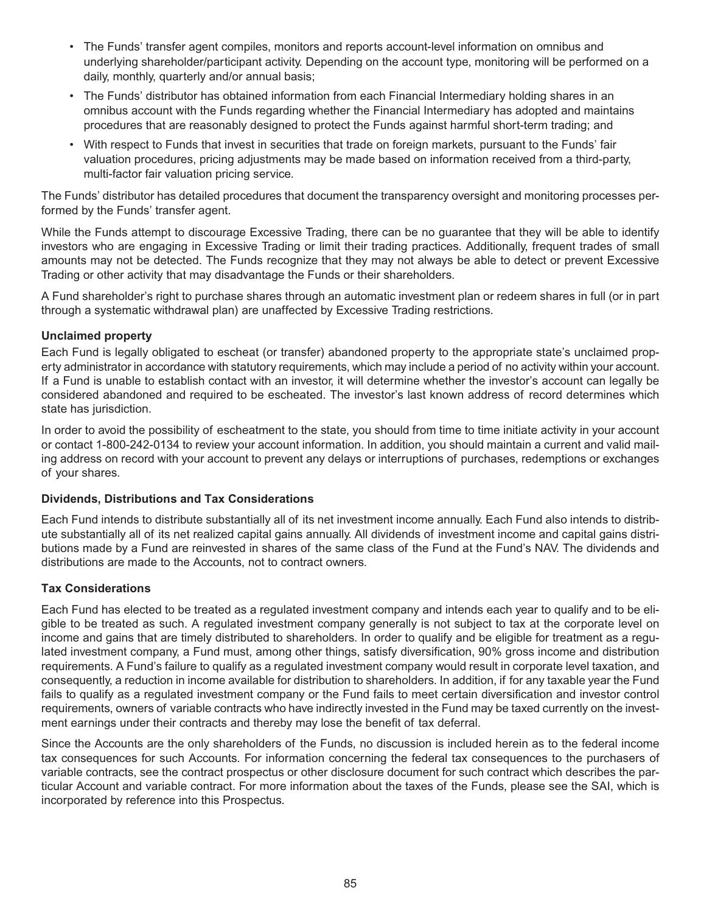- The Funds' transfer agent compiles, monitors and reports account-level information on omnibus and underlying shareholder/participant activity. Depending on the account type, monitoring will be performed on a daily, monthly, quarterly and/or annual basis;
- The Funds' distributor has obtained information from each Financial Intermediary holding shares in an omnibus account with the Funds regarding whether the Financial Intermediary has adopted and maintains procedures that are reasonably designed to protect the Funds against harmful short-term trading; and
- With respect to Funds that invest in securities that trade on foreign markets, pursuant to the Funds' fair valuation procedures, pricing adjustments may be made based on information received from a third-party, multi-factor fair valuation pricing service.

The Funds' distributor has detailed procedures that document the transparency oversight and monitoring processes performed by the Funds' transfer agent.

While the Funds attempt to discourage Excessive Trading, there can be no guarantee that they will be able to identify investors who are engaging in Excessive Trading or limit their trading practices. Additionally, frequent trades of small amounts may not be detected. The Funds recognize that they may not always be able to detect or prevent Excessive Trading or other activity that may disadvantage the Funds or their shareholders.

A Fund shareholder's right to purchase shares through an automatic investment plan or redeem shares in full (or in part through a systematic withdrawal plan) are unaffected by Excessive Trading restrictions.

**Unclaimed property**

Each Fund is legally obligated to escheat (or transfer) abandoned property to the appropriate state's unclaimed property administrator in accordance with statutory requirements, which may include a period of no activity within your account. If a Fund is unable to establish contact with an investor, it will determine whether the investor's account can legally be considered abandoned and required to be escheated. The investor's last known address of record determines which state has jurisdiction.

In order to avoid the possibility of escheatment to the state, you should from time to time initiate activity in your account or contact 1-800-242-0134 to review your account information. In addition, you should maintain a current and valid mailing address on record with your account to prevent any delays or interruptions of purchases, redemptions or exchanges of your shares.

## Dividends, Distributions and Tax Considerations

Each Fund intends to distribute substantially all of its net investment income annually. Each Fund also intends to distribute substantially all of its net realized capital gains annually. All dividends of investment income and capital gains distributions made by a Fund are reinvested in shares of the same class of the Fund at the Fund's NAV. The dividends and distributions are made to the Accounts, not to contract owners.

## Tax Considerations

Each Fund has elected to be treated as a regulated investment company and intends each year to qualify and to be eligible to be treated as such. A regulated investment company generally is not subject to tax at the corporate level on income and gains that are timely distributed to shareholders. In order to qualify and be eligible for treatment as a regulated investment company, a Fund must, among other things, satisfy diversification, 90% gross income and distribution requirements. A Fund's failure to qualify as a regulated investment company would result in corporate level taxation, and consequently, a reduction in income available for distribution to shareholders. In addition, if for any taxable year the Fund fails to qualify as a regulated investment company or the Fund fails to meet certain diversification and investor control requirements, owners of variable contracts who have indirectly invested in the Fund may be taxed currently on the investment earnings under their contracts and thereby may lose the benefit of tax deferral.

Since the Accounts are the only shareholders of the Funds, no discussion is included herein as to the federal income tax consequences for such Accounts. For information concerning the federal tax consequences to the purchasers of variable contracts, see the contract prospectus or other disclosure document for such contract which describes the particular Account and variable contract. For more information about the taxes of the Funds, please see the SAI, which is incorporated by reference into this Prospectus.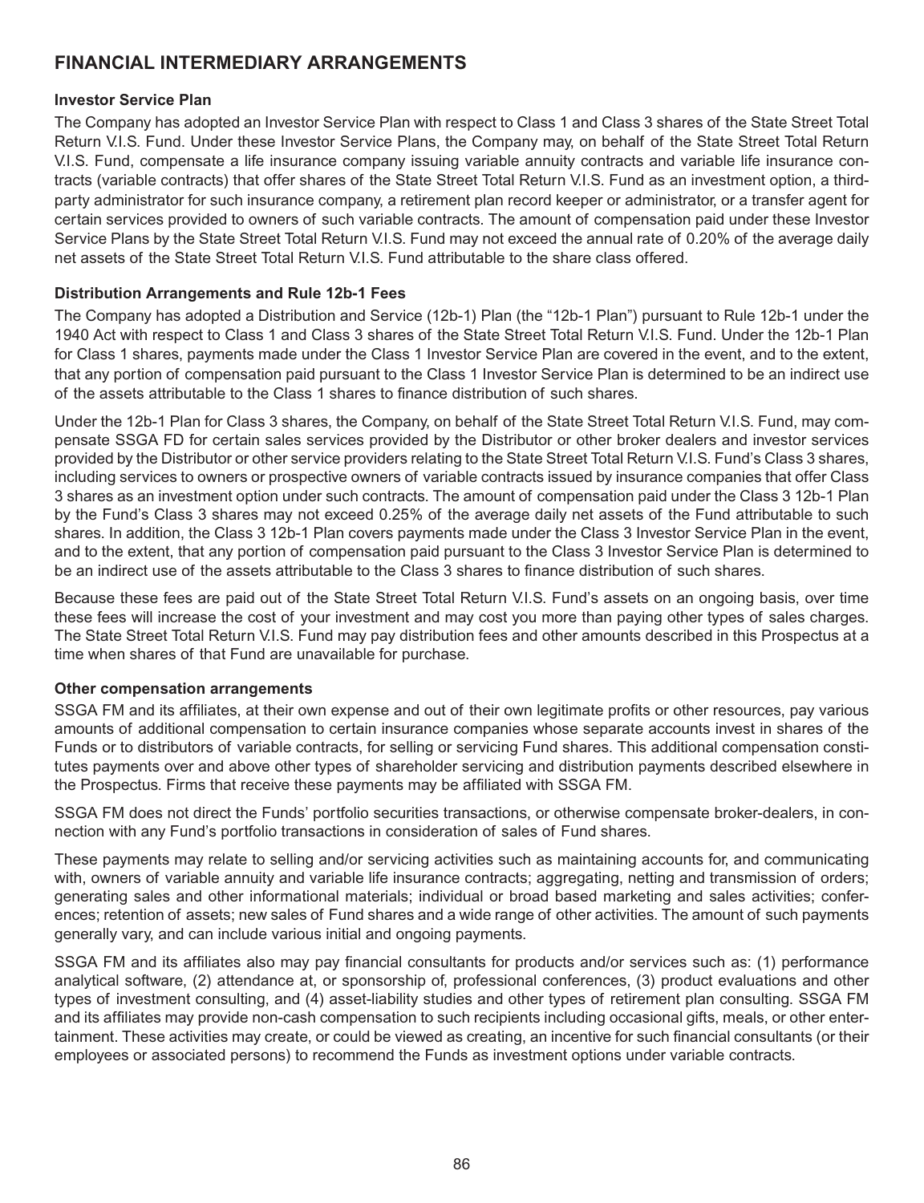## FINANCIAL INTERMEDIARY ARRANGEMENTS

### Investor Service Plan

The Company has adopted an Investor Service Plan with respect to Class 1 and Class 3 shares of the State Street Total Return V.I.S. Fund. Under these Investor Service Plans, the Company may, on behalf of the State Street Total Return V.I.S. Fund, compensate a life insurance company issuing variable annuity contracts and variable life insurance contracts (variable contracts) that offer shares of the State Street Total Return V.I.S. Fund as an investment option, a third-party administrator for such insurance company, a retirement plan record keeper or administrator, or a transfer agent for certain services provided to owners of such variable contracts. The amount of compensation paid under these Investor Service Plans by the State Street Total Return V.I.S. Fund may not exceed the annual rate of 0.20% of the average daily net assets of the State Street Total Return V.I.S. Fund attributable to the share class offered.

### Distribution Arrangements and Rule 12b-1 Fees

The Company has adopted a Distribution and Service (12b-1) Plan (the "12b-1 Plan") pursuant to Rule 12b-1 under the 1940 Act with respect to Class 1 and Class 3 shares of the State Street Total Return V.I.S. Fund. Under the 12b-1 Plan for Class 1 shares, payments made under the Class 1 Investor Service Plan are covered in the event, and to the extent, that any portion of compensation paid pursuant to the Class 1 Investor Service Plan is determined to be an indirect use of the assets attributable to the Class 1 shares to finance distribution of such shares.

Under the 12b-1 Plan for Class 3 shares, the Company, on behalf of the State Street Total Return V.I.S. Fund, may compensate SSGA FD for certain sales services provided by the Distributor or other broker dealers and investor services provided by the Distributor or other service providers relating to the State Street Total Return V.I.S. Fund's Class 3 shares, including services to owners or prospective owners of variable contracts issued by insurance companies that offer Class 3 shares as an investment option under such contracts. The amount of compensation paid under the Class 3 12b-1 Plan by the Fund's Class 3 shares may not exceed 0.25% of the average daily net assets of the Fund attributable to such shares. In addition, the Class 3 12b-1 Plan covers payments made under the Class 3 Investor Service Plan in the event, and to the extent, that any portion of compensation paid pursuant to the Class 3 Investor Service Plan is determined to be an indirect use of the assets attributable to the Class 3 shares to finance distribution of such shares.

Because these fees are paid out of the State Street Total Return V.I.S. Fund's assets on an ongoing basis, over time these fees will increase the cost of your investment and may cost you more than paying other types of sales charges. The State Street Total Return V.I.S. Fund may pay distribution fees and other amounts described in this Prospectus at a time when shares of that Fund are unavailable for purchase.

### Other compensation arrangements

SSGA FM and its affiliates, at their own expense and out of their own legitimate profits or other resources, pay various amounts of additional compensation to certain insurance companies whose separate accounts invest in shares of the Funds or to distributors of variable contracts, for selling or servicing Fund shares. This additional compensation constitutes payments over and above other types of shareholder servicing and distribution payments described elsewhere in the Prospectus. Firms that receive these payments may be affiliated with SSGA FM.

SSGA FM does not direct the Funds' portfolio securities transactions, or otherwise compensate broker-dealers, in connection with any Fund's portfolio transactions in consideration of sales of Fund shares.

These payments may relate to selling and/or servicing activities such as maintaining accounts for, and communicating with, owners of variable annuity and variable life insurance contracts; aggregating, netting and transmission of orders; generating sales and other informational materials; individual or broad based marketing and sales activities; conferences; retention of assets; new sales of Fund shares and a wide range of other activities. The amount of such payments generally vary, and can include various initial and ongoing payments.

SSGA FM and its affiliates also may pay financial consultants for products and/or services such as: (1) performance analytical software, (2) attendance at, or sponsorship of, professional conferences, (3) product evaluations and other types of investment consulting, and (4) asset-liability studies and other types of retirement plan consulting. SSGA FM and its affiliates may provide non-cash compensation to such recipients including occasional gifts, meals, or other entertainment. These activities may create, or could be viewed as creating, an incentive for such financial consultants (or their employees or associated persons) to recommend the Funds as investment options under variable contracts.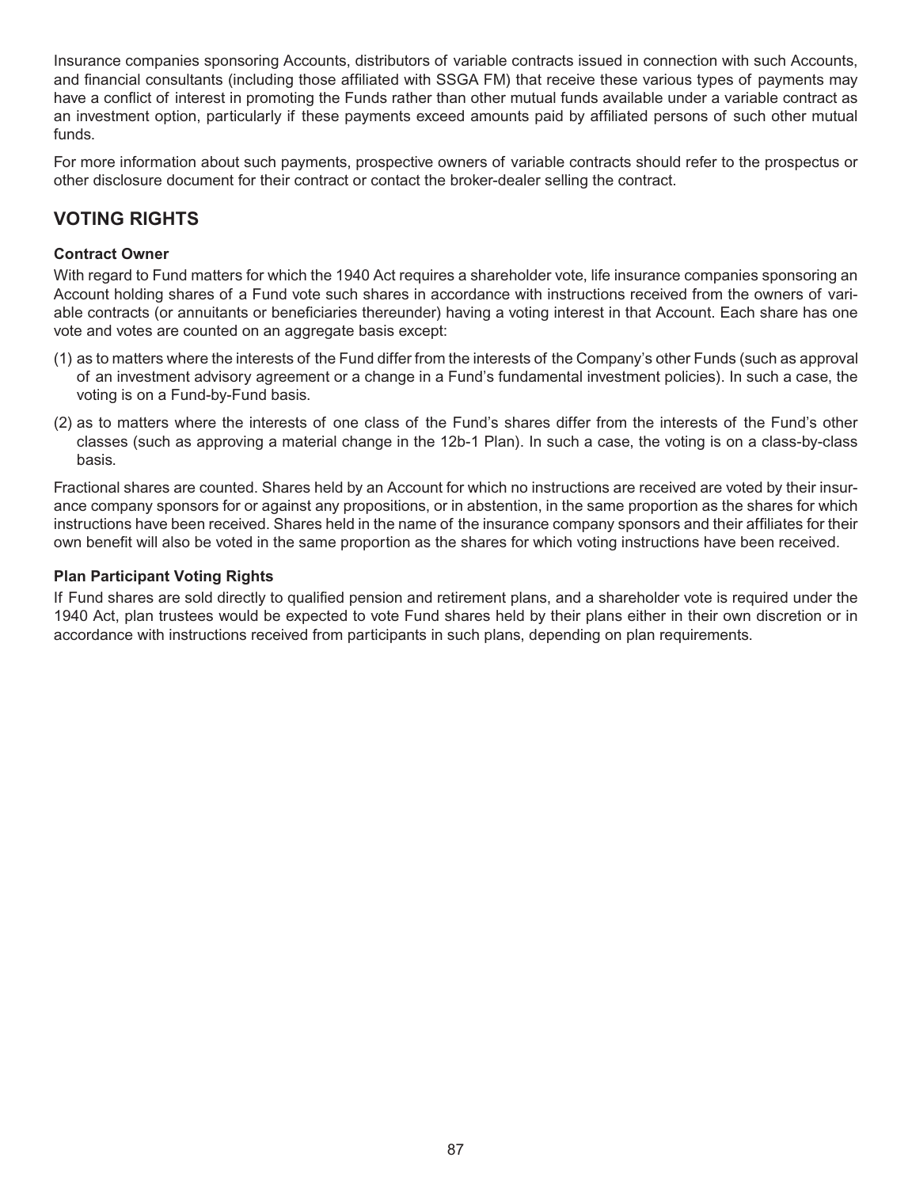Insurance companies sponsoring Accounts, distributors of variable contracts issued in connection with such Accounts, and financial consultants (including those affiliated with SSGA FM) that receive these various types of payments may have a conflict of interest in promoting the Funds rather than other mutual funds available under a variable contract as an investment option, particularly if these payments exceed amounts paid by affiliated persons of such other mutual funds.

For more information about such payments, prospective owners of variable contracts should refer to the prospectus or other disclosure document for their contract or contact the broker-dealer selling the contract.

## VOTING RIGHTS

### Contract Owner

With regard to Fund matters for which the 1940 Act requires a shareholder vote, life insurance companies sponsoring an Account holding shares of a Fund vote such shares in accordance with instructions received from the owners of variable contracts (or annuitants or beneficiaries thereunder) having a voting interest in that Account. Each share has one vote and votes are counted on an aggregate basis except:

(1) as to matters where the interests of the Fund differ from the interests of the Company's other Funds (such as approval of an investment advisory agreement or a change in a Fund's fundamental investment policies). In such a case, the voting is on a Fund-by-Fund basis.

(2) as to matters where the interests of one class of the Fund's shares differ from the interests of the Fund's other classes (such as approving a material change in the 12b-1 Plan). In such a case, the voting is on a class-by-class basis.

Fractional shares are counted. Shares held by an Account for which no instructions are received are voted by their insurance company sponsors for or against any propositions, or in abstention, in the same proportion as the shares for which instructions have been received. Shares held in the name of the insurance company sponsors and their affiliates for their own benefit will also be voted in the same proportion as the shares for which voting instructions have been received.

### Plan Participant Voting Rights

If Fund shares are sold directly to qualified pension and retirement plans, and a shareholder vote is required under the 1940 Act, plan trustees would be expected to vote Fund shares held by their plans either in their own discretion or in accordance with instructions received from participants in such plans, depending on plan requirements.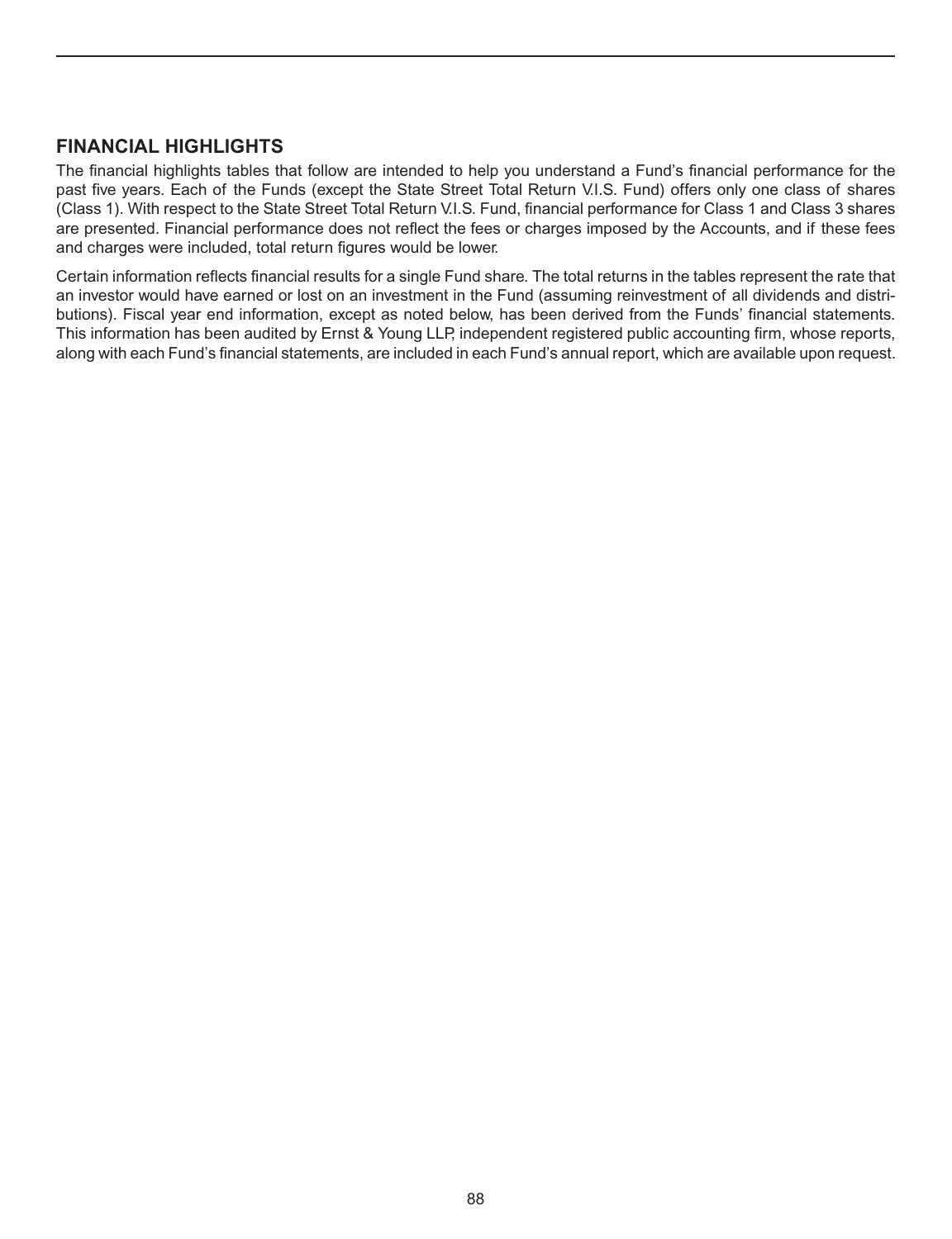## FINANCIAL HIGHLIGHTS

The financial highlights tables that follow are intended to help you understand a Fund's financial performance for the past five years. Each of the Funds (except the State Street Total Return V.I.S. Fund) offers only one class of shares (Class 1). With respect to the State Street Total Return V.I.S. Fund, financial performance for Class 1 and Class 3 shares are presented. Financial performance does not reflect the fees or charges imposed by the Accounts, and if these fees and charges were included, total return figures would be lower.

Certain information reflects financial results for a single Fund share. The total returns in the tables represent the rate that an investor would have earned or lost on an investment in the Fund (assuming reinvestment of all dividends and distributions). Fiscal year end information, except as noted below, has been derived from the Funds' financial statements. This information has been audited by Ernst & Young LLP, independent registered public accounting firm, whose reports, along with each Fund's financial statements, are included in each Fund's annual report, which are available upon request.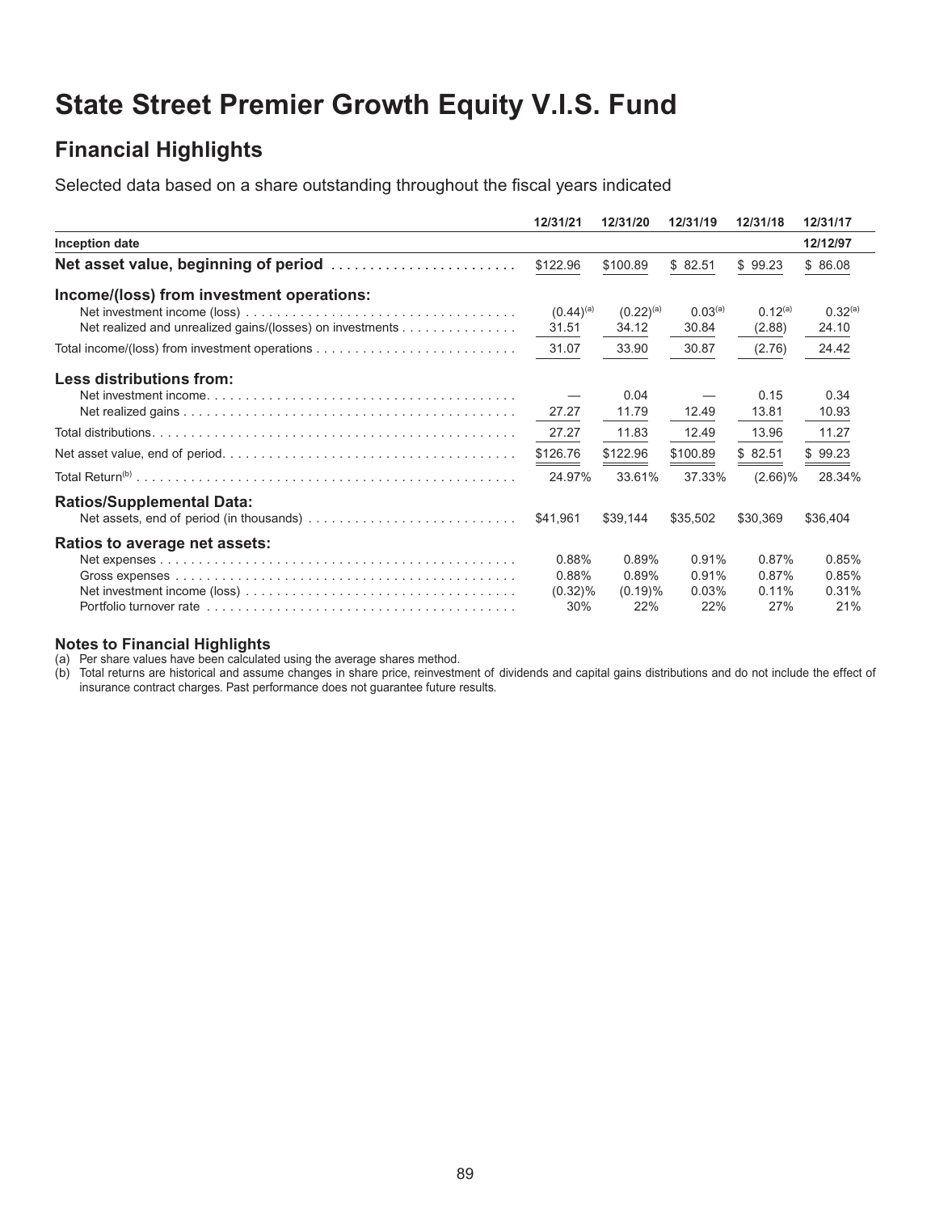# State Street Premier Growth Equity V.I.S. Fund

## Financial Highlights

Selected data based on a share outstanding throughout the fiscal years indicated

| | 12/31/21 | 12/31/20 | 12/31/19 | 12/31/18 | 12/31/17 |
|---|---|---|---|---|---|
| **Inception date** | | | | | 12/12/97 |
| **Net asset value, beginning of period** | $122.96 | $100.89 | $ 82.51 | $ 99.23 | $ 86.08 |
| **Income/(loss) from investment operations:** | | | | | |
| Net investment income (loss) | (0.44)[(a)] | (0.22)[(a)] | 0.03[(a)] | 0.12[(a)] | 0.32[(a)] |
| Net realized and unrealized gains/(losses) on investments | 31.51 | 34.12 | 30.84 | (2.88) | 24.10 |
| Total income/(loss) from investment operations | 31.07 | 33.90 | 30.87 | (2.76) | 24.42 |
| **Less distributions from:** | | | | | |
| Net investment income | — | 0.04 | — | 0.15 | 0.34 |
| Net realized gains | 27.27 | 11.79 | 12.49 | 13.81 | 10.93 |
| Total distributions | 27.27 | 11.83 | 12.49 | 13.96 | 11.27 |
| Net asset value, end of period | $126.76 | $122.96 | $100.89 | $ 82.51 | $ 99.23 |
| Total Return[(b)] | 24.97% | 33.61% | 37.33% | (2.66)% | 28.34% |
| **Ratios/Supplemental Data:** | | | | | |
| Net assets, end of period (in thousands) | $41,961 | $39,144 | $35,502 | $30,369 | $36,404 |
| **Ratios to average net assets:** | | | | | |
| Net expenses | 0.88% | 0.89% | 0.91% | 0.87% | 0.85% |
| Gross expenses | 0.88% | 0.89% | 0.91% | 0.87% | 0.85% |
| Net investment income (loss) | (0.32)% | (0.19)% | 0.03% | 0.11% | 0.31% |
| Portfolio turnover rate | 30% | 22% | 22% | 27% | 21% |

**Notes to Financial Highlights**

(a) Per share values have been calculated using the average shares method.

(b) Total returns are historical and assume changes in share price, reinvestment of dividends and capital gains distributions and do not include the effect of insurance contract charges. Past performance does not guarantee future results.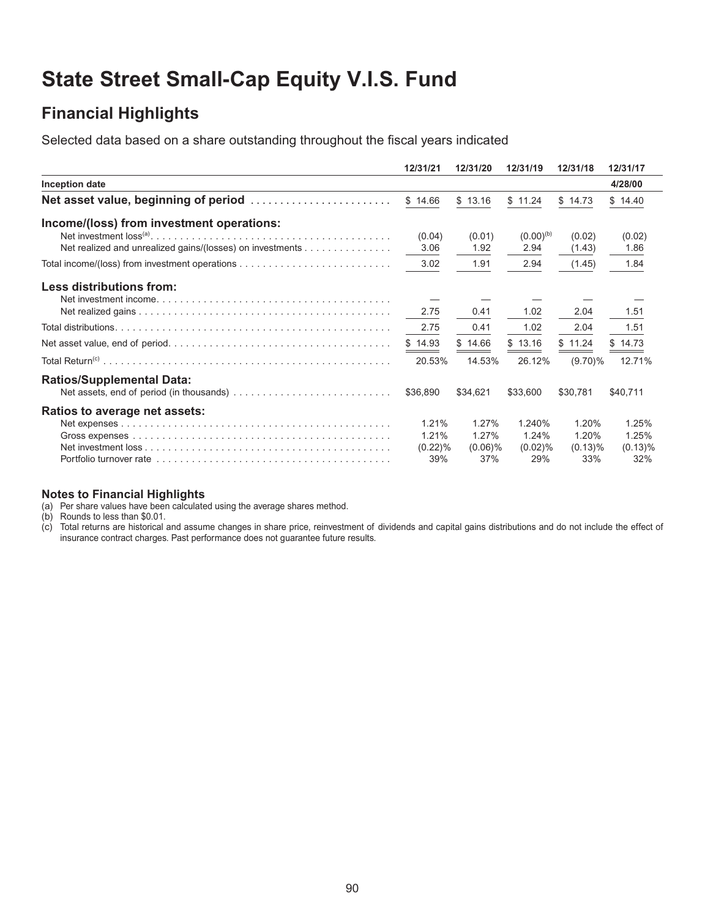# State Street Small-Cap Equity V.I.S. Fund

## Financial Highlights

Selected data based on a share outstanding throughout the fiscal years indicated

| | 12/31/21 | 12/31/20 | 12/31/19 | 12/31/18 | 12/31/17 |
|---|---|---|---|---|---|
| **Inception date** | | | | | **4/28/00** |
| **Net asset value, beginning of period** | $ 14.66 | $ 13.16 | $ 11.24 | $ 14.73 | $ 14.40 |
| **Income/(loss) from investment operations:** | | | | | |
| Net investment loss[(a)] | (0.04) | (0.01) | (0.00)[(b)] | (0.02) | (0.02) |
| Net realized and unrealized gains/(losses) on investments | 3.06 | 1.92 | 2.94 | (1.43) | 1.86 |
| Total income/(loss) from investment operations | 3.02 | 1.91 | 2.94 | (1.45) | 1.84 |
| **Less distributions from:** | | | | | |
| Net investment income | — | — | — | — | — |
| Net realized gains | 2.75 | 0.41 | 1.02 | 2.04 | 1.51 |
| Total distributions | 2.75 | 0.41 | 1.02 | 2.04 | 1.51 |
| Net asset value, end of period | $ 14.93 | $ 14.66 | $ 13.16 | $ 11.24 | $ 14.73 |
| Total Return[(c)] | 20.53% | 14.53% | 26.12% | (9.70)% | 12.71% |
| **Ratios/Supplemental Data:** | | | | | |
| Net assets, end of period (in thousands) | $36,890 | $34,621 | $33,600 | $30,781 | $40,711 |
| **Ratios to average net assets:** | | | | | |
| Net expenses | 1.21% | 1.27% | 1.240% | 1.20% | 1.25% |
| Gross expenses | 1.21% | 1.27% | 1.24% | 1.20% | 1.25% |
| Net investment loss | (0.22)% | (0.06)% | (0.02)% | (0.13)% | (0.13)% |
| Portfolio turnover rate | 39% | 37% | 29% | 33% | 32% |

**Notes to Financial Highlights**

(a) Per share values have been calculated using the average shares method.

(b) Rounds to less than $0.01.

(c) Total returns are historical and assume changes in share price, reinvestment of dividends and capital gains distributions and do not include the effect of insurance contract charges. Past performance does not guarantee future results.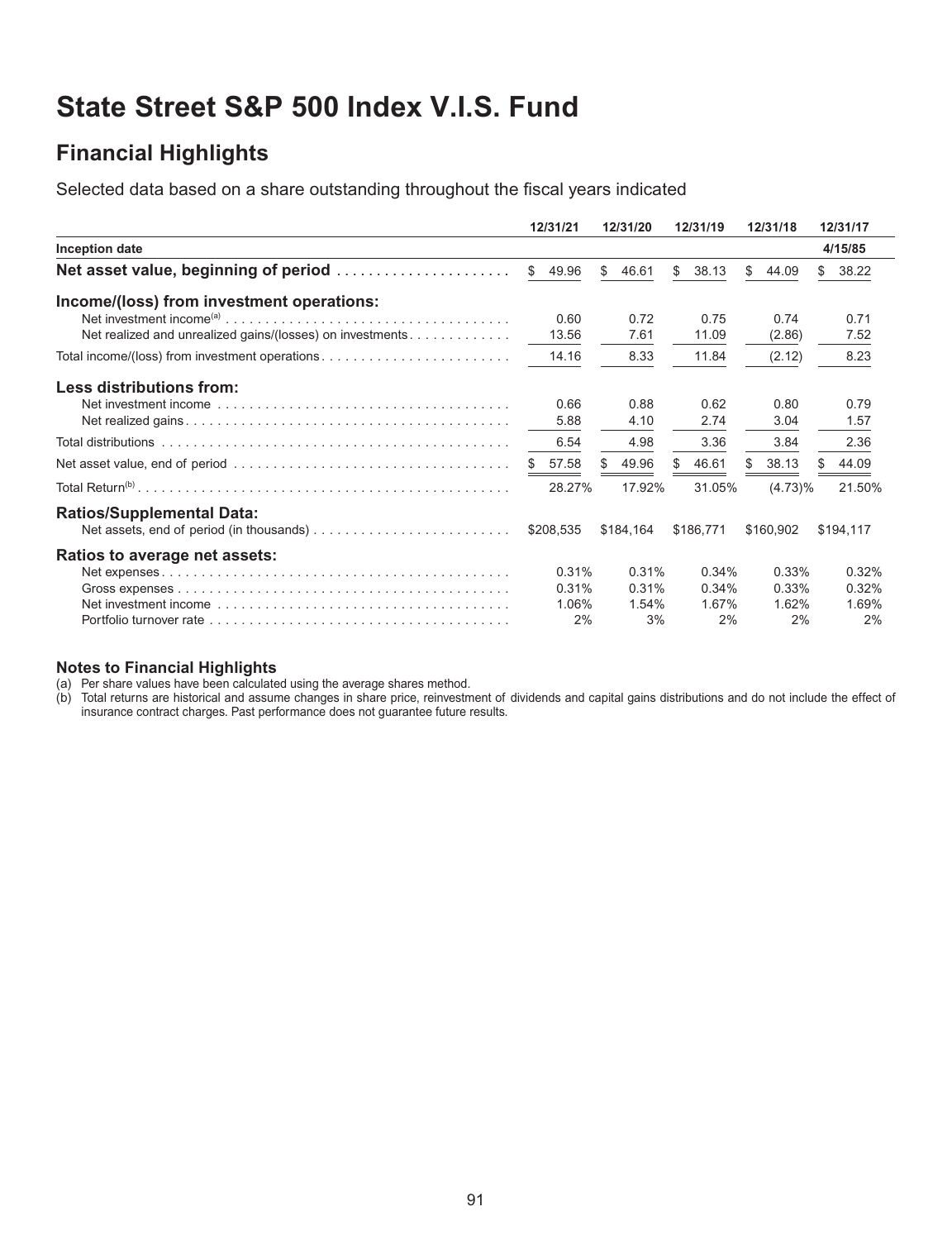# State Street S&P 500 Index V.I.S. Fund

## Financial Highlights

Selected data based on a share outstanding throughout the fiscal years indicated

| | 12/31/21 | 12/31/20 | 12/31/19 | 12/31/18 | 12/31/17 |
|---|---|---|---|---|---|
| **Inception date** | | | | | 4/15/85 |
| **Net asset value, beginning of period** | $ 49.96 | $ 46.61 | $ 38.13 | $ 44.09 | $ 38.22 |
| **Income/(loss) from investment operations:** | | | | | |
| Net investment income[(a)] | 0.60 | 0.72 | 0.75 | 0.74 | 0.71 |
| Net realized and unrealized gains/(losses) on investments | 13.56 | 7.61 | 11.09 | (2.86) | 7.52 |
| Total income/(loss) from investment operations | 14.16 | 8.33 | 11.84 | (2.12) | 8.23 |
| **Less distributions from:** | | | | | |
| Net investment income | 0.66 | 0.88 | 0.62 | 0.80 | 0.79 |
| Net realized gains | 5.88 | 4.10 | 2.74 | 3.04 | 1.57 |
| Total distributions | 6.54 | 4.98 | 3.36 | 3.84 | 2.36 |
| Net asset value, end of period | $ 57.58 | $ 49.96 | $ 46.61 | $ 38.13 | $ 44.09 |
| Total Return[(b)] | 28.27% | 17.92% | 31.05% | (4.73)% | 21.50% |
| **Ratios/Supplemental Data:** | | | | | |
| Net assets, end of period (in thousands) | $208,535 | $184,164 | $186,771 | $160,902 | $194,117 |
| **Ratios to average net assets:** | | | | | |
| Net expenses | 0.31% | 0.31% | 0.34% | 0.33% | 0.32% |
| Gross expenses | 0.31% | 0.31% | 0.34% | 0.33% | 0.32% |
| Net investment income | 1.06% | 1.54% | 1.67% | 1.62% | 1.69% |
| Portfolio turnover rate | 2% | 3% | 2% | 2% | 2% |

### Notes to Financial Highlights

(a) Per share values have been calculated using the average shares method.

(b) Total returns are historical and assume changes in share price, reinvestment of dividends and capital gains distributions and do not include the effect of insurance contract charges. Past performance does not guarantee future results.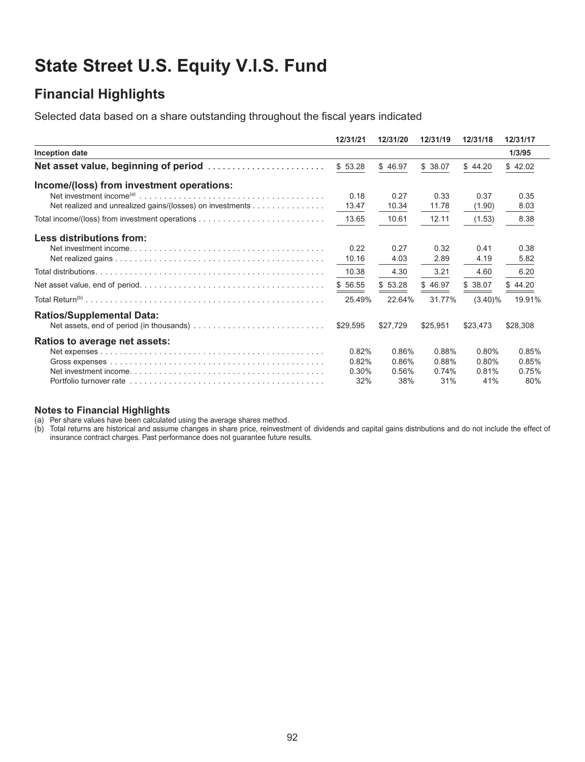# State Street U.S. Equity V.I.S. Fund

## Financial Highlights

Selected data based on a share outstanding throughout the fiscal years indicated

| | 12/31/21 | 12/31/20 | 12/31/19 | 12/31/18 | 12/31/17 |
|---|---|---|---|---|---|
| **Inception date** | | | | | 1/3/95 |
| **Net asset value, beginning of period** | $ 53.28 | $ 46.97 | $ 38.07 | $ 44.20 | $ 42.02 |
| **Income/(loss) from investment operations:** | | | | | |
| Net investment income[(a)] | 0.18 | 0.27 | 0.33 | 0.37 | 0.35 |
| Net realized and unrealized gains/(losses) on investments | 13.47 | 10.34 | 11.78 | (1.90) | 8.03 |
| Total income/(loss) from investment operations | 13.65 | 10.61 | 12.11 | (1.53) | 8.38 |
| **Less distributions from:** | | | | | |
| Net investment income | 0.22 | 0.27 | 0.32 | 0.41 | 0.38 |
| Net realized gains | 10.16 | 4.03 | 2.89 | 4.19 | 5.82 |
| Total distributions | 10.38 | 4.30 | 3.21 | 4.60 | 6.20 |
| Net asset value, end of period | $ 56.55 | $ 53.28 | $ 46.97 | $ 38.07 | $ 44.20 |
| Total Return[(b)] | 25.49% | 22.64% | 31.77% | (3.40)% | 19.91% |
| **Ratios/Supplemental Data:** | | | | | |
| Net assets, end of period (in thousands) | $29,595 | $27,729 | $25,951 | $23,473 | $28,308 |
| **Ratios to average net assets:** | | | | | |
| Net expenses | 0.82% | 0.86% | 0.88% | 0.80% | 0.85% |
| Gross expenses | 0.82% | 0.86% | 0.88% | 0.80% | 0.85% |
| Net investment income | 0.30% | 0.56% | 0.74% | 0.81% | 0.75% |
| Portfolio turnover rate | 32% | 38% | 31% | 41% | 80% |

**Notes to Financial Highlights**

(a) Per share values have been calculated using the average shares method.

(b) Total returns are historical and assume changes in share price, reinvestment of dividends and capital gains distributions and do not include the effect of insurance contract charges. Past performance does not guarantee future results.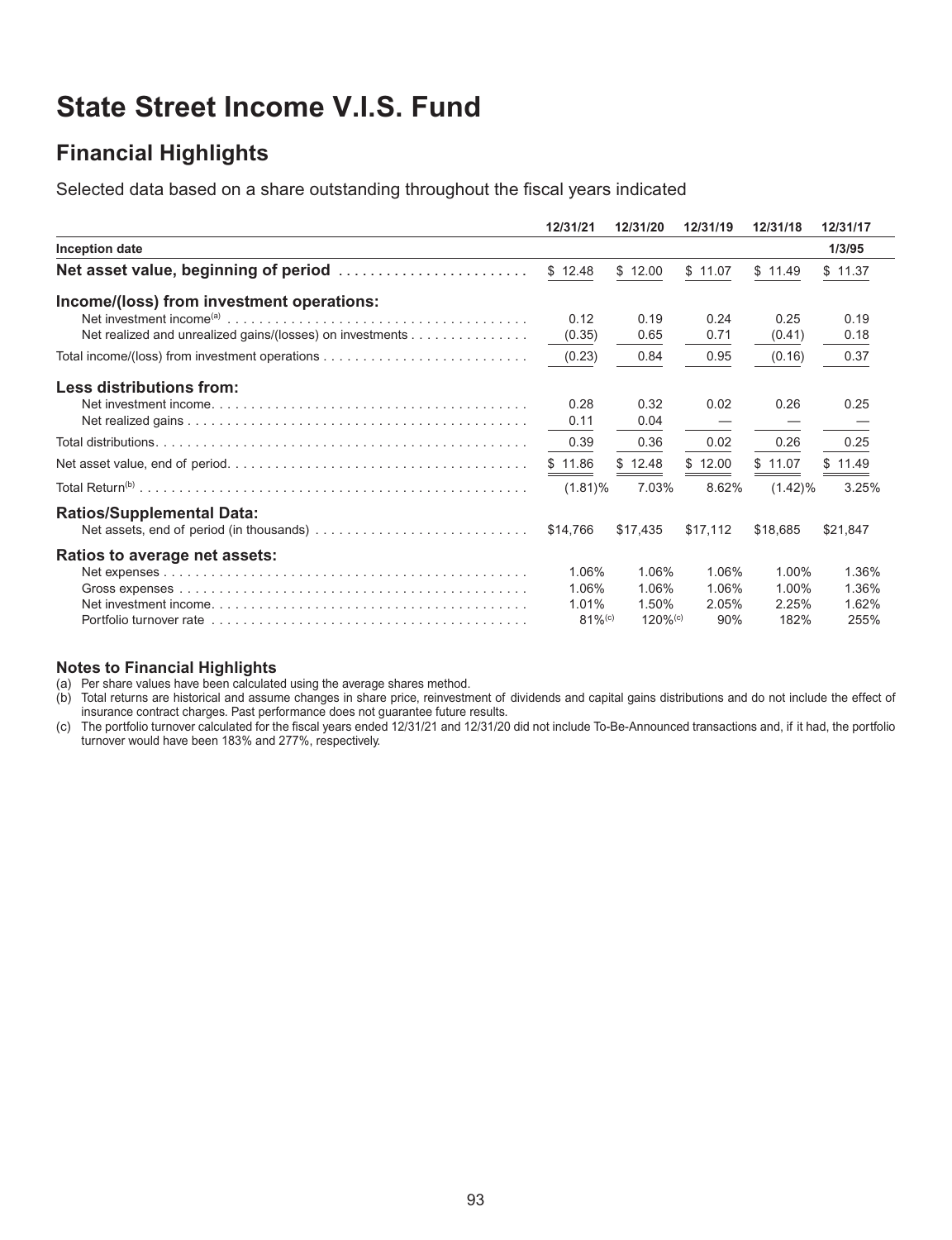# State Street Income V.I.S. Fund

## Financial Highlights

Selected data based on a share outstanding throughout the fiscal years indicated

| | 12/31/21 | 12/31/20 | 12/31/19 | 12/31/18 | 12/31/17 |
|---|---|---|---|---|---|
| **Inception date** | | | | | **1/3/95** |
| **Net asset value, beginning of period** | $ 12.48 | $ 12.00 | $ 11.07 | $ 11.49 | $ 11.37 |
| **Income/(loss) from investment operations:** | | | | | |
| Net investment income[(a)] | 0.12 | 0.19 | 0.24 | 0.25 | 0.19 |
| Net realized and unrealized gains/(losses) on investments | (0.35) | 0.65 | 0.71 | (0.41) | 0.18 |
| Total income/(loss) from investment operations | (0.23) | 0.84 | 0.95 | (0.16) | 0.37 |
| **Less distributions from:** | | | | | |
| Net investment income | 0.28 | 0.32 | 0.02 | 0.26 | 0.25 |
| Net realized gains | 0.11 | 0.04 | — | — | — |
| Total distributions | 0.39 | 0.36 | 0.02 | 0.26 | 0.25 |
| Net asset value, end of period | $ 11.86 | $ 12.48 | $ 12.00 | $ 11.07 | $ 11.49 |
| Total Return[(b)] | (1.81)% | 7.03% | 8.62% | (1.42)% | 3.25% |
| **Ratios/Supplemental Data:** | | | | | |
| Net assets, end of period (in thousands) | $14,766 | $17,435 | $17,112 | $18,685 | $21,847 |
| **Ratios to average net assets:** | | | | | |
| Net expenses | 1.06% | 1.06% | 1.06% | 1.00% | 1.36% |
| Gross expenses | 1.06% | 1.06% | 1.06% | 1.00% | 1.36% |
| Net investment income | 1.01% | 1.50% | 2.05% | 2.25% | 1.62% |
| Portfolio turnover rate | 81%[(c)] | 120%[(c)] | 90% | 182% | 255% |

**Notes to Financial Highlights**

(a) Per share values have been calculated using the average shares method.

(b) Total returns are historical and assume changes in share price, reinvestment of dividends and capital gains distributions and do not include the effect of insurance contract charges. Past performance does not guarantee future results.

(c) The portfolio turnover calculated for the fiscal years ended 12/31/21 and 12/31/20 did not include To-Be-Announced transactions and, if it had, the portfolio turnover would have been 183% and 277%, respectively.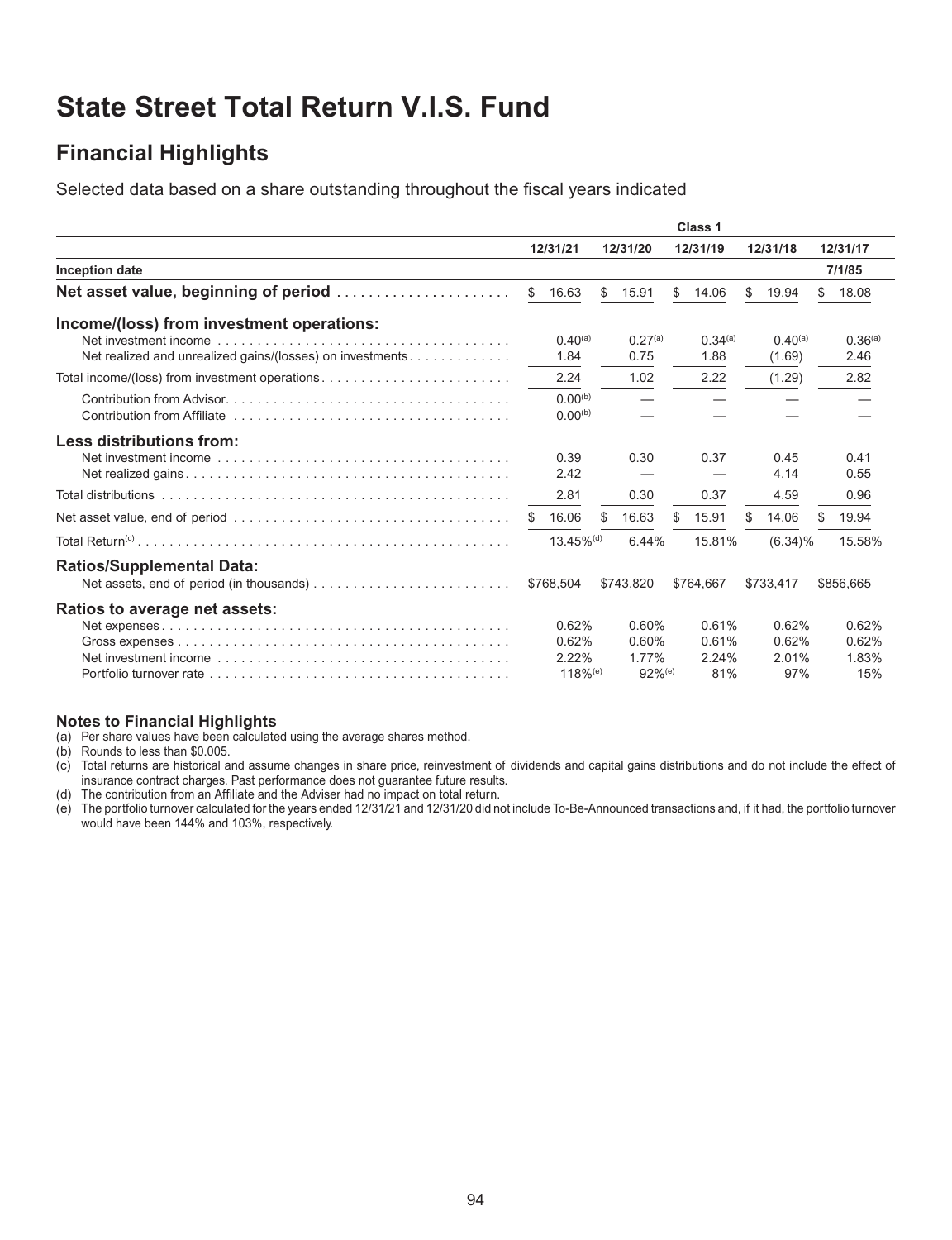# State Street Total Return V.I.S. Fund

## Financial Highlights

Selected data based on a share outstanding throughout the fiscal years indicated

| | Class 1 | | | | |
|---|---|---|---|---|---|
| | 12/31/21 | 12/31/20 | 12/31/19 | 12/31/18 | 12/31/17 |
| **Inception date** | | | | | 7/1/85 |
| **Net asset value, beginning of period** | $ 16.63 | $ 15.91 | $ 14.06 | $ 19.94 | $ 18.08 |
| **Income/(loss) from investment operations:** | | | | | |
| Net investment income | 0.40[(a)] | 0.27[(a)] | 0.34[(a)] | 0.40[(a)] | 0.36[(a)] |
| Net realized and unrealized gains/(losses) on investments | 1.84 | 0.75 | 1.88 | (1.69) | 2.46 |
| Total income/(loss) from investment operations | 2.24 | 1.02 | 2.22 | (1.29) | 2.82 |
| Contribution from Advisor | 0.00[(b)] | — | — | — | — |
| Contribution from Affiliate | 0.00[(b)] | — | — | — | — |
| **Less distributions from:** | | | | | |
| Net investment income | 0.39 | 0.30 | 0.37 | 0.45 | 0.41 |
| Net realized gains | 2.42 | — | — | 4.14 | 0.55 |
| Total distributions | 2.81 | 0.30 | 0.37 | 4.59 | 0.96 |
| Net asset value, end of period | $ 16.06 | $ 16.63 | $ 15.91 | $ 14.06 | $ 19.94 |
| Total Return[(c)] | 13.45%[(d)] | 6.44% | 15.81% | (6.34)% | 15.58% |
| **Ratios/Supplemental Data:** | | | | | |
| Net assets, end of period (in thousands) | $768,504 | $743,820 | $764,667 | $733,417 | $856,665 |
| **Ratios to average net assets:** | | | | | |
| Net expenses | 0.62% | 0.60% | 0.61% | 0.62% | 0.62% |
| Gross expenses | 0.62% | 0.60% | 0.61% | 0.62% | 0.62% |
| Net investment income | 2.22% | 1.77% | 2.24% | 2.01% | 1.83% |
| Portfolio turnover rate | 118%[(e)] | 92%[(e)] | 81% | 97% | 15% |

### Notes to Financial Highlights

(a) Per share values have been calculated using the average shares method.

(b) Rounds to less than $0.005.

(c) Total returns are historical and assume changes in share price, reinvestment of dividends and capital gains distributions and do not include the effect of insurance contract charges. Past performance does not guarantee future results.

(d) The contribution from an Affiliate and the Adviser had no impact on total return.

(e) The portfolio turnover calculated for the years ended 12/31/21 and 12/31/20 did not include To-Be-Announced transactions and, if it had, the portfolio turnover would have been 144% and 103%, respectively.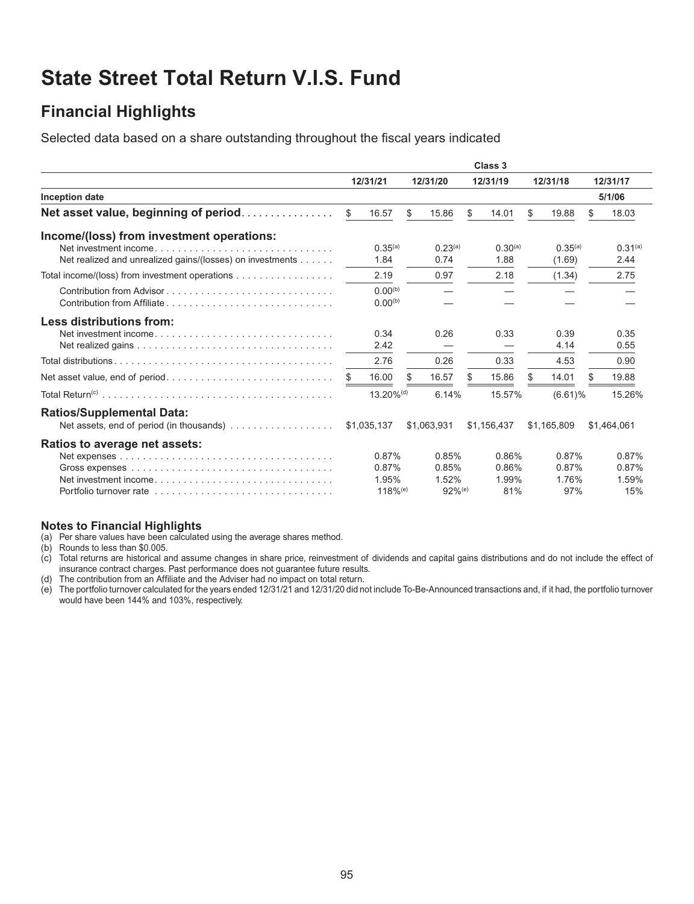# State Street Total Return V.I.S. Fund

## Financial Highlights

Selected data based on a share outstanding throughout the fiscal years indicated

| | Class 3 | | | | |
|---|---|---|---|---|---|
| | 12/31/21 | 12/31/20 | 12/31/19 | 12/31/18 | 12/31/17 |
| **Inception date** | | | | | 5/1/06 |
| **Net asset value, beginning of period** | $ 16.57 | $ 15.86 | $ 14.01 | $ 19.88 | $ 18.03 |
| **Income/(loss) from investment operations:** | | | | | |
| Net investment income | 0.35[(a)] | 0.23[(a)] | 0.30[(a)] | 0.35[(a)] | 0.31[(a)] |
| Net realized and unrealized gains/(losses) on investments | 1.84 | 0.74 | 1.88 | (1.69) | 2.44 |
| Total income/(loss) from investment operations | 2.19 | 0.97 | 2.18 | (1.34) | 2.75 |
| Contribution from Advisor | 0.00[(b)] | — | — | — | — |
| Contribution from Affiliate | 0.00[(b)] | — | — | — | — |
| **Less distributions from:** | | | | | |
| Net investment income | 0.34 | 0.26 | 0.33 | 0.39 | 0.35 |
| Net realized gains | 2.42 | — | — | 4.14 | 0.55 |
| Total distributions | 2.76 | 0.26 | 0.33 | 4.53 | 0.90 |
| Net asset value, end of period | $ 16.00 | $ 16.57 | $ 15.86 | $ 14.01 | $ 19.88 |
| Total Return[(c)] | 13.20%[(d)] | 6.14% | 15.57% | (6.61)% | 15.26% |
| **Ratios/Supplemental Data:** | | | | | |
| Net assets, end of period (in thousands) | $1,035,137 | $1,063,931 | $1,156,437 | $1,165,809 | $1,464,061 |
| **Ratios to average net assets:** | | | | | |
| Net expenses | 0.87% | 0.85% | 0.86% | 0.87% | 0.87% |
| Gross expenses | 0.87% | 0.85% | 0.86% | 0.87% | 0.87% |
| Net investment income | 1.95% | 1.52% | 1.99% | 1.76% | 1.59% |
| Portfolio turnover rate | 118%[(e)] | 92%[(e)] | 81% | 97% | 15% |

**Notes to Financial Highlights**

(a) Per share values have been calculated using the average shares method.

(b) Rounds to less than $0.005.

(c) Total returns are historical and assume changes in share price, reinvestment of dividends and capital gains distributions and do not include the effect of insurance contract charges. Past performance does not guarantee future results.

(d) The contribution from an Affiliate and the Adviser had no impact on total return.

(e) The portfolio turnover calculated for the years ended 12/31/21 and 12/31/20 did not include To-Be-Announced transactions and, if it had, the portfolio turnover would have been 144% and 103%, respectively.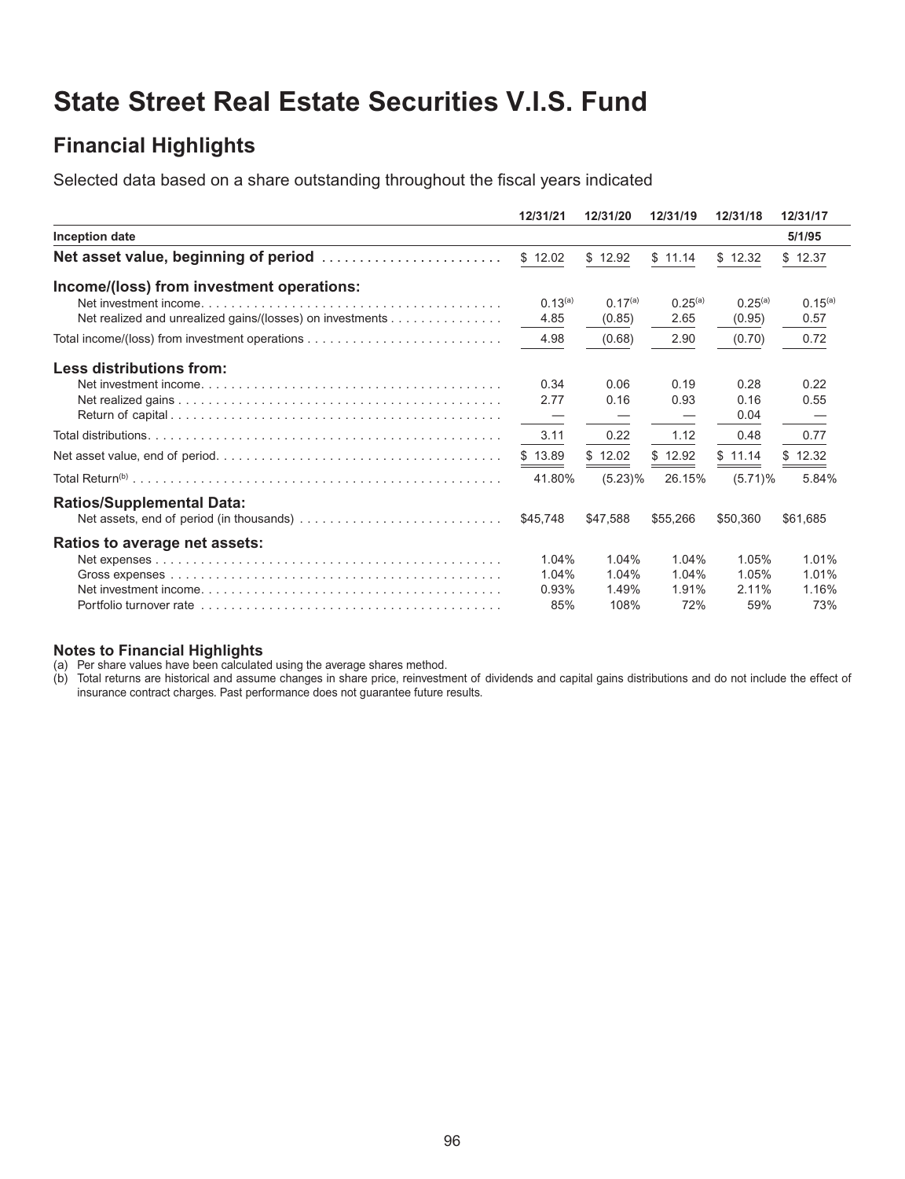# State Street Real Estate Securities V.I.S. Fund

## Financial Highlights

Selected data based on a share outstanding throughout the fiscal years indicated

| | 12/31/21 | 12/31/20 | 12/31/19 | 12/31/18 | 12/31/17 |
|---|---|---|---|---|---|
| **Inception date** | | | | | 5/1/95 |
| **Net asset value, beginning of period** | $ 12.02 | $ 12.92 | $ 11.14 | $ 12.32 | $ 12.37 |
| **Income/(loss) from investment operations:** | | | | | |
| Net investment income | 0.13[a] | 0.17[a] | 0.25[a] | 0.25[a] | 0.15[a] |
| Net realized and unrealized gains/(losses) on investments | 4.85 | (0.85) | 2.65 | (0.95) | 0.57 |
| Total income/(loss) from investment operations | 4.98 | (0.68) | 2.90 | (0.70) | 0.72 |
| **Less distributions from:** | | | | | |
| Net investment income | 0.34 | 0.06 | 0.19 | 0.28 | 0.22 |
| Net realized gains | 2.77 | 0.16 | 0.93 | 0.16 | 0.55 |
| Return of capital | — | — | — | 0.04 | — |
| Total distributions | 3.11 | 0.22 | 1.12 | 0.48 | 0.77 |
| Net asset value, end of period | $ 13.89 | $ 12.02 | $ 12.92 | $ 11.14 | $ 12.32 |
| Total Return[b] | 41.80% | (5.23)% | 26.15% | (5.71)% | 5.84% |
| **Ratios/Supplemental Data:** | | | | | |
| Net assets, end of period (in thousands) | $45,748 | $47,588 | $55,266 | $50,360 | $61,685 |
| **Ratios to average net assets:** | | | | | |
| Net expenses | 1.04% | 1.04% | 1.04% | 1.05% | 1.01% |
| Gross expenses | 1.04% | 1.04% | 1.04% | 1.05% | 1.01% |
| Net investment income | 0.93% | 1.49% | 1.91% | 2.11% | 1.16% |
| Portfolio turnover rate | 85% | 108% | 72% | 59% | 73% |

**Notes to Financial Highlights**

(a) Per share values have been calculated using the average shares method.

(b) Total returns are historical and assume changes in share price, reinvestment of dividends and capital gains distributions and do not include the effect of insurance contract charges. Past performance does not guarantee future results.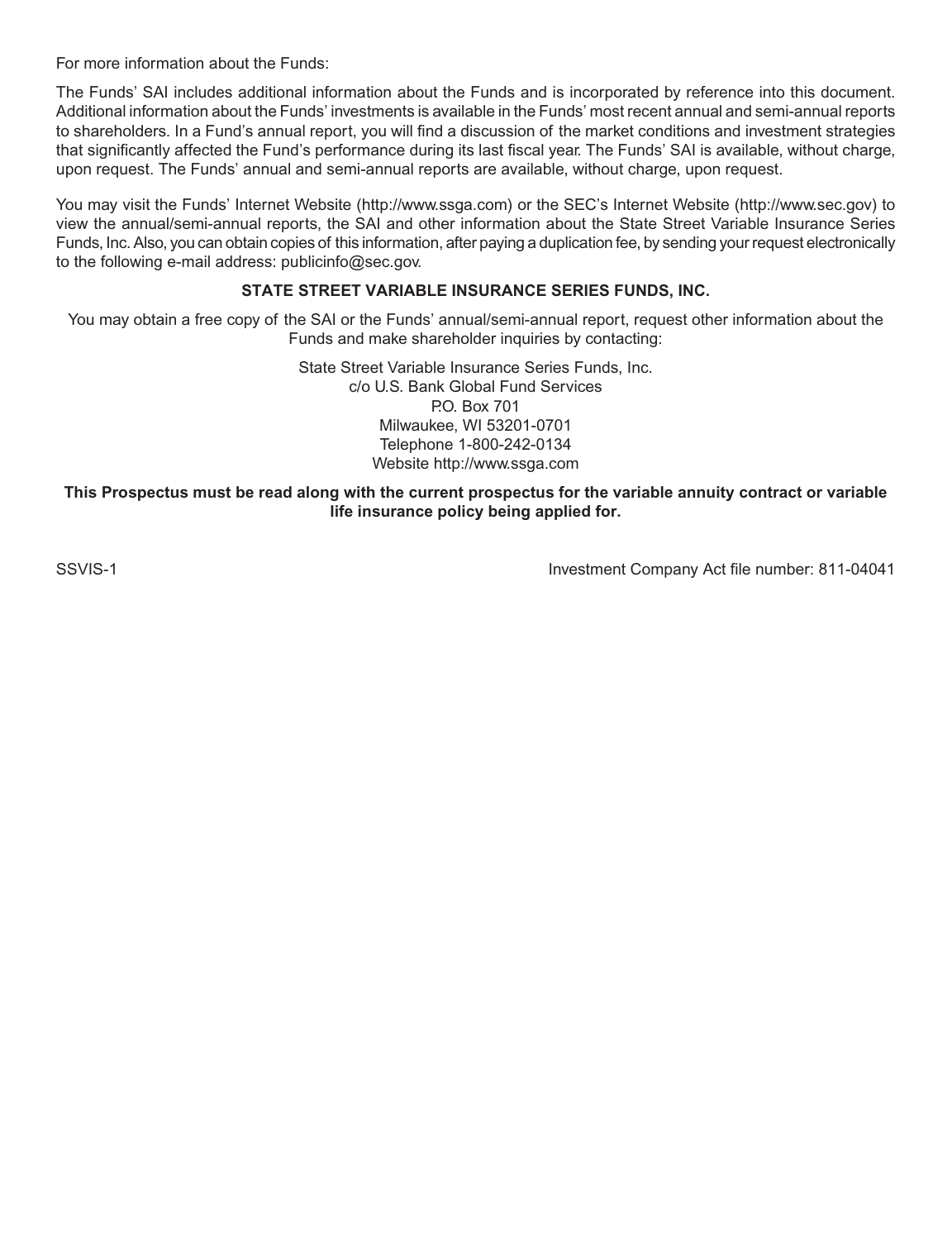For more information about the Funds:

The Funds' SAI includes additional information about the Funds and is incorporated by reference into this document. Additional information about the Funds' investments is available in the Funds' most recent annual and semi-annual reports to shareholders. In a Fund's annual report, you will find a discussion of the market conditions and investment strategies that significantly affected the Fund's performance during its last fiscal year. The Funds' SAI is available, without charge, upon request. The Funds' annual and semi-annual reports are available, without charge, upon request.

You may visit the Funds' Internet Website (http://www.ssga.com) or the SEC's Internet Website (http://www.sec.gov) to view the annual/semi-annual reports, the SAI and other information about the State Street Variable Insurance Series Funds, Inc. Also, you can obtain copies of this information, after paying a duplication fee, by sending your request electronically to the following e-mail address: publicinfo@sec.gov.

**STATE STREET VARIABLE INSURANCE SERIES FUNDS, INC.**

You may obtain a free copy of the SAI or the Funds' annual/semi-annual report, request other information about the Funds and make shareholder inquiries by contacting:

State Street Variable Insurance Series Funds, Inc.
c/o U.S. Bank Global Fund Services
P.O. Box 701
Milwaukee, WI 53201-0701
Telephone 1-800-242-0134
Website http://www.ssga.com

**This Prospectus must be read along with the current prospectus for the variable annuity contract or variable life insurance policy being applied for.**

SSVIS-1

Investment Company Act file number: 811-04041